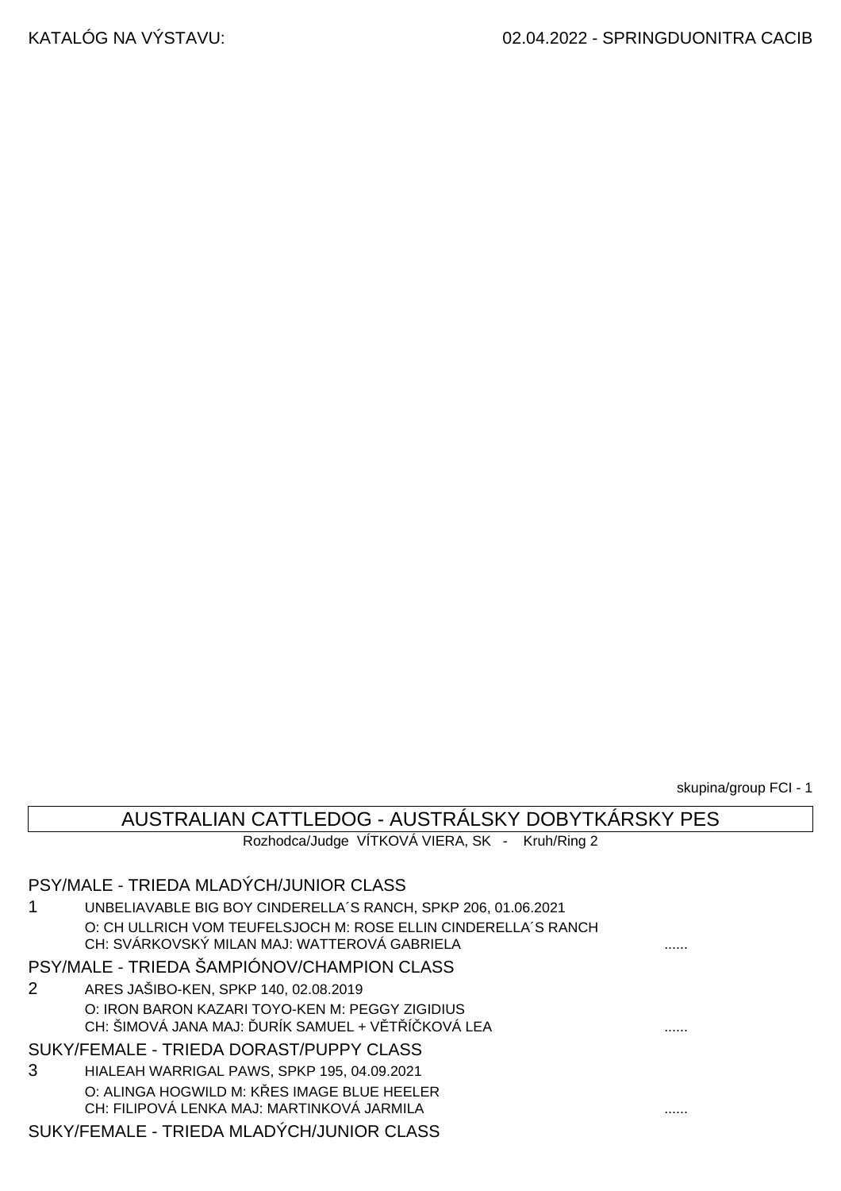KATALÓG NA VÝSTAVU: 02.04.2022 - SPRINGDUONITRA CACIB

skupina/group FCI - 1

## AUSTRALIAN CATTLEDOG - AUSTRÁLSKY DOBYTKÁRSKY PES

Rozhodca/Judge VÍTKOVÁ VIERA, SK - Kruh/Ring 2

### PSY/MALE - TRIEDA MLADÝCH/JUNIOR CLASS

1 UNBELIAVABLE BIG BOY CINDERELLA´S RANCH, SPKP 206, 01.06.2021
O: CH ULLRICH VOM TEUFELSJOCH M: ROSE ELLIN CINDERELLA´S RANCH
CH: SVÁRKOVSKÝ MILAN MAJ: WATTEROVÁ GABRIELA ......

### PSY/MALE - TRIEDA ŠAMPIÓNOV/CHAMPION CLASS

2 ARES JAŠIBO-KEN, SPKP 140, 02.08.2019
O: IRON BARON KAZARI TOYO-KEN M: PEGGY ZIGIDIUS
CH: ŠIMOVÁ JANA MAJ: ĎURÍK SAMUEL + VĚTŘÍČKOVÁ LEA ......

### SUKY/FEMALE - TRIEDA DORAST/PUPPY CLASS

3 HIALEAH WARRIGAL PAWS, SPKP 195, 04.09.2021
O: ALINGA HOGWILD M: KŘES IMAGE BLUE HEELER
CH: FILIPOVÁ LENKA MAJ: MARTINKOVÁ JARMILA ......

### SUKY/FEMALE - TRIEDA MLADÝCH/JUNIOR CLASS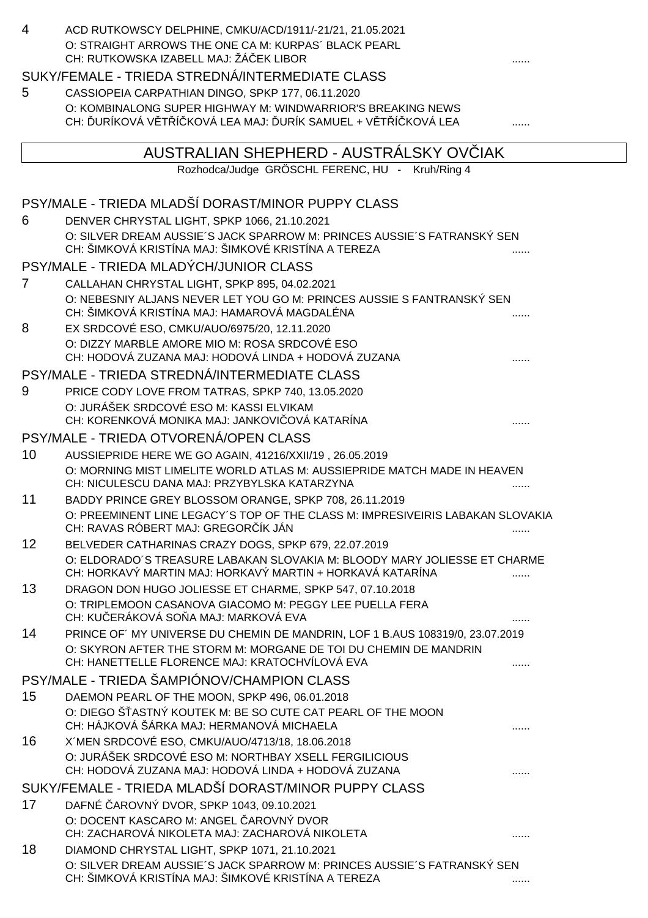4 ACD RUTKOWSCY DELPHINE, CMKU/ACD/1911/-21/21, 21.05.2021
O: STRAIGHT ARROWS THE ONE CA M: KURPAS´ BLACK PEARL
CH: RUTKOWSKA IZABELL MAJ: ŽÁČEK LIBOR ......

### SUKY/FEMALE - TRIEDA STREDNÁ/INTERMEDIATE CLASS

5 CASSIOPEIA CARPATHIAN DINGO, SPKP 177, 06.11.2020
O: KOMBINALONG SUPER HIGHWAY M: WINDWARRIOR'S BREAKING NEWS
CH: ĎURÍKOVÁ VĚTŘÍČKOVÁ LEA MAJ: ĎURÍK SAMUEL + VĚTŘÍČKOVÁ LEA ......

## AUSTRALIAN SHEPHERD - AUSTRÁLSKY OVČIAK

Rozhodca/Judge GRÖSCHL FERENC, HU - Kruh/Ring 4

### PSY/MALE - TRIEDA MLADŠÍ DORAST/MINOR PUPPY CLASS

6 DENVER CHRYSTAL LIGHT, SPKP 1066, 21.10.2021
O: SILVER DREAM AUSSIE´S JACK SPARROW M: PRINCES AUSSIE´S FATRANSKÝ SEN
CH: ŠIMKOVÁ KRISTÍNA MAJ: ŠIMKOVÉ KRISTÍNA A TEREZA ......

### PSY/MALE - TRIEDA MLADÝCH/JUNIOR CLASS

7 CALLAHAN CHRYSTAL LIGHT, SPKP 895, 04.02.2021
O: NEBESNIY ALJANS NEVER LET YOU GO M: PRINCES AUSSIE S FANTRANSKÝ SEN
CH: ŠIMKOVÁ KRISTÍNA MAJ: HAMAROVÁ MAGDALÉNA ......

8 EX SRDCOVÉ ESO, CMKU/AUO/6975/20, 12.11.2020
O: DIZZY MARBLE AMORE MIO M: ROSA SRDCOVÉ ESO
CH: HODOVÁ ZUZANA MAJ: HODOVÁ LINDA + HODOVÁ ZUZANA ......

### PSY/MALE - TRIEDA STREDNÁ/INTERMEDIATE CLASS

9 PRICE CODY LOVE FROM TATRAS, SPKP 740, 13.05.2020
O: JURÁŠEK SRDCOVÉ ESO M: KASSI ELVIKAM
CH: KORENKOVÁ MONIKA MAJ: JANKOVIČOVÁ KATARÍNA ......

### PSY/MALE - TRIEDA OTVORENÁ/OPEN CLASS

10 AUSSIEPRIDE HERE WE GO AGAIN, 41216/XXII/19 , 26.05.2019
O: MORNING MIST LIMELITE WORLD ATLAS M: AUSSIEPRIDE MATCH MADE IN HEAVEN
CH: NICULESCU DANA MAJ: PRZYBYLSKA KATARZYNA ......

11 BADDY PRINCE GREY BLOSSOM ORANGE, SPKP 708, 26.11.2019
O: PREEMINENT LINE LEGACY´S TOP OF THE CLASS M: IMPRESIVEIRIS LABAKAN SLOVAKIA
CH: RAVAS RÓBERT MAJ: GREGORČÍK JÁN ......

12 BELVEDER CATHARINAS CRAZY DOGS, SPKP 679, 22.07.2019
O: ELDORADO´S TREASURE LABAKAN SLOVAKIA M: BLOODY MARY JOLIESSE ET CHARME
CH: HORKAVÝ MARTIN MAJ: HORKAVÝ MARTIN + HORKAVÁ KATARÍNA ......

13 DRAGON DON HUGO JOLIESSE ET CHARME, SPKP 547, 07.10.2018
O: TRIPLEMOON CASANOVA GIACOMO M: PEGGY LEE PUELLA FERA
CH: KUČERÁKOVÁ SOŇA MAJ: MARKOVÁ EVA ......

14 PRINCE OF´ MY UNIVERSE DU CHEMIN DE MANDRIN, LOF 1 B.AUS 108319/0, 23.07.2019
O: SKYRON AFTER THE STORM M: MORGANE DE TOI DU CHEMIN DE MANDRIN
CH: HANETTELLE FLORENCE MAJ: KRATOCHVÍLOVÁ EVA ......

### PSY/MALE - TRIEDA ŠAMPIÓNOV/CHAMPION CLASS

15 DAEMON PEARL OF THE MOON, SPKP 496, 06.01.2018
O: DIEGO ŠŤASTNÝ KOUTEK M: BE SO CUTE CAT PEARL OF THE MOON
CH: HÁJKOVÁ ŠÁRKA MAJ: HERMANOVÁ MICHAELA ......

16 X´MEN SRDCOVÉ ESO, CMKU/AUO/4713/18, 18.06.2018
O: JURÁŠEK SRDCOVÉ ESO M: NORTHBAY XSELL FERGILICIOUS
CH: HODOVÁ ZUZANA MAJ: HODOVÁ LINDA + HODOVÁ ZUZANA ......

### SUKY/FEMALE - TRIEDA MLADŠÍ DORAST/MINOR PUPPY CLASS

17 DAFNÉ ČAROVNÝ DVOR, SPKP 1043, 09.10.2021
O: DOCENT KASCARO M: ANGEL ČAROVNÝ DVOR
CH: ZACHAROVÁ NIKOLETA MAJ: ZACHAROVÁ NIKOLETA ......

18 DIAMOND CHRYSTAL LIGHT, SPKP 1071, 21.10.2021
O: SILVER DREAM AUSSIE´S JACK SPARROW M: PRINCES AUSSIE´S FATRANSKÝ SEN
CH: ŠIMKOVÁ KRISTÍNA MAJ: ŠIMKOVÉ KRISTÍNA A TEREZA ......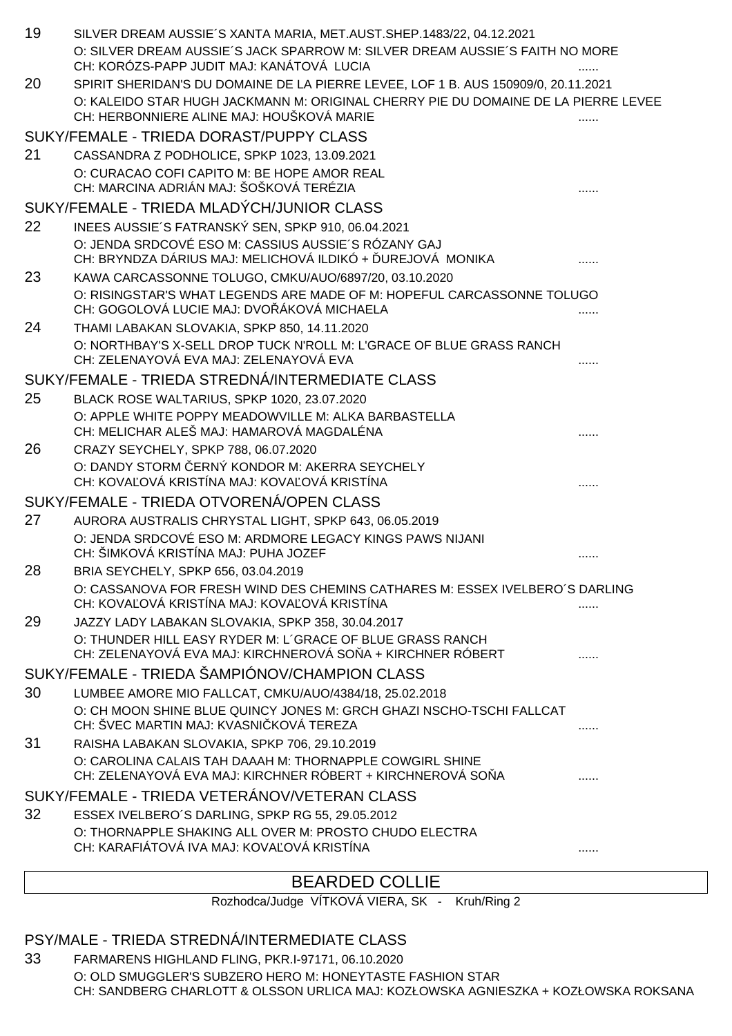19 SILVER DREAM AUSSIE´S XANTA MARIA, MET.AUST.SHEP.1483/22, 04.12.2021
O: SILVER DREAM AUSSIE´S JACK SPARROW M: SILVER DREAM AUSSIE´S FAITH NO MORE
CH: KORÓZS-PAPP JUDIT MAJ: KANÁTOVÁ LUCIA ......

20 SPIRIT SHERIDAN'S DU DOMAINE DE LA PIERRE LEVEE, LOF 1 B. AUS 150909/0, 20.11.2021
O: KALEIDO STAR HUGH JACKMANN M: ORIGINAL CHERRY PIE DU DOMAINE DE LA PIERRE LEVEE
CH: HERBONNIERE ALINE MAJ: HOUŠKOVÁ MARIE ......

## SUKY/FEMALE - TRIEDA DORAST/PUPPY CLASS

21 CASSANDRA Z PODHOLICE, SPKP 1023, 13.09.2021
O: CURACAO COFI CAPITO M: BE HOPE AMOR REAL
CH: MARCINA ADRIÁN MAJ: ŠOŠKOVÁ TERÉZIA ......

## SUKY/FEMALE - TRIEDA MLADÝCH/JUNIOR CLASS

22 INEES AUSSIE´S FATRANSKÝ SEN, SPKP 910, 06.04.2021
O: JENDA SRDCOVÉ ESO M: CASSIUS AUSSIE´S RÓZANY GAJ
CH: BRYNDZA DÁRIUS MAJ: MELICHOVÁ ILDIKÓ + ĎUREJOVÁ MONIKA ......

23 KAWA CARCASSONNE TOLUGO, CMKU/AUO/6897/20, 03.10.2020
O: RISINGSTAR'S WHAT LEGENDS ARE MADE OF M: HOPEFUL CARCASSONNE TOLUGO
CH: GOGOLOVÁ LUCIE MAJ: DVOŘÁKOVÁ MICHAELA ......

24 THAMI LABAKAN SLOVAKIA, SPKP 850, 14.11.2020
O: NORTHBAY'S X-SELL DROP TUCK N'ROLL M: L'GRACE OF BLUE GRASS RANCH
CH: ZELENAYOVÁ EVA MAJ: ZELENAYOVÁ EVA ......

## SUKY/FEMALE - TRIEDA STREDNÁ/INTERMEDIATE CLASS

25 BLACK ROSE WALTARIUS, SPKP 1020, 23.07.2020
O: APPLE WHITE POPPY MEADOWVILLE M: ALKA BARBASTELLA
CH: MELICHAR ALEŠ MAJ: HAMAROVÁ MAGDALÉNA ......

26 CRAZY SEYCHELY, SPKP 788, 06.07.2020
O: DANDY STORM ČERNÝ KONDOR M: AKERRA SEYCHELY
CH: KOVAĽOVÁ KRISTÍNA MAJ: KOVAĽOVÁ KRISTÍNA ......

## SUKY/FEMALE - TRIEDA OTVORENÁ/OPEN CLASS

27 AURORA AUSTRALIS CHRYSTAL LIGHT, SPKP 643, 06.05.2019
O: JENDA SRDCOVÉ ESO M: ARDMORE LEGACY KINGS PAWS NIJANI
CH: ŠIMKOVÁ KRISTÍNA MAJ: PUHA JOZEF ......

28 BRIA SEYCHELY, SPKP 656, 03.04.2019
O: CASSANOVA FOR FRESH WIND DES CHEMINS CATHARES M: ESSEX IVELBERO´S DARLING
CH: KOVAĽOVÁ KRISTÍNA MAJ: KOVAĽOVÁ KRISTÍNA ......

29 JAZZY LADY LABAKAN SLOVAKIA, SPKP 358, 30.04.2017
O: THUNDER HILL EASY RYDER M: L´GRACE OF BLUE GRASS RANCH
CH: ZELENAYOVÁ EVA MAJ: KIRCHNEROVÁ SOŇA + KIRCHNER RÓBERT ......

## SUKY/FEMALE - TRIEDA ŠAMPIÓNOV/CHAMPION CLASS

30 LUMBEE AMORE MIO FALLCAT, CMKU/AUO/4384/18, 25.02.2018
O: CH MOON SHINE BLUE QUINCY JONES M: GRCH GHAZI NSCHO-TSCHI FALLCAT
CH: ŠVEC MARTIN MAJ: KVASNIČKOVÁ TEREZA ......

31 RAISHA LABAKAN SLOVAKIA, SPKP 706, 29.10.2019
O: CAROLINA CALAIS TAH DAAAH M: THORNAPPLE COWGIRL SHINE
CH: ZELENAYOVÁ EVA MAJ: KIRCHNER RÓBERT + KIRCHNEROVÁ SOŇA ......

## SUKY/FEMALE - TRIEDA VETERÁNOV/VETERAN CLASS

32 ESSEX IVELBERO´S DARLING, SPKP RG 55, 29.05.2012
O: THORNAPPLE SHAKING ALL OVER M: PROSTO CHUDO ELECTRA
CH: KARAFIÁTOVÁ IVA MAJ: KOVAĽOVÁ KRISTÍNA ......

# BEARDED COLLIE

Rozhodca/Judge VÍTKOVÁ VIERA, SK - Kruh/Ring 2

## PSY/MALE - TRIEDA STREDNÁ/INTERMEDIATE CLASS

33 FARMARENS HIGHLAND FLING, PKR.I-97171, 06.10.2020
O: OLD SMUGGLER'S SUBZERO HERO M: HONEYTASTE FASHION STAR
CH: SANDBERG CHARLOTT & OLSSON URLICA MAJ: KOZŁOWSKA AGNIESZKA + KOZŁOWSKA ROKSANA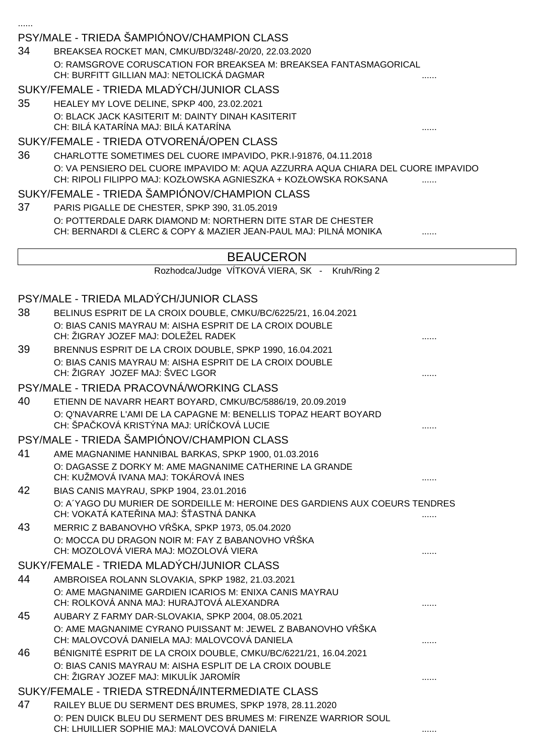......

### PSY/MALE - TRIEDA ŠAMPIÓNOV/CHAMPION CLASS

34 BREAKSEA ROCKET MAN, CMKU/BD/3248/-20/20, 22.03.2020
O: RAMSGROVE CORUSCATION FOR BREAKSEA M: BREAKSEA FANTASMAGORICAL
CH: BURFITT GILLIAN MAJ: NETOLICKÁ DAGMAR ......

### SUKY/FEMALE - TRIEDA MLADÝCH/JUNIOR CLASS

35 HEALEY MY LOVE DELINE, SPKP 400, 23.02.2021
O: BLACK JACK KASITERIT M: DAINTY DINAH KASITERIT
CH: BILÁ KATARÍNA MAJ: BILÁ KATARÍNA ......

### SUKY/FEMALE - TRIEDA OTVORENÁ/OPEN CLASS

36 CHARLOTTE SOMETIMES DEL CUORE IMPAVIDO, PKR.I-91876, 04.11.2018
O: VA PENSIERO DEL CUORE IMPAVIDO M: AQUA AZZURRA AQUA CHIARA DEL CUORE IMPAVIDO
CH: RIPOLI FILIPPO MAJ: KOZŁOWSKA AGNIESZKA + KOZŁOWSKA ROKSANA ......

### SUKY/FEMALE - TRIEDA ŠAMPIÓNOV/CHAMPION CLASS

37 PARIS PIGALLE DE CHESTER, SPKP 390, 31.05.2019
O: POTTERDALE DARK DIAMOND M: NORTHERN DITE STAR DE CHESTER
CH: BERNARDI & CLERC & COPY & MAZIER JEAN-PAUL MAJ: PILNÁ MONIKA ......

## BEAUCERON

Rozhodca/Judge VÍTKOVÁ VIERA, SK - Kruh/Ring 2

### PSY/MALE - TRIEDA MLADÝCH/JUNIOR CLASS

38 BELINUS ESPRIT DE LA CROIX DOUBLE, CMKU/BC/6225/21, 16.04.2021
O: BIAS CANIS MAYRAU M: AISHA ESPRIT DE LA CROIX DOUBLE
CH: ŽIGRAY JOZEF MAJ: DOLEŽEL RADEK ......

39 BRENNUS ESPRIT DE LA CROIX DOUBLE, SPKP 1990, 16.04.2021
O: BIAS CANIS MAYRAU M: AISHA ESPRIT DE LA CROIX DOUBLE
CH: ŽIGRAY JOZEF MAJ: ŠVEC LGOR ......

### PSY/MALE - TRIEDA PRACOVNÁ/WORKING CLASS

40 ETIENN DE NAVARR HEART BOYARD, CMKU/BC/5886/19, 20.09.2019
O: Q'NAVARRE L'AMI DE LA CAPAGNE M: BENELLIS TOPAZ HEART BOYARD
CH: ŠPAČKOVÁ KRISTÝNA MAJ: URÍČKOVÁ LUCIE ......

### PSY/MALE - TRIEDA ŠAMPIÓNOV/CHAMPION CLASS

41 AME MAGNANIME HANNIBAL BARKAS, SPKP 1900, 01.03.2016
O: DAGASSE Z DORKY M: AME MAGNANIME CATHERINE LA GRANDE
CH: KUŽMOVÁ IVANA MAJ: TOKÁROVÁ INES ......

42 BIAS CANIS MAYRAU, SPKP 1904, 23.01.2016
O: A´YAGO DU MURIER DE SORDEILLE M: HEROINE DES GARDIENS AUX COEURS TENDRES
CH: VOKATÁ KATEŘINA MAJ: ŠŤASTNÁ DANKA ......

43 MERRIC Z BABANOVHO VŔŠKA, SPKP 1973, 05.04.2020
O: MOCCA DU DRAGON NOIR M: FAY Z BABANOVHO VŔŠKA
CH: MOZOLOVÁ VIERA MAJ: MOZOLOVÁ VIERA ......

### SUKY/FEMALE - TRIEDA MLADÝCH/JUNIOR CLASS

44 AMBROISEA ROLANN SLOVAKIA, SPKP 1982, 21.03.2021
O: AME MAGNANIME GARDIEN ICARIOS M: ENIXA CANIS MAYRAU
CH: ROLKOVÁ ANNA MAJ: HURAJTOVÁ ALEXANDRA ......

45 AUBARY Z FARMY DAR-SLOVAKIA, SPKP 2004, 08.05.2021
O: AME MAGNANIME CYRANO PUISSANT M: JEWEL Z BABANOVHO VŔŠKA
CH: MALOVCOVÁ DANIELA MAJ: MALOVCOVÁ DANIELA ......

46 BÉNIGNITÉ ESPRIT DE LA CROIX DOUBLE, CMKU/BC/6221/21, 16.04.2021
O: BIAS CANIS MAYRAU M: AISHA ESPLIT DE LA CROIX DOUBLE
CH: ŽIGRAY JOZEF MAJ: MIKULÍK JAROMÍR ......

### SUKY/FEMALE - TRIEDA STREDNÁ/INTERMEDIATE CLASS

47 RAILEY BLUE DU SERMENT DES BRUMES, SPKP 1978, 28.11.2020
O: PEN DUICK BLEU DU SERMENT DES BRUMES M: FIRENZE WARRIOR SOUL
CH: LHUILLIER SOPHIE MAJ: MALOVCOVÁ DANIELA ......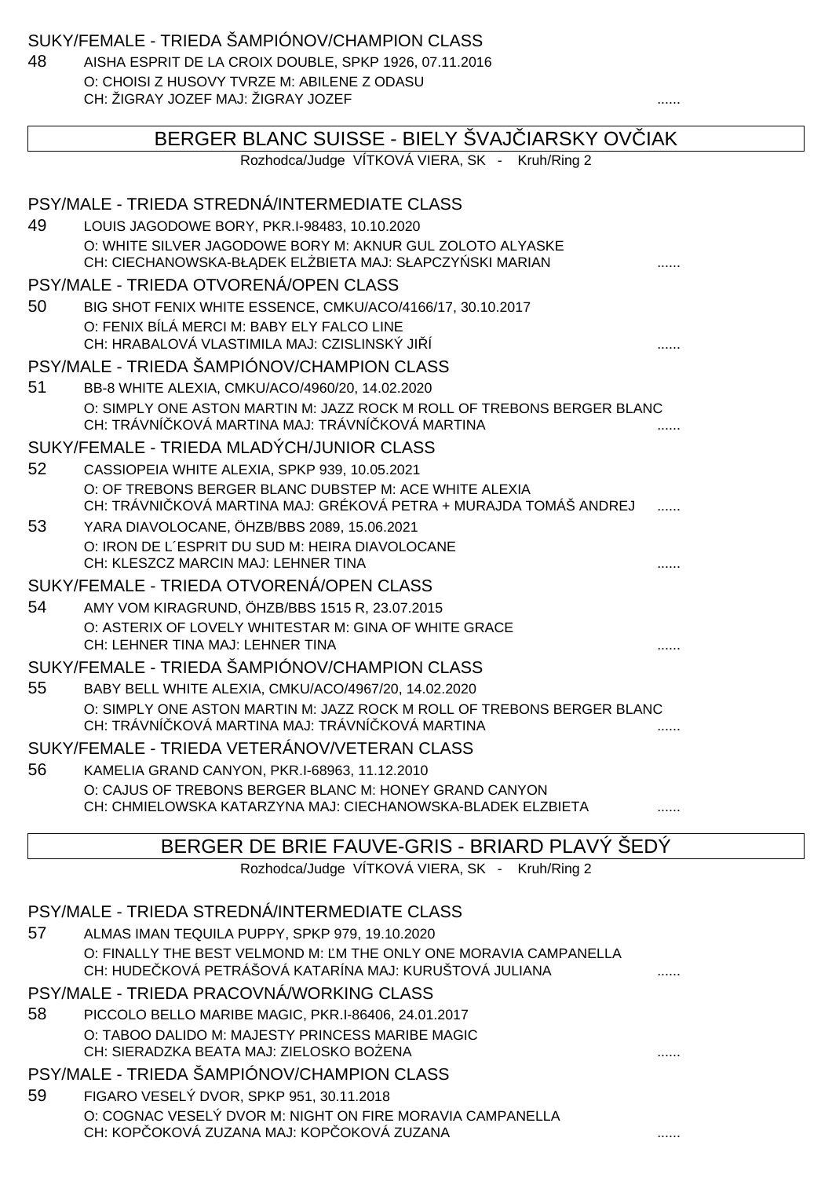SUKY/FEMALE - TRIEDA ŠAMPIÓNOV/CHAMPION CLASS

48 AISHA ESPRIT DE LA CROIX DOUBLE, SPKP 1926, 07.11.2016
O: CHOISI Z HUSOVY TVRZE M: ABILENE Z ODASU
CH: ŽIGRAY JOZEF MAJ: ŽIGRAY JOZEF ......

## BERGER BLANC SUISSE - BIELY ŠVAJČIARSKY OVČIAK

Rozhodca/Judge VÍTKOVÁ VIERA, SK - Kruh/Ring 2

PSY/MALE - TRIEDA STREDNÁ/INTERMEDIATE CLASS

49 LOUIS JAGODOWE BORY, PKR.I-98483, 10.10.2020
O: WHITE SILVER JAGODOWE BORY M: AKNUR GUL ZOLOTO ALYASKE
CH: CIECHANOWSKA-BŁĄDEK ELŻBIETA MAJ: SŁAPCZYŃSKI MARIAN ......

PSY/MALE - TRIEDA OTVORENÁ/OPEN CLASS

50 BIG SHOT FENIX WHITE ESSENCE, CMKU/ACO/4166/17, 30.10.2017
O: FENIX BÍLÁ MERCI M: BABY ELY FALCO LINE
CH: HRABALOVÁ VLASTIMILA MAJ: CZISLINSKÝ JIŘÍ ......

PSY/MALE - TRIEDA ŠAMPIÓNOV/CHAMPION CLASS

51 BB-8 WHITE ALEXIA, CMKU/ACO/4960/20, 14.02.2020
O: SIMPLY ONE ASTON MARTIN M: JAZZ ROCK M ROLL OF TREBONS BERGER BLANC
CH: TRÁVNÍČKOVÁ MARTINA MAJ: TRÁVNÍČKOVÁ MARTINA ......

SUKY/FEMALE - TRIEDA MLADÝCH/JUNIOR CLASS

52 CASSIOPEIA WHITE ALEXIA, SPKP 939, 10.05.2021
O: OF TREBONS BERGER BLANC DUBSTEP M: ACE WHITE ALEXIA
CH: TRÁVNIČKOVÁ MARTINA MAJ: GRÉKOVÁ PETRA + MURAJDA TOMÁŠ ANDREJ ......

53 YARA DIAVOLOCANE, ÖHZB/BBS 2089, 15.06.2021
O: IRON DE L´ESPRIT DU SUD M: HEIRA DIAVOLOCANE
CH: KLESZCZ MARCIN MAJ: LEHNER TINA ......

SUKY/FEMALE - TRIEDA OTVORENÁ/OPEN CLASS

54 AMY VOM KIRAGRUND, ÖHZB/BBS 1515 R, 23.07.2015
O: ASTERIX OF LOVELY WHITESTAR M: GINA OF WHITE GRACE
CH: LEHNER TINA MAJ: LEHNER TINA ......

SUKY/FEMALE - TRIEDA ŠAMPIÓNOV/CHAMPION CLASS

55 BABY BELL WHITE ALEXIA, CMKU/ACO/4967/20, 14.02.2020
O: SIMPLY ONE ASTON MARTIN M: JAZZ ROCK M ROLL OF TREBONS BERGER BLANC
CH: TRÁVNÍČKOVÁ MARTINA MAJ: TRÁVNÍČKOVÁ MARTINA ......

SUKY/FEMALE - TRIEDA VETERÁNOV/VETERAN CLASS

56 KAMELIA GRAND CANYON, PKR.I-68963, 11.12.2010
O: CAJUS OF TREBONS BERGER BLANC M: HONEY GRAND CANYON
CH: CHMIELOWSKA KATARZYNA MAJ: CIECHANOWSKA-BLADEK ELZBIETA ......

## BERGER DE BRIE FAUVE-GRIS - BRIARD PLAVÝ ŠEDÝ

Rozhodca/Judge VÍTKOVÁ VIERA, SK - Kruh/Ring 2

PSY/MALE - TRIEDA STREDNÁ/INTERMEDIATE CLASS

57 ALMAS IMAN TEQUILA PUPPY, SPKP 979, 19.10.2020
O: FINALLY THE BEST VELMOND M: ĽM THE ONLY ONE MORAVIA CAMPANELLA
CH: HUDEČKOVÁ PETRÁŠOVÁ KATARÍNA MAJ: KURUŠTOVÁ JULIANA ......

PSY/MALE - TRIEDA PRACOVNÁ/WORKING CLASS

58 PICCOLO BELLO MARIBE MAGIC, PKR.I-86406, 24.01.2017
O: TABOO DALIDO M: MAJESTY PRINCESS MARIBE MAGIC
CH: SIERADZKA BEATA MAJ: ZIELOSKO BOŻENA ......

PSY/MALE - TRIEDA ŠAMPIÓNOV/CHAMPION CLASS

59 FIGARO VESELÝ DVOR, SPKP 951, 30.11.2018
O: COGNAC VESELÝ DVOR M: NIGHT ON FIRE MORAVIA CAMPANELLA
CH: KOPČOKOVÁ ZUZANA MAJ: KOPČOKOVÁ ZUZANA ......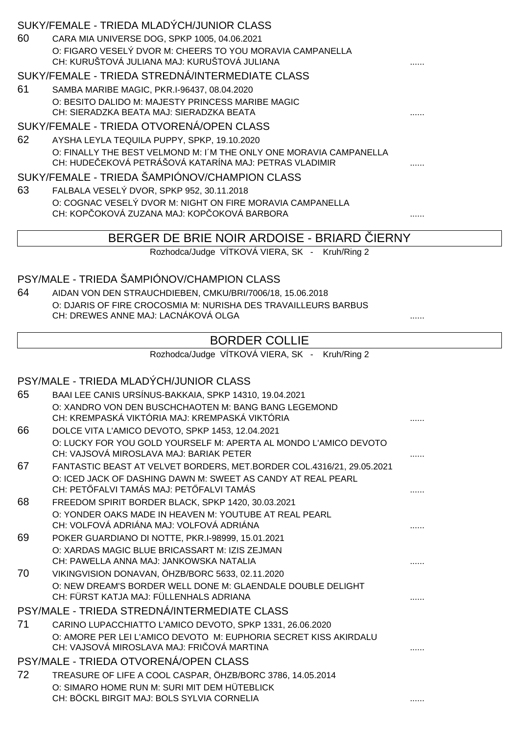### SUKY/FEMALE - TRIEDA MLADÝCH/JUNIOR CLASS

60 CARA MIA UNIVERSE DOG, SPKP 1005, 04.06.2021
O: FIGARO VESELÝ DVOR M: CHEERS TO YOU MORAVIA CAMPANELLA
CH: KURUŠTOVÁ JULIANA MAJ: KURUŠTOVÁ JULIANA ......

### SUKY/FEMALE - TRIEDA STREDNÁ/INTERMEDIATE CLASS

61 SAMBA MARIBE MAGIC, PKR.I-96437, 08.04.2020
O: BESITO DALIDO M: MAJESTY PRINCESS MARIBE MAGIC
CH: SIERADZKA BEATA MAJ: SIERADZKA BEATA ......

### SUKY/FEMALE - TRIEDA OTVORENÁ/OPEN CLASS

62 AYSHA LEYLA TEQUILA PUPPY, SPKP, 19.10.2020
O: FINALLY THE BEST VELMOND M: I´M THE ONLY ONE MORAVIA CAMPANELLA
CH: HUDEČEKOVÁ PETRÁŠOVÁ KATARÍNA MAJ: PETRAS VLADIMIR ......

### SUKY/FEMALE - TRIEDA ŠAMPIÓNOV/CHAMPION CLASS

63 FALBALA VESELÝ DVOR, SPKP 952, 30.11.2018
O: COGNAC VESELÝ DVOR M: NIGHT ON FIRE MORAVIA CAMPANELLA
CH: KOPČOKOVÁ ZUZANA MAJ: KOPČOKOVÁ BARBORA ......

## BERGER DE BRIE NOIR ARDOISE - BRIARD ČIERNY

Rozhodca/Judge VÍTKOVÁ VIERA, SK - Kruh/Ring 2

### PSY/MALE - TRIEDA ŠAMPIÓNOV/CHAMPION CLASS

64 AIDAN VON DEN STRAUCHDIEBEN, CMKU/BRI/7006/18, 15.06.2018
O: DJARIS OF FIRE CROCOSMIA M: NURISHA DES TRAVAILLEURS BARBUS
CH: DREWES ANNE MAJ: LACNÁKOVÁ OLGA ......

## BORDER COLLIE

Rozhodca/Judge VÍTKOVÁ VIERA, SK - Kruh/Ring 2

### PSY/MALE - TRIEDA MLADÝCH/JUNIOR CLASS

65 BAAI LEE CANIS URSÍNUS-BAKKAIA, SPKP 14310, 19.04.2021
O: XANDRO VON DEN BUSCHCHAOTEN M: BANG BANG LEGEMOND
CH: KREMPASKÁ VIKTÓRIA MAJ: KREMPASKÁ VIKTÓRIA ......

66 DOLCE VITA L'AMICO DEVOTO, SPKP 1453, 12.04.2021
O: LUCKY FOR YOU GOLD YOURSELF M: APERTA AL MONDO L'AMICO DEVOTO
CH: VAJSOVÁ MIROSLAVA MAJ: BARIAK PETER ......

67 FANTASTIC BEAST AT VELVET BORDERS, MET.BORDER COL.4316/21, 29.05.2021
O: ICED JACK OF DASHING DAWN M: SWEET AS CANDY AT REAL PEARL
CH: PETŐFALVI TAMÁS MAJ: PETŐFALVI TAMÁS ......

68 FREEDOM SPIRIT BORDER BLACK, SPKP 1420, 30.03.2021
O: YONDER OAKS MADE IN HEAVEN M: YOUTUBE AT REAL PEARL
CH: VOLFOVÁ ADRIÁNA MAJ: VOLFOVÁ ADRIÁNA ......

69 POKER GUARDIANO DI NOTTE, PKR.I-98999, 15.01.2021
O: XARDAS MAGIC BLUE BRICASSART M: IZIS ZEJMAN
CH: PAWELLA ANNA MAJ: JANKOWSKA NATALIA ......

70 VIKINGVISION DONAVAN, ÖHZB/BORC 5633, 02.11.2020
O: NEW DREAM'S BORDER WELL DONE M: GLAENDALE DOUBLE DELIGHT
CH: FÜRST KATJA MAJ: FÜLLENHALS ADRIANA ......

### PSY/MALE - TRIEDA STREDNÁ/INTERMEDIATE CLASS

71 CARINO LUPACCHIATTO L'AMICO DEVOTO, SPKP 1331, 26.06.2020
O: AMORE PER LEI L'AMICO DEVOTO M: EUPHORIA SECRET KISS AKIRDALU
CH: VAJSOVÁ MIROSLAVA MAJ: FRIČOVÁ MARTINA ......

### PSY/MALE - TRIEDA OTVORENÁ/OPEN CLASS

72 TREASURE OF LIFE A COOL CASPAR, ÖHZB/BORC 3786, 14.05.2014
O: SIMARO HOME RUN M: SURI MIT DEM HÜTEBLICK
CH: BÖCKL BIRGIT MAJ: BOLS SYLVIA CORNELIA ......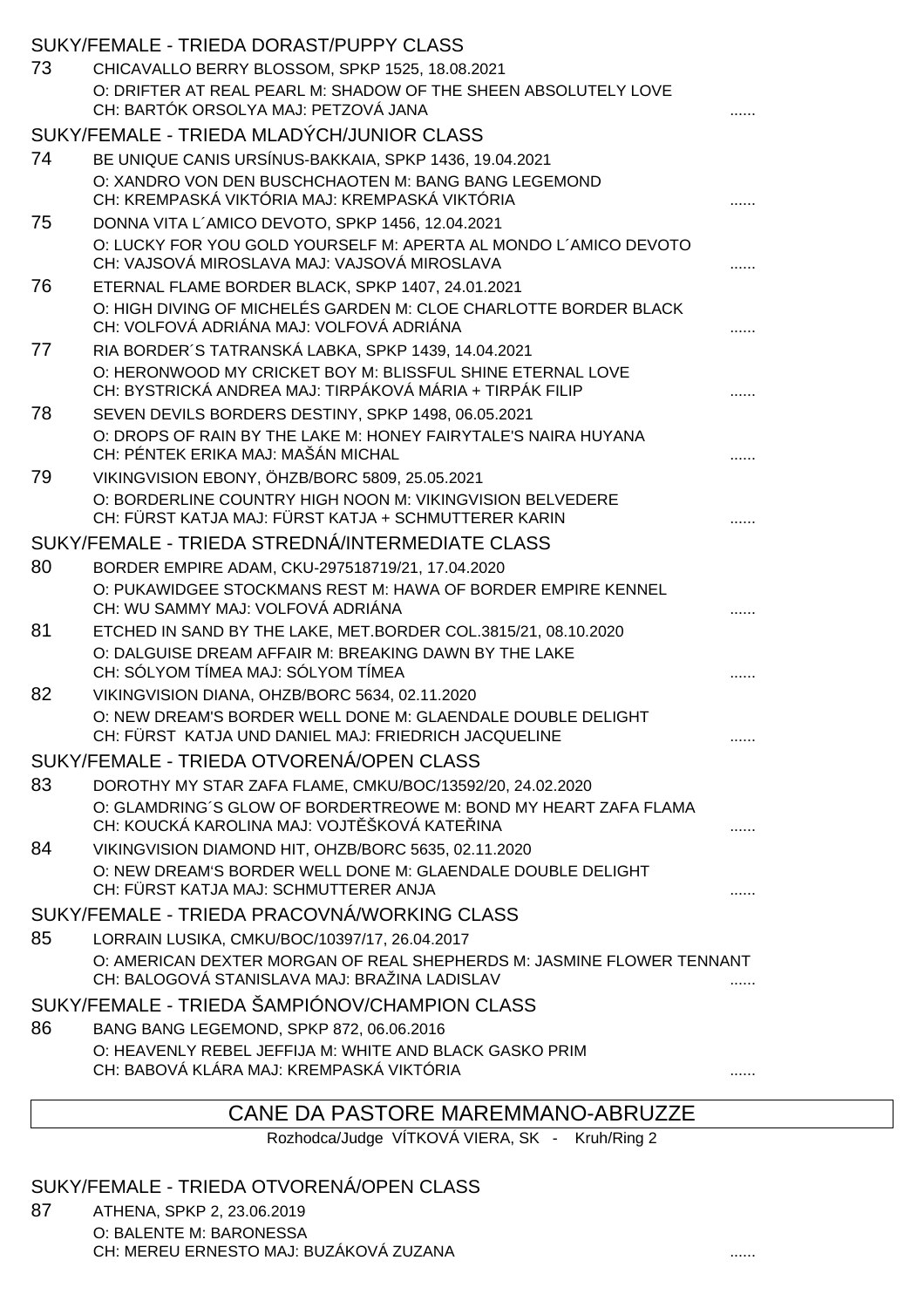## SUKY/FEMALE - TRIEDA DORAST/PUPPY CLASS

73 CHICAVALLO BERRY BLOSSOM, SPKP 1525, 18.08.2021
O: DRIFTER AT REAL PEARL M: SHADOW OF THE SHEEN ABSOLUTELY LOVE
CH: BARTÓK ORSOLYA MAJ: PETZOVÁ JANA ......

## SUKY/FEMALE - TRIEDA MLADÝCH/JUNIOR CLASS

74 BE UNIQUE CANIS URSÍNUS-BAKKAIA, SPKP 1436, 19.04.2021
O: XANDRO VON DEN BUSCHCHAOTEN M: BANG BANG LEGEMOND
CH: KREMPASKÁ VIKTÓRIA MAJ: KREMPASKÁ VIKTÓRIA ......

75 DONNA VITA L´AMICO DEVOTO, SPKP 1456, 12.04.2021
O: LUCKY FOR YOU GOLD YOURSELF M: APERTA AL MONDO L´AMICO DEVOTO
CH: VAJSOVÁ MIROSLAVA MAJ: VAJSOVÁ MIROSLAVA ......

76 ETERNAL FLAME BORDER BLACK, SPKP 1407, 24.01.2021
O: HIGH DIVING OF MICHELÉS GARDEN M: CLOE CHARLOTTE BORDER BLACK
CH: VOLFOVÁ ADRIÁNA MAJ: VOLFOVÁ ADRIÁNA ......

77 RIA BORDER´S TATRANSKÁ LABKA, SPKP 1439, 14.04.2021
O: HERONWOOD MY CRICKET BOY M: BLISSFUL SHINE ETERNAL LOVE
CH: BYSTRICKÁ ANDREA MAJ: TIRPÁKOVÁ MÁRIA + TIRPÁK FILIP ......

78 SEVEN DEVILS BORDERS DESTINY, SPKP 1498, 06.05.2021
O: DROPS OF RAIN BY THE LAKE M: HONEY FAIRYTALE'S NAIRA HUYANA
CH: PÉNTEK ERIKA MAJ: MAŠÁN MICHAL ......

79 VIKINGVISION EBONY, ÖHZB/BORC 5809, 25.05.2021
O: BORDERLINE COUNTRY HIGH NOON M: VIKINGVISION BELVEDERE
CH: FÜRST KATJA MAJ: FÜRST KATJA + SCHMUTTERER KARIN ......

## SUKY/FEMALE - TRIEDA STREDNÁ/INTERMEDIATE CLASS

80 BORDER EMPIRE ADAM, CKU-297518719/21, 17.04.2020
O: PUKAWIDGEE STOCKMANS REST M: HAWA OF BORDER EMPIRE KENNEL
CH: WU SAMMY MAJ: VOLFOVÁ ADRIÁNA ......

81 ETCHED IN SAND BY THE LAKE, MET.BORDER COL.3815/21, 08.10.2020
O: DALGUISE DREAM AFFAIR M: BREAKING DAWN BY THE LAKE
CH: SÓLYOM TÍMEA MAJ: SÓLYOM TÍMEA ......

82 VIKINGVISION DIANA, OHZB/BORC 5634, 02.11.2020
O: NEW DREAM'S BORDER WELL DONE M: GLAENDALE DOUBLE DELIGHT
CH: FÜRST KATJA UND DANIEL MAJ: FRIEDRICH JACQUELINE ......

## SUKY/FEMALE - TRIEDA OTVORENÁ/OPEN CLASS

83 DOROTHY MY STAR ZAFA FLAME, CMKU/BOC/13592/20, 24.02.2020
O: GLAMDRING´S GLOW OF BORDERTREOWE M: BOND MY HEART ZAFA FLAMA
CH: KOUCKÁ KAROLINA MAJ: VOJTĚŠKOVÁ KATEŘINA ......

84 VIKINGVISION DIAMOND HIT, OHZB/BORC 5635, 02.11.2020
O: NEW DREAM'S BORDER WELL DONE M: GLAENDALE DOUBLE DELIGHT
CH: FÜRST KATJA MAJ: SCHMUTTERER ANJA ......

## SUKY/FEMALE - TRIEDA PRACOVNÁ/WORKING CLASS

85 LORRAIN LUSIKA, CMKU/BOC/10397/17, 26.04.2017
O: AMERICAN DEXTER MORGAN OF REAL SHEPHERDS M: JASMINE FLOWER TENNANT
CH: BALOGOVÁ STANISLAVA MAJ: BRAŽINA LADISLAV ......

## SUKY/FEMALE - TRIEDA ŠAMPIÓNOV/CHAMPION CLASS

86 BANG BANG LEGEMOND, SPKP 872, 06.06.2016
O: HEAVENLY REBEL JEFFIJA M: WHITE AND BLACK GASKO PRIM
CH: BABOVÁ KLÁRA MAJ: KREMPASKÁ VIKTÓRIA ......

# CANE DA PASTORE MAREMMANO-ABRUZZE

Rozhodca/Judge VÍTKOVÁ VIERA, SK - Kruh/Ring 2

## SUKY/FEMALE - TRIEDA OTVORENÁ/OPEN CLASS

87 ATHENA, SPKP 2, 23.06.2019
O: BALENTE M: BARONESSA
CH: MEREU ERNESTO MAJ: BUZÁKOVÁ ZUZANA ......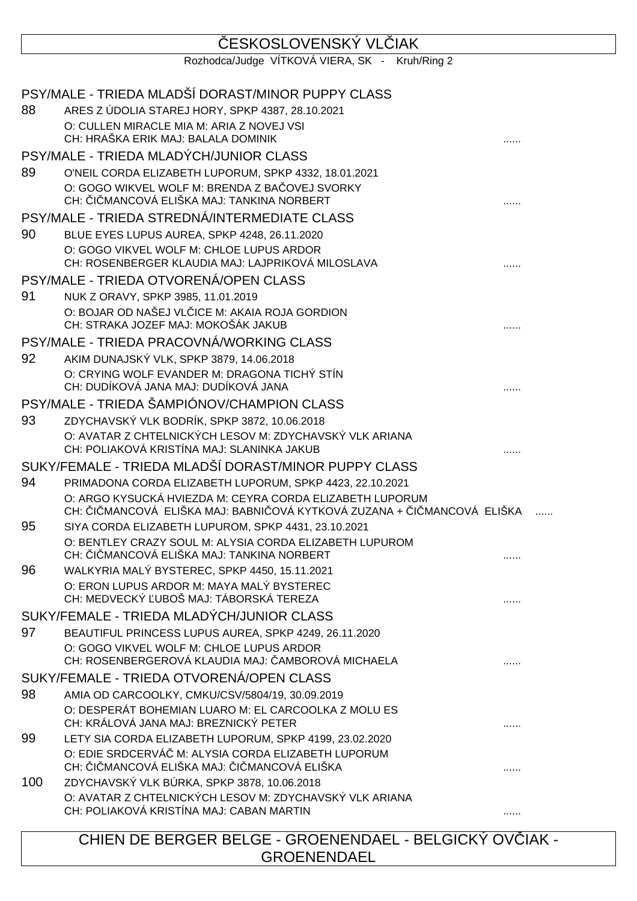# ČESKOSLOVENSKÝ VLČIAK

Rozhodca/Judge VÍTKOVÁ VIERA, SK - Kruh/Ring 2

## PSY/MALE - TRIEDA MLADŠÍ DORAST/MINOR PUPPY CLASS

88 ARES Z ÚDOLIA STAREJ HORY, SPKP 4387, 28.10.2021
O: CULLEN MIRACLE MIA M: ARIA Z NOVEJ VSI
CH: HRAŠKA ERIK MAJ: BALALA DOMINIK ......

## PSY/MALE - TRIEDA MLADÝCH/JUNIOR CLASS

89 O'NEIL CORDA ELIZABETH LUPORUM, SPKP 4332, 18.01.2021
O: GOGO WIKVEL WOLF M: BRENDA Z BAČOVEJ SVORKY
CH: ČIČMANCOVÁ ELIŠKA MAJ: TANKINA NORBERT ......

## PSY/MALE - TRIEDA STREDNÁ/INTERMEDIATE CLASS

90 BLUE EYES LUPUS AUREA, SPKP 4248, 26.11.2020
O: GOGO VIKVEL WOLF M: CHLOE LUPUS ARDOR
CH: ROSENBERGER KLAUDIA MAJ: LAJPRIKOVÁ MILOSLAVA ......

## PSY/MALE - TRIEDA OTVORENÁ/OPEN CLASS

91 NUK Z ORAVY, SPKP 3985, 11.01.2019
O: BOJAR OD NAŠEJ VLČICE M: AKAIA ROJA GORDION
CH: STRAKA JOZEF MAJ: MOKOŠÁK JAKUB ......

## PSY/MALE - TRIEDA PRACOVNÁ/WORKING CLASS

92 AKIM DUNAJSKÝ VLK, SPKP 3879, 14.06.2018
O: CRYING WOLF EVANDER M: DRAGONA TICHÝ STÍN
CH: DUDÍKOVÁ JANA MAJ: DUDÍKOVÁ JANA ......

## PSY/MALE - TRIEDA ŠAMPIÓNOV/CHAMPION CLASS

93 ZDYCHAVSKÝ VLK BODRÍK, SPKP 3872, 10.06.2018
O: AVATAR Z CHTELNICKÝCH LESOV M: ZDYCHAVSKÝ VLK ARIANA
CH: POLIAKOVÁ KRISTÍNA MAJ: SLANINKA JAKUB ......

## SUKY/FEMALE - TRIEDA MLADŠÍ DORAST/MINOR PUPPY CLASS

94 PRIMADONA CORDA ELIZABETH LUPORUM, SPKP 4423, 22.10.2021
O: ARGO KYSUCKÁ HVIEZDA M: CEYRA CORDA ELIZABETH LUPORUM
CH: ČIČMANCOVÁ ELIŠKA MAJ: BABNIČOVÁ KYTKOVÁ ZUZANA + ČIČMANCOVÁ ELIŠKA ......

95 SIYA CORDA ELIZABETH LUPUROM, SPKP 4431, 23.10.2021
O: BENTLEY CRAZY SOUL M: ALYSIA CORDA ELIZABETH LUPUROM
CH: ČIČMANCOVÁ ELIŠKA MAJ: TANKINA NORBERT ......

96 WALKYRIA MALÝ BYSTEREC, SPKP 4450, 15.11.2021
O: ERON LUPUS ARDOR M: MAYA MALÝ BYSTEREC
CH: MEDVECKÝ ĽUBOŠ MAJ: TÁBORSKÁ TEREZA ......

## SUKY/FEMALE - TRIEDA MLADÝCH/JUNIOR CLASS

97 BEAUTIFUL PRINCESS LUPUS AUREA, SPKP 4249, 26.11.2020
O: GOGO VIKVEL WOLF M: CHLOE LUPUS ARDOR
CH: ROSENBERGEROVÁ KLAUDIA MAJ: ČAMBOROVÁ MICHAELA ......

## SUKY/FEMALE - TRIEDA OTVORENÁ/OPEN CLASS

98 AMIA OD CARCOOLKY, CMKU/CSV/5804/19, 30.09.2019
O: DESPERÁT BOHEMIAN LUARO M: EL CARCOOLKA Z MOLU ES
CH: KRÁLOVÁ JANA MAJ: BREZNICKÝ PETER ......

99 LETY SIA CORDA ELIZABETH LUPORUM, SPKP 4199, 23.02.2020
O: EDIE SRDCERVÁČ M: ALYSIA CORDA ELIZABETH LUPORUM
CH: ČIČMANCOVÁ ELIŠKA MAJ: ČIČMANCOVÁ ELIŠKA ......

100 ZDYCHAVSKÝ VLK BÚRKA, SPKP 3878, 10.06.2018
O: AVATAR Z CHTELNICKÝCH LESOV M: ZDYCHAVSKÝ VLK ARIANA
CH: POLIAKOVÁ KRISTÍNA MAJ: CABAN MARTIN ......

# CHIEN DE BERGER BELGE - GROENENDAEL - BELGICKÝ OVČIAK - GROENENDAEL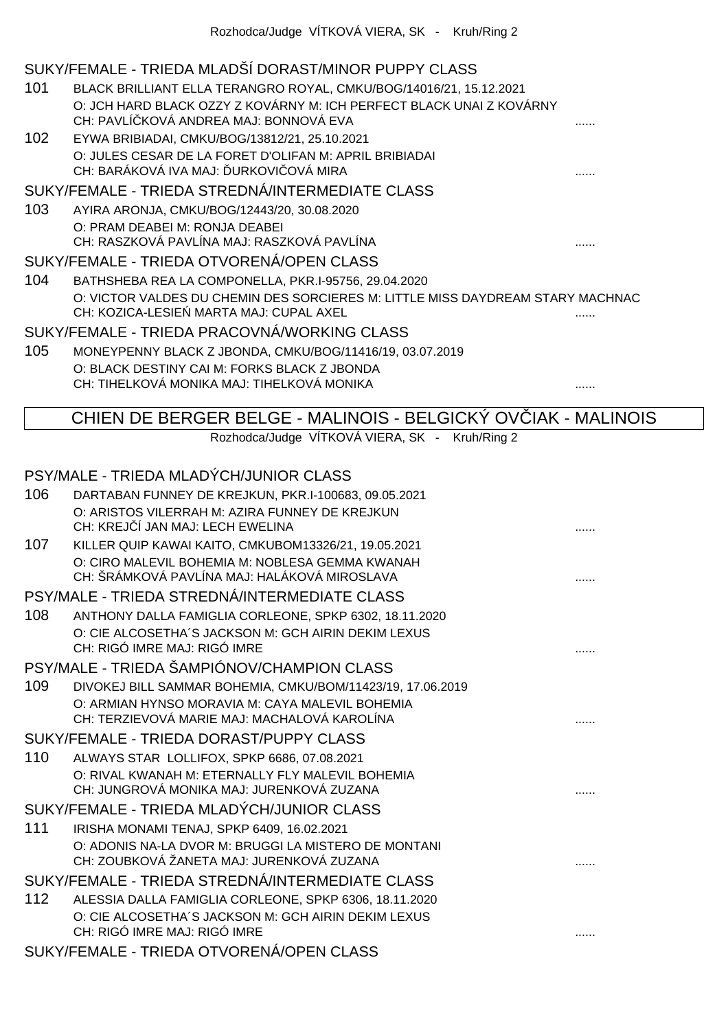Rozhodca/Judge VÍTKOVÁ VIERA, SK - Kruh/Ring 2

### SUKY/FEMALE - TRIEDA MLADŠÍ DORAST/MINOR PUPPY CLASS

101 BLACK BRILLIANT ELLA TERANGRO ROYAL, CMKU/BOG/14016/21, 15.12.2021
O: JCH HARD BLACK OZZY Z KOVÁRNY M: ICH PERFECT BLACK UNAI Z KOVÁRNY
CH: PAVLÍČKOVÁ ANDREA MAJ: BONNOVÁ EVA ......

102 EYWA BRIBIADAI, CMKU/BOG/13812/21, 25.10.2021
O: JULES CESAR DE LA FORET D'OLIFAN M: APRIL BRIBIADAI
CH: BARÁKOVÁ IVA MAJ: ĎURKOVIČOVÁ MIRA ......

### SUKY/FEMALE - TRIEDA STREDNÁ/INTERMEDIATE CLASS

103 AYIRA ARONJA, CMKU/BOG/12443/20, 30.08.2020
O: PRAM DEABEI M: RONJA DEABEI
CH: RASZKOVÁ PAVLÍNA MAJ: RASZKOVÁ PAVLÍNA ......

### SUKY/FEMALE - TRIEDA OTVORENÁ/OPEN CLASS

104 BATHSHEBA REA LA COMPONELLA, PKR.I-95756, 29.04.2020
O: VICTOR VALDES DU CHEMIN DES SORCIERES M: LITTLE MISS DAYDREAM STARY MACHNAC
CH: KOZICA-LESIEŃ MARTA MAJ: CUPAL AXEL ......

### SUKY/FEMALE - TRIEDA PRACOVNÁ/WORKING CLASS

105 MONEYPENNY BLACK Z JBONDA, CMKU/BOG/11416/19, 03.07.2019
O: BLACK DESTINY CAI M: FORKS BLACK Z JBONDA
CH: TIHELKOVÁ MONIKA MAJ: TIHELKOVÁ MONIKA ......

## CHIEN DE BERGER BELGE - MALINOIS - BELGICKÝ OVČIAK - MALINOIS

Rozhodca/Judge VÍTKOVÁ VIERA, SK - Kruh/Ring 2

### PSY/MALE - TRIEDA MLADÝCH/JUNIOR CLASS

106 DARTABAN FUNNEY DE KREJKUN, PKR.I-100683, 09.05.2021
O: ARISTOS VILERRAH M: AZIRA FUNNEY DE KREJKUN
CH: KREJČÍ JAN MAJ: LECH EWELINA ......

107 KILLER QUIP KAWAI KAITO, CMKUBOM13326/21, 19.05.2021
O: CIRO MALEVIL BOHEMIA M: NOBLESA GEMMA KWANAH
CH: ŠRÁMKOVÁ PAVLÍNA MAJ: HALÁKOVÁ MIROSLAVA ......

### PSY/MALE - TRIEDA STREDNÁ/INTERMEDIATE CLASS

108 ANTHONY DALLA FAMIGLIA CORLEONE, SPKP 6302, 18.11.2020
O: CIE ALCOSETHA´S JACKSON M: GCH AIRIN DEKIM LEXUS
CH: RIGÓ IMRE MAJ: RIGÓ IMRE ......

### PSY/MALE - TRIEDA ŠAMPIÓNOV/CHAMPION CLASS

109 DIVOKEJ BILL SAMMAR BOHEMIA, CMKU/BOM/11423/19, 17.06.2019
O: ARMIAN HYNSO MORAVIA M: CAYA MALEVIL BOHEMIA
CH: TERZIEVOVÁ MARIE MAJ: MACHALOVÁ KAROLÍNA ......

### SUKY/FEMALE - TRIEDA DORAST/PUPPY CLASS

110 ALWAYS STAR LOLLIFOX, SPKP 6686, 07.08.2021
O: RIVAL KWANAH M: ETERNALLY FLY MALEVIL BOHEMIA
CH: JUNGROVÁ MONIKA MAJ: JURENKOVÁ ZUZANA ......

### SUKY/FEMALE - TRIEDA MLADÝCH/JUNIOR CLASS

111 IRISHA MONAMI TENAJ, SPKP 6409, 16.02.2021
O: ADONIS NA-LA DVOR M: BRUGGI LA MISTERO DE MONTANI
CH: ZOUBKOVÁ ŽANETA MAJ: JURENKOVÁ ZUZANA ......

### SUKY/FEMALE - TRIEDA STREDNÁ/INTERMEDIATE CLASS

112 ALESSIA DALLA FAMIGLIA CORLEONE, SPKP 6306, 18.11.2020
O: CIE ALCOSETHA´S JACKSON M: GCH AIRIN DEKIM LEXUS
CH: RIGÓ IMRE MAJ: RIGÓ IMRE ......

### SUKY/FEMALE - TRIEDA OTVORENÁ/OPEN CLASS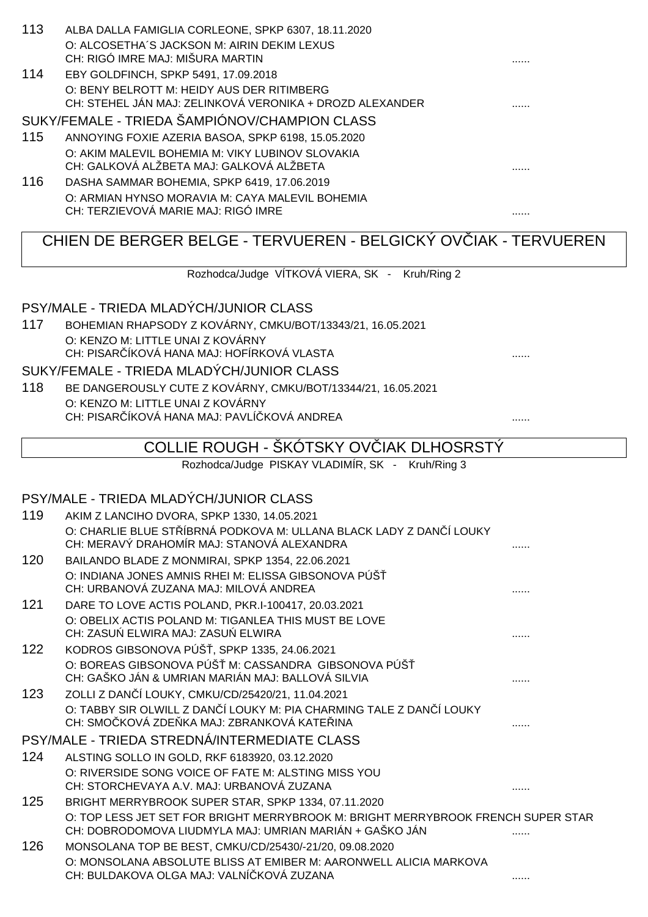113 ALBA DALLA FAMIGLIA CORLEONE, SPKP 6307, 18.11.2020
O: ALCOSETHA´S JACKSON M: AIRIN DEKIM LEXUS
CH: RIGÓ IMRE MAJ: MIŠURA MARTIN ......

114 EBY GOLDFINCH, SPKP 5491, 17.09.2018
O: BENY BELROTT M: HEIDY AUS DER RITIMBERG
CH: STEHEL JÁN MAJ: ZELINKOVÁ VERONIKA + DROZD ALEXANDER ......

SUKY/FEMALE - TRIEDA ŠAMPIÓNOV/CHAMPION CLASS

115 ANNOYING FOXIE AZERIA BASOA, SPKP 6198, 15.05.2020
O: AKIM MALEVIL BOHEMIA M: VIKY LUBINOV SLOVAKIA
CH: GALKOVÁ ALŽBETA MAJ: GALKOVÁ ALŽBETA ......

116 DASHA SAMMAR BOHEMIA, SPKP 6419, 17.06.2019
O: ARMIAN HYNSO MORAVIA M: CAYA MALEVIL BOHEMIA
CH: TERZIEVOVÁ MARIE MAJ: RIGÓ IMRE ......

## CHIEN DE BERGER BELGE - TERVUEREN - BELGICKÝ OVČIAK - TERVUEREN

Rozhodca/Judge VÍTKOVÁ VIERA, SK - Kruh/Ring 2

PSY/MALE - TRIEDA MLADÝCH/JUNIOR CLASS

117 BOHEMIAN RHAPSODY Z KOVÁRNY, CMKU/BOT/13343/21, 16.05.2021
O: KENZO M: LITTLE UNAI Z KOVÁRNY
CH: PISARČÍKOVÁ HANA MAJ: HOFÍRKOVÁ VLASTA ......

SUKY/FEMALE - TRIEDA MLADÝCH/JUNIOR CLASS

118 BE DANGEROUSLY CUTE Z KOVÁRNY, CMKU/BOT/13344/21, 16.05.2021
O: KENZO M: LITTLE UNAI Z KOVÁRNY
CH: PISARČÍKOVÁ HANA MAJ: PAVLÍČKOVÁ ANDREA ......

## COLLIE ROUGH - ŠKÓTSKY OVČIAK DLHOSRSTÝ

Rozhodca/Judge PISKAY VLADIMÍR, SK - Kruh/Ring 3

PSY/MALE - TRIEDA MLADÝCH/JUNIOR CLASS

119 AKIM Z LANCIHO DVORA, SPKP 1330, 14.05.2021
O: CHARLIE BLUE STŘÍBRNÁ PODKOVA M: ULLANA BLACK LADY Z DANČÍ LOUKY
CH: MERAVÝ DRAHOMÍR MAJ: STANOVÁ ALEXANDRA ......

120 BAILANDO BLADE Z MONMIRAI, SPKP 1354, 22.06.2021
O: INDIANA JONES AMNIS RHEI M: ELISSA GIBSONOVA PÚŠŤ
CH: URBANOVÁ ZUZANA MAJ: MILOVÁ ANDREA ......

121 DARE TO LOVE ACTIS POLAND, PKR.I-100417, 20.03.2021
O: OBELIX ACTIS POLAND M: TIGANLEA THIS MUST BE LOVE
CH: ZASUŃ ELWIRA MAJ: ZASUŃ ELWIRA ......

122 KODROS GIBSONOVA PÚŠŤ, SPKP 1335, 24.06.2021
O: BOREAS GIBSONOVA PÚŠŤ M: CASSANDRA GIBSONOVA PÚŠŤ
CH: GAŠKO JÁN & UMRIAN MARIÁN MAJ: BALLOVÁ SILVIA ......

123 ZOLLI Z DANČÍ LOUKY, CMKU/CD/25420/21, 11.04.2021
O: TABBY SIR OLWILL Z DANČÍ LOUKY M: PIA CHARMING TALE Z DANČÍ LOUKY
CH: SMOČKOVÁ ZDEŇKA MAJ: ZBRANKOVÁ KATEŘINA ......

PSY/MALE - TRIEDA STREDNÁ/INTERMEDIATE CLASS

124 ALSTING SOLLO IN GOLD, RKF 6183920, 03.12.2020
O: RIVERSIDE SONG VOICE OF FATE M: ALSTING MISS YOU
CH: STORCHEVAYA A.V. MAJ: URBANOVÁ ZUZANA ......

125 BRIGHT MERRYBROOK SUPER STAR, SPKP 1334, 07.11.2020
O: TOP LESS JET SET FOR BRIGHT MERRYBROOK M: BRIGHT MERRYBROOK FRENCH SUPER STAR
CH: DOBRODOMOVA LIUDMYLA MAJ: UMRIAN MARIÁN + GAŠKO JÁN ......

126 MONSOLANA TOP BE BEST, CMKU/CD/25430/-21/20, 09.08.2020
O: MONSOLANA ABSOLUTE BLISS AT EMIBER M: AARONWELL ALICIA MARKOVA
CH: BULDAKOVA OLGA MAJ: VALNÍČKOVÁ ZUZANA ......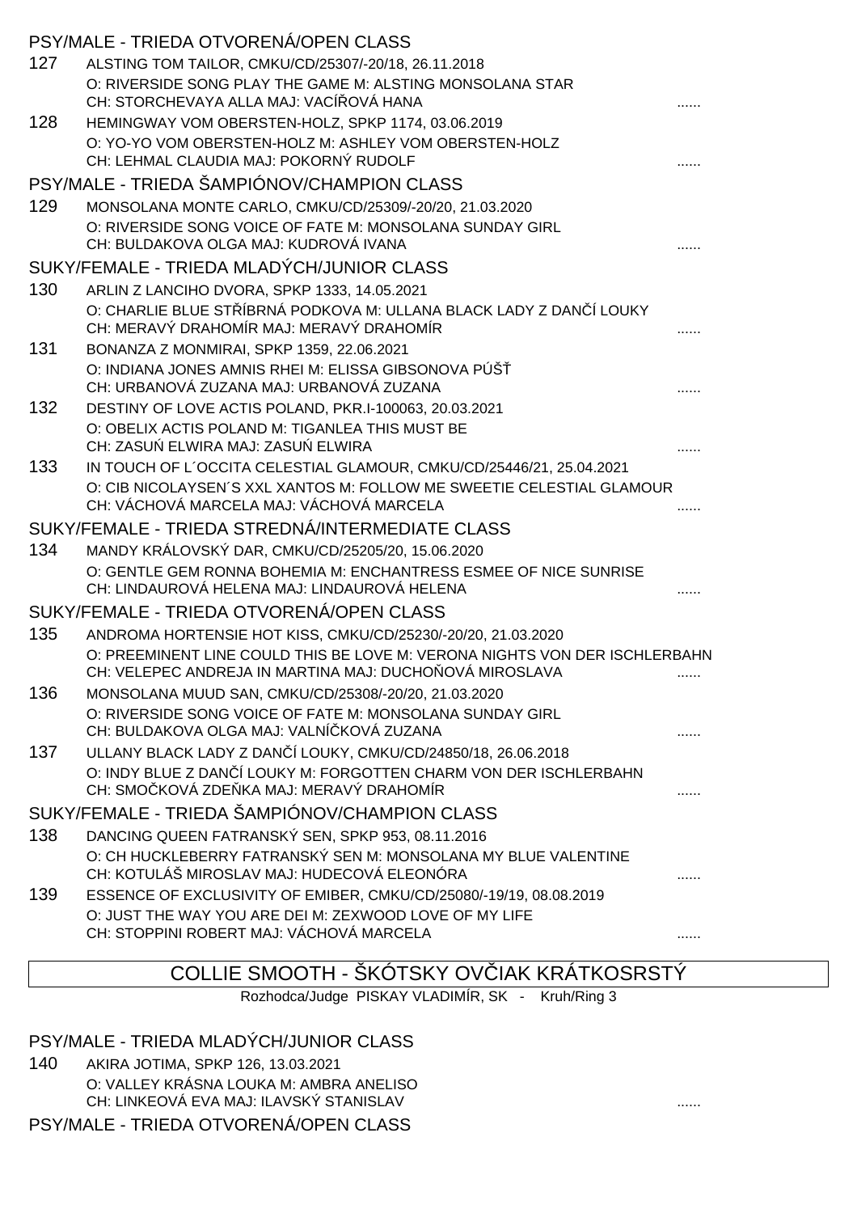### PSY/MALE - TRIEDA OTVORENÁ/OPEN CLASS

127 ALSTING TOM TAILOR, CMKU/CD/25307/-20/18, 26.11.2018
O: RIVERSIDE SONG PLAY THE GAME M: ALSTING MONSOLANA STAR
CH: STORCHEVAYA ALLA MAJ: VACÍŘOVÁ HANA ......

128 HEMINGWAY VOM OBERSTEN-HOLZ, SPKP 1174, 03.06.2019
O: YO-YO VOM OBERSTEN-HOLZ M: ASHLEY VOM OBERSTEN-HOLZ
CH: LEHMAL CLAUDIA MAJ: POKORNÝ RUDOLF ......

### PSY/MALE - TRIEDA ŠAMPIÓNOV/CHAMPION CLASS

129 MONSOLANA MONTE CARLO, CMKU/CD/25309/-20/20, 21.03.2020
O: RIVERSIDE SONG VOICE OF FATE M: MONSOLANA SUNDAY GIRL
CH: BULDAKOVA OLGA MAJ: KUDROVÁ IVANA ......

### SUKY/FEMALE - TRIEDA MLADÝCH/JUNIOR CLASS

130 ARLIN Z LANCIHO DVORA, SPKP 1333, 14.05.2021
O: CHARLIE BLUE STŘÍBRNÁ PODKOVA M: ULLANA BLACK LADY Z DANČÍ LOUKY
CH: MERAVÝ DRAHOMÍR MAJ: MERAVÝ DRAHOMÍR ......

131 BONANZA Z MONMIRAI, SPKP 1359, 22.06.2021
O: INDIANA JONES AMNIS RHEI M: ELISSA GIBSONOVA PÚŠŤ
CH: URBANOVÁ ZUZANA MAJ: URBANOVÁ ZUZANA ......

132 DESTINY OF LOVE ACTIS POLAND, PKR.I-100063, 20.03.2021
O: OBELIX ACTIS POLAND M: TIGANLEA THIS MUST BE
CH: ZASUŃ ELWIRA MAJ: ZASUŃ ELWIRA ......

133 IN TOUCH OF L´OCCITA CELESTIAL GLAMOUR, CMKU/CD/25446/21, 25.04.2021
O: CIB NICOLAYSEN´S XXL XANTOS M: FOLLOW ME SWEETIE CELESTIAL GLAMOUR
CH: VÁCHOVÁ MARCELA MAJ: VÁCHOVÁ MARCELA ......

### SUKY/FEMALE - TRIEDA STREDNÁ/INTERMEDIATE CLASS

134 MANDY KRÁLOVSKÝ DAR, CMKU/CD/25205/20, 15.06.2020
O: GENTLE GEM RONNA BOHEMIA M: ENCHANTRESS ESMEE OF NICE SUNRISE
CH: LINDAUROVÁ HELENA MAJ: LINDAUROVÁ HELENA ......

### SUKY/FEMALE - TRIEDA OTVORENÁ/OPEN CLASS

135 ANDROMA HORTENSIE HOT KISS, CMKU/CD/25230/-20/20, 21.03.2020
O: PREEMINENT LINE COULD THIS BE LOVE M: VERONA NIGHTS VON DER ISCHLERBAHN
CH: VELEPEC ANDREJA IN MARTINA MAJ: DUCHOŇOVÁ MIROSLAVA ......

136 MONSOLANA MUUD SAN, CMKU/CD/25308/-20/20, 21.03.2020
O: RIVERSIDE SONG VOICE OF FATE M: MONSOLANA SUNDAY GIRL
CH: BULDAKOVA OLGA MAJ: VALNÍČKOVÁ ZUZANA ......

137 ULLANY BLACK LADY Z DANČÍ LOUKY, CMKU/CD/24850/18, 26.06.2018
O: INDY BLUE Z DANČÍ LOUKY M: FORGOTTEN CHARM VON DER ISCHLERBAHN
CH: SMOČKOVÁ ZDEŇKA MAJ: MERAVÝ DRAHOMÍR ......

### SUKY/FEMALE - TRIEDA ŠAMPIÓNOV/CHAMPION CLASS

138 DANCING QUEEN FATRANSKÝ SEN, SPKP 953, 08.11.2016
O: CH HUCKLEBERRY FATRANSKÝ SEN M: MONSOLANA MY BLUE VALENTINE
CH: KOTULÁŠ MIROSLAV MAJ: HUDECOVÁ ELEONÓRA ......

139 ESSENCE OF EXCLUSIVITY OF EMIBER, CMKU/CD/25080/-19/19, 08.08.2019
O: JUST THE WAY YOU ARE DEI M: ZEXWOOD LOVE OF MY LIFE
CH: STOPPINI ROBERT MAJ: VÁCHOVÁ MARCELA ......

## COLLIE SMOOTH - ŠKÓTSKY OVČIAK KRÁTKOSRSTÝ

Rozhodca/Judge PISKAY VLADIMÍR, SK - Kruh/Ring 3

### PSY/MALE - TRIEDA MLADÝCH/JUNIOR CLASS

140 AKIRA JOTIMA, SPKP 126, 13.03.2021
O: VALLEY KRÁSNA LOUKA M: AMBRA ANELISO
CH: LINKEOVÁ EVA MAJ: ILAVSKÝ STANISLAV ......

### PSY/MALE - TRIEDA OTVORENÁ/OPEN CLASS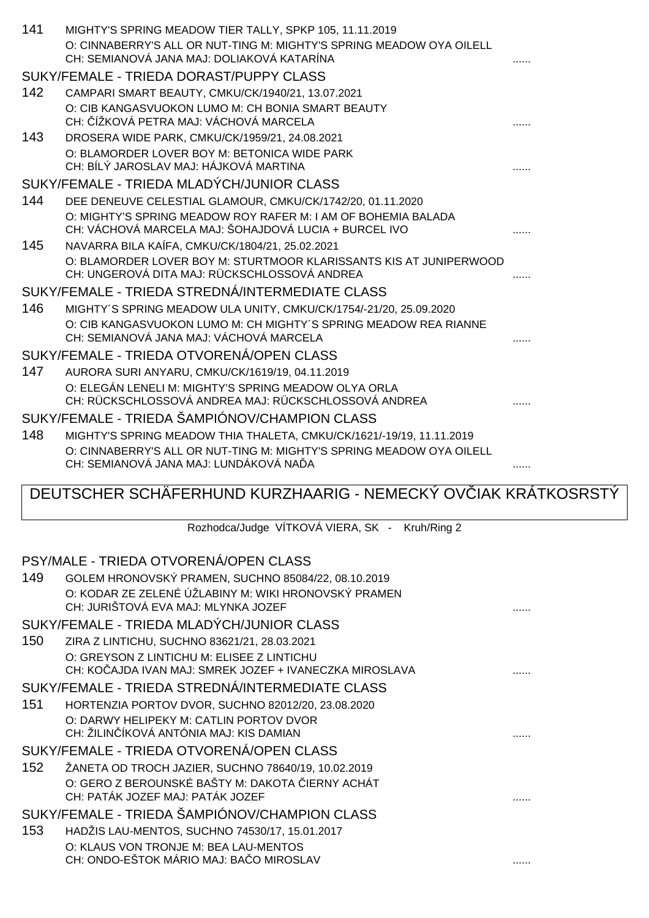141 MIGHTY'S SPRING MEADOW TIER TALLY, SPKP 105, 11.11.2019
O: CINNABERRY'S ALL OR NUT-TING M: MIGHTY'S SPRING MEADOW OYA OILELL
CH: SEMIANOVÁ JANA MAJ: DOLIAKOVÁ KATARÍNA ......

SUKY/FEMALE - TRIEDA DORAST/PUPPY CLASS

142 CAMPARI SMART BEAUTY, CMKU/CK/1940/21, 13.07.2021
O: CIB KANGASVUOKON LUMO M: CH BONIA SMART BEAUTY
CH: ČÍŽKOVÁ PETRA MAJ: VÁCHOVÁ MARCELA ......

143 DROSERA WIDE PARK, CMKU/CK/1959/21, 24.08.2021
O: BLAMORDER LOVER BOY M: BETONICA WIDE PARK
CH: BÍLÝ JAROSLAV MAJ: HÁJKOVÁ MARTINA ......

SUKY/FEMALE - TRIEDA MLADÝCH/JUNIOR CLASS

144 DEE DENEUVE CELESTIAL GLAMOUR, CMKU/CK/1742/20, 01.11.2020
O: MIGHTY'S SPRING MEADOW ROY RAFER M: I AM OF BOHEMIA BALADA
CH: VÁCHOVÁ MARCELA MAJ: ŠOHAJDOVÁ LUCIA + BURCEL IVO ......

145 NAVARRA BILA KAÍFA, CMKU/CK/1804/21, 25.02.2021
O: BLAMORDER LOVER BOY M: STURTMOOR KLARISSANTS KIS AT JUNIPERWOOD
CH: UNGEROVÁ DITA MAJ: RÜCKSCHLOSSOVÁ ANDREA ......

SUKY/FEMALE - TRIEDA STREDNÁ/INTERMEDIATE CLASS

146 MIGHTY´S SPRING MEADOW ULA UNITY, CMKU/CK/1754/-21/20, 25.09.2020
O: CIB KANGASVUOKON LUMO M: CH MIGHTY´S SPRING MEADOW REA RIANNE
CH: SEMIANOVÁ JANA MAJ: VÁCHOVÁ MARCELA ......

SUKY/FEMALE - TRIEDA OTVORENÁ/OPEN CLASS

147 AURORA SURI ANYARU, CMKU/CK/1619/19, 04.11.2019
O: ELEGÁN LENELI M: MIGHTY'S SPRING MEADOW OLYA ORLA
CH: RÜCKSCHLOSSOVÁ ANDREA MAJ: RÜCKSCHLOSSOVÁ ANDREA ......

SUKY/FEMALE - TRIEDA ŠAMPIÓNOV/CHAMPION CLASS

148 MIGHTY'S SPRING MEADOW THIA THALETA, CMKU/CK/1621/-19/19, 11.11.2019
O: CINNABERRY'S ALL OR NUT-TING M: MIGHTY'S SPRING MEADOW OYA OILELL
CH: SEMIANOVÁ JANA MAJ: LUNDÁKOVÁ NAĎA ......

## DEUTSCHER SCHÄFERHUND KURZHAARIG - NEMECKÝ OVČIAK KRÁTKOSRSTÝ

Rozhodca/Judge VÍTKOVÁ VIERA, SK - Kruh/Ring 2

PSY/MALE - TRIEDA OTVORENÁ/OPEN CLASS

149 GOLEM HRONOVSKÝ PRAMEN, SUCHNO 85084/22, 08.10.2019
O: KODAR ZE ZELENÉ ÚŽLABINY M: WIKI HRONOVSKÝ PRAMEN
CH: JURIŠTOVÁ EVA MAJ: MLYNKA JOZEF ......

SUKY/FEMALE - TRIEDA MLADÝCH/JUNIOR CLASS

150 ZIRA Z LINTICHU, SUCHNO 83621/21, 28.03.2021
O: GREYSON Z LINTICHU M: ELISEE Z LINTICHU
CH: KOČAJDA IVAN MAJ: SMREK JOZEF + IVANECZKA MIROSLAVA ......

SUKY/FEMALE - TRIEDA STREDNÁ/INTERMEDIATE CLASS

151 HORTENZIA PORTOV DVOR, SUCHNO 82012/20, 23.08.2020
O: DARWY HELIPEKY M: CATLIN PORTOV DVOR
CH: ŽILINČÍKOVÁ ANTÓNIA MAJ: KIS DAMIAN ......

SUKY/FEMALE - TRIEDA OTVORENÁ/OPEN CLASS

152 ŽANETA OD TROCH JAZIER, SUCHNO 78640/19, 10.02.2019
O: GERO Z BEROUNSKÉ BAŠTY M: DAKOTA ČIERNY ACHÁT
CH: PATÁK JOZEF MAJ: PATÁK JOZEF ......

SUKY/FEMALE - TRIEDA ŠAMPIÓNOV/CHAMPION CLASS

153 HADŽIS LAU-MENTOS, SUCHNO 74530/17, 15.01.2017
O: KLAUS VON TRONJE M: BEA LAU-MENTOS
CH: ONDO-EŠTOK MÁRIO MAJ: BAČO MIROSLAV ......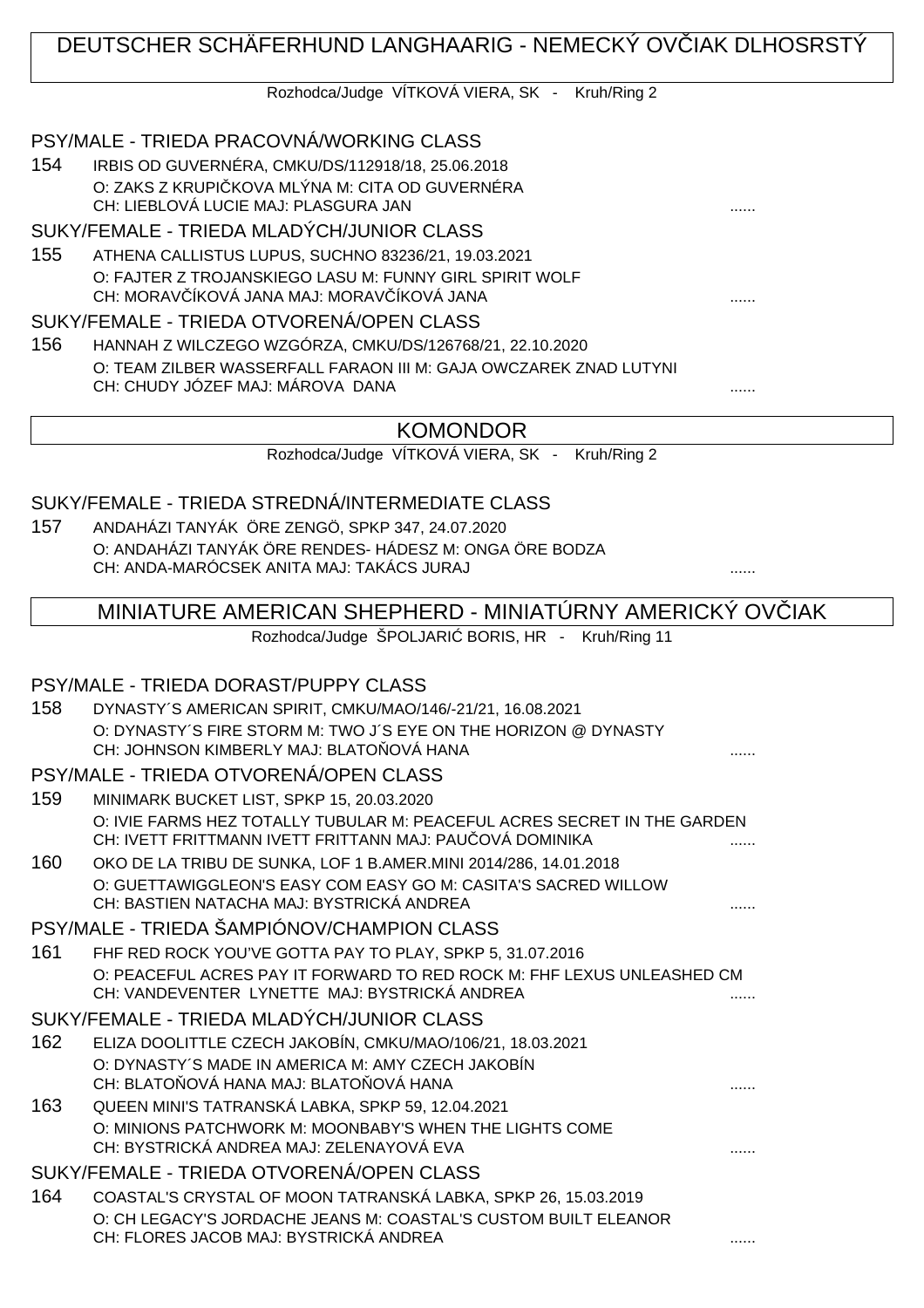## DEUTSCHER SCHÄFERHUND LANGHAARIG - NEMECKÝ OVČIAK DLHOSRSTÝ

Rozhodca/Judge VÍTKOVÁ VIERA, SK - Kruh/Ring 2

### PSY/MALE - TRIEDA PRACOVNÁ/WORKING CLASS

154 IRBIS OD GUVERNÉRA, CMKU/DS/112918/18, 25.06.2018
O: ZAKS Z KRUPIČKOVA MLÝNA M: CITA OD GUVERNÉRA
CH: LIEBLOVÁ LUCIE MAJ: PLASGURA JAN ......

### SUKY/FEMALE - TRIEDA MLADÝCH/JUNIOR CLASS

155 ATHENA CALLISTUS LUPUS, SUCHNO 83236/21, 19.03.2021
O: FAJTER Z TROJANSKIEGO LASU M: FUNNY GIRL SPIRIT WOLF
CH: MORAVČÍKOVÁ JANA MAJ: MORAVČÍKOVÁ JANA ......

### SUKY/FEMALE - TRIEDA OTVORENÁ/OPEN CLASS

156 HANNAH Z WILCZEGO WZGÓRZA, CMKU/DS/126768/21, 22.10.2020
O: TEAM ZILBER WASSERFALL FARAON III M: GAJA OWCZAREK ZNAD LUTYNI
CH: CHUDY JÓZEF MAJ: MÁROVA DANA ......

## KOMONDOR

Rozhodca/Judge VÍTKOVÁ VIERA, SK - Kruh/Ring 2

### SUKY/FEMALE - TRIEDA STREDNÁ/INTERMEDIATE CLASS

157 ANDAHÁZI TANYÁK ÖRE ZENGÖ, SPKP 347, 24.07.2020
O: ANDAHÁZI TANYÁK ÖRE RENDES- HÁDESZ M: ONGA ÖRE BODZA
CH: ANDA-MARÓCSEK ANITA MAJ: TAKÁCS JURAJ ......

## MINIATURE AMERICAN SHEPHERD - MINIATÚRNY AMERICKÝ OVČIAK

Rozhodca/Judge ŠPOLJARIĆ BORIS, HR - Kruh/Ring 11

### PSY/MALE - TRIEDA DORAST/PUPPY CLASS

158 DYNASTY´S AMERICAN SPIRIT, CMKU/MAO/146/-21/21, 16.08.2021
O: DYNASTY´S FIRE STORM M: TWO J´S EYE ON THE HORIZON @ DYNASTY
CH: JOHNSON KIMBERLY MAJ: BLATOŇOVÁ HANA ......

### PSY/MALE - TRIEDA OTVORENÁ/OPEN CLASS

159 MINIMARK BUCKET LIST, SPKP 15, 20.03.2020
O: IVIE FARMS HEZ TOTALLY TUBULAR M: PEACEFUL ACRES SECRET IN THE GARDEN
CH: IVETT FRITTMANN IVETT FRITTANN MAJ: PAUČOVÁ DOMINIKA ......

160 OKO DE LA TRIBU DE SUNKA, LOF 1 B.AMER.MINI 2014/286, 14.01.2018
O: GUETTAWIGGLEON'S EASY COM EASY GO M: CASITA'S SACRED WILLOW
CH: BASTIEN NATACHA MAJ: BYSTRICKÁ ANDREA ......

### PSY/MALE - TRIEDA ŠAMPIÓNOV/CHAMPION CLASS

161 FHF RED ROCK YOU'VE GOTTA PAY TO PLAY, SPKP 5, 31.07.2016
O: PEACEFUL ACRES PAY IT FORWARD TO RED ROCK M: FHF LEXUS UNLEASHED CM
CH: VANDEVENTER LYNETTE MAJ: BYSTRICKÁ ANDREA ......

### SUKY/FEMALE - TRIEDA MLADÝCH/JUNIOR CLASS

162 ELIZA DOOLITTLE CZECH JAKOBÍN, CMKU/MAO/106/21, 18.03.2021
O: DYNASTY´S MADE IN AMERICA M: AMY CZECH JAKOBÍN
CH: BLATOŇOVÁ HANA MAJ: BLATOŇOVÁ HANA ......

163 QUEEN MINI'S TATRANSKÁ LABKA, SPKP 59, 12.04.2021
O: MINIONS PATCHWORK M: MOONBABY'S WHEN THE LIGHTS COME
CH: BYSTRICKÁ ANDREA MAJ: ZELENAYOVÁ EVA ......

### SUKY/FEMALE - TRIEDA OTVORENÁ/OPEN CLASS

164 COASTAL'S CRYSTAL OF MOON TATRANSKÁ LABKA, SPKP 26, 15.03.2019
O: CH LEGACY'S JORDACHE JEANS M: COASTAL'S CUSTOM BUILT ELEANOR
CH: FLORES JACOB MAJ: BYSTRICKÁ ANDREA ......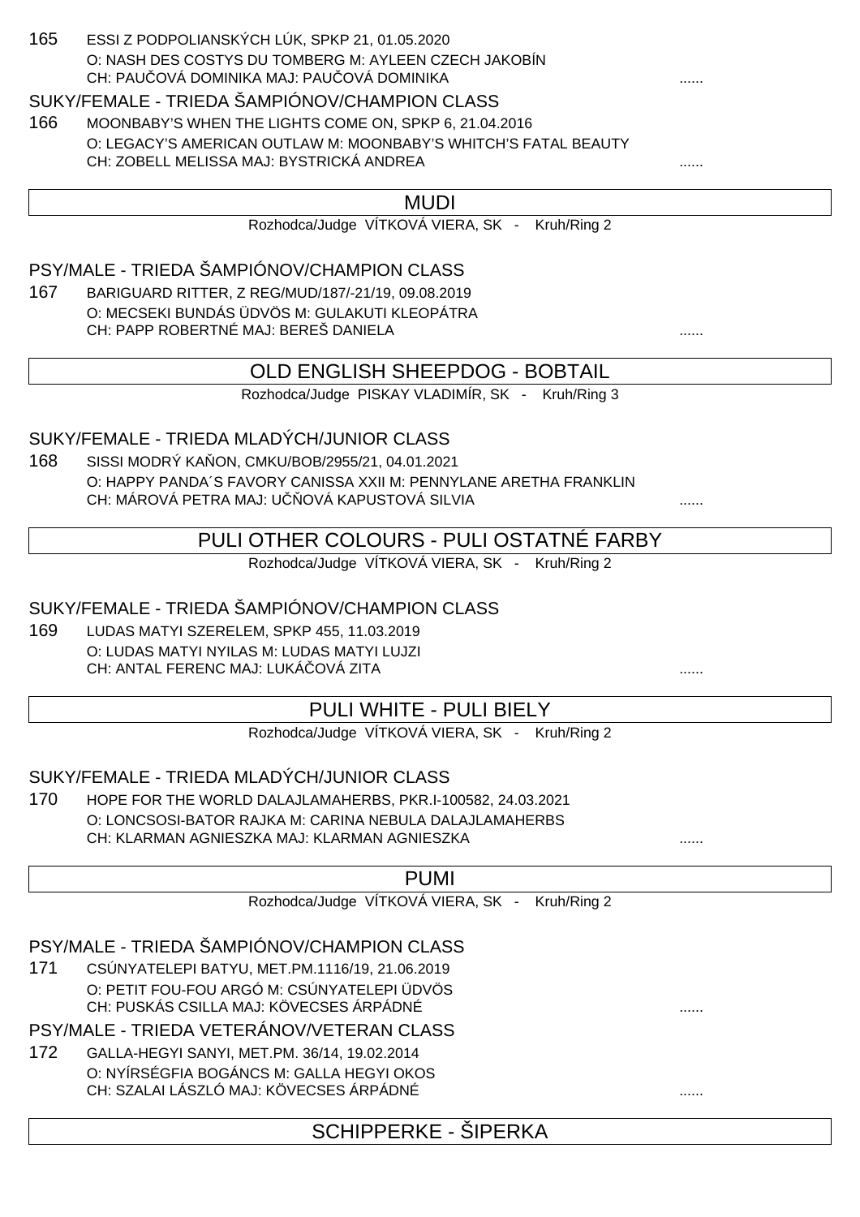165 ESSI Z PODPOLIANSKÝCH LÚK, SPKP 21, 01.05.2020
O: NASH DES COSTYS DU TOMBERG M: AYLEEN CZECH JAKOBÍN
CH: PAUČOVÁ DOMINIKA MAJ: PAUČOVÁ DOMINIKA ......

SUKY/FEMALE - TRIEDA ŠAMPIÓNOV/CHAMPION CLASS

166 MOONBABY'S WHEN THE LIGHTS COME ON, SPKP 6, 21.04.2016
O: LEGACY'S AMERICAN OUTLAW M: MOONBABY'S WHITCH'S FATAL BEAUTY
CH: ZOBELL MELISSA MAJ: BYSTRICKÁ ANDREA ......

## MUDI

Rozhodca/Judge VÍTKOVÁ VIERA, SK - Kruh/Ring 2

PSY/MALE - TRIEDA ŠAMPIÓNOV/CHAMPION CLASS

167 BARIGUARD RITTER, Z REG/MUD/187/-21/19, 09.08.2019
O: MECSEKI BUNDÁS ÜDVÖS M: GULAKUTI KLEOPÁTRA
CH: PAPP ROBERTNÉ MAJ: BEREŠ DANIELA ......

## OLD ENGLISH SHEEPDOG - BOBTAIL

Rozhodca/Judge PISKAY VLADIMÍR, SK - Kruh/Ring 3

SUKY/FEMALE - TRIEDA MLADÝCH/JUNIOR CLASS

168 SISSI MODRÝ KAŇON, CMKU/BOB/2955/21, 04.01.2021
O: HAPPY PANDA´S FAVORY CANISSA XXII M: PENNYLANE ARETHA FRANKLIN
CH: MÁROVÁ PETRA MAJ: UČŇOVÁ KAPUSTOVÁ SILVIA ......

## PULI OTHER COLOURS - PULI OSTATNÉ FARBY

Rozhodca/Judge VÍTKOVÁ VIERA, SK - Kruh/Ring 2

SUKY/FEMALE - TRIEDA ŠAMPIÓNOV/CHAMPION CLASS

169 LUDAS MATYI SZERELEM, SPKP 455, 11.03.2019
O: LUDAS MATYI NYILAS M: LUDAS MATYI LUJZI
CH: ANTAL FERENC MAJ: LUKÁČOVÁ ZITA ......

## PULI WHITE - PULI BIELY

Rozhodca/Judge VÍTKOVÁ VIERA, SK - Kruh/Ring 2

SUKY/FEMALE - TRIEDA MLADÝCH/JUNIOR CLASS

170 HOPE FOR THE WORLD DALAJLAMAHERBS, PKR.I-100582, 24.03.2021
O: LONCSOSI-BATOR RAJKA M: CARINA NEBULA DALAJLAMAHERBS
CH: KLARMAN AGNIESZKA MAJ: KLARMAN AGNIESZKA ......

## PUMI

Rozhodca/Judge VÍTKOVÁ VIERA, SK - Kruh/Ring 2

PSY/MALE - TRIEDA ŠAMPIÓNOV/CHAMPION CLASS

171 CSÚNYATELEPI BATYU, MET.PM.1116/19, 21.06.2019
O: PETIT FOU-FOU ARGÓ M: CSÚNYATELEPI ÜDVÖS
CH: PUSKÁS CSILLA MAJ: KÖVECSES ÁRPÁDNÉ ......

PSY/MALE - TRIEDA VETERÁNOV/VETERAN CLASS

172 GALLA-HEGYI SANYI, MET.PM. 36/14, 19.02.2014
O: NYÍRSÉGFIA BOGÁNCS M: GALLA HEGYI OKOS
CH: SZALAI LÁSZLÓ MAJ: KÖVECSES ÁRPÁDNÉ ......

## SCHIPPERKE - ŠIPERKA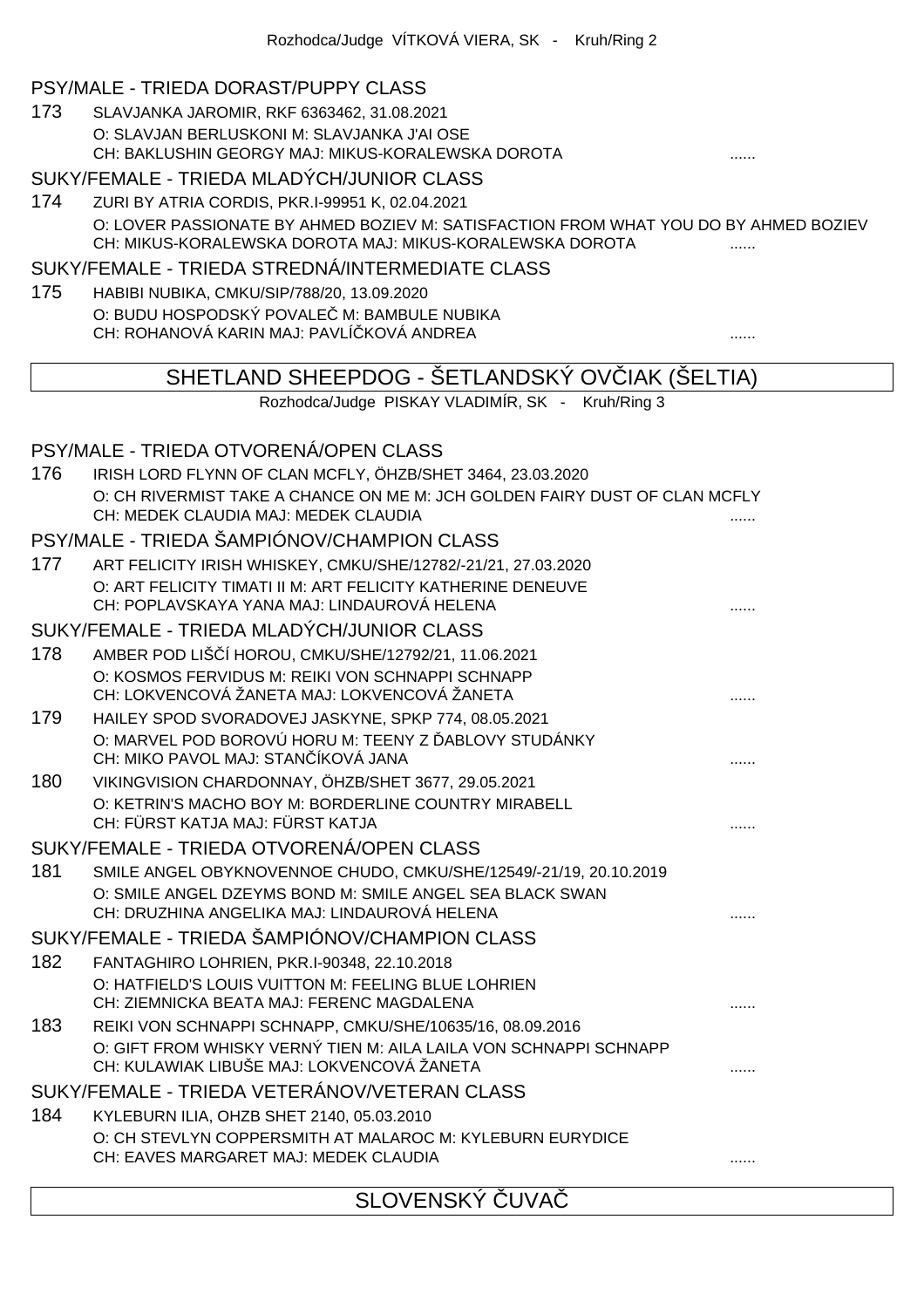Rozhodca/Judge VÍTKOVÁ VIERA, SK - Kruh/Ring 2

### PSY/MALE - TRIEDA DORAST/PUPPY CLASS

173 SLAVJANKA JAROMIR, RKF 6363462, 31.08.2021
O: SLAVJAN BERLUSKONI M: SLAVJANKA J'AI OSE
CH: BAKLUSHIN GEORGY MAJ: MIKUS-KORALEWSKA DOROTA ......

### SUKY/FEMALE - TRIEDA MLADÝCH/JUNIOR CLASS

174 ZURI BY ATRIA CORDIS, PKR.I-99951 K, 02.04.2021
O: LOVER PASSIONATE BY AHMED BOZIEV M: SATISFACTION FROM WHAT YOU DO BY AHMED BOZIEV
CH: MIKUS-KORALEWSKA DOROTA MAJ: MIKUS-KORALEWSKA DOROTA ......

### SUKY/FEMALE - TRIEDA STREDNÁ/INTERMEDIATE CLASS

175 HABIBI NUBIKA, CMKU/SIP/788/20, 13.09.2020
O: BUDU HOSPODSKÝ POVALEČ M: BAMBULE NUBIKA
CH: ROHANOVÁ KARIN MAJ: PAVLÍČKOVÁ ANDREA ......

## SHETLAND SHEEPDOG - ŠETLANDSKÝ OVČIAK (ŠELTIA)

Rozhodca/Judge PISKAY VLADIMÍR, SK - Kruh/Ring 3

### PSY/MALE - TRIEDA OTVORENÁ/OPEN CLASS

176 IRISH LORD FLYNN OF CLAN MCFLY, ÖHZB/SHET 3464, 23.03.2020
O: CH RIVERMIST TAKE A CHANCE ON ME M: JCH GOLDEN FAIRY DUST OF CLAN MCFLY
CH: MEDEK CLAUDIA MAJ: MEDEK CLAUDIA ......

### PSY/MALE - TRIEDA ŠAMPIÓNOV/CHAMPION CLASS

177 ART FELICITY IRISH WHISKEY, CMKU/SHE/12782/-21/21, 27.03.2020
O: ART FELICITY TIMATI II M: ART FELICITY KATHERINE DENEUVE
CH: POPLAVSKAYA YANA MAJ: LINDAUROVÁ HELENA ......

### SUKY/FEMALE - TRIEDA MLADÝCH/JUNIOR CLASS

178 AMBER POD LIŠČÍ HOROU, CMKU/SHE/12792/21, 11.06.2021
O: KOSMOS FERVIDUS M: REIKI VON SCHNAPPI SCHNAPP
CH: LOKVENCOVÁ ŽANETA MAJ: LOKVENCOVÁ ŽANETA ......

179 HAILEY SPOD SVORADOVEJ JASKYNE, SPKP 774, 08.05.2021
O: MARVEL POD BOROVÚ HORU M: TEENY Z ĎABLOVY STUDÁNKY
CH: MIKO PAVOL MAJ: STANČÍKOVÁ JANA ......

180 VIKINGVISION CHARDONNAY, ÖHZB/SHET 3677, 29.05.2021
O: KETRIN'S MACHO BOY M: BORDERLINE COUNTRY MIRABELL
CH: FÜRST KATJA MAJ: FÜRST KATJA ......

### SUKY/FEMALE - TRIEDA OTVORENÁ/OPEN CLASS

181 SMILE ANGEL OBYKNOVENNOE CHUDO, CMKU/SHE/12549/-21/19, 20.10.2019
O: SMILE ANGEL DZEYMS BOND M: SMILE ANGEL SEA BLACK SWAN
CH: DRUZHINA ANGELIKA MAJ: LINDAUROVÁ HELENA ......

### SUKY/FEMALE - TRIEDA ŠAMPIÓNOV/CHAMPION CLASS

182 FANTAGHIRO LOHRIEN, PKR.I-90348, 22.10.2018
O: HATFIELD'S LOUIS VUITTON M: FEELING BLUE LOHRIEN
CH: ZIEMNICKA BEATA MAJ: FERENC MAGDALENA ......

183 REIKI VON SCHNAPPI SCHNAPP, CMKU/SHE/10635/16, 08.09.2016
O: GIFT FROM WHISKY VERNÝ TIEN M: AILA LAILA VON SCHNAPPI SCHNAPP
CH: KULAWIAK LIBUŠE MAJ: LOKVENCOVÁ ŽANETA ......

### SUKY/FEMALE - TRIEDA VETERÁNOV/VETERAN CLASS

184 KYLEBURN ILIA, OHZB SHET 2140, 05.03.2010
O: CH STEVLYN COPPERSMITH AT MALAROC M: KYLEBURN EURYDICE
CH: EAVES MARGARET MAJ: MEDEK CLAUDIA ......

## SLOVENSKÝ ČUVAČ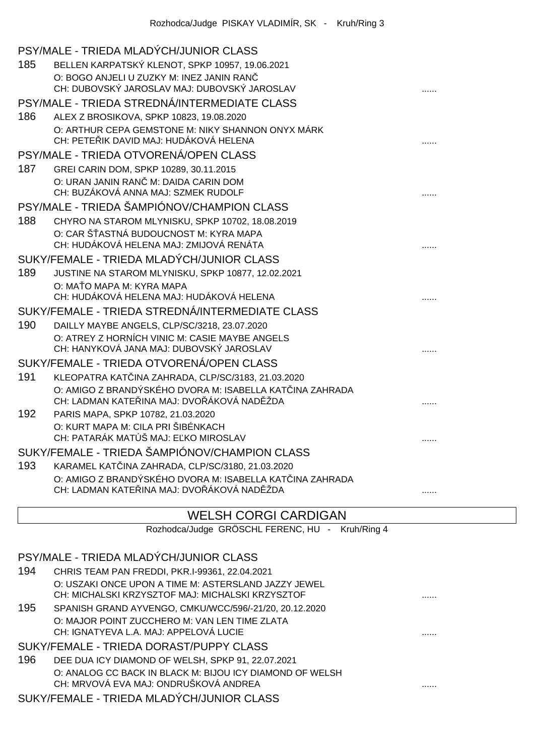Rozhodca/Judge PISKAY VLADIMÍR, SK - Kruh/Ring 3

### PSY/MALE - TRIEDA MLADÝCH/JUNIOR CLASS

185 BELLEN KARPATSKÝ KLENOT, SPKP 10957, 19.06.2021
O: BOGO ANJELI U ZUZKY M: INEZ JANIN RANČ
CH: DUBOVSKÝ JAROSLAV MAJ: DUBOVSKÝ JAROSLAV ......

### PSY/MALE - TRIEDA STREDNÁ/INTERMEDIATE CLASS

186 ALEX Z BROSIKOVA, SPKP 10823, 19.08.2020
O: ARTHUR CEPA GEMSTONE M: NIKY SHANNON ONYX MÁRK
CH: PETEŘIK DAVID MAJ: HUDÁKOVÁ HELENA ......

### PSY/MALE - TRIEDA OTVORENÁ/OPEN CLASS

187 GREI CARIN DOM, SPKP 10289, 30.11.2015
O: URAN JANIN RANČ M: DAIDA CARIN DOM
CH: BUZÁKOVÁ ANNA MAJ: SZMEK RUDOLF ......

### PSY/MALE - TRIEDA ŠAMPIÓNOV/CHAMPION CLASS

188 CHYRO NA STAROM MLYNISKU, SPKP 10702, 18.08.2019
O: CAR ŠŤASTNÁ BUDOUCNOST M: KYRA MAPA
CH: HUDÁKOVÁ HELENA MAJ: ZMIJOVÁ RENÁTA ......

### SUKY/FEMALE - TRIEDA MLADÝCH/JUNIOR CLASS

189 JUSTINE NA STAROM MLYNISKU, SPKP 10877, 12.02.2021
O: MAŤO MAPA M: KYRA MAPA
CH: HUDÁKOVÁ HELENA MAJ: HUDÁKOVÁ HELENA ......

### SUKY/FEMALE - TRIEDA STREDNÁ/INTERMEDIATE CLASS

190 DAILLY MAYBE ANGELS, CLP/SC/3218, 23.07.2020
O: ATREY Z HORNÍCH VINIC M: CASIE MAYBE ANGELS
CH: HANYKOVÁ JANA MAJ: DUBOVSKÝ JAROSLAV ......

### SUKY/FEMALE - TRIEDA OTVORENÁ/OPEN CLASS

191 KLEOPATRA KATČINA ZAHRADA, CLP/SC/3183, 21.03.2020
O: AMIGO Z BRANDÝSKÉHO DVORA M: ISABELLA KATČINA ZAHRADA
CH: LADMAN KATEŘINA MAJ: DVOŘÁKOVÁ NADĚŽDA ......

192 PARIS MAPA, SPKP 10782, 21.03.2020
O: KURT MAPA M: CILA PRI ŠIBÉNKACH
CH: PATARÁK MATÚŠ MAJ: EĽKO MIROSLAV ......

### SUKY/FEMALE - TRIEDA ŠAMPIÓNOV/CHAMPION CLASS

193 KARAMEL KATČINA ZAHRADA, CLP/SC/3180, 21.03.2020
O: AMIGO Z BRANDÝSKÉHO DVORA M: ISABELLA KATČINA ZAHRADA
CH: LADMAN KATEŘINA MAJ: DVOŘÁKOVÁ NADĚŽDA ......

## WELSH CORGI CARDIGAN

Rozhodca/Judge GRÖSCHL FERENC, HU - Kruh/Ring 4

### PSY/MALE - TRIEDA MLADÝCH/JUNIOR CLASS

194 CHRIS TEAM PAN FREDDI, PKR.I-99361, 22.04.2021
O: USZAKI ONCE UPON A TIME M: ASTERSLAND JAZZY JEWEL
CH: MICHALSKI KRZYSZTOF MAJ: MICHALSKI KRZYSZTOF ......

195 SPANISH GRAND AYVENGO, CMKU/WCC/596/-21/20, 20.12.2020
O: MAJOR POINT ZUCCHERO M: VAN LEN TIME ZLATA
CH: IGNATYEVA L.A. MAJ: APPELOVÁ LUCIE ......

### SUKY/FEMALE - TRIEDA DORAST/PUPPY CLASS

196 DEE DUA ICY DIAMOND OF WELSH, SPKP 91, 22.07.2021
O: ANALOG CC BACK IN BLACK M: BIJOU ICY DIAMOND OF WELSH
CH: MRVOVÁ EVA MAJ: ONDRUŠKOVÁ ANDREA ......

### SUKY/FEMALE - TRIEDA MLADÝCH/JUNIOR CLASS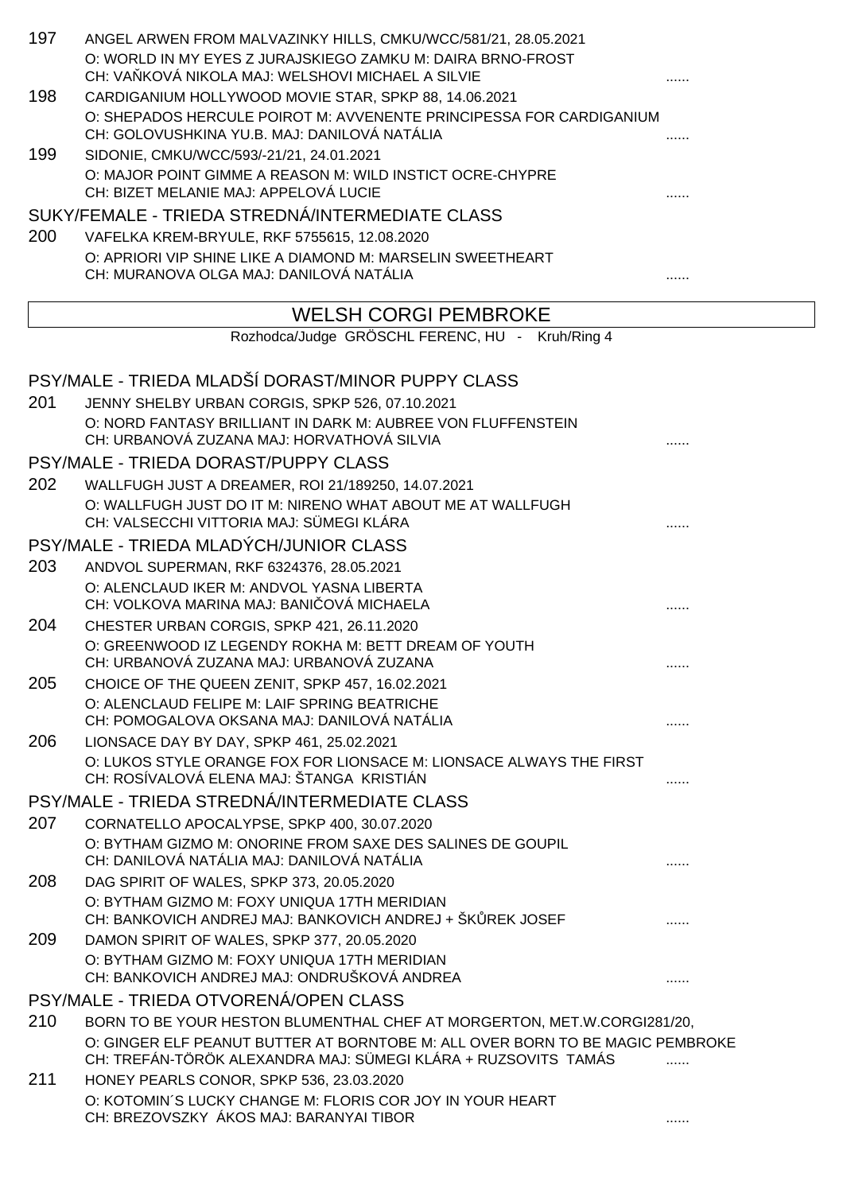197 ANGEL ARWEN FROM MALVAZINKY HILLS, CMKU/WCC/581/21, 28.05.2021
O: WORLD IN MY EYES Z JURAJSKIEGO ZAMKU M: DAIRA BRNO-FROST
CH: VAŇKOVÁ NIKOLA MAJ: WELSHOVI MICHAEL A SILVIE ......

198 CARDIGANIUM HOLLYWOOD MOVIE STAR, SPKP 88, 14.06.2021
O: SHEPADOS HERCULE POIROT M: AVVENENTE PRINCIPESSA FOR CARDIGANIUM
CH: GOLOVUSHKINA YU.B. MAJ: DANILOVÁ NATÁLIA ......

199 SIDONIE, CMKU/WCC/593/-21/21, 24.01.2021
O: MAJOR POINT GIMME A REASON M: WILD INSTICT OCRE-CHYPRE
CH: BIZET MELANIE MAJ: APPELOVÁ LUCIE ......

SUKY/FEMALE - TRIEDA STREDNÁ/INTERMEDIATE CLASS

200 VAFELKA KREM-BRYULE, RKF 5755615, 12.08.2020
O: APRIORI VIP SHINE LIKE A DIAMOND M: MARSELIN SWEETHEART
CH: MURANOVA OLGA MAJ: DANILOVÁ NATÁLIA ......

## WELSH CORGI PEMBROKE

Rozhodca/Judge GRÖSCHL FERENC, HU - Kruh/Ring 4

PSY/MALE - TRIEDA MLADŠÍ DORAST/MINOR PUPPY CLASS

201 JENNY SHELBY URBAN CORGIS, SPKP 526, 07.10.2021
O: NORD FANTASY BRILLIANT IN DARK M: AUBREE VON FLUFFENSTEIN
CH: URBANOVÁ ZUZANA MAJ: HORVATHOVÁ SILVIA ......

PSY/MALE - TRIEDA DORAST/PUPPY CLASS

202 WALLFUGH JUST A DREAMER, ROI 21/189250, 14.07.2021
O: WALLFUGH JUST DO IT M: NIRENO WHAT ABOUT ME AT WALLFUGH
CH: VALSECCHI VITTORIA MAJ: SÜMEGI KLÁRA ......

PSY/MALE - TRIEDA MLADÝCH/JUNIOR CLASS

203 ANDVOL SUPERMAN, RKF 6324376, 28.05.2021
O: ALENCLAUD IKER M: ANDVOL YASNA LIBERTA
CH: VOLKOVA MARINA MAJ: BANIČOVÁ MICHAELA ......

204 CHESTER URBAN CORGIS, SPKP 421, 26.11.2020
O: GREENWOOD IZ LEGENDY ROKHA M: BETT DREAM OF YOUTH
CH: URBANOVÁ ZUZANA MAJ: URBANOVÁ ZUZANA ......

205 CHOICE OF THE QUEEN ZENIT, SPKP 457, 16.02.2021
O: ALENCLAUD FELIPE M: LAIF SPRING BEATRICHE
CH: POMOGALOVA OKSANA MAJ: DANILOVÁ NATÁLIA ......

206 LIONSACE DAY BY DAY, SPKP 461, 25.02.2021
O: LUKOS STYLE ORANGE FOX FOR LIONSACE M: LIONSACE ALWAYS THE FIRST
CH: ROSÍVALOVÁ ELENA MAJ: ŠTANGA KRISTIÁN ......

PSY/MALE - TRIEDA STREDNÁ/INTERMEDIATE CLASS

207 CORNATELLO APOCALYPSE, SPKP 400, 30.07.2020
O: BYTHAM GIZMO M: ONORINE FROM SAXE DES SALINES DE GOUPIL
CH: DANILOVÁ NATÁLIA MAJ: DANILOVÁ NATÁLIA ......

208 DAG SPIRIT OF WALES, SPKP 373, 20.05.2020
O: BYTHAM GIZMO M: FOXY UNIQUA 17TH MERIDIAN
CH: BANKOVICH ANDREJ MAJ: BANKOVICH ANDREJ + ŠKŮREK JOSEF ......

209 DAMON SPIRIT OF WALES, SPKP 377, 20.05.2020
O: BYTHAM GIZMO M: FOXY UNIQUA 17TH MERIDIAN
CH: BANKOVICH ANDREJ MAJ: ONDRUŠKOVÁ ANDREA ......

PSY/MALE - TRIEDA OTVORENÁ/OPEN CLASS

210 BORN TO BE YOUR HESTON BLUMENTHAL CHEF AT MORGERTON, MET.W.CORGI281/20,
O: GINGER ELF PEANUT BUTTER AT BORNTOBE M: ALL OVER BORN TO BE MAGIC PEMBROKE
CH: TREFÁN-TÖRÖK ALEXANDRA MAJ: SÜMEGI KLÁRA + RUZSOVITS TAMÁS ......

211 HONEY PEARLS CONOR, SPKP 536, 23.03.2020
O: KOTOMIN´S LUCKY CHANGE M: FLORIS COR JOY IN YOUR HEART
CH: BREZOVSZKY ÁKOS MAJ: BARANYAI TIBOR ......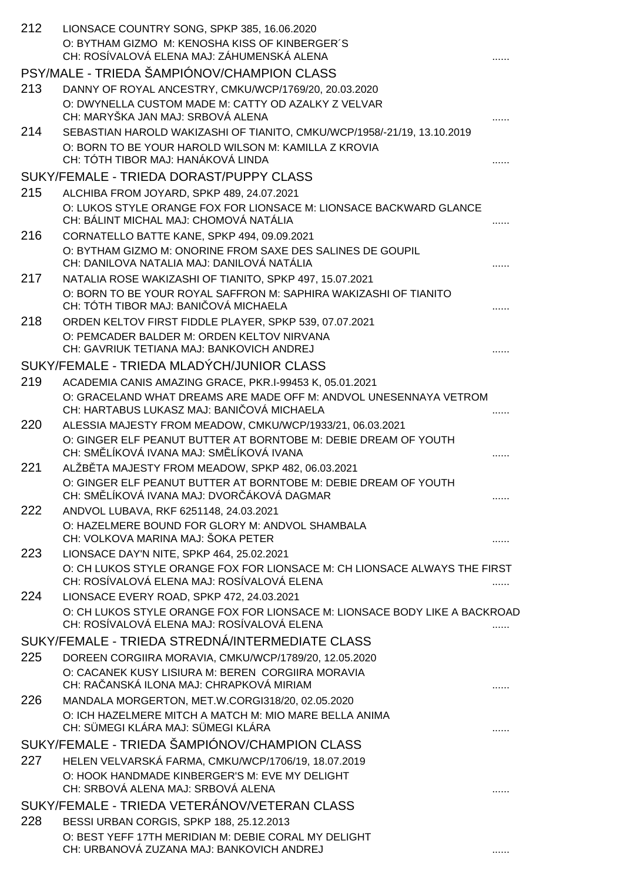212 LIONSACE COUNTRY SONG, SPKP 385, 16.06.2020
O: BYTHAM GIZMO M: KENOSHA KISS OF KINBERGER´S
CH: ROSÍVALOVÁ ELENA MAJ: ZÁHUMENSKÁ ALENA ......

## PSY/MALE - TRIEDA ŠAMPIÓNOV/CHAMPION CLASS

213 DANNY OF ROYAL ANCESTRY, CMKU/WCP/1769/20, 20.03.2020
O: DWYNELLA CUSTOM MADE M: CATTY OD AZALKY Z VELVAR
CH: MARYŠKA JAN MAJ: SRBOVÁ ALENA ......

214 SEBASTIAN HAROLD WAKIZASHI OF TIANITO, CMKU/WCP/1958/-21/19, 13.10.2019
O: BORN TO BE YOUR HAROLD WILSON M: KAMILLA Z KROVIA
CH: TÓTH TIBOR MAJ: HANÁKOVÁ LINDA ......

## SUKY/FEMALE - TRIEDA DORAST/PUPPY CLASS

215 ALCHIBA FROM JOYARD, SPKP 489, 24.07.2021
O: LUKOS STYLE ORANGE FOX FOR LIONSACE M: LIONSACE BACKWARD GLANCE
CH: BÁLINT MICHAL MAJ: CHOMOVÁ NATÁLIA ......

216 CORNATELLO BATTE KANE, SPKP 494, 09.09.2021
O: BYTHAM GIZMO M: ONORINE FROM SAXE DES SALINES DE GOUPIL
CH: DANILOVA NATALIA MAJ: DANILOVÁ NATÁLIA ......

217 NATALIA ROSE WAKIZASHI OF TIANITO, SPKP 497, 15.07.2021
O: BORN TO BE YOUR ROYAL SAFFRON M: SAPHIRA WAKIZASHI OF TIANITO
CH: TÓTH TIBOR MAJ: BANIČOVÁ MICHAELA ......

218 ORDEN KELTOV FIRST FIDDLE PLAYER, SPKP 539, 07.07.2021
O: PEMCADER BALDER M: ORDEN KELTOV NIRVANA
CH: GAVRIUK TETIANA MAJ: BANKOVICH ANDREJ ......

## SUKY/FEMALE - TRIEDA MLADÝCH/JUNIOR CLASS

219 ACADEMIA CANIS AMAZING GRACE, PKR.I-99453 K, 05.01.2021
O: GRACELAND WHAT DREAMS ARE MADE OFF M: ANDVOL UNESENNAYA VETROM
CH: HARTABUS LUKASZ MAJ: BANIČOVÁ MICHAELA ......

220 ALESSIA MAJESTY FROM MEADOW, CMKU/WCP/1933/21, 06.03.2021
O: GINGER ELF PEANUT BUTTER AT BORNTOBE M: DEBIE DREAM OF YOUTH
CH: SMĚLÍKOVÁ IVANA MAJ: SMĚLÍKOVÁ IVANA ......

221 ALŽBĚTA MAJESTY FROM MEADOW, SPKP 482, 06.03.2021
O: GINGER ELF PEANUT BUTTER AT BORNTOBE M: DEBIE DREAM OF YOUTH
CH: SMĚLÍKOVÁ IVANA MAJ: DVORČÁKOVÁ DAGMAR ......

222 ANDVOL LUBAVA, RKF 6251148, 24.03.2021
O: HAZELMERE BOUND FOR GLORY M: ANDVOL SHAMBALA
CH: VOLKOVA MARINA MAJ: ŠOKA PETER ......

223 LIONSACE DAY'N NITE, SPKP 464, 25.02.2021
O: CH LUKOS STYLE ORANGE FOX FOR LIONSACE M: CH LIONSACE ALWAYS THE FIRST
CH: ROSÍVALOVÁ ELENA MAJ: ROSÍVALOVÁ ELENA ......

224 LIONSACE EVERY ROAD, SPKP 472, 24.03.2021
O: CH LUKOS STYLE ORANGE FOX FOR LIONSACE M: LIONSACE BODY LIKE A BACKROAD
CH: ROSÍVALOVÁ ELENA MAJ: ROSÍVALOVÁ ELENA ......

## SUKY/FEMALE - TRIEDA STREDNÁ/INTERMEDIATE CLASS

225 DOREEN CORGIIRA MORAVIA, CMKU/WCP/1789/20, 12.05.2020
O: CACANEK KUSY LISIURA M: BEREN CORGIIRA MORAVIA
CH: RAČANSKÁ ILONA MAJ: CHRAPKOVÁ MIRIAM ......

226 MANDALA MORGERTON, MET.W.CORGI318/20, 02.05.2020
O: ICH HAZELMERE MITCH A MATCH M: MIO MARE BELLA ANIMA
CH: SÜMEGI KLÁRA MAJ: SÜMEGI KLÁRA ......

## SUKY/FEMALE - TRIEDA ŠAMPIÓNOV/CHAMPION CLASS

227 HELEN VELVARSKÁ FARMA, CMKU/WCP/1706/19, 18.07.2019
O: HOOK HANDMADE KINBERGER'S M: EVE MY DELIGHT
CH: SRBOVÁ ALENA MAJ: SRBOVÁ ALENA ......

## SUKY/FEMALE - TRIEDA VETERÁNOV/VETERAN CLASS

228 BESSI URBAN CORGIS, SPKP 188, 25.12.2013
O: BEST YEFF 17TH MERIDIAN M: DEBIE CORAL MY DELIGHT
CH: URBANOVÁ ZUZANA MAJ: BANKOVICH ANDREJ ......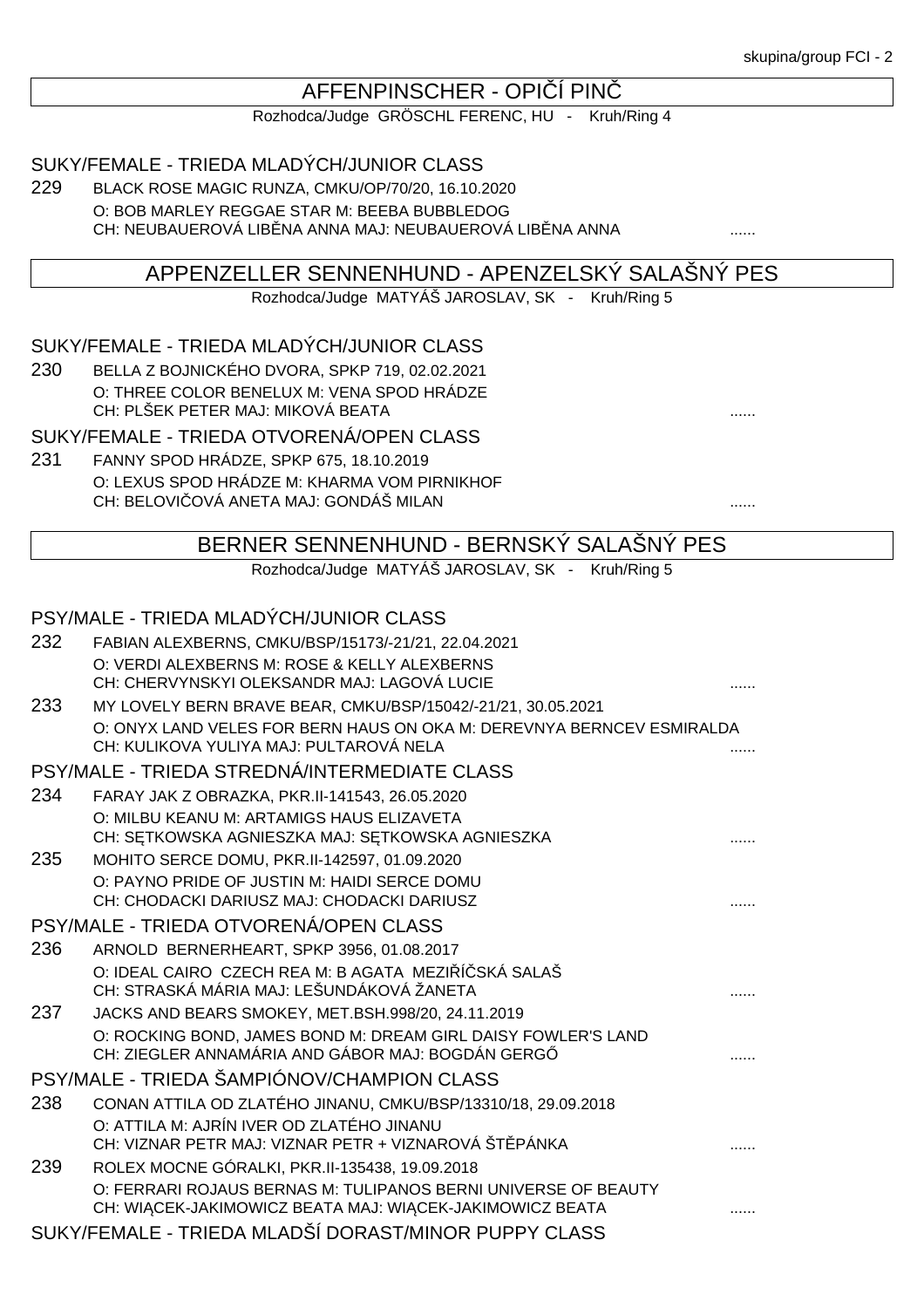## AFFENPINSCHER - OPIČÍ PINČ

Rozhodca/Judge GRÖSCHL FERENC, HU - Kruh/Ring 4

### SUKY/FEMALE - TRIEDA MLADÝCH/JUNIOR CLASS

229 BLACK ROSE MAGIC RUNZA, CMKU/OP/70/20, 16.10.2020
O: BOB MARLEY REGGAE STAR M: BEEBA BUBBLEDOG
CH: NEUBAUEROVÁ LIBĚNA ANNA MAJ: NEUBAUEROVÁ LIBĚNA ANNA ......

## APPENZELLER SENNENHUND - APENZELSKÝ SALAŠNÝ PES

Rozhodca/Judge MATYÁŠ JAROSLAV, SK - Kruh/Ring 5

### SUKY/FEMALE - TRIEDA MLADÝCH/JUNIOR CLASS

230 BELLA Z BOJNICKÉHO DVORA, SPKP 719, 02.02.2021
O: THREE COLOR BENELUX M: VENA SPOD HRÁDZE
CH: PLŠEK PETER MAJ: MIKOVÁ BEATA ......

### SUKY/FEMALE - TRIEDA OTVORENÁ/OPEN CLASS

231 FANNY SPOD HRÁDZE, SPKP 675, 18.10.2019
O: LEXUS SPOD HRÁDZE M: KHARMA VOM PIRNIKHOF
CH: BELOVIČOVÁ ANETA MAJ: GONDÁŠ MILAN ......

## BERNER SENNENHUND - BERNSKÝ SALAŠNÝ PES

Rozhodca/Judge MATYÁŠ JAROSLAV, SK - Kruh/Ring 5

### PSY/MALE - TRIEDA MLADÝCH/JUNIOR CLASS

232 FABIAN ALEXBERNS, CMKU/BSP/15173/-21/21, 22.04.2021
O: VERDI ALEXBERNS M: ROSE & KELLY ALEXBERNS
CH: CHERVYNSKYI OLEKSANDR MAJ: LAGOVÁ LUCIE ......

233 MY LOVELY BERN BRAVE BEAR, CMKU/BSP/15042/-21/21, 30.05.2021
O: ONYX LAND VELES FOR BERN HAUS ON OKA M: DEREVNYA BERNCEV ESMIRALDA
CH: KULIKOVA YULIYA MAJ: PULTAROVÁ NELA ......

### PSY/MALE - TRIEDA STREDNÁ/INTERMEDIATE CLASS

234 FARAY JAK Z OBRAZKA, PKR.II-141543, 26.05.2020
O: MILBU KEANU M: ARTAMIGS HAUS ELIZAVETA
CH: SĘTKOWSKA AGNIESZKA MAJ: SĘTKOWSKA AGNIESZKA ......

235 MOHITO SERCE DOMU, PKR.II-142597, 01.09.2020
O: PAYNO PRIDE OF JUSTIN M: HAIDI SERCE DOMU
CH: CHODACKI DARIUSZ MAJ: CHODACKI DARIUSZ ......

### PSY/MALE - TRIEDA OTVORENÁ/OPEN CLASS

236 ARNOLD BERNERHEART, SPKP 3956, 01.08.2017
O: IDEAL CAIRO CZECH REA M: B AGATA MEZIŘÍČSKÁ SALAŠ
CH: STRASKÁ MÁRIA MAJ: LEŠUNDÁKOVÁ ŽANETA ......

237 JACKS AND BEARS SMOKEY, MET.BSH.998/20, 24.11.2019
O: ROCKING BOND, JAMES BOND M: DREAM GIRL DAISY FOWLER'S LAND
CH: ZIEGLER ANNAMÁRIA AND GÁBOR MAJ: BOGDÁN GERGŐ ......

### PSY/MALE - TRIEDA ŠAMPIÓNOV/CHAMPION CLASS

238 CONAN ATTILA OD ZLATÉHO JINANU, CMKU/BSP/13310/18, 29.09.2018
O: ATTILA M: AJRÍN IVER OD ZLATÉHO JINANU
CH: VIZNAR PETR MAJ: VIZNAR PETR + VIZNAROVÁ ŠTĚPÁNKA ......

239 ROLEX MOCNE GÓRALKI, PKR.II-135438, 19.09.2018
O: FERRARI ROJAUS BERNAS M: TULIPANOS BERNI UNIVERSE OF BEAUTY
CH: WIĄCEK-JAKIMOWICZ BEATA MAJ: WIĄCEK-JAKIMOWICZ BEATA ......

### SUKY/FEMALE - TRIEDA MLADŠÍ DORAST/MINOR PUPPY CLASS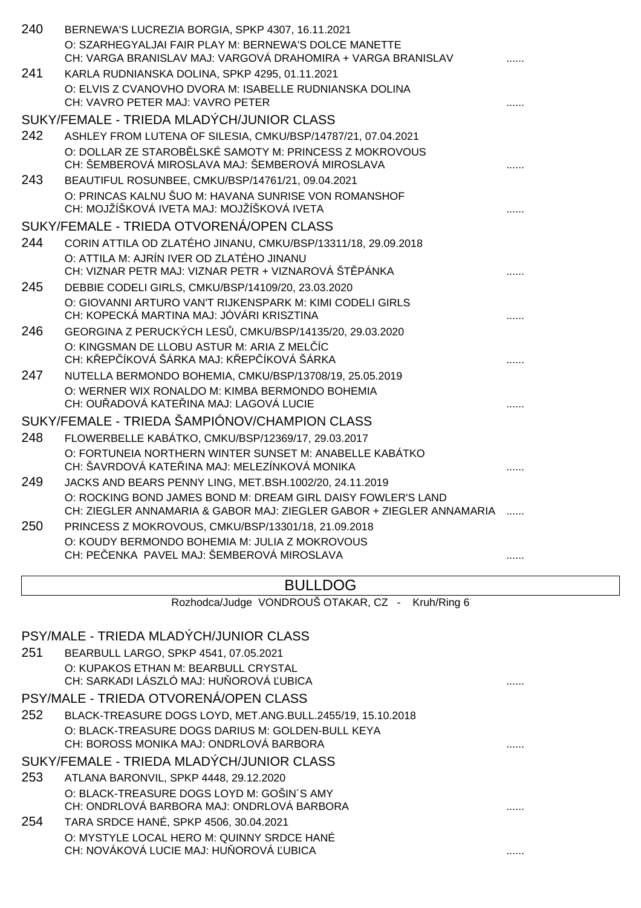240 BERNEWA'S LUCREZIA BORGIA, SPKP 4307, 16.11.2021
O: SZARHEGYALJAI FAIR PLAY M: BERNEWA'S DOLCE MANETTE
CH: VARGA BRANISLAV MAJ: VARGOVÁ DRAHOMIRA + VARGA BRANISLAV ......

241 KARLA RUDNIANSKA DOLINA, SPKP 4295, 01.11.2021
O: ELVIS Z CVANOVHO DVORA M: ISABELLE RUDNIANSKA DOLINA
CH: VAVRO PETER MAJ: VAVRO PETER ......

SUKY/FEMALE - TRIEDA MLADÝCH/JUNIOR CLASS

242 ASHLEY FROM LUTENA OF SILESIA, CMKU/BSP/14787/21, 07.04.2021
O: DOLLAR ZE STAROBĚLSKÉ SAMOTY M: PRINCESS Z MOKROVOUS
CH: ŠEMBEROVÁ MIROSLAVA MAJ: ŠEMBEROVÁ MIROSLAVA ......

243 BEAUTIFUL ROSUNBEE, CMKU/BSP/14761/21, 09.04.2021
O: PRINCAS KALNU ŠUO M: HAVANA SUNRISE VON ROMANSHOF
CH: MOJŽÍŠKOVÁ IVETA MAJ: MOJŽÍŠKOVÁ IVETA ......

SUKY/FEMALE - TRIEDA OTVORENÁ/OPEN CLASS

244 CORIN ATTILA OD ZLATÉHO JINANU, CMKU/BSP/13311/18, 29.09.2018
O: ATTILA M: AJRÍN IVER OD ZLATÉHO JINANU
CH: VIZNAR PETR MAJ: VIZNAR PETR + VIZNAROVÁ ŠTĚPÁNKA ......

245 DEBBIE CODELI GIRLS, CMKU/BSP/14109/20, 23.03.2020
O: GIOVANNI ARTURO VAN'T RIJKENSPARK M: KIMI CODELI GIRLS
CH: KOPECKÁ MARTINA MAJ: JÓVÁRI KRISZTINA ......

246 GEORGINA Z PERUCKÝCH LESŮ, CMKU/BSP/14135/20, 29.03.2020
O: KINGSMAN DE LLOBU ASTUR M: ARIA Z MELČÍC
CH: KŘEPČÍKOVÁ ŠÁRKA MAJ: KŘEPČÍKOVÁ ŠÁRKA ......

247 NUTELLA BERMONDO BOHEMIA, CMKU/BSP/13708/19, 25.05.2019
O: WERNER WIX RONALDO M: KIMBA BERMONDO BOHEMIA
CH: OUŘADOVÁ KATEŘINA MAJ: LAGOVÁ LUCIE ......

SUKY/FEMALE - TRIEDA ŠAMPIÓNOV/CHAMPION CLASS

248 FLOWERBELLE KABÁTKO, CMKU/BSP/12369/17, 29.03.2017
O: FORTUNEIA NORTHERN WINTER SUNSET M: ANABELLE KABÁTKO
CH: ŠAVRDOVÁ KATEŘINA MAJ: MELEZÍNKOVÁ MONIKA ......

249 JACKS AND BEARS PENNY LING, MET.BSH.1002/20, 24.11.2019
O: ROCKING BOND JAMES BOND M: DREAM GIRL DAISY FOWLER'S LAND
CH: ZIEGLER ANNAMARIA & GABOR MAJ: ZIEGLER GABOR + ZIEGLER ANNAMARIA ......

250 PRINCESS Z MOKROVOUS, CMKU/BSP/13301/18, 21.09.2018
O: KOUDY BERMONDO BOHEMIA M: JULIA Z MOKROVOUS
CH: PEČENKA PAVEL MAJ: ŠEMBEROVÁ MIROSLAVA ......

## BULLDOG

Rozhodca/Judge VONDROUŠ OTAKAR, CZ - Kruh/Ring 6

PSY/MALE - TRIEDA MLADÝCH/JUNIOR CLASS

251 BEARBULL LARGO, SPKP 4541, 07.05.2021
O: KUPAKOS ETHAN M: BEARBULL CRYSTAL
CH: SARKADI LÁSZLÓ MAJ: HUŇOROVÁ ĽUBICA ......

PSY/MALE - TRIEDA OTVORENÁ/OPEN CLASS

252 BLACK-TREASURE DOGS LOYD, MET.ANG.BULL.2455/19, 15.10.2018
O: BLACK-TREASURE DOGS DARIUS M: GOLDEN-BULL KEYA
CH: BOROSS MONIKA MAJ: ONDRLOVÁ BARBORA ......

SUKY/FEMALE - TRIEDA MLADÝCH/JUNIOR CLASS

253 ATLANA BARONVIL, SPKP 4448, 29.12.2020
O: BLACK-TREASURE DOGS LOYD M: GOŠIN´S AMY
CH: ONDRLOVÁ BARBORA MAJ: ONDRLOVÁ BARBORA ......

254 TARA SRDCE HANÉ, SPKP 4506, 30.04.2021
O: MYSTYLE LOCAL HERO M: QUINNY SRDCE HANÉ
CH: NOVÁKOVÁ LUCIE MAJ: HUŇOROVÁ ĽUBICA ......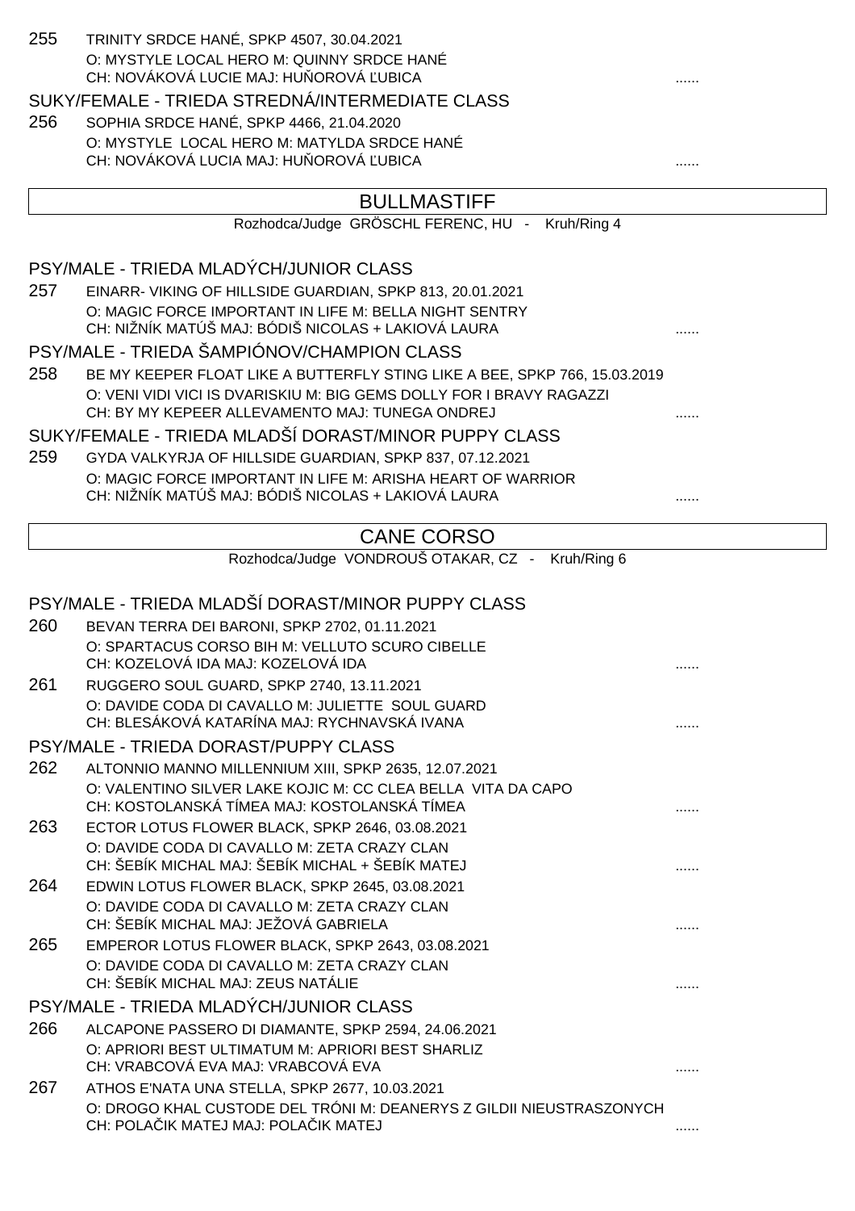255 TRINITY SRDCE HANÉ, SPKP 4507, 30.04.2021
O: MYSTYLE LOCAL HERO M: QUINNY SRDCE HANÉ
CH: NOVÁKOVÁ LUCIE MAJ: HUŇOROVÁ ĽUBICA ......

SUKY/FEMALE - TRIEDA STREDNÁ/INTERMEDIATE CLASS

256 SOPHIA SRDCE HANÉ, SPKP 4466, 21.04.2020
O: MYSTYLE LOCAL HERO M: MATYLDA SRDCE HANÉ
CH: NOVÁKOVÁ LUCIA MAJ: HUŇOROVÁ ĽUBICA ......

## BULLMASTIFF

Rozhodca/Judge GRÖSCHL FERENC, HU - Kruh/Ring 4

PSY/MALE - TRIEDA MLADÝCH/JUNIOR CLASS

257 EINARR- VIKING OF HILLSIDE GUARDIAN, SPKP 813, 20.01.2021
O: MAGIC FORCE IMPORTANT IN LIFE M: BELLA NIGHT SENTRY
CH: NIŽNÍK MATÚŠ MAJ: BÓDIŠ NICOLAS + LAKIOVÁ LAURA ......

PSY/MALE - TRIEDA ŠAMPIÓNOV/CHAMPION CLASS

258 BE MY KEEPER FLOAT LIKE A BUTTERFLY STING LIKE A BEE, SPKP 766, 15.03.2019
O: VENI VIDI VICI IS DVARISKIU M: BIG GEMS DOLLY FOR I BRAVY RAGAZZI
CH: BY MY KEPEER ALLEVAMENTO MAJ: TUNEGA ONDREJ ......

SUKY/FEMALE - TRIEDA MLADŠÍ DORAST/MINOR PUPPY CLASS

259 GYDA VALKYRJA OF HILLSIDE GUARDIAN, SPKP 837, 07.12.2021
O: MAGIC FORCE IMPORTANT IN LIFE M: ARISHA HEART OF WARRIOR
CH: NIŽNÍK MATÚŠ MAJ: BÓDIŠ NICOLAS + LAKIOVÁ LAURA ......

## CANE CORSO

Rozhodca/Judge VONDROUŠ OTAKAR, CZ - Kruh/Ring 6

PSY/MALE - TRIEDA MLADŠÍ DORAST/MINOR PUPPY CLASS

260 BEVAN TERRA DEI BARONI, SPKP 2702, 01.11.2021
O: SPARTACUS CORSO BIH M: VELLUTO SCURO CIBELLE
CH: KOZELOVÁ IDA MAJ: KOZELOVÁ IDA ......

261 RUGGERO SOUL GUARD, SPKP 2740, 13.11.2021
O: DAVIDE CODA DI CAVALLO M: JULIETTE SOUL GUARD
CH: BLESÁKOVÁ KATARÍNA MAJ: RYCHNAVSKÁ IVANA ......

PSY/MALE - TRIEDA DORAST/PUPPY CLASS

262 ALTONNIO MANNO MILLENNIUM XIII, SPKP 2635, 12.07.2021
O: VALENTINO SILVER LAKE KOJIC M: CC CLEA BELLA VITA DA CAPO
CH: KOSTOLANSKÁ TÍMEA MAJ: KOSTOLANSKÁ TÍMEA ......

263 ECTOR LOTUS FLOWER BLACK, SPKP 2646, 03.08.2021
O: DAVIDE CODA DI CAVALLO M: ZETA CRAZY CLAN
CH: ŠEBÍK MICHAL MAJ: ŠEBÍK MICHAL + ŠEBÍK MATEJ ......

264 EDWIN LOTUS FLOWER BLACK, SPKP 2645, 03.08.2021
O: DAVIDE CODA DI CAVALLO M: ZETA CRAZY CLAN
CH: ŠEBÍK MICHAL MAJ: JEŽOVÁ GABRIELA ......

265 EMPEROR LOTUS FLOWER BLACK, SPKP 2643, 03.08.2021
O: DAVIDE CODA DI CAVALLO M: ZETA CRAZY CLAN
CH: ŠEBÍK MICHAL MAJ: ZEUS NATÁLIE ......

PSY/MALE - TRIEDA MLADÝCH/JUNIOR CLASS

266 ALCAPONE PASSERO DI DIAMANTE, SPKP 2594, 24.06.2021
O: APRIORI BEST ULTIMATUM M: APRIORI BEST SHARLIZ
CH: VRABCOVÁ EVA MAJ: VRABCOVÁ EVA ......

267 ATHOS E'NATA UNA STELLA, SPKP 2677, 10.03.2021
O: DROGO KHAL CUSTODE DEL TRÓNI M: DEANERYS Z GILDII NIEUSTRASZONYCH
CH: POLAČIK MATEJ MAJ: POLAČIK MATEJ ......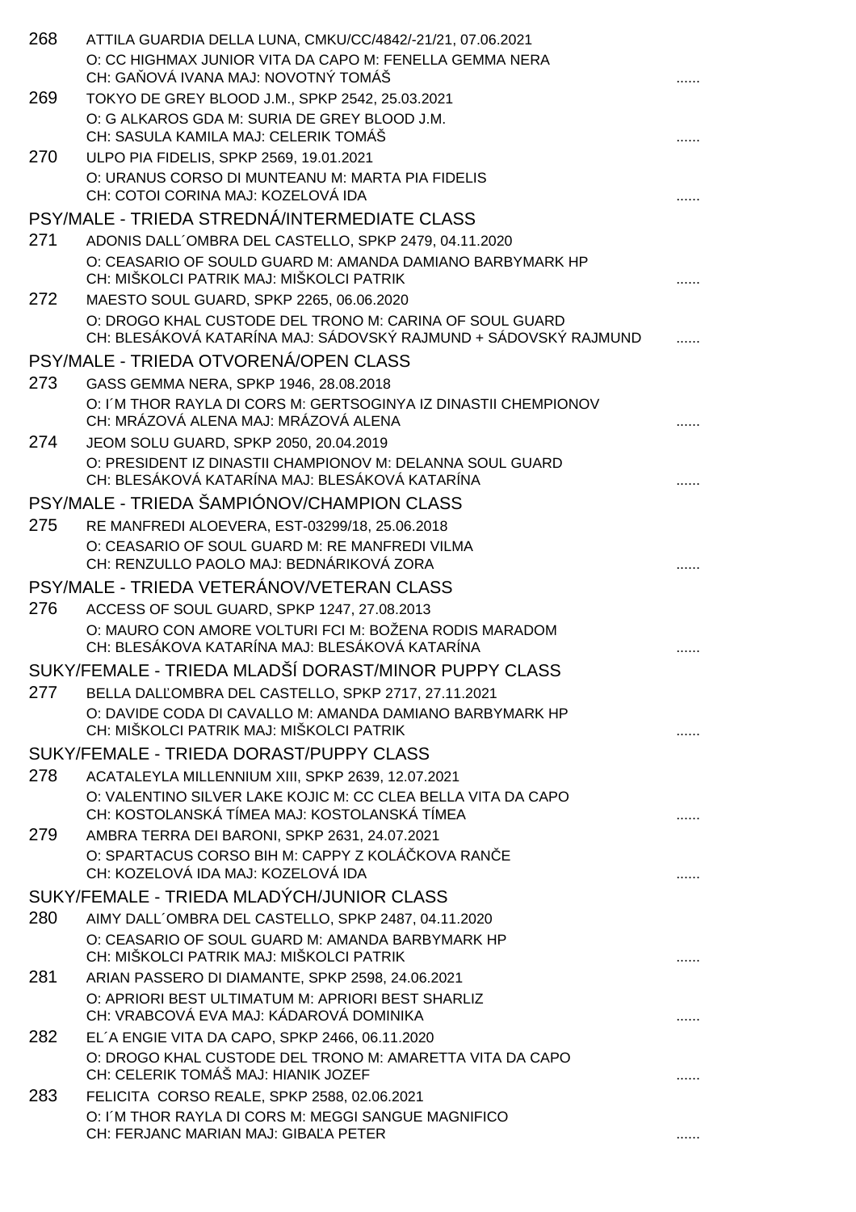268 ATTILA GUARDIA DELLA LUNA, CMKU/CC/4842/-21/21, 07.06.2021
O: CC HIGHMAX JUNIOR VITA DA CAPO M: FENELLA GEMMA NERA
CH: GAŇOVÁ IVANA MAJ: NOVOTNÝ TOMÁŠ ......

269 TOKYO DE GREY BLOOD J.M., SPKP 2542, 25.03.2021
O: G ALKAROS GDA M: SURIA DE GREY BLOOD J.M.
CH: SASULA KAMILA MAJ: CELERIK TOMÁŠ ......

270 ULPO PIA FIDELIS, SPKP 2569, 19.01.2021
O: URANUS CORSO DI MUNTEANU M: MARTA PIA FIDELIS
CH: COTOI CORINA MAJ: KOZELOVÁ IDA ......

## PSY/MALE - TRIEDA STREDNÁ/INTERMEDIATE CLASS

271 ADONIS DALL´OMBRA DEL CASTELLO, SPKP 2479, 04.11.2020
O: CEASARIO OF SOULD GUARD M: AMANDA DAMIANO BARBYMARK HP
CH: MIŠKOLCI PATRIK MAJ: MIŠKOLCI PATRIK ......

272 MAESTO SOUL GUARD, SPKP 2265, 06.06.2020
O: DROGO KHAL CUSTODE DEL TRONO M: CARINA OF SOUL GUARD
CH: BLESÁKOVÁ KATARÍNA MAJ: SÁDOVSKÝ RAJMUND + SÁDOVSKÝ RAJMUND ......

## PSY/MALE - TRIEDA OTVORENÁ/OPEN CLASS

273 GASS GEMMA NERA, SPKP 1946, 28.08.2018
O: I´M THOR RAYLA DI CORS M: GERTSOGINYA IZ DINASTII CHEMPIONOV
CH: MRÁZOVÁ ALENA MAJ: MRÁZOVÁ ALENA ......

274 JEOM SOLU GUARD, SPKP 2050, 20.04.2019
O: PRESIDENT IZ DINASTII CHAMPIONOV M: DELANNA SOUL GUARD
CH: BLESÁKOVÁ KATARÍNA MAJ: BLESÁKOVÁ KATARÍNA ......

## PSY/MALE - TRIEDA ŠAMPIÓNOV/CHAMPION CLASS

275 RE MANFREDI ALOEVERA, EST-03299/18, 25.06.2018
O: CEASARIO OF SOUL GUARD M: RE MANFREDI VILMA
CH: RENZULLO PAOLO MAJ: BEDNÁRIKOVÁ ZORA ......

## PSY/MALE - TRIEDA VETERÁNOV/VETERAN CLASS

276 ACCESS OF SOUL GUARD, SPKP 1247, 27.08.2013
O: MAURO CON AMORE VOLTURI FCI M: BOŽENA RODIS MARADOM
CH: BLESÁKOVA KATARÍNA MAJ: BLESÁKOVÁ KATARÍNA ......

## SUKY/FEMALE - TRIEDA MLADŠÍ DORAST/MINOR PUPPY CLASS

277 BELLA DALĽOMBRA DEL CASTELLO, SPKP 2717, 27.11.2021
O: DAVIDE CODA DI CAVALLO M: AMANDA DAMIANO BARBYMARK HP
CH: MIŠKOLCI PATRIK MAJ: MIŠKOLCI PATRIK ......

## SUKY/FEMALE - TRIEDA DORAST/PUPPY CLASS

278 ACATALEYLA MILLENNIUM XIII, SPKP 2639, 12.07.2021
O: VALENTINO SILVER LAKE KOJIC M: CC CLEA BELLA VITA DA CAPO
CH: KOSTOLANSKÁ TÍMEA MAJ: KOSTOLANSKÁ TÍMEA ......

279 AMBRA TERRA DEI BARONI, SPKP 2631, 24.07.2021
O: SPARTACUS CORSO BIH M: CAPPY Z KOLÁČKOVA RANČE
CH: KOZELOVÁ IDA MAJ: KOZELOVÁ IDA ......

## SUKY/FEMALE - TRIEDA MLADÝCH/JUNIOR CLASS

280 AIMY DALL´OMBRA DEL CASTELLO, SPKP 2487, 04.11.2020
O: CEASARIO OF SOUL GUARD M: AMANDA BARBYMARK HP
CH: MIŠKOLCI PATRIK MAJ: MIŠKOLCI PATRIK ......

281 ARIAN PASSERO DI DIAMANTE, SPKP 2598, 24.06.2021
O: APRIORI BEST ULTIMATUM M: APRIORI BEST SHARLIZ
CH: VRABCOVÁ EVA MAJ: KÁDAROVÁ DOMINIKA ......

282 EL´A ENGIE VITA DA CAPO, SPKP 2466, 06.11.2020
O: DROGO KHAL CUSTODE DEL TRONO M: AMARETTA VITA DA CAPO
CH: CELERIK TOMÁŠ MAJ: HIANIK JOZEF ......

283 FELICITA CORSO REALE, SPKP 2588, 02.06.2021
O: I´M THOR RAYLA DI CORS M: MEGGI SANGUE MAGNIFICO
CH: FERJANC MARIAN MAJ: GIBAĽA PETER ......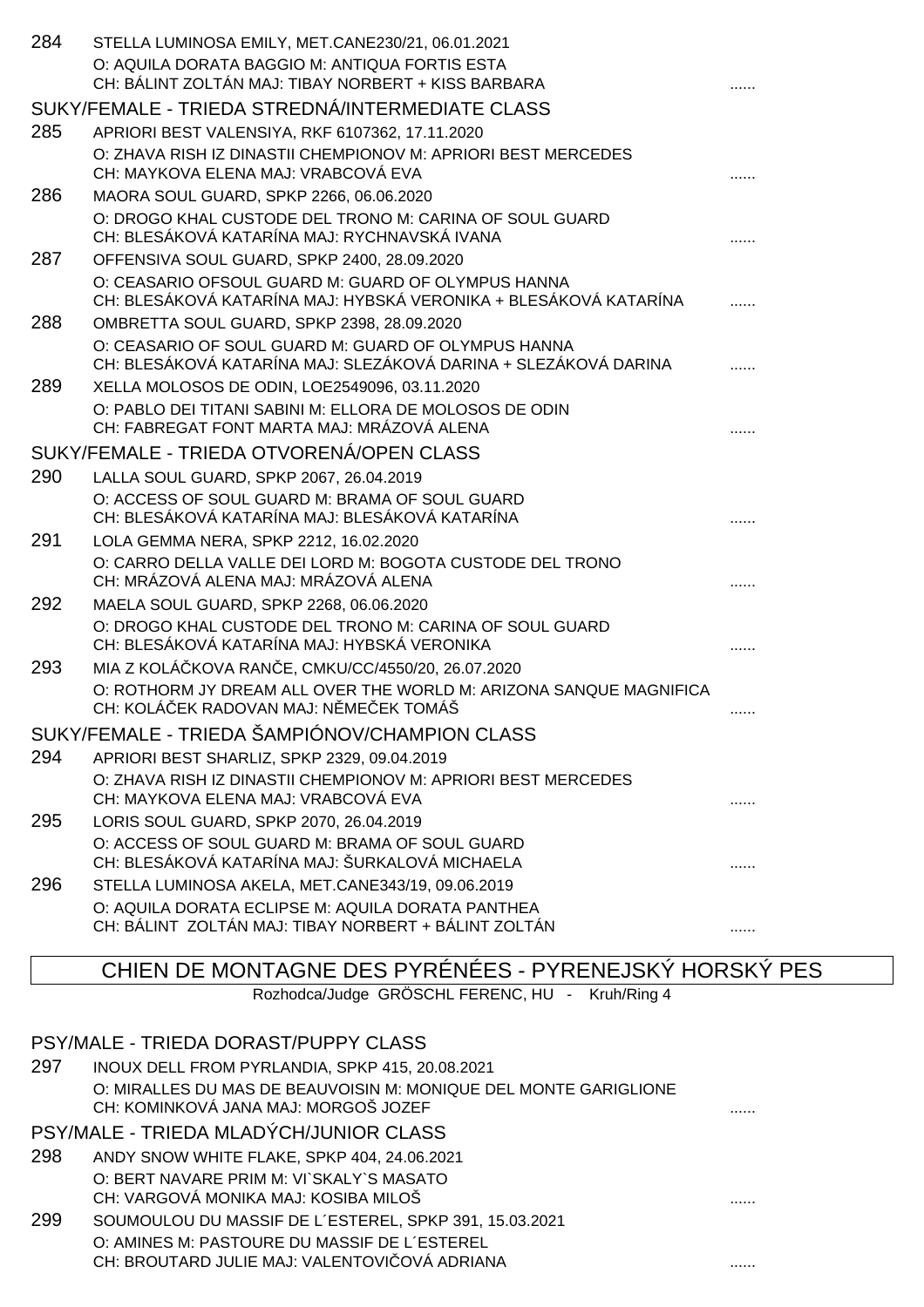284 STELLA LUMINOSA EMILY, MET.CANE230/21, 06.01.2021
O: AQUILA DORATA BAGGIO M: ANTIQUA FORTIS ESTA
CH: BÁLINT ZOLTÁN MAJ: TIBAY NORBERT + KISS BARBARA ......

SUKY/FEMALE - TRIEDA STREDNÁ/INTERMEDIATE CLASS

285 APRIORI BEST VALENSIYA, RKF 6107362, 17.11.2020
O: ZHAVA RISH IZ DINASTII CHEMPIONOV M: APRIORI BEST MERCEDES
CH: MAYKOVA ELENA MAJ: VRABCOVÁ EVA ......

286 MAORA SOUL GUARD, SPKP 2266, 06.06.2020
O: DROGO KHAL CUSTODE DEL TRONO M: CARINA OF SOUL GUARD
CH: BLESÁKOVÁ KATARÍNA MAJ: RYCHNAVSKÁ IVANA ......

287 OFFENSIVA SOUL GUARD, SPKP 2400, 28.09.2020
O: CEASARIO OFSOUL GUARD M: GUARD OF OLYMPUS HANNA
CH: BLESÁKOVÁ KATARÍNA MAJ: HYBSKÁ VERONIKA + BLESÁKOVÁ KATARÍNA ......

288 OMBRETTA SOUL GUARD, SPKP 2398, 28.09.2020
O: CEASARIO OF SOUL GUARD M: GUARD OF OLYMPUS HANNA
CH: BLESÁKOVÁ KATARÍNA MAJ: SLEZÁKOVÁ DARINA + SLEZÁKOVÁ DARINA ......

289 XELLA MOLOSOS DE ODIN, LOE2549096, 03.11.2020
O: PABLO DEI TITANI SABINI M: ELLORA DE MOLOSOS DE ODIN
CH: FABREGAT FONT MARTA MAJ: MRÁZOVÁ ALENA ......

SUKY/FEMALE - TRIEDA OTVORENÁ/OPEN CLASS

290 LALLA SOUL GUARD, SPKP 2067, 26.04.2019
O: ACCESS OF SOUL GUARD M: BRAMA OF SOUL GUARD
CH: BLESÁKOVÁ KATARÍNA MAJ: BLESÁKOVÁ KATARÍNA ......

291 LOLA GEMMA NERA, SPKP 2212, 16.02.2020
O: CARRO DELLA VALLE DEI LORD M: BOGOTA CUSTODE DEL TRONO
CH: MRÁZOVÁ ALENA MAJ: MRÁZOVÁ ALENA ......

292 MAELA SOUL GUARD, SPKP 2268, 06.06.2020
O: DROGO KHAL CUSTODE DEL TRONO M: CARINA OF SOUL GUARD
CH: BLESÁKOVÁ KATARÍNA MAJ: HYBSKÁ VERONIKA ......

293 MIA Z KOLÁČKOVA RANČE, CMKU/CC/4550/20, 26.07.2020
O: ROTHORM JY DREAM ALL OVER THE WORLD M: ARIZONA SANQUE MAGNIFICA
CH: KOLÁČEK RADOVAN MAJ: NĚMEČEK TOMÁŠ ......

SUKY/FEMALE - TRIEDA ŠAMPIÓNOV/CHAMPION CLASS

294 APRIORI BEST SHARLIZ, SPKP 2329, 09.04.2019
O: ZHAVA RISH IZ DINASTII CHEMPIONOV M: APRIORI BEST MERCEDES
CH: MAYKOVA ELENA MAJ: VRABCOVÁ EVA ......

295 LORIS SOUL GUARD, SPKP 2070, 26.04.2019
O: ACCESS OF SOUL GUARD M: BRAMA OF SOUL GUARD
CH: BLESÁKOVÁ KATARÍNA MAJ: ŠURKALOVÁ MICHAELA ......

296 STELLA LUMINOSA AKELA, MET.CANE343/19, 09.06.2019
O: AQUILA DORATA ECLIPSE M: AQUILA DORATA PANTHEA
CH: BÁLINT ZOLTÁN MAJ: TIBAY NORBERT + BÁLINT ZOLTÁN ......

## CHIEN DE MONTAGNE DES PYRÉNÉES - PYRENEJSKÝ HORSKÝ PES

Rozhodca/Judge GRÖSCHL FERENC, HU - Kruh/Ring 4

PSY/MALE - TRIEDA DORAST/PUPPY CLASS

297 INOUX DELL FROM PYRLANDIA, SPKP 415, 20.08.2021
O: MIRALLES DU MAS DE BEAUVOISIN M: MONIQUE DEL MONTE GARIGLIONE
CH: KOMINKOVÁ JANA MAJ: MORGOŠ JOZEF ......

PSY/MALE - TRIEDA MLADÝCH/JUNIOR CLASS

298 ANDY SNOW WHITE FLAKE, SPKP 404, 24.06.2021
O: BERT NAVARE PRIM M: VI`SKALY`S MASATO
CH: VARGOVÁ MONIKA MAJ: KOSIBA MILOŠ ......

299 SOUMOULOU DU MASSIF DE L´ESTEREL, SPKP 391, 15.03.2021
O: AMINES M: PASTOURE DU MASSIF DE L´ESTEREL
CH: BROUTARD JULIE MAJ: VALENTOVIČOVÁ ADRIANA ......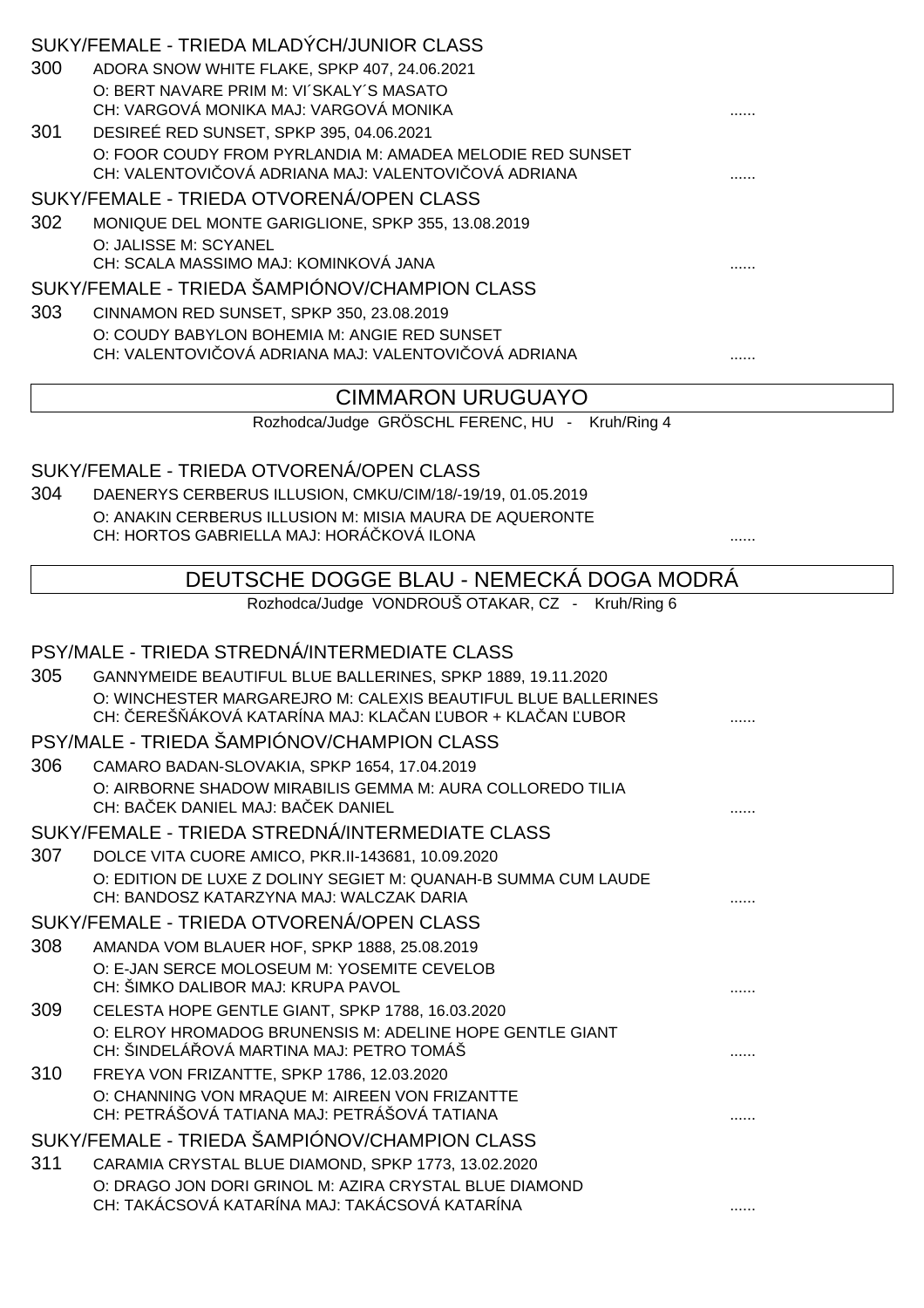SUKY/FEMALE - TRIEDA MLADÝCH/JUNIOR CLASS

300 ADORA SNOW WHITE FLAKE, SPKP 407, 24.06.2021
O: BERT NAVARE PRIM M: VI´SKALY´S MASATO
CH: VARGOVÁ MONIKA MAJ: VARGOVÁ MONIKA ......

301 DESIREÉ RED SUNSET, SPKP 395, 04.06.2021
O: FOOR COUDY FROM PYRLANDIA M: AMADEA MELODIE RED SUNSET
CH: VALENTOVIČOVÁ ADRIANA MAJ: VALENTOVIČOVÁ ADRIANA ......

SUKY/FEMALE - TRIEDA OTVORENÁ/OPEN CLASS

302 MONIQUE DEL MONTE GARIGLIONE, SPKP 355, 13.08.2019
O: JALISSE M: SCYANEL
CH: SCALA MASSIMO MAJ: KOMINKOVÁ JANA ......

SUKY/FEMALE - TRIEDA ŠAMPIÓNOV/CHAMPION CLASS

303 CINNAMON RED SUNSET, SPKP 350, 23.08.2019
O: COUDY BABYLON BOHEMIA M: ANGIE RED SUNSET
CH: VALENTOVIČOVÁ ADRIANA MAJ: VALENTOVIČOVÁ ADRIANA ......

## CIMMARON URUGUAYO

Rozhodca/Judge GRÖSCHL FERENC, HU - Kruh/Ring 4

SUKY/FEMALE - TRIEDA OTVORENÁ/OPEN CLASS

304 DAENERYS CERBERUS ILLUSION, CMKU/CIM/18/-19/19, 01.05.2019
O: ANAKIN CERBERUS ILLUSION M: MISIA MAURA DE AQUERONTE
CH: HORTOS GABRIELLA MAJ: HORÁČKOVÁ ILONA ......

## DEUTSCHE DOGGE BLAU - NEMECKÁ DOGA MODRÁ

Rozhodca/Judge VONDROUŠ OTAKAR, CZ - Kruh/Ring 6

PSY/MALE - TRIEDA STREDNÁ/INTERMEDIATE CLASS

305 GANNYMEIDE BEAUTIFUL BLUE BALLERINES, SPKP 1889, 19.11.2020
O: WINCHESTER MARGAREJRO M: CALEXIS BEAUTIFUL BLUE BALLERINES
CH: ČEREŠŇÁKOVÁ KATARÍNA MAJ: KLAČAN ĽUBOR + KLAČAN ĽUBOR ......

PSY/MALE - TRIEDA ŠAMPIÓNOV/CHAMPION CLASS

306 CAMARO BADAN-SLOVAKIA, SPKP 1654, 17.04.2019
O: AIRBORNE SHADOW MIRABILIS GEMMA M: AURA COLLOREDO TILIA
CH: BAČEK DANIEL MAJ: BAČEK DANIEL ......

SUKY/FEMALE - TRIEDA STREDNÁ/INTERMEDIATE CLASS

307 DOLCE VITA CUORE AMICO, PKR.II-143681, 10.09.2020
O: EDITION DE LUXE Z DOLINY SEGIET M: QUANAH-B SUMMA CUM LAUDE
CH: BANDOSZ KATARZYNA MAJ: WALCZAK DARIA ......

SUKY/FEMALE - TRIEDA OTVORENÁ/OPEN CLASS

308 AMANDA VOM BLAUER HOF, SPKP 1888, 25.08.2019
O: E-JAN SERCE MOLOSEUM M: YOSEMITE CEVELOB
CH: ŠIMKO DALIBOR MAJ: KRUPA PAVOL ......

309 CELESTA HOPE GENTLE GIANT, SPKP 1788, 16.03.2020
O: ELROY HROMADOG BRUNENSIS M: ADELINE HOPE GENTLE GIANT
CH: ŠINDELÁŘOVÁ MARTINA MAJ: PETRO TOMÁŠ ......

310 FREYA VON FRIZANTTE, SPKP 1786, 12.03.2020
O: CHANNING VON MRAQUE M: AIREEN VON FRIZANTTE
CH: PETRÁŠOVÁ TATIANA MAJ: PETRÁŠOVÁ TATIANA ......

SUKY/FEMALE - TRIEDA ŠAMPIÓNOV/CHAMPION CLASS

311 CARAMIA CRYSTAL BLUE DIAMOND, SPKP 1773, 13.02.2020
O: DRAGO JON DORI GRINOL M: AZIRA CRYSTAL BLUE DIAMOND
CH: TAKÁCSOVÁ KATARÍNA MAJ: TAKÁCSOVÁ KATARÍNA ......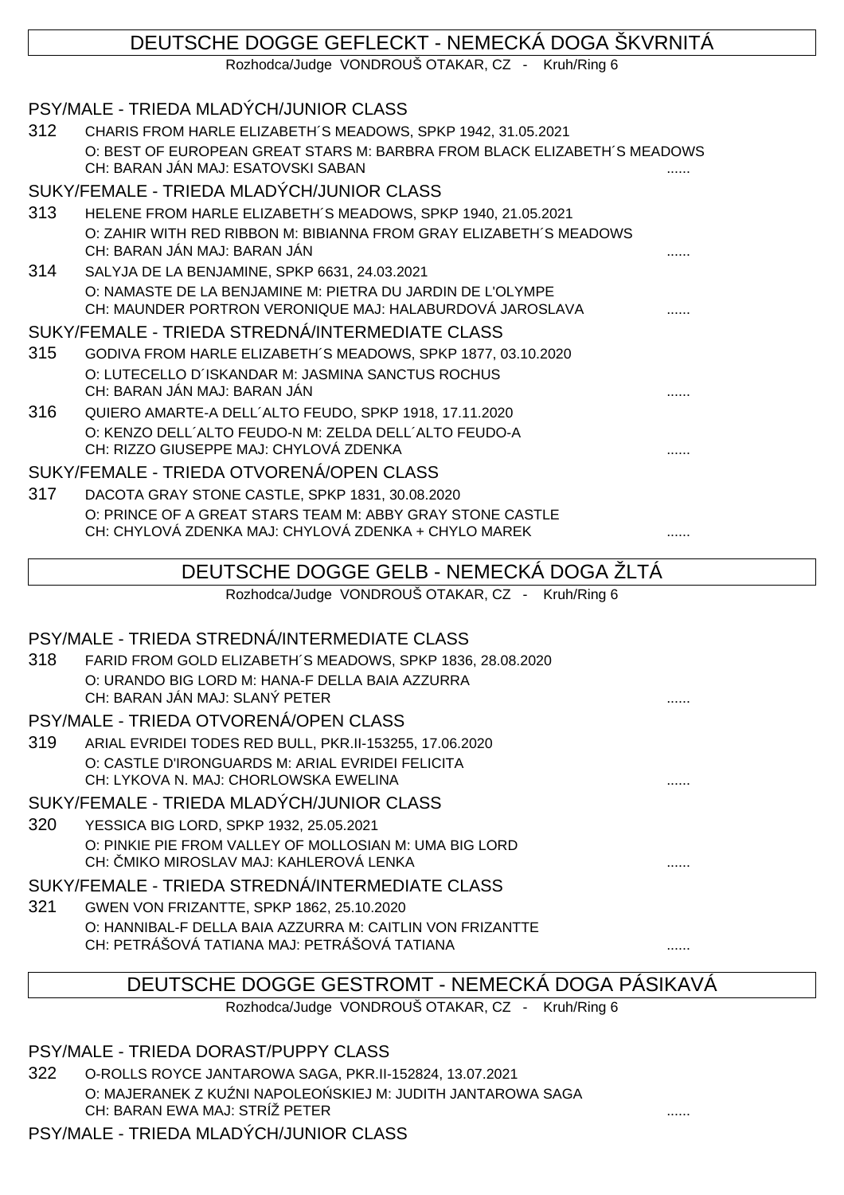## DEUTSCHE DOGGE GEFLECKT - NEMECKÁ DOGA ŠKVRNITÁ

Rozhodca/Judge VONDROUŠ OTAKAR, CZ - Kruh/Ring 6

### PSY/MALE - TRIEDA MLADÝCH/JUNIOR CLASS

312 CHARIS FROM HARLE ELIZABETH´S MEADOWS, SPKP 1942, 31.05.2021
O: BEST OF EUROPEAN GREAT STARS M: BARBRA FROM BLACK ELIZABETH´S MEADOWS
CH: BARAN JÁN MAJ: ESATOVSKI SABAN ......

### SUKY/FEMALE - TRIEDA MLADÝCH/JUNIOR CLASS

313 HELENE FROM HARLE ELIZABETH´S MEADOWS, SPKP 1940, 21.05.2021
O: ZAHIR WITH RED RIBBON M: BIBIANNA FROM GRAY ELIZABETH´S MEADOWS
CH: BARAN JÁN MAJ: BARAN JÁN ......

314 SALYJA DE LA BENJAMINE, SPKP 6631, 24.03.2021
O: NAMASTE DE LA BENJAMINE M: PIETRA DU JARDIN DE L'OLYMPE
CH: MAUNDER PORTRON VERONIQUE MAJ: HALABURDOVÁ JAROSLAVA ......

### SUKY/FEMALE - TRIEDA STREDNÁ/INTERMEDIATE CLASS

315 GODIVA FROM HARLE ELIZABETH´S MEADOWS, SPKP 1877, 03.10.2020
O: LUTECELLO D´ISKANDAR M: JASMINA SANCTUS ROCHUS
CH: BARAN JÁN MAJ: BARAN JÁN ......

316 QUIERO AMARTE-A DELL´ALTO FEUDO, SPKP 1918, 17.11.2020
O: KENZO DELL´ALTO FEUDO-N M: ZELDA DELL´ALTO FEUDO-A
CH: RIZZO GIUSEPPE MAJ: CHYLOVÁ ZDENKA ......

### SUKY/FEMALE - TRIEDA OTVORENÁ/OPEN CLASS

317 DACOTA GRAY STONE CASTLE, SPKP 1831, 30.08.2020
O: PRINCE OF A GREAT STARS TEAM M: ABBY GRAY STONE CASTLE
CH: CHYLOVÁ ZDENKA MAJ: CHYLOVÁ ZDENKA + CHYLO MAREK ......

## DEUTSCHE DOGGE GELB - NEMECKÁ DOGA ŽLTÁ

Rozhodca/Judge VONDROUŠ OTAKAR, CZ - Kruh/Ring 6

### PSY/MALE - TRIEDA STREDNÁ/INTERMEDIATE CLASS

318 FARID FROM GOLD ELIZABETH´S MEADOWS, SPKP 1836, 28.08.2020
O: URANDO BIG LORD M: HANA-F DELLA BAIA AZZURRA
CH: BARAN JÁN MAJ: SLANÝ PETER ......

### PSY/MALE - TRIEDA OTVORENÁ/OPEN CLASS

319 ARIAL EVRIDEI TODES RED BULL, PKR.II-153255, 17.06.2020
O: CASTLE D'IRONGUARDS M: ARIAL EVRIDEI FELICITA
CH: LYKOVA N. MAJ: CHORLOWSKA EWELINA ......

### SUKY/FEMALE - TRIEDA MLADÝCH/JUNIOR CLASS

320 YESSICA BIG LORD, SPKP 1932, 25.05.2021
O: PINKIE PIE FROM VALLEY OF MOLLOSIAN M: UMA BIG LORD
CH: ČMIKO MIROSLAV MAJ: KAHLEROVÁ LENKA ......

### SUKY/FEMALE - TRIEDA STREDNÁ/INTERMEDIATE CLASS

321 GWEN VON FRIZANTTE, SPKP 1862, 25.10.2020
O: HANNIBAL-F DELLA BAIA AZZURRA M: CAITLIN VON FRIZANTTE
CH: PETRÁŠOVÁ TATIANA MAJ: PETRÁŠOVÁ TATIANA ......

## DEUTSCHE DOGGE GESTROMT - NEMECKÁ DOGA PÁSIKAVÁ

Rozhodca/Judge VONDROUŠ OTAKAR, CZ - Kruh/Ring 6

### PSY/MALE - TRIEDA DORAST/PUPPY CLASS

322 O-ROLLS ROYCE JANTAROWA SAGA, PKR.II-152824, 13.07.2021
O: MAJERANEK Z KUŹNI NAPOLEOŃSKIEJ M: JUDITH JANTAROWA SAGA
CH: BARAN EWA MAJ: STRÍŽ PETER ......

### PSY/MALE - TRIEDA MLADÝCH/JUNIOR CLASS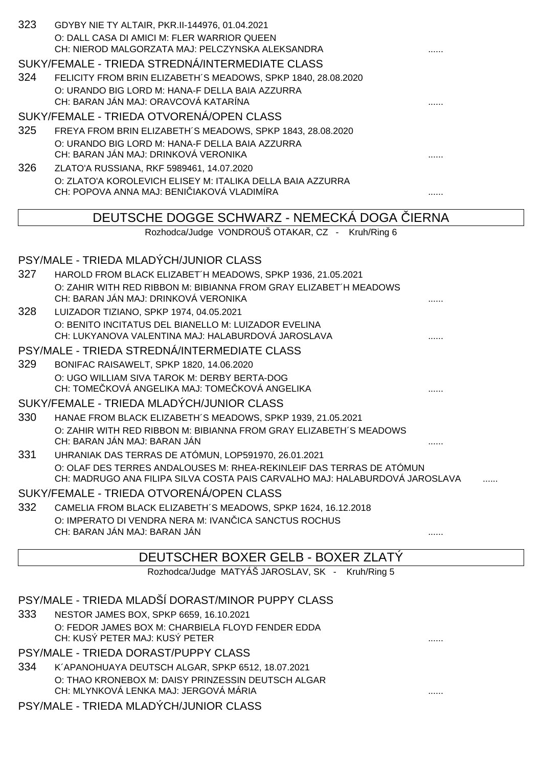323 GDYBY NIE TY ALTAIR, PKR.II-144976, 01.04.2021
O: DALL CASA DI AMICI M: FLER WARRIOR QUEEN
CH: NIEROD MALGORZATA MAJ: PELCZYNSKA ALEKSANDRA ......

SUKY/FEMALE - TRIEDA STREDNÁ/INTERMEDIATE CLASS

324 FELICITY FROM BRIN ELIZABETH´S MEADOWS, SPKP 1840, 28.08.2020
O: URANDO BIG LORD M: HANA-F DELLA BAIA AZZURRA
CH: BARAN JÁN MAJ: ORAVCOVÁ KATARÍNA ......

SUKY/FEMALE - TRIEDA OTVORENÁ/OPEN CLASS

325 FREYA FROM BRIN ELIZABETH´S MEADOWS, SPKP 1843, 28.08.2020
O: URANDO BIG LORD M: HANA-F DELLA BAIA AZZURRA
CH: BARAN JÁN MAJ: DRINKOVÁ VERONIKA ......

326 ZLATO'A RUSSIANA, RKF 5989461, 14.07.2020
O: ZLATO'A KOROLEVICH ELISEY M: ITALIKA DELLA BAIA AZZURRA
CH: POPOVA ANNA MAJ: BENIČIAKOVÁ VLADIMÍRA ......

## DEUTSCHE DOGGE SCHWARZ - NEMECKÁ DOGA ČIERNA

Rozhodca/Judge VONDROUŠ OTAKAR, CZ - Kruh/Ring 6

PSY/MALE - TRIEDA MLADÝCH/JUNIOR CLASS

327 HAROLD FROM BLACK ELIZABET´H MEADOWS, SPKP 1936, 21.05.2021
O: ZAHIR WITH RED RIBBON M: BIBIANNA FROM GRAY ELIZABET´H MEADOWS
CH: BARAN JÁN MAJ: DRINKOVÁ VERONIKA ......

328 LUIZADOR TIZIANO, SPKP 1974, 04.05.2021
O: BENITO INCITATUS DEL BIANELLO M: LUIZADOR EVELINA
CH: LUKYANOVA VALENTINA MAJ: HALABURDOVÁ JAROSLAVA ......

PSY/MALE - TRIEDA STREDNÁ/INTERMEDIATE CLASS

329 BONIFAC RAISAWELT, SPKP 1820, 14.06.2020
O: UGO WILLIAM SIVA TAROK M: DERBY BERTA-DOG
CH: TOMEČKOVÁ ANGELIKA MAJ: TOMEČKOVÁ ANGELIKA ......

SUKY/FEMALE - TRIEDA MLADÝCH/JUNIOR CLASS

330 HANAE FROM BLACK ELIZABETH´S MEADOWS, SPKP 1939, 21.05.2021
O: ZAHIR WITH RED RIBBON M: BIBIANNA FROM GRAY ELIZABETH´S MEADOWS
CH: BARAN JÁN MAJ: BARAN JÁN ......

331 UHRANIAK DAS TERRAS DE ATÓMUN, LOP591970, 26.01.2021
O: OLAF DES TERRES ANDALOUSES M: RHEA-REKINLEIF DAS TERRAS DE ATÓMUN
CH: MADRUGO ANA FILIPA SILVA COSTA PAIS CARVALHO MAJ: HALABURDOVÁ JAROSLAVA ......

SUKY/FEMALE - TRIEDA OTVORENÁ/OPEN CLASS

332 CAMELIA FROM BLACK ELIZABETH´S MEADOWS, SPKP 1624, 16.12.2018
O: IMPERATO DI VENDRA NERA M: IVANČICA SANCTUS ROCHUS
CH: BARAN JÁN MAJ: BARAN JÁN ......

## DEUTSCHER BOXER GELB - BOXER ZLATÝ

Rozhodca/Judge MATYÁŠ JAROSLAV, SK - Kruh/Ring 5

PSY/MALE - TRIEDA MLADŠÍ DORAST/MINOR PUPPY CLASS

333 NESTOR JAMES BOX, SPKP 6659, 16.10.2021
O: FEDOR JAMES BOX M: CHARBIELA FLOYD FENDER EDDA
CH: KUSÝ PETER MAJ: KUSÝ PETER ......

PSY/MALE - TRIEDA DORAST/PUPPY CLASS

334 K´APANOHUAYA DEUTSCH ALGAR, SPKP 6512, 18.07.2021
O: THAO KRONEBOX M: DAISY PRINZESSIN DEUTSCH ALGAR
CH: MLYNKOVÁ LENKA MAJ: JERGOVÁ MÁRIA ......

PSY/MALE - TRIEDA MLADÝCH/JUNIOR CLASS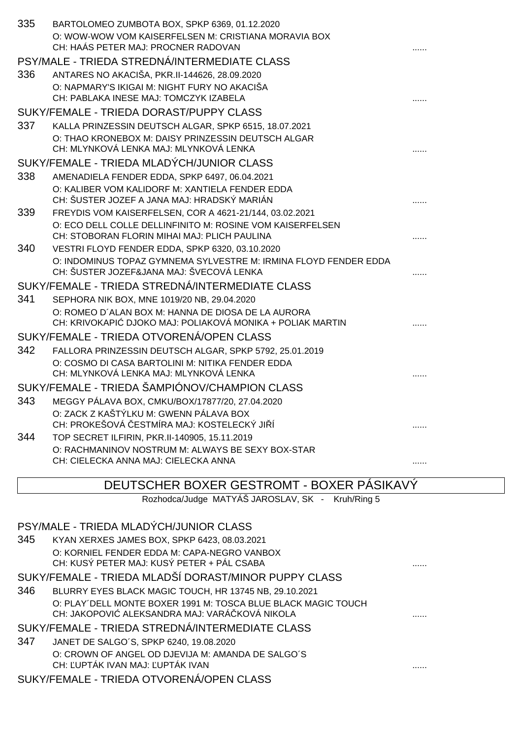335 BARTOLOMEO ZUMBOTA BOX, SPKP 6369, 01.12.2020
O: WOW-WOW VOM KAISERFELSEN M: CRISTIANA MORAVIA BOX
CH: HAÁS PETER MAJ: PROCNER RADOVAN ......

PSY/MALE - TRIEDA STREDNÁ/INTERMEDIATE CLASS

336 ANTARES NO AKACIŠA, PKR.II-144626, 28.09.2020
O: NAPMARY'S IKIGAI M: NIGHT FURY NO AKACIŠA
CH: PABLAKA INESE MAJ: TOMCZYK IZABELA ......

SUKY/FEMALE - TRIEDA DORAST/PUPPY CLASS

337 KALLA PRINZESSIN DEUTSCH ALGAR, SPKP 6515, 18.07.2021
O: THAO KRONEBOX M: DAISY PRINZESSIN DEUTSCH ALGAR
CH: MLYNKOVÁ LENKA MAJ: MLYNKOVÁ LENKA ......

SUKY/FEMALE - TRIEDA MLADÝCH/JUNIOR CLASS

338 AMENADIELA FENDER EDDA, SPKP 6497, 06.04.2021
O: KALIBER VOM KALIDORF M: XANTIELA FENDER EDDA
CH: ŠUSTER JOZEF A JANA MAJ: HRADSKÝ MARIÁN ......

339 FREYDIS VOM KAISERFELSEN, COR A 4621-21/144, 03.02.2021
O: ECO DELL COLLE DELLINFINITO M: ROSINE VOM KAISERFELSEN
CH: STOBORAN FLORIN MIHAI MAJ: PLICH PAULINA ......

340 VESTRI FLOYD FENDER EDDA, SPKP 6320, 03.10.2020
O: INDOMINUS TOPAZ GYMNEMA SYLVESTRE M: IRMINA FLOYD FENDER EDDA
CH: ŠUSTER JOZEF&JANA MAJ: ŠVECOVÁ LENKA ......

SUKY/FEMALE - TRIEDA STREDNÁ/INTERMEDIATE CLASS

341 SEPHORA NIK BOX, MNE 1019/20 NB, 29.04.2020
O: ROMEO D´ALAN BOX M: HANNA DE DIOSA DE LA AURORA
CH: KRIVOKAPIĆ DJOKO MAJ: POLIAKOVÁ MONIKA + POLIAK MARTIN ......

SUKY/FEMALE - TRIEDA OTVORENÁ/OPEN CLASS

342 FALLORA PRINZESSIN DEUTSCH ALGAR, SPKP 5792, 25.01.2019
O: COSMO DI CASA BARTOLINI M: NITIKA FENDER EDDA
CH: MLYNKOVÁ LENKA MAJ: MLYNKOVÁ LENKA ......

SUKY/FEMALE - TRIEDA ŠAMPIÓNOV/CHAMPION CLASS

343 MEGGY PÁLAVA BOX, CMKU/BOX/17877/20, 27.04.2020
O: ZACK Z KAŠTÝLKU M: GWENN PÁLAVA BOX
CH: PROKEŠOVÁ ČESTMÍRA MAJ: KOSTELECKÝ JIŘÍ ......

344 TOP SECRET ILFIRIN, PKR.II-140905, 15.11.2019
O: RACHMANINOV NOSTRUM M: ALWAYS BE SEXY BOX-STAR
CH: CIELECKA ANNA MAJ: CIELECKA ANNA ......

## DEUTSCHER BOXER GESTROMT - BOXER PÁSIKAVÝ

Rozhodca/Judge MATYÁŠ JAROSLAV, SK - Kruh/Ring 5

PSY/MALE - TRIEDA MLADÝCH/JUNIOR CLASS

345 KYAN XERXES JAMES BOX, SPKP 6423, 08.03.2021
O: KORNIEL FENDER EDDA M: CAPA-NEGRO VANBOX
CH: KUSÝ PETER MAJ: KUSÝ PETER + PÁL CSABA ......

SUKY/FEMALE - TRIEDA MLADŠÍ DORAST/MINOR PUPPY CLASS

346 BLURRY EYES BLACK MAGIC TOUCH, HR 13745 NB, 29.10.2021
O: PLAY´DELL MONTE BOXER 1991 M: TOSCA BLUE BLACK MAGIC TOUCH
CH: JAKOPOVIĆ ALEKSANDRA MAJ: VARÁČKOVÁ NIKOLA ......

SUKY/FEMALE - TRIEDA STREDNÁ/INTERMEDIATE CLASS

347 JANET DE SALGO´S, SPKP 6240, 19.08.2020
O: CROWN OF ANGEL OD DJEVIJA M: AMANDA DE SALGO´S
CH: ĽUPTÁK IVAN MAJ: ĽUPTÁK IVAN ......

SUKY/FEMALE - TRIEDA OTVORENÁ/OPEN CLASS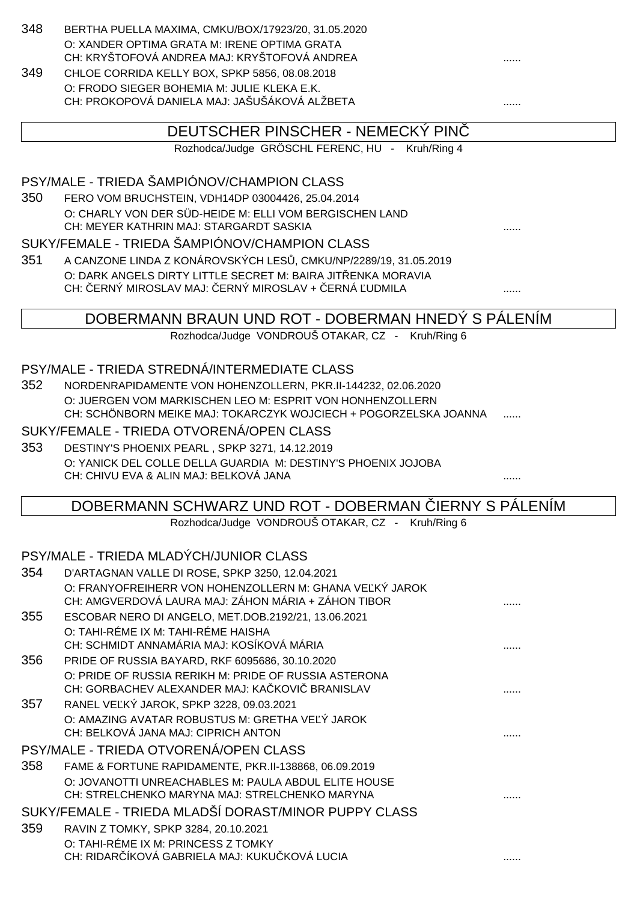348 BERTHA PUELLA MAXIMA, CMKU/BOX/17923/20, 31.05.2020
O: XANDER OPTIMA GRATA M: IRENE OPTIMA GRATA
CH: KRYŠTOFOVÁ ANDREA MAJ: KRYŠTOFOVÁ ANDREA ......

349 CHLOE CORRIDA KELLY BOX, SPKP 5856, 08.08.2018
O: FRODO SIEGER BOHEMIA M: JULIE KLEKA E.K.
CH: PROKOPOVÁ DANIELA MAJ: JAŠUŠÁKOVÁ ALŽBETA ......

## DEUTSCHER PINSCHER - NEMECKÝ PINČ

Rozhodca/Judge GRÖSCHL FERENC, HU - Kruh/Ring 4

### PSY/MALE - TRIEDA ŠAMPIÓNOV/CHAMPION CLASS

350 FERO VOM BRUCHSTEIN, VDH14DP 03004426, 25.04.2014
O: CHARLY VON DER SÜD-HEIDE M: ELLI VOM BERGISCHEN LAND
CH: MEYER KATHRIN MAJ: STARGARDT SASKIA ......

### SUKY/FEMALE - TRIEDA ŠAMPIÓNOV/CHAMPION CLASS

351 A CANZONE LINDA Z KONÁROVSKÝCH LESŮ, CMKU/NP/2289/19, 31.05.2019
O: DARK ANGELS DIRTY LITTLE SECRET M: BAIRA JITŘENKA MORAVIA
CH: ČERNÝ MIROSLAV MAJ: ČERNÝ MIROSLAV + ČERNÁ ĽUDMILA ......

## DOBERMANN BRAUN UND ROT - DOBERMAN HNEDÝ S PÁLENÍM

Rozhodca/Judge VONDROUŠ OTAKAR, CZ - Kruh/Ring 6

### PSY/MALE - TRIEDA STREDNÁ/INTERMEDIATE CLASS

352 NORDENRAPIDAMENTE VON HOHENZOLLERN, PKR.II-144232, 02.06.2020
O: JUERGEN VOM MARKISCHEN LEO M: ESPRIT VON HONHENZOLLERN
CH: SCHÖNBORN MEIKE MAJ: TOKARCZYK WOJCIECH + POGORZELSKA JOANNA ......

### SUKY/FEMALE - TRIEDA OTVORENÁ/OPEN CLASS

353 DESTINY'S PHOENIX PEARL , SPKP 3271, 14.12.2019
O: YANICK DEL COLLE DELLA GUARDIA M: DESTINY'S PHOENIX JOJOBA
CH: CHIVU EVA & ALIN MAJ: BELKOVÁ JANA ......

## DOBERMANN SCHWARZ UND ROT - DOBERMAN ČIERNY S PÁLENÍM

Rozhodca/Judge VONDROUŠ OTAKAR, CZ - Kruh/Ring 6

### PSY/MALE - TRIEDA MLADÝCH/JUNIOR CLASS

354 D'ARTAGNAN VALLE DI ROSE, SPKP 3250, 12.04.2021
O: FRANYOFREIHERR VON HOHENZOLLERN M: GHANA VEĽKÝ JAROK
CH: AMGVERDOVÁ LAURA MAJ: ZÁHON MÁRIA + ZÁHON TIBOR ......

355 ESCOBAR NERO DI ANGELO, MET.DOB.2192/21, 13.06.2021
O: TAHI-RÉME IX M: TAHI-RÉME HAISHA
CH: SCHMIDT ANNAMÁRIA MAJ: KOSÍKOVÁ MÁRIA ......

356 PRIDE OF RUSSIA BAYARD, RKF 6095686, 30.10.2020
O: PRIDE OF RUSSIA RERIKH M: PRIDE OF RUSSIA ASTERONA
CH: GORBACHEV ALEXANDER MAJ: KAČKOVIČ BRANISLAV ......

357 RANEL VEĽKÝ JAROK, SPKP 3228, 09.03.2021
O: AMAZING AVATAR ROBUSTUS M: GRETHA VEĽÝ JAROK
CH: BELKOVÁ JANA MAJ: CIPRICH ANTON ......

### PSY/MALE - TRIEDA OTVORENÁ/OPEN CLASS

358 FAME & FORTUNE RAPIDAMENTE, PKR.II-138868, 06.09.2019
O: JOVANOTTI UNREACHABLES M: PAULA ABDUL ELITE HOUSE
CH: STRELCHENKO MARYNA MAJ: STRELCHENKO MARYNA ......

### SUKY/FEMALE - TRIEDA MLADŠÍ DORAST/MINOR PUPPY CLASS

359 RAVIN Z TOMKY, SPKP 3284, 20.10.2021
O: TAHI-RÉME IX M: PRINCESS Z TOMKY
CH: RIDARČÍKOVÁ GABRIELA MAJ: KUKUČKOVÁ LUCIA ......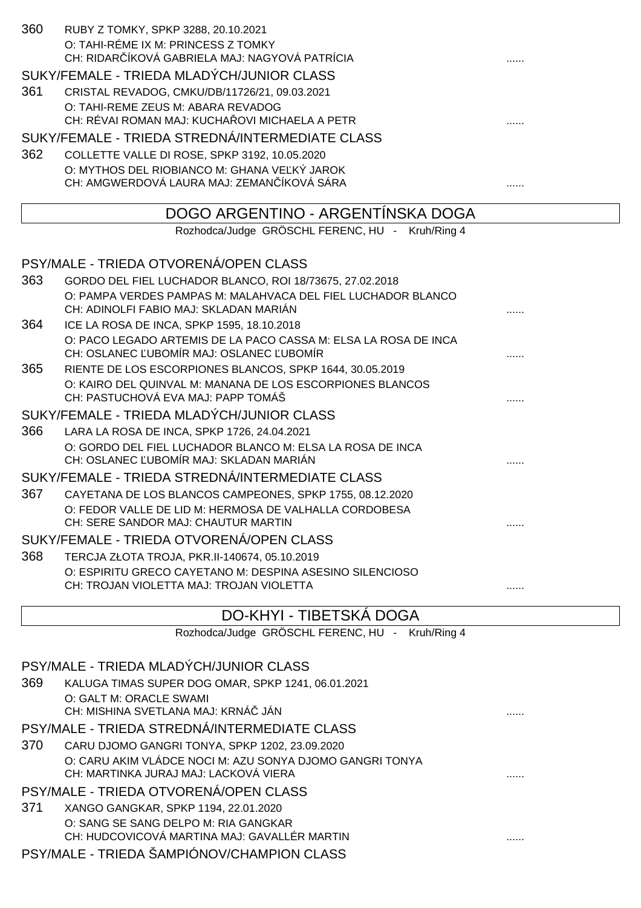360 RUBY Z TOMKY, SPKP 3288, 20.10.2021
O: TAHI-RÉME IX M: PRINCESS Z TOMKY
CH: RIDARČÍKOVÁ GABRIELA MAJ: NAGYOVÁ PATRÍCIA ......

SUKY/FEMALE - TRIEDA MLADÝCH/JUNIOR CLASS

361 CRISTAL REVADOG, CMKU/DB/11726/21, 09.03.2021
O: TAHI-REME ZEUS M: ABARA REVADOG
CH: RÉVAI ROMAN MAJ: KUCHAŘOVI MICHAELA A PETR ......

SUKY/FEMALE - TRIEDA STREDNÁ/INTERMEDIATE CLASS

362 COLLETTE VALLE DI ROSE, SPKP 3192, 10.05.2020
O: MYTHOS DEL RIOBIANCO M: GHANA VEĽKÝ JAROK
CH: AMGWERDOVÁ LAURA MAJ: ZEMANČÍKOVÁ SÁRA ......

## DOGO ARGENTINO - ARGENTÍNSKA DOGA

Rozhodca/Judge GRÖSCHL FERENC, HU - Kruh/Ring 4

PSY/MALE - TRIEDA OTVORENÁ/OPEN CLASS

363 GORDO DEL FIEL LUCHADOR BLANCO, ROI 18/73675, 27.02.2018
O: PAMPA VERDES PAMPAS M: MALAHVACA DEL FIEL LUCHADOR BLANCO
CH: ADINOLFI FABIO MAJ: SKLADAN MARIÁN ......

364 ICE LA ROSA DE INCA, SPKP 1595, 18.10.2018
O: PACO LEGADO ARTEMIS DE LA PACO CASSA M: ELSA LA ROSA DE INCA
CH: OSLANEC ĽUBOMÍR MAJ: OSLANEC ĽUBOMÍR ......

365 RIENTE DE LOS ESCORPIONES BLANCOS, SPKP 1644, 30.05.2019
O: KAIRO DEL QUINVAL M: MANANA DE LOS ESCORPIONES BLANCOS
CH: PASTUCHOVÁ EVA MAJ: PAPP TOMÁŠ ......

SUKY/FEMALE - TRIEDA MLADÝCH/JUNIOR CLASS

366 LARA LA ROSA DE INCA, SPKP 1726, 24.04.2021
O: GORDO DEL FIEL LUCHADOR BLANCO M: ELSA LA ROSA DE INCA
CH: OSLANEC ĽUBOMÍR MAJ: SKLADAN MARIÁN ......

SUKY/FEMALE - TRIEDA STREDNÁ/INTERMEDIATE CLASS

367 CAYETANA DE LOS BLANCOS CAMPEONES, SPKP 1755, 08.12.2020
O: FEDOR VALLE DE LID M: HERMOSA DE VALHALLA CORDOBESA
CH: SERE SANDOR MAJ: CHAUTUR MARTIN ......

SUKY/FEMALE - TRIEDA OTVORENÁ/OPEN CLASS

368 TERCJA ZŁOTA TROJA, PKR.II-140674, 05.10.2019
O: ESPIRITU GRECO CAYETANO M: DESPINA ASESINO SILENCIOSO
CH: TROJAN VIOLETTA MAJ: TROJAN VIOLETTA ......

## DO-KHYI - TIBETSKÁ DOGA

Rozhodca/Judge GRÖSCHL FERENC, HU - Kruh/Ring 4

PSY/MALE - TRIEDA MLADÝCH/JUNIOR CLASS

369 KALUGA TIMAS SUPER DOG OMAR, SPKP 1241, 06.01.2021
O: GALT M: ORACLE SWAMI
CH: MISHINA SVETLANA MAJ: KRNÁČ JÁN ......

PSY/MALE - TRIEDA STREDNÁ/INTERMEDIATE CLASS

370 CARU DJOMO GANGRI TONYA, SPKP 1202, 23.09.2020
O: CARU AKIM VLÁDCE NOCI M: AZU SONYA DJOMO GANGRI TONYA
CH: MARTINKA JURAJ MAJ: LACKOVÁ VIERA ......

PSY/MALE - TRIEDA OTVORENÁ/OPEN CLASS

371 XANGO GANGKAR, SPKP 1194, 22.01.2020
O: SANG SE SANG DELPO M: RIA GANGKAR
CH: HUDCOVICOVÁ MARTINA MAJ: GAVALLÉR MARTIN ......

PSY/MALE - TRIEDA ŠAMPIÓNOV/CHAMPION CLASS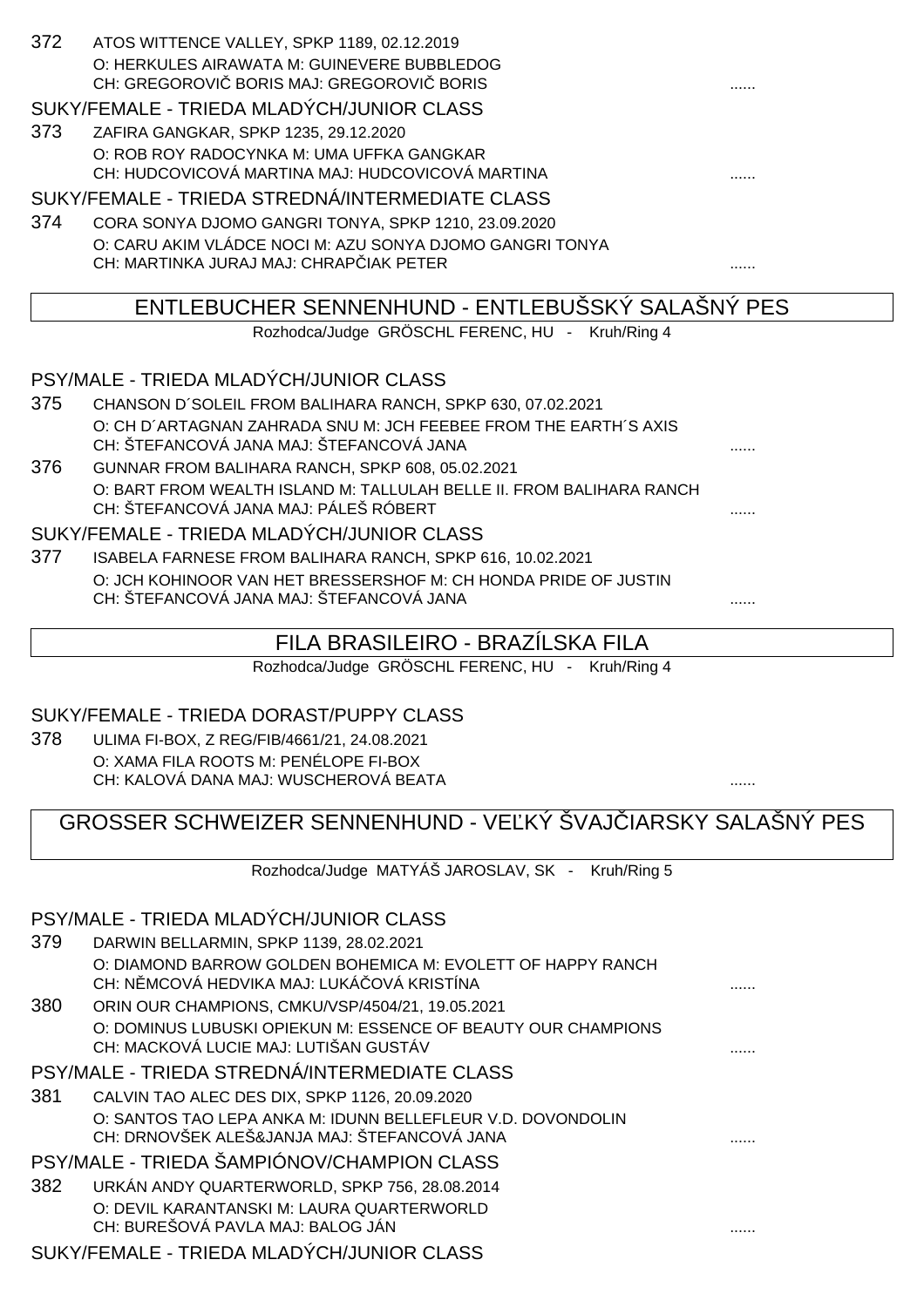372 ATOS WITTENCE VALLEY, SPKP 1189, 02.12.2019
O: HERKULES AIRAWATA M: GUINEVERE BUBBLEDOG
CH: GREGOROVIČ BORIS MAJ: GREGOROVIČ BORIS ......

SUKY/FEMALE - TRIEDA MLADÝCH/JUNIOR CLASS

373 ZAFIRA GANGKAR, SPKP 1235, 29.12.2020
O: ROB ROY RADOCYNKA M: UMA UFFKA GANGKAR
CH: HUDCOVICOVÁ MARTINA MAJ: HUDCOVICOVÁ MARTINA ......

SUKY/FEMALE - TRIEDA STREDNÁ/INTERMEDIATE CLASS

374 CORA SONYA DJOMO GANGRI TONYA, SPKP 1210, 23.09.2020
O: CARU AKIM VLÁDCE NOCI M: AZU SONYA DJOMO GANGRI TONYA
CH: MARTINKA JURAJ MAJ: CHRAPČIAK PETER ......

## ENTLEBUCHER SENNENHUND - ENTLEBUŠSKÝ SALAŠNÝ PES

Rozhodca/Judge GRÖSCHL FERENC, HU - Kruh/Ring 4

PSY/MALE - TRIEDA MLADÝCH/JUNIOR CLASS

375 CHANSON D´SOLEIL FROM BALIHARA RANCH, SPKP 630, 07.02.2021
O: CH D´ARTAGNAN ZAHRADA SNU M: JCH FEEBEE FROM THE EARTH´S AXIS
CH: ŠTEFANCOVÁ JANA MAJ: ŠTEFANCOVÁ JANA ......

376 GUNNAR FROM BALIHARA RANCH, SPKP 608, 05.02.2021
O: BART FROM WEALTH ISLAND M: TALLULAH BELLE II. FROM BALIHARA RANCH
CH: ŠTEFANCOVÁ JANA MAJ: PÁLEŠ RÓBERT ......

SUKY/FEMALE - TRIEDA MLADÝCH/JUNIOR CLASS

377 ISABELA FARNESE FROM BALIHARA RANCH, SPKP 616, 10.02.2021
O: JCH KOHINOOR VAN HET BRESSERSHOF M: CH HONDA PRIDE OF JUSTIN
CH: ŠTEFANCOVÁ JANA MAJ: ŠTEFANCOVÁ JANA ......

## FILA BRASILEIRO - BRAZÍLSKA FILA

Rozhodca/Judge GRÖSCHL FERENC, HU - Kruh/Ring 4

SUKY/FEMALE - TRIEDA DORAST/PUPPY CLASS

378 ULIMA FI-BOX, Z REG/FIB/4661/21, 24.08.2021
O: XAMA FILA ROOTS M: PENÉLOPE FI-BOX
CH: KALOVÁ DANA MAJ: WUSCHEROVÁ BEATA ......

## GROSSER SCHWEIZER SENNENHUND - VEĽKÝ ŠVAJČIARSKY SALAŠNÝ PES

Rozhodca/Judge MATYÁŠ JAROSLAV, SK - Kruh/Ring 5

PSY/MALE - TRIEDA MLADÝCH/JUNIOR CLASS

379 DARWIN BELLARMIN, SPKP 1139, 28.02.2021
O: DIAMOND BARROW GOLDEN BOHEMICA M: EVOLETT OF HAPPY RANCH
CH: NĚMCOVÁ HEDVIKA MAJ: LUKÁČOVÁ KRISTÍNA ......

380 ORIN OUR CHAMPIONS, CMKU/VSP/4504/21, 19.05.2021
O: DOMINUS LUBUSKI OPIEKUN M: ESSENCE OF BEAUTY OUR CHAMPIONS
CH: MACKOVÁ LUCIE MAJ: LUTIŠAN GUSTÁV ......

PSY/MALE - TRIEDA STREDNÁ/INTERMEDIATE CLASS

381 CALVIN TAO ALEC DES DIX, SPKP 1126, 20.09.2020
O: SANTOS TAO LEPA ANKA M: IDUNN BELLEFLEUR V.D. DOVONDOLIN
CH: DRNOVŠEK ALEŠ&JANJA MAJ: ŠTEFANCOVÁ JANA ......

PSY/MALE - TRIEDA ŠAMPIÓNOV/CHAMPION CLASS

382 URKÁN ANDY QUARTERWORLD, SPKP 756, 28.08.2014
O: DEVIL KARANTANSKI M: LAURA QUARTERWORLD
CH: BUREŠOVÁ PAVLA MAJ: BALOG JÁN ......

SUKY/FEMALE - TRIEDA MLADÝCH/JUNIOR CLASS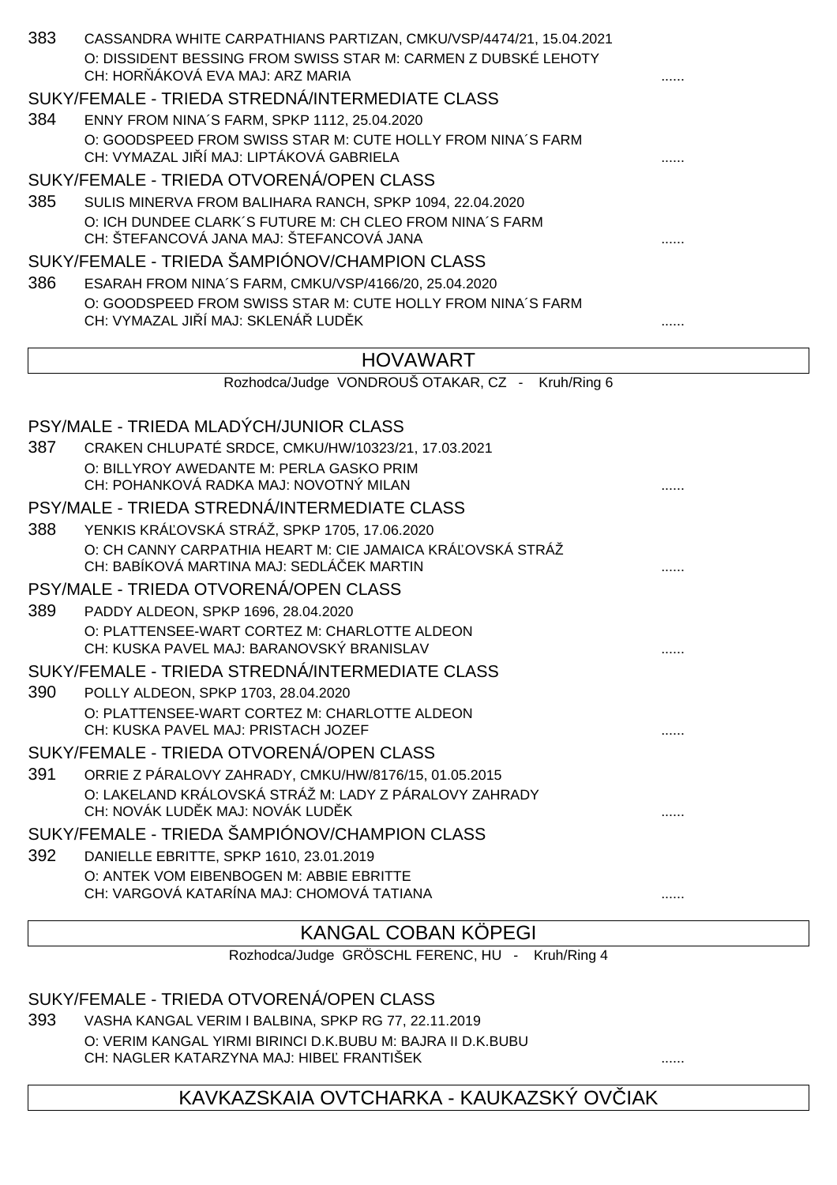383 CASSANDRA WHITE CARPATHIANS PARTIZAN, CMKU/VSP/4474/21, 15.04.2021
O: DISSIDENT BESSING FROM SWISS STAR M: CARMEN Z DUBSKÉ LEHOTY
CH: HORŇÁKOVÁ EVA MAJ: ARZ MARIA ......

SUKY/FEMALE - TRIEDA STREDNÁ/INTERMEDIATE CLASS

384 ENNY FROM NINA´S FARM, SPKP 1112, 25.04.2020
O: GOODSPEED FROM SWISS STAR M: CUTE HOLLY FROM NINA´S FARM
CH: VYMAZAL JIŘÍ MAJ: LIPTÁKOVÁ GABRIELA ......

SUKY/FEMALE - TRIEDA OTVORENÁ/OPEN CLASS

385 SULIS MINERVA FROM BALIHARA RANCH, SPKP 1094, 22.04.2020
O: ICH DUNDEE CLARK´S FUTURE M: CH CLEO FROM NINA´S FARM
CH: ŠTEFANCOVÁ JANA MAJ: ŠTEFANCOVÁ JANA ......

SUKY/FEMALE - TRIEDA ŠAMPIÓNOV/CHAMPION CLASS

386 ESARAH FROM NINA´S FARM, CMKU/VSP/4166/20, 25.04.2020
O: GOODSPEED FROM SWISS STAR M: CUTE HOLLY FROM NINA´S FARM
CH: VYMAZAL JIŘÍ MAJ: SKLENÁŘ LUDĚK ......

## HOVAWART

Rozhodca/Judge VONDROUŠ OTAKAR, CZ - Kruh/Ring 6

PSY/MALE - TRIEDA MLADÝCH/JUNIOR CLASS

387 CRAKEN CHLUPATÉ SRDCE, CMKU/HW/10323/21, 17.03.2021
O: BILLYROY AWEDANTE M: PERLA GASKO PRIM
CH: POHANKOVÁ RADKA MAJ: NOVOTNÝ MILAN ......

PSY/MALE - TRIEDA STREDNÁ/INTERMEDIATE CLASS

388 YENKIS KRÁĽOVSKÁ STRÁŽ, SPKP 1705, 17.06.2020
O: CH CANNY CARPATHIA HEART M: CIE JAMAICA KRÁĽOVSKÁ STRÁŽ
CH: BABÍKOVÁ MARTINA MAJ: SEDLÁČEK MARTIN ......

PSY/MALE - TRIEDA OTVORENÁ/OPEN CLASS

389 PADDY ALDEON, SPKP 1696, 28.04.2020
O: PLATTENSEE-WART CORTEZ M: CHARLOTTE ALDEON
CH: KUSKA PAVEL MAJ: BARANOVSKÝ BRANISLAV ......

SUKY/FEMALE - TRIEDA STREDNÁ/INTERMEDIATE CLASS

390 POLLY ALDEON, SPKP 1703, 28.04.2020
O: PLATTENSEE-WART CORTEZ M: CHARLOTTE ALDEON
CH: KUSKA PAVEL MAJ: PRISTACH JOZEF ......

SUKY/FEMALE - TRIEDA OTVORENÁ/OPEN CLASS

391 ORRIE Z PÁRALOVY ZAHRADY, CMKU/HW/8176/15, 01.05.2015
O: LAKELAND KRÁLOVSKÁ STRÁŽ M: LADY Z PÁRALOVY ZAHRADY
CH: NOVÁK LUDĚK MAJ: NOVÁK LUDĚK ......

SUKY/FEMALE - TRIEDA ŠAMPIÓNOV/CHAMPION CLASS

392 DANIELLE EBRITTE, SPKP 1610, 23.01.2019
O: ANTEK VOM EIBENBOGEN M: ABBIE EBRITTE
CH: VARGOVÁ KATARÍNA MAJ: CHOMOVÁ TATIANA ......

## KANGAL COBAN KÖPEGI

Rozhodca/Judge GRÖSCHL FERENC, HU - Kruh/Ring 4

SUKY/FEMALE - TRIEDA OTVORENÁ/OPEN CLASS

393 VASHA KANGAL VERIM I BALBINA, SPKP RG 77, 22.11.2019
O: VERIM KANGAL YIRMI BIRINCI D.K.BUBU M: BAJRA II D.K.BUBU
CH: NAGLER KATARZYNA MAJ: HIBEĽ FRANTIŠEK ......

## KAVKAZSKAIA OVTCHARKA - KAUKAZSKÝ OVČIAK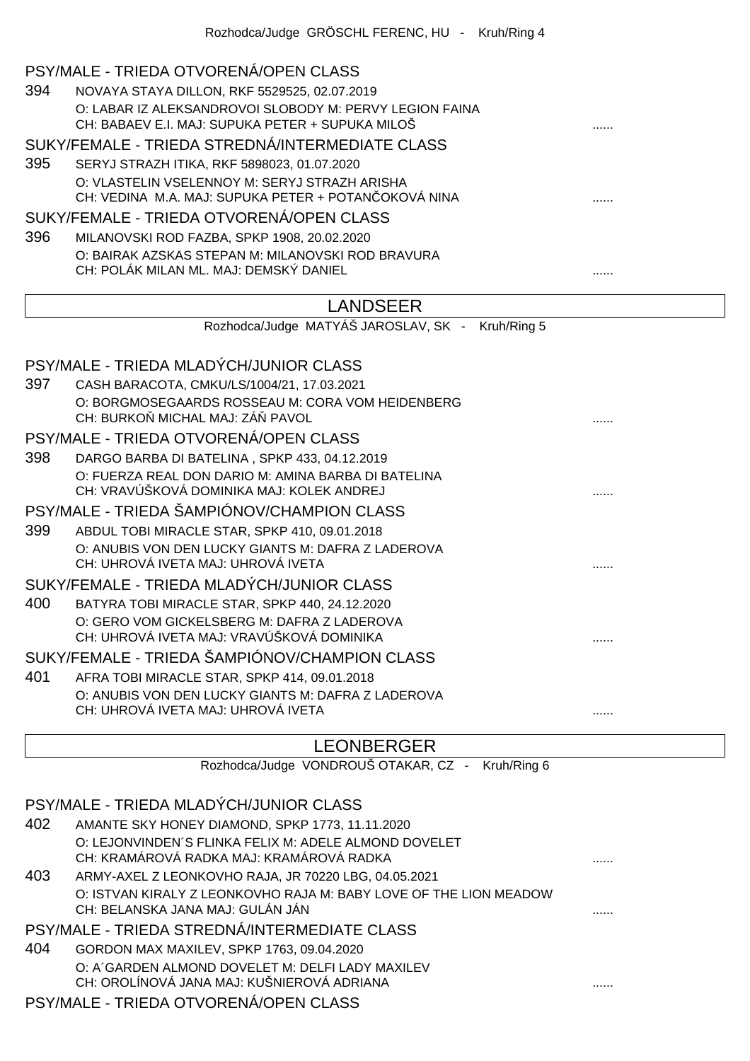Rozhodca/Judge GRÖSCHL FERENC, HU - Kruh/Ring 4

### PSY/MALE - TRIEDA OTVORENÁ/OPEN CLASS

394 NOVAYA STAYA DILLON, RKF 5529525, 02.07.2019
O: LABAR IZ ALEKSANDROVOI SLOBODY M: PERVY LEGION FAINA
CH: BABAEV E.I. MAJ: SUPUKA PETER + SUPUKA MILOŠ ......

### SUKY/FEMALE - TRIEDA STREDNÁ/INTERMEDIATE CLASS

395 SERYJ STRAZH ITIKA, RKF 5898023, 01.07.2020
O: VLASTELIN VSELENNOY M: SERYJ STRAZH ARISHA
CH: VEDINA M.A. MAJ: SUPUKA PETER + POTANČOKOVÁ NINA ......

### SUKY/FEMALE - TRIEDA OTVORENÁ/OPEN CLASS

396 MILANOVSKI ROD FAZBA, SPKP 1908, 20.02.2020
O: BAIRAK AZSKAS STEPAN M: MILANOVSKI ROD BRAVURA
CH: POLÁK MILAN ML. MAJ: DEMSKÝ DANIEL ......

## LANDSEER

Rozhodca/Judge MATYÁŠ JAROSLAV, SK - Kruh/Ring 5

### PSY/MALE - TRIEDA MLADÝCH/JUNIOR CLASS

397 CASH BARACOTA, CMKU/LS/1004/21, 17.03.2021
O: BORGMOSEGAARDS ROSSEAU M: CORA VOM HEIDENBERG
CH: BURKOŇ MICHAL MAJ: ZÁŇ PAVOL ......

### PSY/MALE - TRIEDA OTVORENÁ/OPEN CLASS

398 DARGO BARBA DI BATELINA , SPKP 433, 04.12.2019
O: FUERZA REAL DON DARIO M: AMINA BARBA DI BATELINA
CH: VRAVÚŠKOVÁ DOMINIKA MAJ: KOLEK ANDREJ ......

### PSY/MALE - TRIEDA ŠAMPIÓNOV/CHAMPION CLASS

399 ABDUL TOBI MIRACLE STAR, SPKP 410, 09.01.2018
O: ANUBIS VON DEN LUCKY GIANTS M: DAFRA Z LADEROVA
CH: UHROVÁ IVETA MAJ: UHROVÁ IVETA ......

### SUKY/FEMALE - TRIEDA MLADÝCH/JUNIOR CLASS

400 BATYRA TOBI MIRACLE STAR, SPKP 440, 24.12.2020
O: GERO VOM GICKELSBERG M: DAFRA Z LADEROVA
CH: UHROVÁ IVETA MAJ: VRAVÚŠKOVÁ DOMINIKA ......

### SUKY/FEMALE - TRIEDA ŠAMPIÓNOV/CHAMPION CLASS

401 AFRA TOBI MIRACLE STAR, SPKP 414, 09.01.2018
O: ANUBIS VON DEN LUCKY GIANTS M: DAFRA Z LADEROVA
CH: UHROVÁ IVETA MAJ: UHROVÁ IVETA ......

## LEONBERGER

Rozhodca/Judge VONDROUŠ OTAKAR, CZ - Kruh/Ring 6

### PSY/MALE - TRIEDA MLADÝCH/JUNIOR CLASS

402 AMANTE SKY HONEY DIAMOND, SPKP 1773, 11.11.2020
O: LEJONVINDEN´S FLINKA FELIX M: ADELE ALMOND DOVELET
CH: KRAMÁROVÁ RADKA MAJ: KRAMÁROVÁ RADKA ......

403 ARMY-AXEL Z LEONKOVHO RAJA, JR 70220 LBG, 04.05.2021
O: ISTVAN KIRALY Z LEONKOVHO RAJA M: BABY LOVE OF THE LION MEADOW
CH: BELANSKA JANA MAJ: GULÁN JÁN ......

### PSY/MALE - TRIEDA STREDNÁ/INTERMEDIATE CLASS

404 GORDON MAX MAXILEV, SPKP 1763, 09.04.2020
O: A´GARDEN ALMOND DOVELET M: DELFI LADY MAXILEV
CH: OROLÍNOVÁ JANA MAJ: KUŠNIEROVÁ ADRIANA ......

### PSY/MALE - TRIEDA OTVORENÁ/OPEN CLASS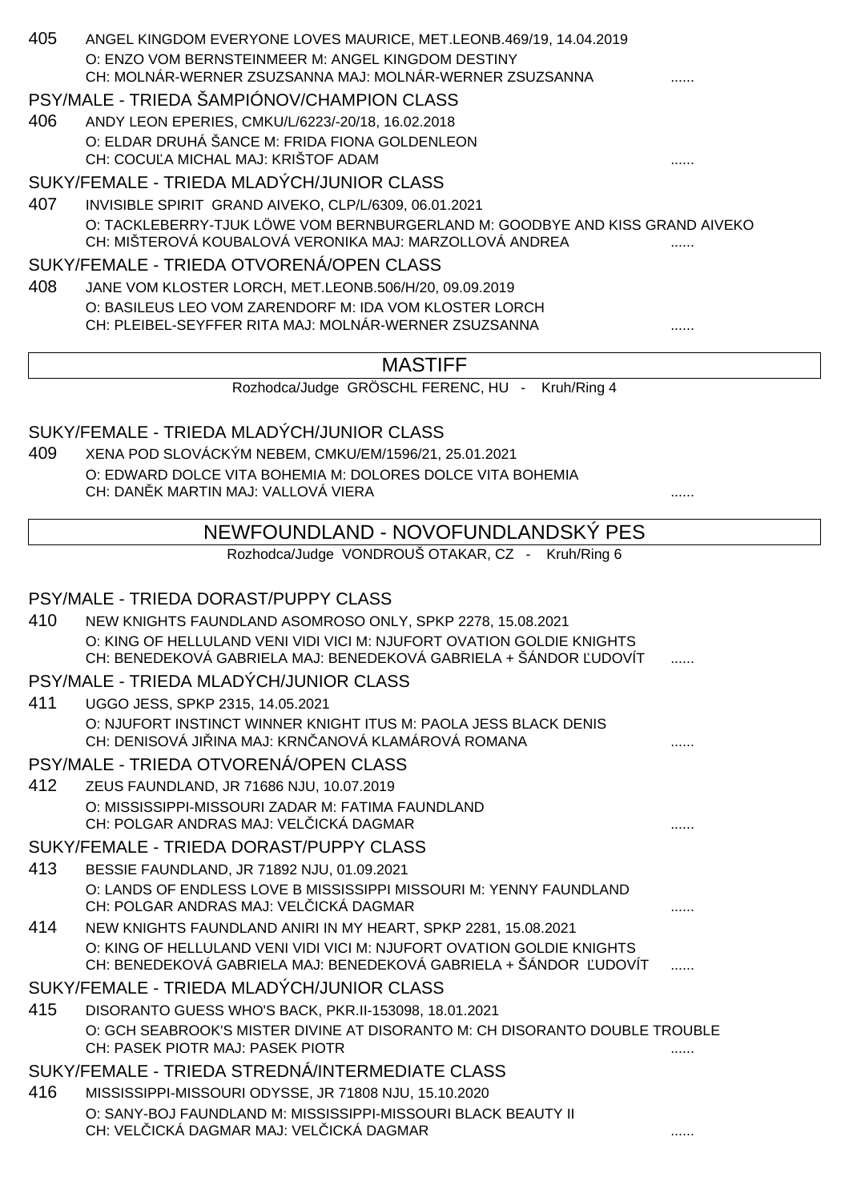405 ANGEL KINGDOM EVERYONE LOVES MAURICE, MET.LEONB.469/19, 14.04.2019
O: ENZO VOM BERNSTEINMEER M: ANGEL KINGDOM DESTINY
CH: MOLNÁR-WERNER ZSUZSANNA MAJ: MOLNÁR-WERNER ZSUZSANNA ......

### PSY/MALE - TRIEDA ŠAMPIÓNOV/CHAMPION CLASS

406 ANDY LEON EPERIES, CMKU/L/6223/-20/18, 16.02.2018
O: ELDAR DRUHÁ ŠANCE M: FRIDA FIONA GOLDENLEON
CH: COCUĽA MICHAL MAJ: KRIŠTOF ADAM ......

### SUKY/FEMALE - TRIEDA MLADÝCH/JUNIOR CLASS

407 INVISIBLE SPIRIT GRAND AIVEKO, CLP/L/6309, 06.01.2021
O: TACKLEBERRY-TJUK LÖWE VOM BERNBURGERLAND M: GOODBYE AND KISS GRAND AIVEKO
CH: MIŠTEROVÁ KOUBALOVÁ VERONIKA MAJ: MARZOLLOVÁ ANDREA ......

### SUKY/FEMALE - TRIEDA OTVORENÁ/OPEN CLASS

408 JANE VOM KLOSTER LORCH, MET.LEONB.506/H/20, 09.09.2019
O: BASILEUS LEO VOM ZARENDORF M: IDA VOM KLOSTER LORCH
CH: PLEIBEL-SEYFFER RITA MAJ: MOLNÁR-WERNER ZSUZSANNA ......

## MASTIFF

Rozhodca/Judge GRÖSCHL FERENC, HU - Kruh/Ring 4

### SUKY/FEMALE - TRIEDA MLADÝCH/JUNIOR CLASS

409 XENA POD SLOVÁCKÝM NEBEM, CMKU/EM/1596/21, 25.01.2021
O: EDWARD DOLCE VITA BOHEMIA M: DOLORES DOLCE VITA BOHEMIA
CH: DANĚK MARTIN MAJ: VALLOVÁ VIERA ......

## NEWFOUNDLAND - NOVOFUNDLANDSKÝ PES

Rozhodca/Judge VONDROUŠ OTAKAR, CZ - Kruh/Ring 6

### PSY/MALE - TRIEDA DORAST/PUPPY CLASS

410 NEW KNIGHTS FAUNDLAND ASOMROSO ONLY, SPKP 2278, 15.08.2021
O: KING OF HELLULAND VENI VIDI VICI M: NJUFORT OVATION GOLDIE KNIGHTS
CH: BENEDEKOVÁ GABRIELA MAJ: BENEDEKOVÁ GABRIELA + ŠÁNDOR ĽUDOVÍT ......

### PSY/MALE - TRIEDA MLADÝCH/JUNIOR CLASS

411 UGGO JESS, SPKP 2315, 14.05.2021
O: NJUFORT INSTINCT WINNER KNIGHT ITUS M: PAOLA JESS BLACK DENIS
CH: DENISOVÁ JIŘINA MAJ: KRNČANOVÁ KLAMÁROVÁ ROMANA ......

### PSY/MALE - TRIEDA OTVORENÁ/OPEN CLASS

412 ZEUS FAUNDLAND, JR 71686 NJU, 10.07.2019
O: MISSISSIPPI-MISSOURI ZADAR M: FATIMA FAUNDLAND
CH: POLGAR ANDRAS MAJ: VELČICKÁ DAGMAR ......

### SUKY/FEMALE - TRIEDA DORAST/PUPPY CLASS

413 BESSIE FAUNDLAND, JR 71892 NJU, 01.09.2021
O: LANDS OF ENDLESS LOVE B MISSISSIPPI MISSOURI M: YENNY FAUNDLAND
CH: POLGAR ANDRAS MAJ: VELČICKÁ DAGMAR ......

414 NEW KNIGHTS FAUNDLAND ANIRI IN MY HEART, SPKP 2281, 15.08.2021
O: KING OF HELLULAND VENI VIDI VICI M: NJUFORT OVATION GOLDIE KNIGHTS
CH: BENEDEKOVÁ GABRIELA MAJ: BENEDEKOVÁ GABRIELA + ŠÁNDOR ĽUDOVÍT ......

### SUKY/FEMALE - TRIEDA MLADÝCH/JUNIOR CLASS

415 DISORANTO GUESS WHO'S BACK, PKR.II-153098, 18.01.2021
O: GCH SEABROOK'S MISTER DIVINE AT DISORANTO M: CH DISORANTO DOUBLE TROUBLE
CH: PASEK PIOTR MAJ: PASEK PIOTR ......

### SUKY/FEMALE - TRIEDA STREDNÁ/INTERMEDIATE CLASS

416 MISSISSIPPI-MISSOURI ODYSSE, JR 71808 NJU, 15.10.2020
O: SANY-BOJ FAUNDLAND M: MISSISSIPPI-MISSOURI BLACK BEAUTY II
CH: VELČICKÁ DAGMAR MAJ: VELČICKÁ DAGMAR ......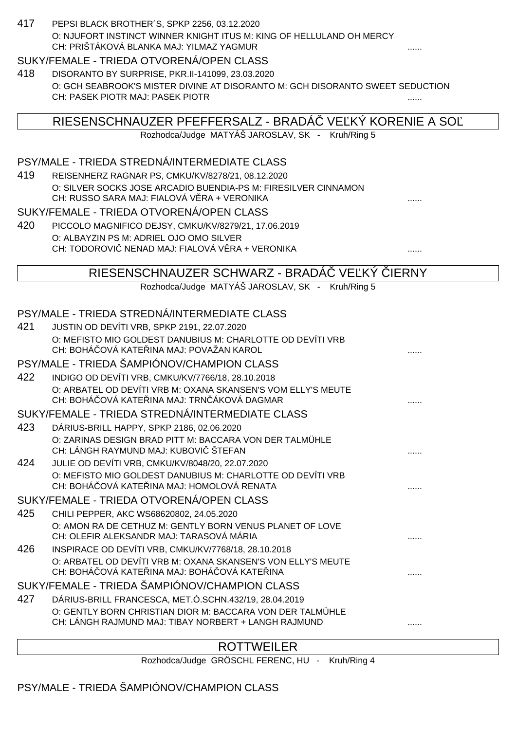417 PEPSI BLACK BROTHER´S, SPKP 2256, 03.12.2020
O: NJUFORT INSTINCT WINNER KNIGHT ITUS M: KING OF HELLULAND OH MERCY
CH: PRIŠTÁKOVÁ BLANKA MAJ: YILMAZ YAGMUR ......

SUKY/FEMALE - TRIEDA OTVORENÁ/OPEN CLASS

418 DISORANTO BY SURPRISE, PKR.II-141099, 23.03.2020
O: GCH SEABROOK'S MISTER DIVINE AT DISORANTO M: GCH DISORANTO SWEET SEDUCTION
CH: PASEK PIOTR MAJ: PASEK PIOTR ......

## RIESENSCHNAUZER PFEFFERSALZ - BRADÁČ VEĽKÝ KORENIE A SOĽ

Rozhodca/Judge MATYÁŠ JAROSLAV, SK - Kruh/Ring 5

PSY/MALE - TRIEDA STREDNÁ/INTERMEDIATE CLASS

419 REISENHERZ RAGNAR PS, CMKU/KV/8278/21, 08.12.2020
O: SILVER SOCKS JOSE ARCADIO BUENDIA-PS M: FIRESILVER CINNAMON
CH: RUSSO SARA MAJ: FIALOVÁ VĚRA + VERONIKA ......

SUKY/FEMALE - TRIEDA OTVORENÁ/OPEN CLASS

420 PICCOLO MAGNIFICO DEJSY, CMKU/KV/8279/21, 17.06.2019
O: ALBAYZIN PS M: ADRIEL OJO OMO SILVER
CH: TODOROVIČ NENAD MAJ: FIALOVÁ VĚRA + VERONIKA ......

## RIESENSCHNAUZER SCHWARZ - BRADÁČ VEĽKÝ ČIERNY

Rozhodca/Judge MATYÁŠ JAROSLAV, SK - Kruh/Ring 5

PSY/MALE - TRIEDA STREDNÁ/INTERMEDIATE CLASS

421 JUSTIN OD DEVÍTI VRB, SPKP 2191, 22.07.2020
O: MEFISTO MIO GOLDEST DANUBIUS M: CHARLOTTE OD DEVÍTI VRB
CH: BOHÁČOVÁ KATEŘINA MAJ: POVAŽAN KAROL ......

PSY/MALE - TRIEDA ŠAMPIÓNOV/CHAMPION CLASS

422 INDIGO OD DEVÍTI VRB, CMKU/KV/7766/18, 28.10.2018
O: ARBATEL OD DEVÍTI VRB M: OXANA SKANSEN'S VOM ELLY'S MEUTE
CH: BOHÁČOVÁ KATEŘINA MAJ: TRNČÁKOVÁ DAGMAR ......

SUKY/FEMALE - TRIEDA STREDNÁ/INTERMEDIATE CLASS

423 DÁRIUS-BRILL HAPPY, SPKP 2186, 02.06.2020
O: ZARINAS DESIGN BRAD PITT M: BACCARA VON DER TALMÜHLE
CH: LÁNGH RAYMUND MAJ: KUBOVIČ ŠTEFAN ......

424 JULIE OD DEVÍTI VRB, CMKU/KV/8048/20, 22.07.2020
O: MEFISTO MIO GOLDEST DANUBIUS M: CHARLOTTE OD DEVÍTI VRB
CH: BOHÁČOVÁ KATEŘINA MAJ: HOMOLOVÁ RENATA ......

SUKY/FEMALE - TRIEDA OTVORENÁ/OPEN CLASS

425 CHILI PEPPER, AKC WS68620802, 24.05.2020
O: AMON RA DE CETHUZ M: GENTLY BORN VENUS PLANET OF LOVE
CH: OLEFIR ALEKSANDR MAJ: TARASOVÁ MÁRIA ......

426 INSPIRACE OD DEVÍTI VRB, CMKU/KV/7768/18, 28.10.2018
O: ARBATEL OD DEVÍTI VRB M: OXANA SKANSEN'S VON ELLY'S MEUTE
CH: BOHÁČOVÁ KATEŘINA MAJ: BOHÁČOVÁ KATEŘINA ......

SUKY/FEMALE - TRIEDA ŠAMPIÓNOV/CHAMPION CLASS

427 DÁRIUS-BRILL FRANCESCA, MET.Ó.SCHN.432/19, 28.04.2019
O: GENTLY BORN CHRISTIAN DIOR M: BACCARA VON DER TALMÜHLE
CH: LÁNGH RAJMUND MAJ: TIBAY NORBERT + LANGH RAJMUND ......

## ROTTWEILER

Rozhodca/Judge GRÖSCHL FERENC, HU - Kruh/Ring 4

PSY/MALE - TRIEDA ŠAMPIÓNOV/CHAMPION CLASS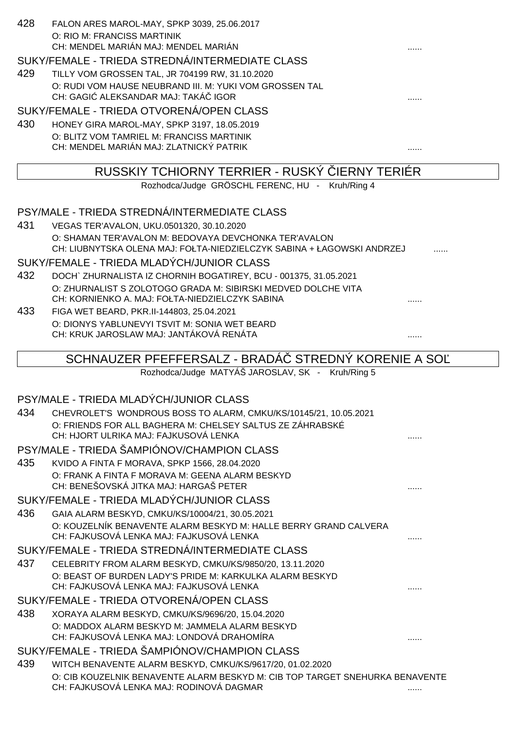428 FALON ARES MAROL-MAY, SPKP 3039, 25.06.2017
O: RIO M: FRANCISS MARTINIK
CH: MENDEL MARIÁN MAJ: MENDEL MARIÁN ......

SUKY/FEMALE - TRIEDA STREDNÁ/INTERMEDIATE CLASS

429 TILLY VOM GROSSEN TAL, JR 704199 RW, 31.10.2020
O: RUDI VOM HAUSE NEUBRAND III. M: YUKI VOM GROSSEN TAL
CH: GAGIĆ ALEKSANDAR MAJ: TAKÁČ IGOR ......

SUKY/FEMALE - TRIEDA OTVORENÁ/OPEN CLASS

430 HONEY GIRA MAROL-MAY, SPKP 3197, 18.05.2019
O: BLITZ VOM TAMRIEL M: FRANCISS MARTINIK
CH: MENDEL MARIÁN MAJ: ZLATNICKÝ PATRIK ......

## RUSSKIY TCHIORNY TERRIER - RUSKÝ ČIERNY TERIÉR

Rozhodca/Judge GRÖSCHL FERENC, HU - Kruh/Ring 4

PSY/MALE - TRIEDA STREDNÁ/INTERMEDIATE CLASS

431 VEGAS TER'AVALON, UKU.0501320, 30.10.2020
O: SHAMAN TER'AVALON M: BEDOVAYA DEVCHONKA TER'AVALON
CH: LIUBNYTSKA OLENA MAJ: FOŁTA-NIEDZIELCZYK SABINA + ŁAGOWSKI ANDRZEJ ......

SUKY/FEMALE - TRIEDA MLADÝCH/JUNIOR CLASS

432 DOCH` ZHURNALISTA IZ CHORNIH BOGATIREY, BCU - 001375, 31.05.2021
O: ZHURNALIST S ZOLOTOGO GRADA M: SIBIRSKI MEDVED DOLCHE VITA
CH: KORNIENKO A. MAJ: FOŁTA-NIEDZIELCZYK SABINA ......

433 FIGA WET BEARD, PKR.II-144803, 25.04.2021
O: DIONYS YABLUNEVYI TSVIT M: SONIA WET BEARD
CH: KRUK JAROSLAW MAJ: JANTÁKOVÁ RENÁTA ......

## SCHNAUZER PFEFFERSALZ - BRADÁČ STREDNÝ KORENIE A SOĽ

Rozhodca/Judge MATYÁŠ JAROSLAV, SK - Kruh/Ring 5

PSY/MALE - TRIEDA MLADÝCH/JUNIOR CLASS

434 CHEVROLET'S WONDROUS BOSS TO ALARM, CMKU/KS/10145/21, 10.05.2021
O: FRIENDS FOR ALL BAGHERA M: CHELSEY SALTUS ZE ZÁHRABSKÉ
CH: HJORT ULRIKA MAJ: FAJKUSOVÁ LENKA ......

PSY/MALE - TRIEDA ŠAMPIÓNOV/CHAMPION CLASS

435 KVIDO A FINTA F MORAVA, SPKP 1566, 28.04.2020
O: FRANK A FINTA F MORAVA M: GEENA ALARM BESKYD
CH: BENEŠOVSKÁ JITKA MAJ: HARGAŠ PETER ......

SUKY/FEMALE - TRIEDA MLADÝCH/JUNIOR CLASS

436 GAIA ALARM BESKYD, CMKU/KS/10004/21, 30.05.2021
O: KOUZELNÍK BENAVENTE ALARM BESKYD M: HALLE BERRY GRAND CALVERA
CH: FAJKUSOVÁ LENKA MAJ: FAJKUSOVÁ LENKA ......

SUKY/FEMALE - TRIEDA STREDNÁ/INTERMEDIATE CLASS

437 CELEBRITY FROM ALARM BESKYD, CMKU/KS/9850/20, 13.11.2020
O: BEAST OF BURDEN LADY'S PRIDE M: KARKULKA ALARM BESKYD
CH: FAJKUSOVÁ LENKA MAJ: FAJKUSOVÁ LENKA ......

SUKY/FEMALE - TRIEDA OTVORENÁ/OPEN CLASS

438 XORAYA ALARM BESKYD, CMKU/KS/9696/20, 15.04.2020
O: MADDOX ALARM BESKYD M: JAMMELA ALARM BESKYD
CH: FAJKUSOVÁ LENKA MAJ: LONDOVÁ DRAHOMÍRA ......

SUKY/FEMALE - TRIEDA ŠAMPIÓNOV/CHAMPION CLASS

439 WITCH BENAVENTE ALARM BESKYD, CMKU/KS/9617/20, 01.02.2020
O: CIB KOUZELNIK BENAVENTE ALARM BESKYD M: CIB TOP TARGET SNEHURKA BENAVENTE
CH: FAJKUSOVÁ LENKA MAJ: RODINOVÁ DAGMAR ......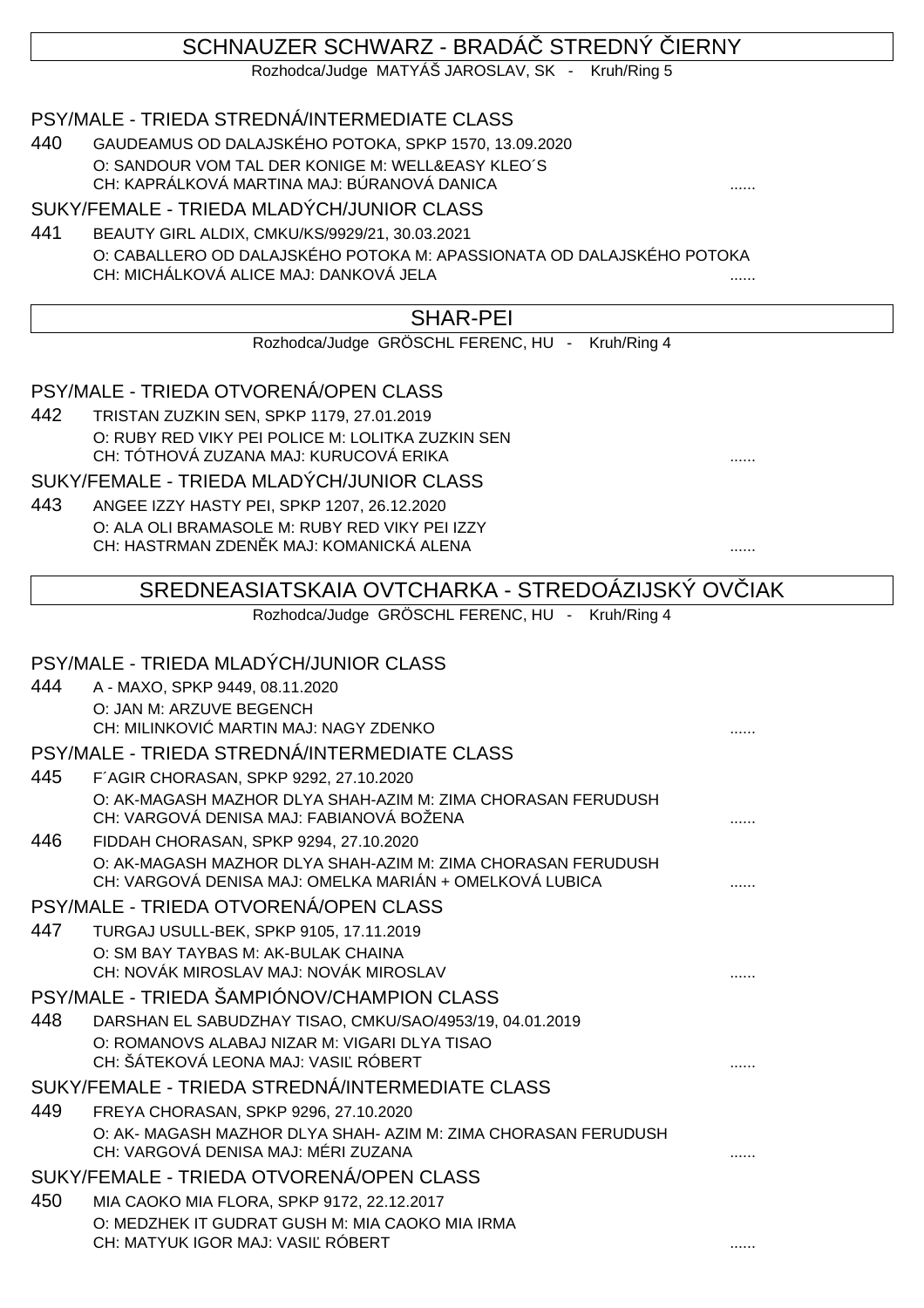## SCHNAUZER SCHWARZ - BRADÁČ STREDNÝ ČIERNY

Rozhodca/Judge MATYÁŠ JAROSLAV, SK - Kruh/Ring 5

### PSY/MALE - TRIEDA STREDNÁ/INTERMEDIATE CLASS

440 GAUDEAMUS OD DALAJSKÉHO POTOKA, SPKP 1570, 13.09.2020
O: SANDOUR VOM TAL DER KONIGE M: WELL&EASY KLEO´S
CH: KAPRÁLKOVÁ MARTINA MAJ: BÚRANOVÁ DANICA ......

### SUKY/FEMALE - TRIEDA MLADÝCH/JUNIOR CLASS

441 BEAUTY GIRL ALDIX, CMKU/KS/9929/21, 30.03.2021
O: CABALLERO OD DALAJSKÉHO POTOKA M: APASSIONATA OD DALAJSKÉHO POTOKA
CH: MICHÁLKOVÁ ALICE MAJ: DANKOVÁ JELA ......

## SHAR-PEI

Rozhodca/Judge GRÖSCHL FERENC, HU - Kruh/Ring 4

### PSY/MALE - TRIEDA OTVORENÁ/OPEN CLASS

442 TRISTAN ZUZKIN SEN, SPKP 1179, 27.01.2019
O: RUBY RED VIKY PEI POLICE M: LOLITKA ZUZKIN SEN
CH: TÓTHOVÁ ZUZANA MAJ: KURUCOVÁ ERIKA ......

### SUKY/FEMALE - TRIEDA MLADÝCH/JUNIOR CLASS

443 ANGEE IZZY HASTY PEI, SPKP 1207, 26.12.2020
O: ALA OLI BRAMASOLE M: RUBY RED VIKY PEI IZZY
CH: HASTRMAN ZDENĚK MAJ: KOMANICKÁ ALENA ......

## SREDNEASIATSKAIA OVTCHARKA - STREDOÁZIJSKÝ OVČIAK

Rozhodca/Judge GRÖSCHL FERENC, HU - Kruh/Ring 4

### PSY/MALE - TRIEDA MLADÝCH/JUNIOR CLASS

444 A - MAXO, SPKP 9449, 08.11.2020
O: JAN M: ARZUVE BEGENCH
CH: MILINKOVIĆ MARTIN MAJ: NAGY ZDENKO ......

### PSY/MALE - TRIEDA STREDNÁ/INTERMEDIATE CLASS

445 F´AGIR CHORASAN, SPKP 9292, 27.10.2020
O: AK-MAGASH MAZHOR DLYA SHAH-AZIM M: ZIMA CHORASAN FERUDUSH
CH: VARGOVÁ DENISA MAJ: FABIANOVÁ BOŽENA ......

446 FIDDAH CHORASAN, SPKP 9294, 27.10.2020
O: AK-MAGASH MAZHOR DLYA SHAH-AZIM M: ZIMA CHORASAN FERUDUSH
CH: VARGOVÁ DENISA MAJ: OMELKA MARIÁN + OMELKOVÁ LUBICA ......

### PSY/MALE - TRIEDA OTVORENÁ/OPEN CLASS

447 TURGAJ USULL-BEK, SPKP 9105, 17.11.2019
O: SM BAY TAYBAS M: AK-BULAK CHAINA
CH: NOVÁK MIROSLAV MAJ: NOVÁK MIROSLAV ......

### PSY/MALE - TRIEDA ŠAMPIÓNOV/CHAMPION CLASS

448 DARSHAN EL SABUDZHAY TISAO, CMKU/SAO/4953/19, 04.01.2019
O: ROMANOVS ALABAJ NIZAR M: VIGARI DLYA TISAO
CH: ŠÁTEKOVÁ LEONA MAJ: VASIĽ RÓBERT ......

### SUKY/FEMALE - TRIEDA STREDNÁ/INTERMEDIATE CLASS

449 FREYA CHORASAN, SPKP 9296, 27.10.2020
O: AK- MAGASH MAZHOR DLYA SHAH- AZIM M: ZIMA CHORASAN FERUDUSH
CH: VARGOVÁ DENISA MAJ: MÉRI ZUZANA ......

### SUKY/FEMALE - TRIEDA OTVORENÁ/OPEN CLASS

450 MIA CAOKO MIA FLORA, SPKP 9172, 22.12.2017
O: MEDZHEK IT GUDRAT GUSH M: MIA CAOKO MIA IRMA
CH: MATYUK IGOR MAJ: VASIĽ RÓBERT ......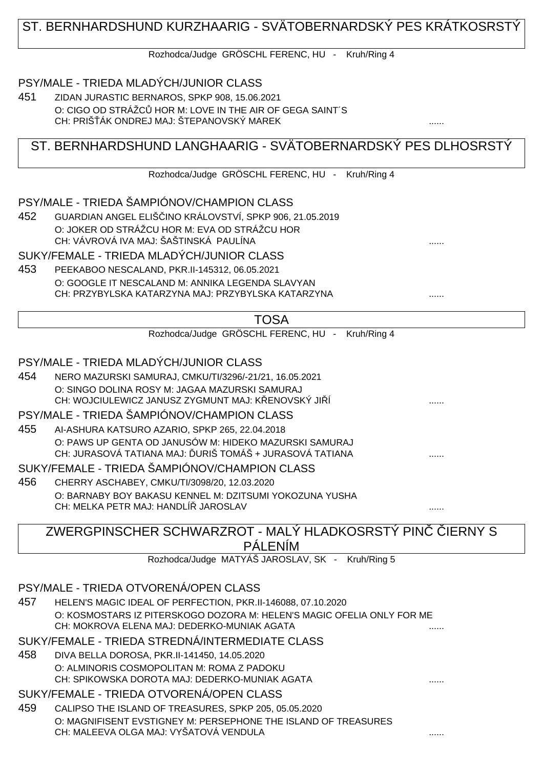## ST. BERNHARDSHUND KURZHAARIG - SVÄTOBERNARDSKÝ PES KRÁTKOSRSTÝ

Rozhodca/Judge GRÖSCHL FERENC, HU - Kruh/Ring 4

### PSY/MALE - TRIEDA MLADÝCH/JUNIOR CLASS

451 ZIDAN JURASTIC BERNAROS, SPKP 908, 15.06.2021
O: CIGO OD STRÁŽCŮ HOR M: LOVE IN THE AIR OF GEGA SAINT´S
CH: PRIŠŤÁK ONDREJ MAJ: ŠTEPANOVSKÝ MAREK ......

## ST. BERNHARDSHUND LANGHAARIG - SVÄTOBERNARDSKÝ PES DLHOSRSTÝ

Rozhodca/Judge GRÖSCHL FERENC, HU - Kruh/Ring 4

### PSY/MALE - TRIEDA ŠAMPIÓNOV/CHAMPION CLASS

452 GUARDIAN ANGEL ELIŠČINO KRÁLOVSTVÍ, SPKP 906, 21.05.2019
O: JOKER OD STRÁŽCU HOR M: EVA OD STRÁŽCU HOR
CH: VÁVROVÁ IVA MAJ: ŠAŠTINSKÁ PAULÍNA ......

### SUKY/FEMALE - TRIEDA MLADÝCH/JUNIOR CLASS

453 PEEKABOO NESCALAND, PKR.II-145312, 06.05.2021
O: GOOGLE IT NESCALAND M: ANNIKA LEGENDA SLAVYAN
CH: PRZYBYLSKA KATARZYNA MAJ: PRZYBYLSKA KATARZYNA ......

## TOSA

Rozhodca/Judge GRÖSCHL FERENC, HU - Kruh/Ring 4

### PSY/MALE - TRIEDA MLADÝCH/JUNIOR CLASS

454 NERO MAZURSKI SAMURAJ, CMKU/TI/3296/-21/21, 16.05.2021
O: SINGO DOLINA ROSY M: JAGAA MAZURSKI SAMURAJ
CH: WOJCIULEWICZ JANUSZ ZYGMUNT MAJ: KŘENOVSKÝ JIŘÍ ......

### PSY/MALE - TRIEDA ŠAMPIÓNOV/CHAMPION CLASS

455 AI-ASHURA KATSURO AZARIO, SPKP 265, 22.04.2018
O: PAWS UP GENTA OD JANUSÓW M: HIDEKO MAZURSKI SAMURAJ
CH: JURASOVÁ TATIANA MAJ: ĎURIŠ TOMÁŠ + JURASOVÁ TATIANA ......

### SUKY/FEMALE - TRIEDA ŠAMPIÓNOV/CHAMPION CLASS

456 CHERRY ASCHABEY, CMKU/TI/3098/20, 12.03.2020
O: BARNABY BOY BAKASU KENNEL M: DZITSUMI YOKOZUNA YUSHA
CH: MELKA PETR MAJ: HANDLÍŘ JAROSLAV ......

## ZWERGPINSCHER SCHWARZROT - MALÝ HLADKOSRSTÝ PINČ ČIERNY S PÁLENÍM

Rozhodca/Judge MATYÁŠ JAROSLAV, SK - Kruh/Ring 5

### PSY/MALE - TRIEDA OTVORENÁ/OPEN CLASS

457 HELEN'S MAGIC IDEAL OF PERFECTION, PKR.II-146088, 07.10.2020
O: KOSMOSTARS IZ PITERSKOGO DOZORA M: HELEN'S MAGIC OFELIA ONLY FOR ME
CH: MOKROVA ELENA MAJ: DEDERKO-MUNIAK AGATA ......

### SUKY/FEMALE - TRIEDA STREDNÁ/INTERMEDIATE CLASS

458 DIVA BELLA DOROSA, PKR.II-141450, 14.05.2020
O: ALMINORIS COSMOPOLITAN M: ROMA Z PADOKU
CH: SPIKOWSKA DOROTA MAJ: DEDERKO-MUNIAK AGATA ......

### SUKY/FEMALE - TRIEDA OTVORENÁ/OPEN CLASS

459 CALIPSO THE ISLAND OF TREASURES, SPKP 205, 05.05.2020
O: MAGNIFISENT EVSTIGNEY M: PERSEPHONE THE ISLAND OF TREASURES
CH: MALEEVA OLGA MAJ: VYŠATOVÁ VENDULA ......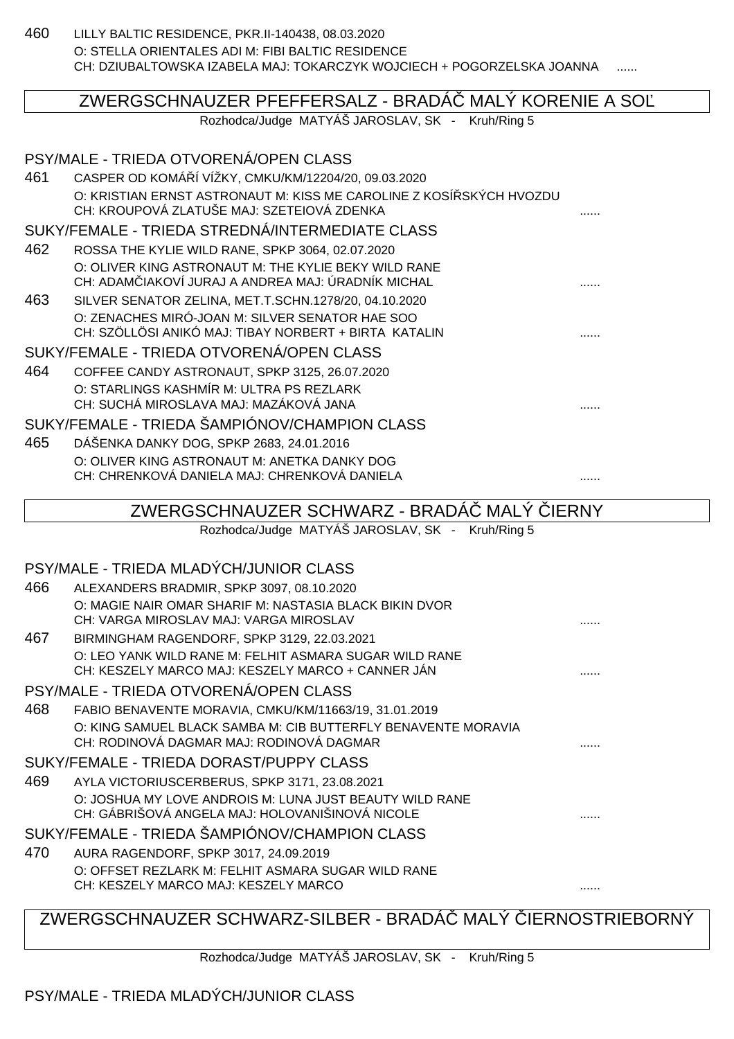460 LILLY BALTIC RESIDENCE, PKR.II-140438, 08.03.2020
O: STELLA ORIENTALES ADI M: FIBI BALTIC RESIDENCE
CH: DZIUBALTOWSKA IZABELA MAJ: TOKARCZYK WOJCIECH + POGORZELSKA JOANNA ......

## ZWERGSCHNAUZER PFEFFERSALZ - BRADÁČ MALÝ KORENIE A SOĽ

Rozhodca/Judge MATYÁŠ JAROSLAV, SK - Kruh/Ring 5

### PSY/MALE - TRIEDA OTVORENÁ/OPEN CLASS

461 CASPER OD KOMÁŘÍ VÍŽKY, CMKU/KM/12204/20, 09.03.2020
O: KRISTIAN ERNST ASTRONAUT M: KISS ME CAROLINE Z KOSÍŘSKÝCH HVOZDU
CH: KROUPOVÁ ZLATUŠE MAJ: SZETEIOVÁ ZDENKA ......

### SUKY/FEMALE - TRIEDA STREDNÁ/INTERMEDIATE CLASS

462 ROSSA THE KYLIE WILD RANE, SPKP 3064, 02.07.2020
O: OLIVER KING ASTRONAUT M: THE KYLIE BEKY WILD RANE
CH: ADAMČIAKOVÍ JURAJ A ANDREA MAJ: ÚRADNÍK MICHAL ......

463 SILVER SENATOR ZELINA, MET.T.SCHN.1278/20, 04.10.2020
O: ZENACHES MIRÓ-JOAN M: SILVER SENATOR HAE SOO
CH: SZÖLLÖSI ANIKÓ MAJ: TIBAY NORBERT + BIRTA KATALIN ......

### SUKY/FEMALE - TRIEDA OTVORENÁ/OPEN CLASS

464 COFFEE CANDY ASTRONAUT, SPKP 3125, 26.07.2020
O: STARLINGS KASHMÍR M: ULTRA PS REZLARK
CH: SUCHÁ MIROSLAVA MAJ: MAZÁKOVÁ JANA ......

### SUKY/FEMALE - TRIEDA ŠAMPIÓNOV/CHAMPION CLASS

465 DÁŠENKA DANKY DOG, SPKP 2683, 24.01.2016
O: OLIVER KING ASTRONAUT M: ANETKA DANKY DOG
CH: CHRENKOVÁ DANIELA MAJ: CHRENKOVÁ DANIELA ......

## ZWERGSCHNAUZER SCHWARZ - BRADÁČ MALÝ ČIERNY

Rozhodca/Judge MATYÁŠ JAROSLAV, SK - Kruh/Ring 5

### PSY/MALE - TRIEDA MLADÝCH/JUNIOR CLASS

466 ALEXANDERS BRADMIR, SPKP 3097, 08.10.2020
O: MAGIE NAIR OMAR SHARIF M: NASTASIA BLACK BIKIN DVOR
CH: VARGA MIROSLAV MAJ: VARGA MIROSLAV ......

467 BIRMINGHAM RAGENDORF, SPKP 3129, 22.03.2021
O: LEO YANK WILD RANE M: FELHIT ASMARA SUGAR WILD RANE
CH: KESZELY MARCO MAJ: KESZELY MARCO + CANNER JÁN ......

### PSY/MALE - TRIEDA OTVORENÁ/OPEN CLASS

468 FABIO BENAVENTE MORAVIA, CMKU/KM/11663/19, 31.01.2019
O: KING SAMUEL BLACK SAMBA M: CIB BUTTERFLY BENAVENTE MORAVIA
CH: RODINOVÁ DAGMAR MAJ: RODINOVÁ DAGMAR ......

### SUKY/FEMALE - TRIEDA DORAST/PUPPY CLASS

469 AYLA VICTORIUSCERBERUS, SPKP 3171, 23.08.2021
O: JOSHUA MY LOVE ANDROIS M: LUNA JUST BEAUTY WILD RANE
CH: GÁBRIŠOVÁ ANGELA MAJ: HOLOVANIŠINOVÁ NICOLE ......

### SUKY/FEMALE - TRIEDA ŠAMPIÓNOV/CHAMPION CLASS

470 AURA RAGENDORF, SPKP 3017, 24.09.2019
O: OFFSET REZLARK M: FELHIT ASMARA SUGAR WILD RANE
CH: KESZELY MARCO MAJ: KESZELY MARCO ......

## ZWERGSCHNAUZER SCHWARZ-SILBER - BRADÁČ MALÝ ČIERNOSTRIEBORNÝ

Rozhodca/Judge MATYÁŠ JAROSLAV, SK - Kruh/Ring 5

### PSY/MALE - TRIEDA MLADÝCH/JUNIOR CLASS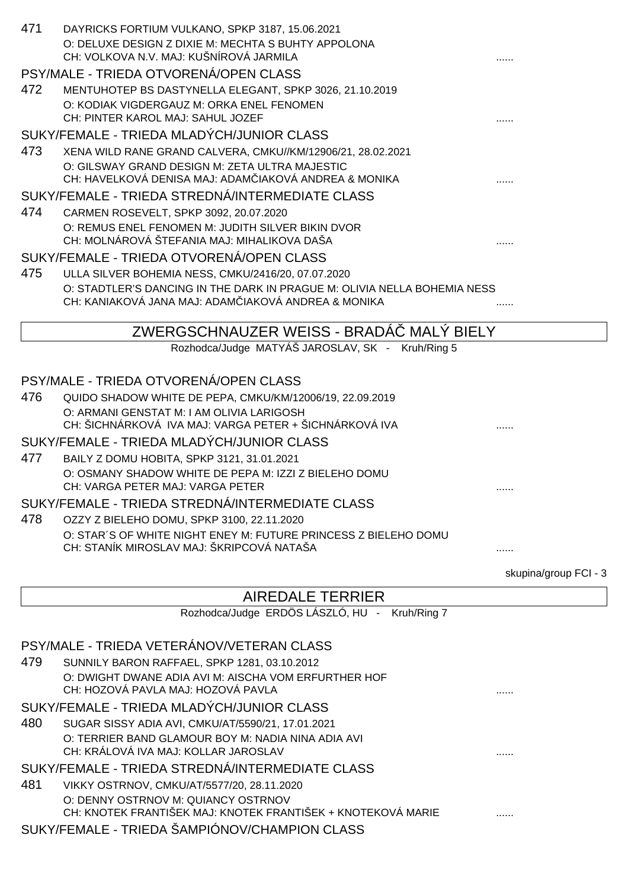471 DAYRICKS FORTIUM VULKANO, SPKP 3187, 15.06.2021
O: DELUXE DESIGN Z DIXIE M: MECHTA S BUHTY APPOLONA
CH: VOLKOVA N.V. MAJ: KUŠNÍROVÁ JARMILA ......

PSY/MALE - TRIEDA OTVORENÁ/OPEN CLASS

472 MENTUHOTEP BS DASTYNELLA ELEGANT, SPKP 3026, 21.10.2019
O: KODIAK VIGDERGAUZ M: ORKA ENEL FENOMEN
CH: PINTER KAROL MAJ: SAHUL JOZEF ......

SUKY/FEMALE - TRIEDA MLADÝCH/JUNIOR CLASS

473 XENA WILD RANE GRAND CALVERA, CMKU//KM/12906/21, 28.02.2021
O: GILSWAY GRAND DESIGN M: ZETA ULTRA MAJESTIC
CH: HAVELKOVÁ DENISA MAJ: ADAMČIAKOVÁ ANDREA & MONIKA ......

SUKY/FEMALE - TRIEDA STREDNÁ/INTERMEDIATE CLASS

474 CARMEN ROSEVELT, SPKP 3092, 20.07.2020
O: REMUS ENEL FENOMEN M: JUDITH SILVER BIKIN DVOR
CH: MOLNÁROVÁ ŠTEFANIA MAJ: MIHALIKOVA DAŠA ......

SUKY/FEMALE - TRIEDA OTVORENÁ/OPEN CLASS

475 ULLA SILVER BOHEMIA NESS, CMKU/2416/20, 07.07.2020
O: STADTLER'S DANCING IN THE DARK IN PRAGUE M: OLIVIA NELLA BOHEMIA NESS
CH: KANIAKOVÁ JANA MAJ: ADAMČIAKOVÁ ANDREA & MONIKA ......

## ZWERGSCHNAUZER WEISS - BRADÁČ MALÝ BIELY

Rozhodca/Judge MATYÁŠ JAROSLAV, SK - Kruh/Ring 5

PSY/MALE - TRIEDA OTVORENÁ/OPEN CLASS

476 QUIDO SHADOW WHITE DE PEPA, CMKU/KM/12006/19, 22.09.2019
O: ARMANI GENSTAT M: I AM OLIVIA LARIGOSH
CH: ŠICHNÁRKOVÁ IVA MAJ: VARGA PETER + ŠICHNÁRKOVÁ IVA ......

SUKY/FEMALE - TRIEDA MLADÝCH/JUNIOR CLASS

477 BAILY Z DOMU HOBITA, SPKP 3121, 31.01.2021
O: OSMANY SHADOW WHITE DE PEPA M: IZZI Z BIELEHO DOMU
CH: VARGA PETER MAJ: VARGA PETER ......

SUKY/FEMALE - TRIEDA STREDNÁ/INTERMEDIATE CLASS

478 OZZY Z BIELEHO DOMU, SPKP 3100, 22.11.2020
O: STAR´S OF WHITE NIGHT ENEY M: FUTURE PRINCESS Z BIELEHO DOMU
CH: STANÍK MIROSLAV MAJ: ŠKRIPCOVÁ NATAŠA ......

skupina/group FCI - 3

## AIREDALE TERRIER

Rozhodca/Judge ERDÖS LÁSZLÓ, HU - Kruh/Ring 7

PSY/MALE - TRIEDA VETERÁNOV/VETERAN CLASS

479 SUNNILY BARON RAFFAEL, SPKP 1281, 03.10.2012
O: DWIGHT DWANE ADIA AVI M: AISCHA VOM ERFURTHER HOF
CH: HOZOVÁ PAVLA MAJ: HOZOVÁ PAVLA ......

SUKY/FEMALE - TRIEDA MLADÝCH/JUNIOR CLASS

480 SUGAR SISSY ADIA AVI, CMKU/AT/5590/21, 17.01.2021
O: TERRIER BAND GLAMOUR BOY M: NADIA NINA ADIA AVI
CH: KRÁLOVÁ IVA MAJ: KOLLAR JAROSLAV ......

SUKY/FEMALE - TRIEDA STREDNÁ/INTERMEDIATE CLASS

481 VIKKY OSTRNOV, CMKU/AT/5577/20, 28.11.2020
O: DENNY OSTRNOV M: QUIANCY OSTRNOV
CH: KNOTEK FRANTIŠEK MAJ: KNOTEK FRANTIŠEK + KNOTEKOVÁ MARIE ......

SUKY/FEMALE - TRIEDA ŠAMPIÓNOV/CHAMPION CLASS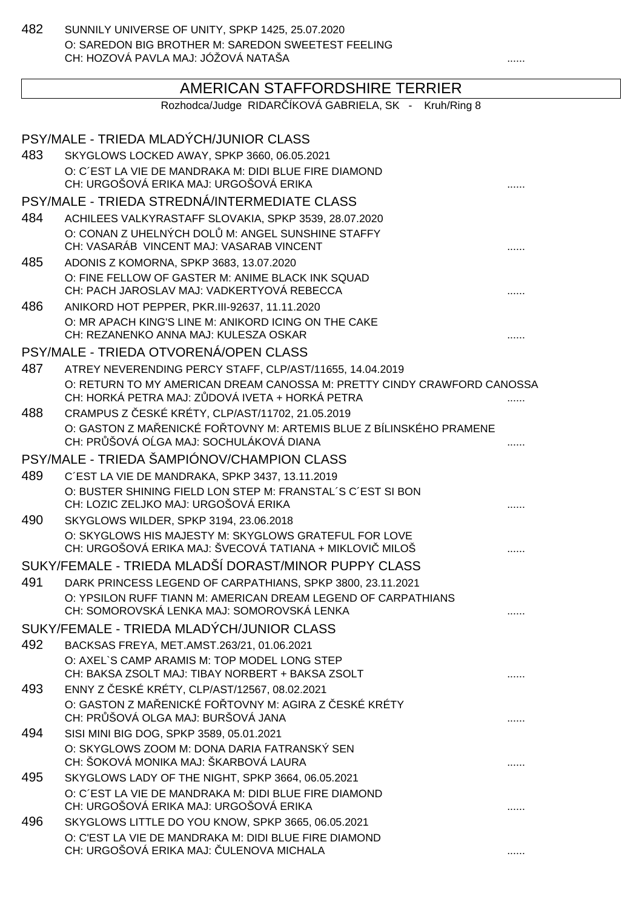482 SUNNILY UNIVERSE OF UNITY, SPKP 1425, 25.07.2020
O: SAREDON BIG BROTHER M: SAREDON SWEETEST FEELING
CH: HOZOVÁ PAVLA MAJ: JÓŽOVÁ NATAŠA ......

## AMERICAN STAFFORDSHIRE TERRIER

Rozhodca/Judge RIDARČÍKOVÁ GABRIELA, SK - Kruh/Ring 8

### PSY/MALE - TRIEDA MLADÝCH/JUNIOR CLASS

483 SKYGLOWS LOCKED AWAY, SPKP 3660, 06.05.2021
O: C´EST LA VIE DE MANDRAKA M: DIDI BLUE FIRE DIAMOND
CH: URGOŠOVÁ ERIKA MAJ: URGOŠOVÁ ERIKA ......

### PSY/MALE - TRIEDA STREDNÁ/INTERMEDIATE CLASS

484 ACHILEES VALKYRASTAFF SLOVAKIA, SPKP 3539, 28.07.2020
O: CONAN Z UHELNÝCH DOLŮ M: ANGEL SUNSHINE STAFFY
CH: VASARÁB VINCENT MAJ: VASARAB VINCENT ......

485 ADONIS Z KOMORNA, SPKP 3683, 13.07.2020
O: FINE FELLOW OF GASTER M: ANIME BLACK INK SQUAD
CH: PACH JAROSLAV MAJ: VADKERTYOVÁ REBECCA ......

486 ANIKORD HOT PEPPER, PKR.III-92637, 11.11.2020
O: MR APACH KING'S LINE M: ANIKORD ICING ON THE CAKE
CH: REZANENKO ANNA MAJ: KULESZA OSKAR ......

### PSY/MALE - TRIEDA OTVORENÁ/OPEN CLASS

487 ATREY NEVERENDING PERCY STAFF, CLP/AST/11655, 14.04.2019
O: RETURN TO MY AMERICAN DREAM CANOSSA M: PRETTY CINDY CRAWFORD CANOSSA
CH: HORKÁ PETRA MAJ: ZŮDOVÁ IVETA + HORKÁ PETRA ......

488 CRAMPUS Z ČESKÉ KRÉTY, CLP/AST/11702, 21.05.2019
O: GASTON Z MAŘENICKÉ FOŘTOVNY M: ARTEMIS BLUE Z BÍLINSKÉHO PRAMENE
CH: PRŮŠOVÁ OĹGA MAJ: SOCHULÁKOVÁ DIANA ......

### PSY/MALE - TRIEDA ŠAMPIÓNOV/CHAMPION CLASS

489 C´EST LA VIE DE MANDRAKA, SPKP 3437, 13.11.2019
O: BUSTER SHINING FIELD LON STEP M: FRANSTAL´S C´EST SI BON
CH: LOZIC ZELJKO MAJ: URGOŠOVÁ ERIKA ......

490 SKYGLOWS WILDER, SPKP 3194, 23.06.2018
O: SKYGLOWS HIS MAJESTY M: SKYGLOWS GRATEFUL FOR LOVE
CH: URGOŠOVÁ ERIKA MAJ: ŠVECOVÁ TATIANA + MIKLOVIČ MILOŠ ......

### SUKY/FEMALE - TRIEDA MLADŠÍ DORAST/MINOR PUPPY CLASS

491 DARK PRINCESS LEGEND OF CARPATHIANS, SPKP 3800, 23.11.2021
O: YPSILON RUFF TIANN M: AMERICAN DREAM LEGEND OF CARPATHIANS
CH: SOMOROVSKÁ LENKA MAJ: SOMOROVSKÁ LENKA ......

### SUKY/FEMALE - TRIEDA MLADÝCH/JUNIOR CLASS

492 BACKSAS FREYA, MET.AMST.263/21, 01.06.2021
O: AXEL`S CAMP ARAMIS M: TOP MODEL LONG STEP
CH: BAKSA ZSOLT MAJ: TIBAY NORBERT + BAKSA ZSOLT ......

493 ENNY Z ČESKÉ KRÉTY, CLP/AST/12567, 08.02.2021
O: GASTON Z MAŘENICKÉ FOŘTOVNY M: AGIRA Z ČESKÉ KRÉTY
CH: PRŮŠOVÁ OLGA MAJ: BURŠOVÁ JANA ......

494 SISI MINI BIG DOG, SPKP 3589, 05.01.2021
O: SKYGLOWS ZOOM M: DONA DARIA FATRANSKÝ SEN
CH: ŠOKOVÁ MONIKA MAJ: ŠKARBOVÁ LAURA ......

495 SKYGLOWS LADY OF THE NIGHT, SPKP 3664, 06.05.2021
O: C´EST LA VIE DE MANDRAKA M: DIDI BLUE FIRE DIAMOND
CH: URGOŠOVÁ ERIKA MAJ: URGOŠOVÁ ERIKA ......

496 SKYGLOWS LITTLE DO YOU KNOW, SPKP 3665, 06.05.2021
O: C'EST LA VIE DE MANDRAKA M: DIDI BLUE FIRE DIAMOND
CH: URGOŠOVÁ ERIKA MAJ: ČULENOVA MICHALA ......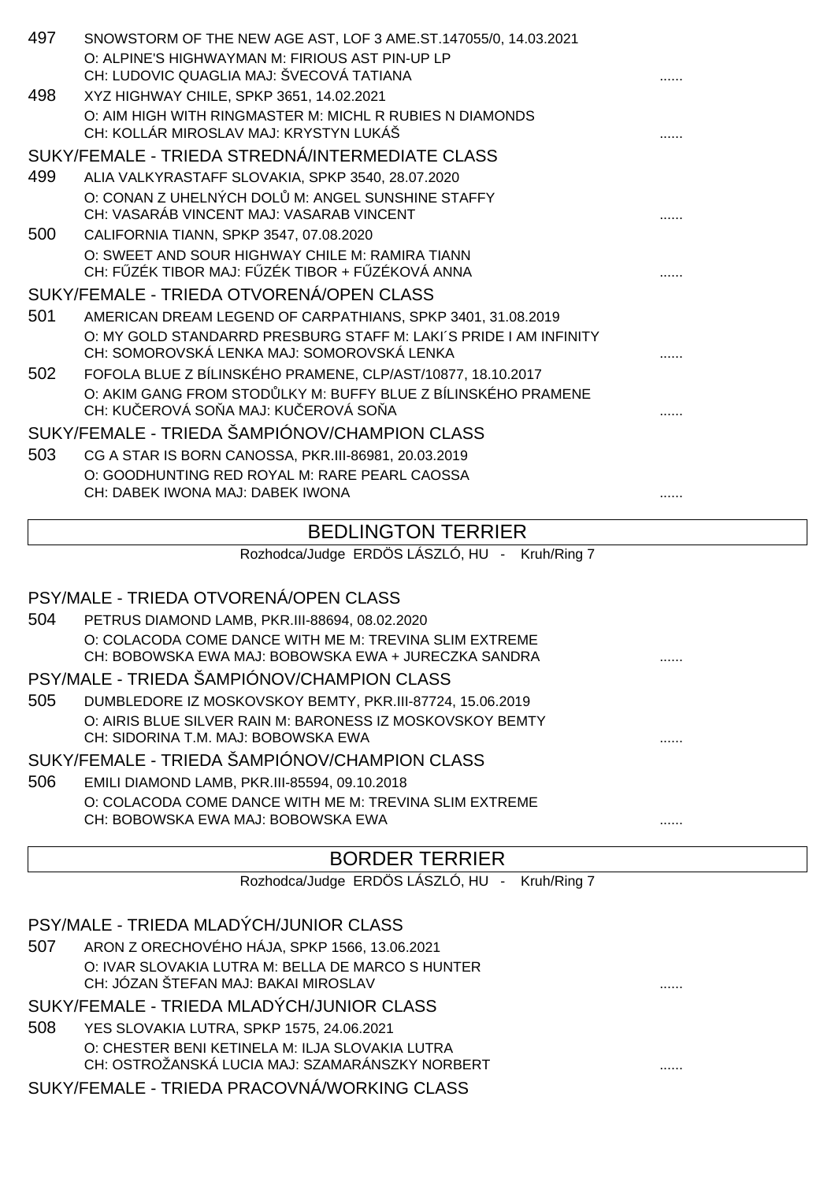497 SNOWSTORM OF THE NEW AGE AST, LOF 3 AME.ST.147055/0, 14.03.2021
O: ALPINE'S HIGHWAYMAN M: FIRIOUS AST PIN-UP LP
CH: LUDOVIC QUAGLIA MAJ: ŠVECOVÁ TATIANA ......

498 XYZ HIGHWAY CHILE, SPKP 3651, 14.02.2021
O: AIM HIGH WITH RINGMASTER M: MICHL R RUBIES N DIAMONDS
CH: KOLLÁR MIROSLAV MAJ: KRYSTYN LUKÁŠ ......

SUKY/FEMALE - TRIEDA STREDNÁ/INTERMEDIATE CLASS

499 ALIA VALKYRASTAFF SLOVAKIA, SPKP 3540, 28.07.2020
O: CONAN Z UHELNÝCH DOLŮ M: ANGEL SUNSHINE STAFFY
CH: VASARÁB VINCENT MAJ: VASARAB VINCENT ......

500 CALIFORNIA TIANN, SPKP 3547, 07.08.2020
O: SWEET AND SOUR HIGHWAY CHILE M: RAMIRA TIANN
CH: FŰZÉK TIBOR MAJ: FŰZÉK TIBOR + FŰZÉKOVÁ ANNA ......

SUKY/FEMALE - TRIEDA OTVORENÁ/OPEN CLASS

501 AMERICAN DREAM LEGEND OF CARPATHIANS, SPKP 3401, 31.08.2019
O: MY GOLD STANDARRD PRESBURG STAFF M: LAKI´S PRIDE I AM INFINITY
CH: SOMOROVSKÁ LENKA MAJ: SOMOROVSKÁ LENKA ......

502 FOFOLA BLUE Z BÍLINSKÉHO PRAMENE, CLP/AST/10877, 18.10.2017
O: AKIM GANG FROM STODŮLKY M: BUFFY BLUE Z BÍLINSKÉHO PRAMENE
CH: KUČEROVÁ SOŇA MAJ: KUČEROVÁ SOŇA ......

SUKY/FEMALE - TRIEDA ŠAMPIÓNOV/CHAMPION CLASS

503 CG A STAR IS BORN CANOSSA, PKR.III-86981, 20.03.2019
O: GOODHUNTING RED ROYAL M: RARE PEARL CAOSSA
CH: DABEK IWONA MAJ: DABEK IWONA ......

## BEDLINGTON TERRIER

Rozhodca/Judge ERDÖS LÁSZLÓ, HU - Kruh/Ring 7

PSY/MALE - TRIEDA OTVORENÁ/OPEN CLASS

504 PETRUS DIAMOND LAMB, PKR.III-88694, 08.02.2020
O: COLACODA COME DANCE WITH ME M: TREVINA SLIM EXTREME
CH: BOBOWSKA EWA MAJ: BOBOWSKA EWA + JURECZKA SANDRA ......

PSY/MALE - TRIEDA ŠAMPIÓNOV/CHAMPION CLASS

505 DUMBLEDORE IZ MOSKOVSKOY BEMTY, PKR.III-87724, 15.06.2019
O: AIRIS BLUE SILVER RAIN M: BARONESS IZ MOSKOVSKOY BEMTY
CH: SIDORINA T.M. MAJ: BOBOWSKA EWA ......

SUKY/FEMALE - TRIEDA ŠAMPIÓNOV/CHAMPION CLASS

506 EMILI DIAMOND LAMB, PKR.III-85594, 09.10.2018
O: COLACODA COME DANCE WITH ME M: TREVINA SLIM EXTREME
CH: BOBOWSKA EWA MAJ: BOBOWSKA EWA ......

## BORDER TERRIER

Rozhodca/Judge ERDÖS LÁSZLÓ, HU - Kruh/Ring 7

PSY/MALE - TRIEDA MLADÝCH/JUNIOR CLASS

507 ARON Z ORECHOVÉHO HÁJA, SPKP 1566, 13.06.2021
O: IVAR SLOVAKIA LUTRA M: BELLA DE MARCO S HUNTER
CH: JÓZAN ŠTEFAN MAJ: BAKAI MIROSLAV ......

SUKY/FEMALE - TRIEDA MLADÝCH/JUNIOR CLASS

508 YES SLOVAKIA LUTRA, SPKP 1575, 24.06.2021
O: CHESTER BENI KETINELA M: ILJA SLOVAKIA LUTRA
CH: OSTROŽANSKÁ LUCIA MAJ: SZAMARÁNSZKY NORBERT ......

SUKY/FEMALE - TRIEDA PRACOVNÁ/WORKING CLASS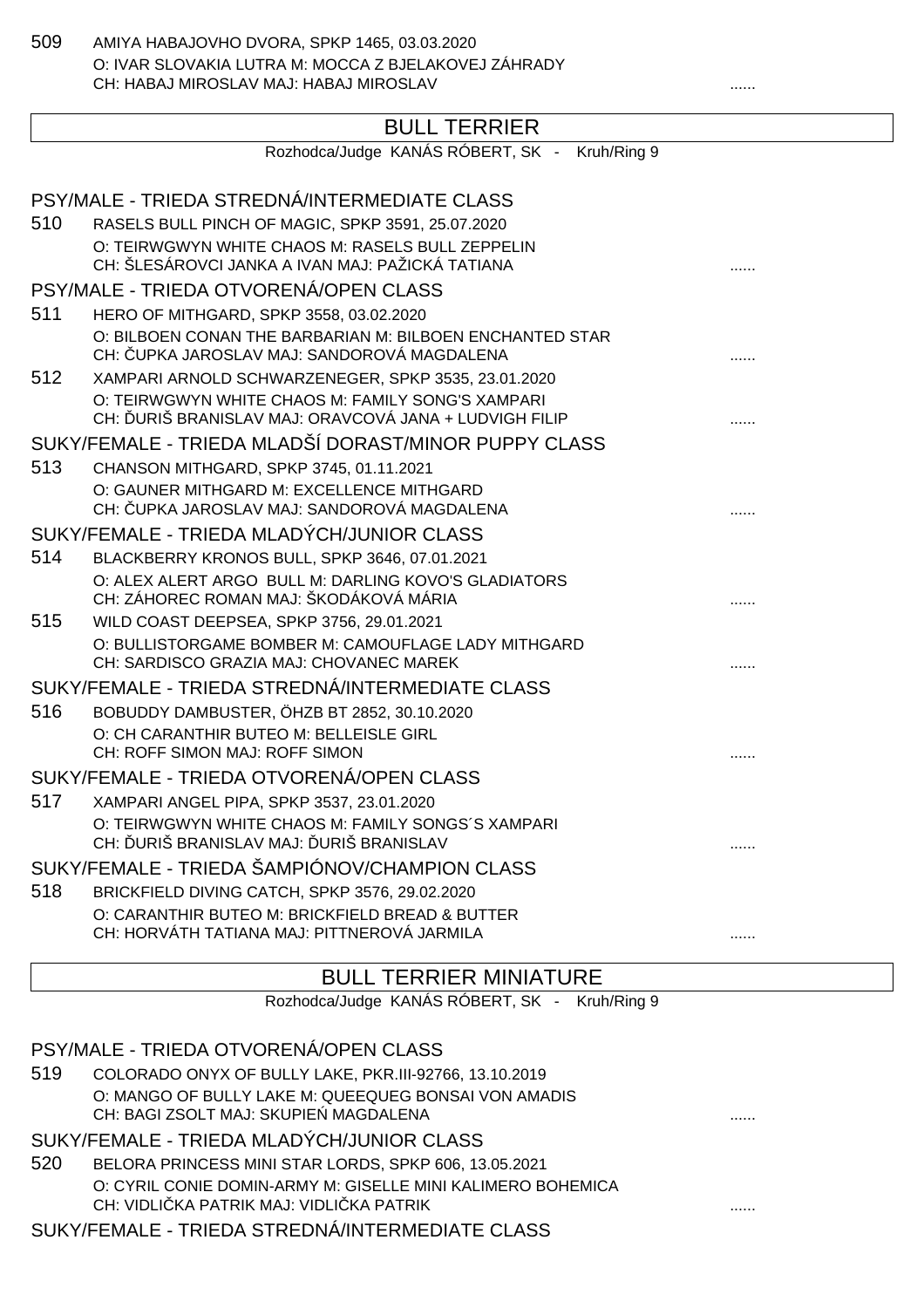509 AMIYA HABAJOVHO DVORA, SPKP 1465, 03.03.2020
O: IVAR SLOVAKIA LUTRA M: MOCCA Z BJELAKOVEJ ZÁHRADY
CH: HABAJ MIROSLAV MAJ: HABAJ MIROSLAV ......

## BULL TERRIER

Rozhodca/Judge KANÁS RÓBERT, SK - Kruh/Ring 9

### PSY/MALE - TRIEDA STREDNÁ/INTERMEDIATE CLASS

510 RASELS BULL PINCH OF MAGIC, SPKP 3591, 25.07.2020
O: TEIRWGWYN WHITE CHAOS M: RASELS BULL ZEPPELIN
CH: ŠLESÁROVCI JANKA A IVAN MAJ: PAŽICKÁ TATIANA ......

### PSY/MALE - TRIEDA OTVORENÁ/OPEN CLASS

511 HERO OF MITHGARD, SPKP 3558, 03.02.2020
O: BILBOEN CONAN THE BARBARIAN M: BILBOEN ENCHANTED STAR
CH: ČUPKA JAROSLAV MAJ: SANDOROVÁ MAGDALENA ......

512 XAMPARI ARNOLD SCHWARZENEGER, SPKP 3535, 23.01.2020
O: TEIRWGWYN WHITE CHAOS M: FAMILY SONG'S XAMPARI
CH: ĎURIŠ BRANISLAV MAJ: ORAVCOVÁ JANA + LUDVIGH FILIP ......

### SUKY/FEMALE - TRIEDA MLADŠÍ DORAST/MINOR PUPPY CLASS

513 CHANSON MITHGARD, SPKP 3745, 01.11.2021
O: GAUNER MITHGARD M: EXCELLENCE MITHGARD
CH: ČUPKA JAROSLAV MAJ: SANDOROVÁ MAGDALENA ......

### SUKY/FEMALE - TRIEDA MLADÝCH/JUNIOR CLASS

514 BLACKBERRY KRONOS BULL, SPKP 3646, 07.01.2021
O: ALEX ALERT ARGO BULL M: DARLING KOVO'S GLADIATORS
CH: ZÁHOREC ROMAN MAJ: ŠKODÁKOVÁ MÁRIA ......

515 WILD COAST DEEPSEA, SPKP 3756, 29.01.2021
O: BULLISTORGAME BOMBER M: CAMOUFLAGE LADY MITHGARD
CH: SARDISCO GRAZIA MAJ: CHOVANEC MAREK ......

### SUKY/FEMALE - TRIEDA STREDNÁ/INTERMEDIATE CLASS

516 BOBUDDY DAMBUSTER, ÖHZB BT 2852, 30.10.2020
O: CH CARANTHIR BUTEO M: BELLEISLE GIRL
CH: ROFF SIMON MAJ: ROFF SIMON ......

### SUKY/FEMALE - TRIEDA OTVORENÁ/OPEN CLASS

517 XAMPARI ANGEL PIPA, SPKP 3537, 23.01.2020
O: TEIRWGWYN WHITE CHAOS M: FAMILY SONGS´S XAMPARI
CH: ĎURIŠ BRANISLAV MAJ: ĎURIŠ BRANISLAV ......

### SUKY/FEMALE - TRIEDA ŠAMPIÓNOV/CHAMPION CLASS

518 BRICKFIELD DIVING CATCH, SPKP 3576, 29.02.2020
O: CARANTHIR BUTEO M: BRICKFIELD BREAD & BUTTER
CH: HORVÁTH TATIANA MAJ: PITTNEROVÁ JARMILA ......

## BULL TERRIER MINIATURE

Rozhodca/Judge KANÁS RÓBERT, SK - Kruh/Ring 9

### PSY/MALE - TRIEDA OTVORENÁ/OPEN CLASS

519 COLORADO ONYX OF BULLY LAKE, PKR.III-92766, 13.10.2019
O: MANGO OF BULLY LAKE M: QUEEQUEG BONSAI VON AMADIS
CH: BAGI ZSOLT MAJ: SKUPIEŃ MAGDALENA ......

### SUKY/FEMALE - TRIEDA MLADÝCH/JUNIOR CLASS

520 BELORA PRINCESS MINI STAR LORDS, SPKP 606, 13.05.2021
O: CYRIL CONIE DOMIN-ARMY M: GISELLE MINI KALIMERO BOHEMICA
CH: VIDLIČKA PATRIK MAJ: VIDLIČKA PATRIK ......

### SUKY/FEMALE - TRIEDA STREDNÁ/INTERMEDIATE CLASS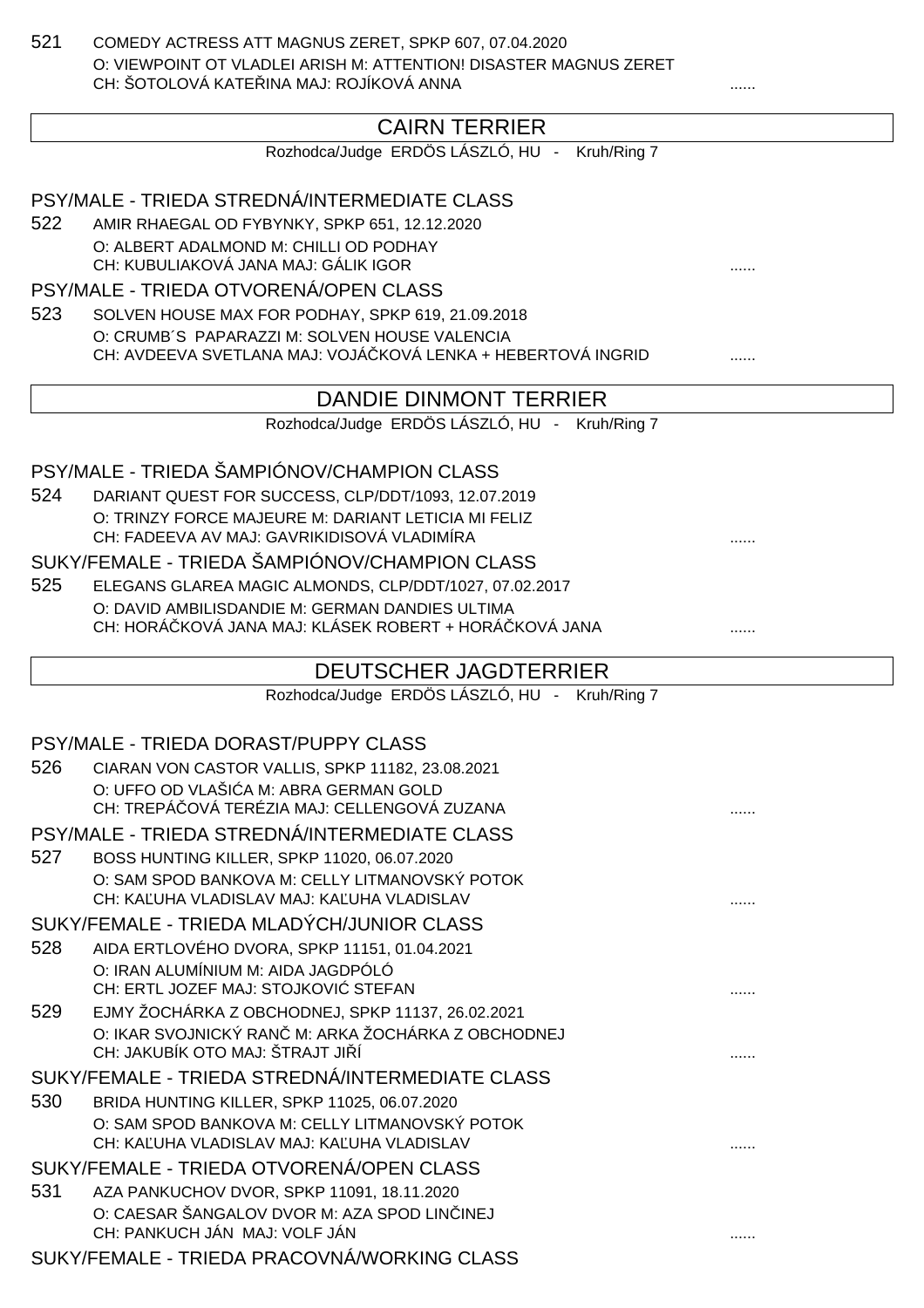521 COMEDY ACTRESS ATT MAGNUS ZERET, SPKP 607, 07.04.2020
O: VIEWPOINT OT VLADLEI ARISH M: ATTENTION! DISASTER MAGNUS ZERET
CH: ŠOTOLOVÁ KATEŘINA MAJ: ROJÍKOVÁ ANNA ......

## CAIRN TERRIER

Rozhodca/Judge ERDÖS LÁSZLÓ, HU - Kruh/Ring 7

### PSY/MALE - TRIEDA STREDNÁ/INTERMEDIATE CLASS

522 AMIR RHAEGAL OD FYBYNKY, SPKP 651, 12.12.2020
O: ALBERT ADALMOND M: CHILLI OD PODHAY
CH: KUBULIAKOVÁ JANA MAJ: GÁLIK IGOR ......

### PSY/MALE - TRIEDA OTVORENÁ/OPEN CLASS

523 SOLVEN HOUSE MAX FOR PODHAY, SPKP 619, 21.09.2018
O: CRUMB´S PAPARAZZI M: SOLVEN HOUSE VALENCIA
CH: AVDEEVA SVETLANA MAJ: VOJÁČKOVÁ LENKA + HEBERTOVÁ INGRID ......

## DANDIE DINMONT TERRIER

Rozhodca/Judge ERDÖS LÁSZLÓ, HU - Kruh/Ring 7

### PSY/MALE - TRIEDA ŠAMPIÓNOV/CHAMPION CLASS

524 DARIANT QUEST FOR SUCCESS, CLP/DDT/1093, 12.07.2019
O: TRINZY FORCE MAJEURE M: DARIANT LETICIA MI FELIZ
CH: FADEEVA AV MAJ: GAVRIKIDISOVÁ VLADIMÍRA ......

### SUKY/FEMALE - TRIEDA ŠAMPIÓNOV/CHAMPION CLASS

525 ELEGANS GLAREA MAGIC ALMONDS, CLP/DDT/1027, 07.02.2017
O: DAVID AMBILISDANDIE M: GERMAN DANDIES ULTIMA
CH: HORÁČKOVÁ JANA MAJ: KLÁSEK ROBERT + HORÁČKOVÁ JANA ......

## DEUTSCHER JAGDTERRIER

Rozhodca/Judge ERDÖS LÁSZLÓ, HU - Kruh/Ring 7

### PSY/MALE - TRIEDA DORAST/PUPPY CLASS

526 CIARAN VON CASTOR VALLIS, SPKP 11182, 23.08.2021
O: UFFO OD VLAŠIĆA M: ABRA GERMAN GOLD
CH: TREPÁČOVÁ TERÉZIA MAJ: CELLENGOVÁ ZUZANA ......

### PSY/MALE - TRIEDA STREDNÁ/INTERMEDIATE CLASS

527 BOSS HUNTING KILLER, SPKP 11020, 06.07.2020
O: SAM SPOD BANKOVA M: CELLY LITMANOVSKÝ POTOK
CH: KAĽUHA VLADISLAV MAJ: KAĽUHA VLADISLAV ......

### SUKY/FEMALE - TRIEDA MLADÝCH/JUNIOR CLASS

528 AIDA ERTLOVÉHO DVORA, SPKP 11151, 01.04.2021
O: IRAN ALUMÍNIUM M: AIDA JAGDPÓLÓ
CH: ERTL JOZEF MAJ: STOJKOVIĆ STEFAN ......

529 EJMY ŽOCHÁRKA Z OBCHODNEJ, SPKP 11137, 26.02.2021
O: IKAR SVOJNICKÝ RANČ M: ARKA ŽOCHÁRKA Z OBCHODNEJ
CH: JAKUBÍK OTO MAJ: ŠTRAJT JIŘÍ ......

### SUKY/FEMALE - TRIEDA STREDNÁ/INTERMEDIATE CLASS

530 BRIDA HUNTING KILLER, SPKP 11025, 06.07.2020
O: SAM SPOD BANKOVA M: CELLY LITMANOVSKÝ POTOK
CH: KAĽUHA VLADISLAV MAJ: KAĽUHA VLADISLAV ......

### SUKY/FEMALE - TRIEDA OTVORENÁ/OPEN CLASS

531 AZA PANKUCHOV DVOR, SPKP 11091, 18.11.2020
O: CAESAR ŠANGALOV DVOR M: AZA SPOD LINČINEJ
CH: PANKUCH JÁN MAJ: VOLF JÁN ......

### SUKY/FEMALE - TRIEDA PRACOVNÁ/WORKING CLASS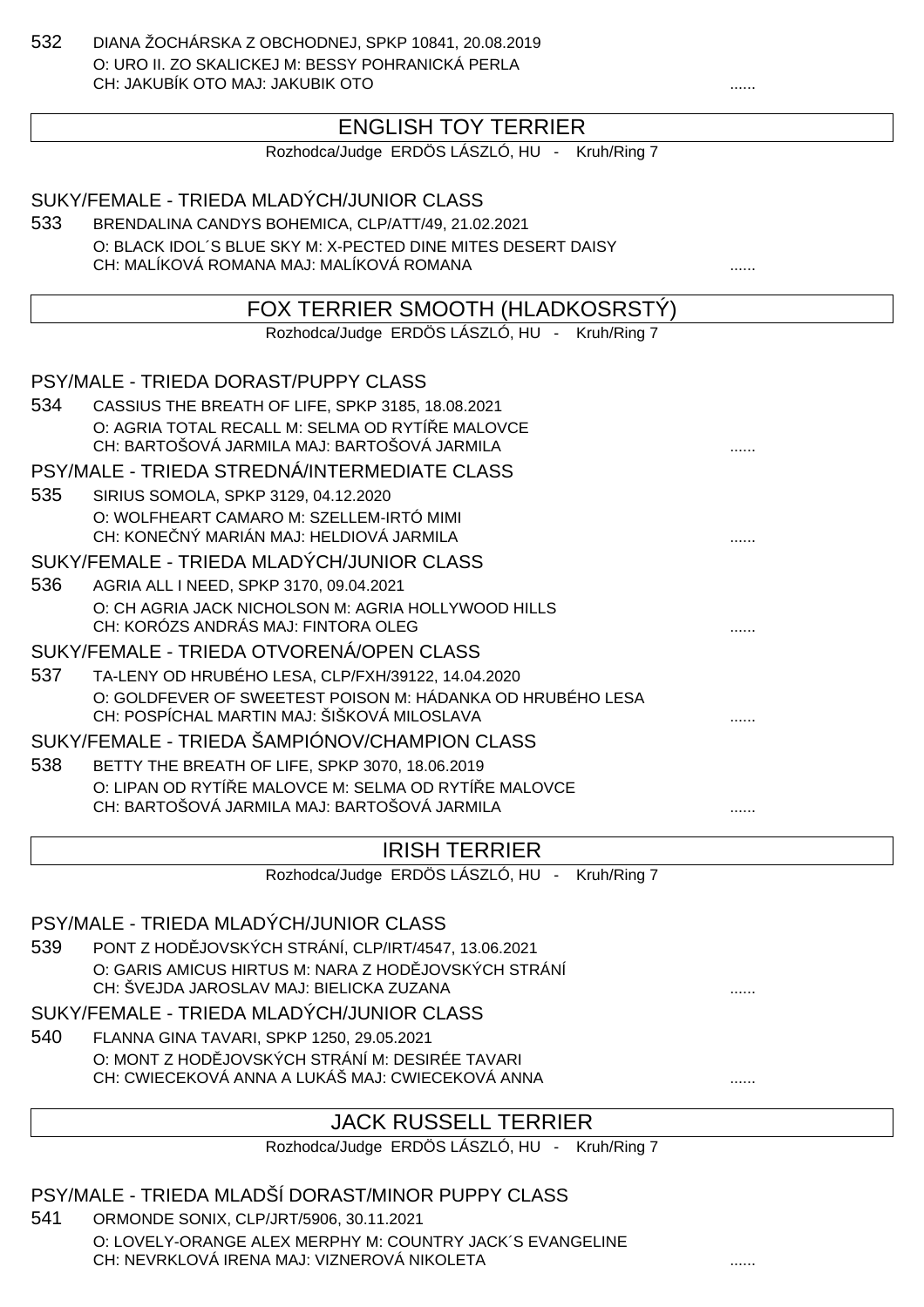532 DIANA ŽOCHÁRSKA Z OBCHODNEJ, SPKP 10841, 20.08.2019
O: URO II. ZO SKALICKEJ M: BESSY POHRANICKÁ PERLA
CH: JAKUBÍK OTO MAJ: JAKUBIK OTO ......

## ENGLISH TOY TERRIER

Rozhodca/Judge ERDÖS LÁSZLÓ, HU - Kruh/Ring 7

### SUKY/FEMALE - TRIEDA MLADÝCH/JUNIOR CLASS

533 BRENDALINA CANDYS BOHEMICA, CLP/ATT/49, 21.02.2021
O: BLACK IDOL´S BLUE SKY M: X-PECTED DINE MITES DESERT DAISY
CH: MALÍKOVÁ ROMANA MAJ: MALÍKOVÁ ROMANA ......

## FOX TERRIER SMOOTH (HLADKOSRSTÝ)

Rozhodca/Judge ERDÖS LÁSZLÓ, HU - Kruh/Ring 7

### PSY/MALE - TRIEDA DORAST/PUPPY CLASS

534 CASSIUS THE BREATH OF LIFE, SPKP 3185, 18.08.2021
O: AGRIA TOTAL RECALL M: SELMA OD RYTÍŘE MALOVCE
CH: BARTOŠOVÁ JARMILA MAJ: BARTOŠOVÁ JARMILA ......

### PSY/MALE - TRIEDA STREDNÁ/INTERMEDIATE CLASS

535 SIRIUS SOMOLA, SPKP 3129, 04.12.2020
O: WOLFHEART CAMARO M: SZELLEM-IRTÓ MIMI
CH: KONEČNÝ MARIÁN MAJ: HELDIOVÁ JARMILA ......

### SUKY/FEMALE - TRIEDA MLADÝCH/JUNIOR CLASS

536 AGRIA ALL I NEED, SPKP 3170, 09.04.2021
O: CH AGRIA JACK NICHOLSON M: AGRIA HOLLYWOOD HILLS
CH: KORÓZS ANDRÁS MAJ: FINTORA OLEG ......

### SUKY/FEMALE - TRIEDA OTVORENÁ/OPEN CLASS

537 TA-LENY OD HRUBÉHO LESA, CLP/FXH/39122, 14.04.2020
O: GOLDFEVER OF SWEETEST POISON M: HÁDANKA OD HRUBÉHO LESA
CH: POSPÍCHAL MARTIN MAJ: ŠIŠKOVÁ MILOSLAVA ......

### SUKY/FEMALE - TRIEDA ŠAMPIÓNOV/CHAMPION CLASS

538 BETTY THE BREATH OF LIFE, SPKP 3070, 18.06.2019
O: LIPAN OD RYTÍŘE MALOVCE M: SELMA OD RYTÍŘE MALOVCE
CH: BARTOŠOVÁ JARMILA MAJ: BARTOŠOVÁ JARMILA ......

## IRISH TERRIER

Rozhodca/Judge ERDÖS LÁSZLÓ, HU - Kruh/Ring 7

### PSY/MALE - TRIEDA MLADÝCH/JUNIOR CLASS

539 PONT Z HODĚJOVSKÝCH STRÁNÍ, CLP/IRT/4547, 13.06.2021
O: GARIS AMICUS HIRTUS M: NARA Z HODĚJOVSKÝCH STRÁNÍ
CH: ŠVEJDA JAROSLAV MAJ: BIELICKA ZUZANA ......

### SUKY/FEMALE - TRIEDA MLADÝCH/JUNIOR CLASS

540 FLANNA GINA TAVARI, SPKP 1250, 29.05.2021
O: MONT Z HODĚJOVSKÝCH STRÁNÍ M: DESIRÉE TAVARI
CH: CWIECEKOVÁ ANNA A LUKÁŠ MAJ: CWIECEKOVÁ ANNA ......

## JACK RUSSELL TERRIER

Rozhodca/Judge ERDÖS LÁSZLÓ, HU - Kruh/Ring 7

### PSY/MALE - TRIEDA MLADŠÍ DORAST/MINOR PUPPY CLASS

541 ORMONDE SONIX, CLP/JRT/5906, 30.11.2021
O: LOVELY-ORANGE ALEX MERPHY M: COUNTRY JACK´S EVANGELINE
CH: NEVRKLOVÁ IRENA MAJ: VIZNEROVÁ NIKOLETA ......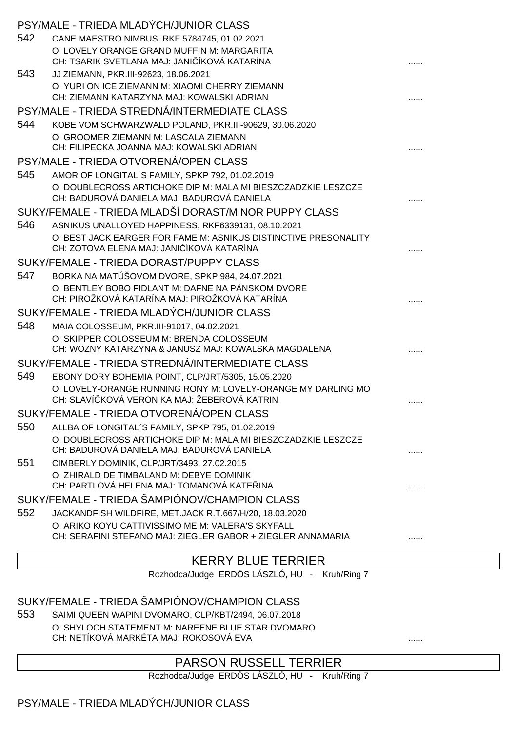PSY/MALE - TRIEDA MLADÝCH/JUNIOR CLASS

542 CANE MAESTRO NIMBUS, RKF 5784745, 01.02.2021
O: LOVELY ORANGE GRAND MUFFIN M: MARGARITA
CH: TSARIK SVETLANA MAJ: JANIČÍKOVÁ KATARÍNA ......

543 JJ ZIEMANN, PKR.III-92623, 18.06.2021
O: YURI ON ICE ZIEMANN M: XIAOMI CHERRY ZIEMANN
CH: ZIEMANN KATARZYNA MAJ: KOWALSKI ADRIAN ......

PSY/MALE - TRIEDA STREDNÁ/INTERMEDIATE CLASS

544 KOBE VOM SCHWARZWALD POLAND, PKR.III-90629, 30.06.2020
O: GROOMER ZIEMANN M: LASCALA ZIEMANN
CH: FILIPECKA JOANNA MAJ: KOWALSKI ADRIAN ......

PSY/MALE - TRIEDA OTVORENÁ/OPEN CLASS

545 AMOR OF LONGITAL´S FAMILY, SPKP 792, 01.02.2019
O: DOUBLECROSS ARTICHOKE DIP M: MALA MI BIESZCZADZKIE LESZCZE
CH: BADUROVÁ DANIELA MAJ: BADUROVÁ DANIELA ......

SUKY/FEMALE - TRIEDA MLADŠÍ DORAST/MINOR PUPPY CLASS

546 ASNIKUS UNALLOYED HAPPINESS, RKF6339131, 08.10.2021
O: BEST JACK EARGER FOR FAME M: ASNIKUS DISTINCTIVE PRESONALITY
CH: ZOTOVA ELENA MAJ: JANIČÍKOVÁ KATARÍNA ......

SUKY/FEMALE - TRIEDA DORAST/PUPPY CLASS

547 BORKA NA MATÚŠOVOM DVORE, SPKP 984, 24.07.2021
O: BENTLEY BOBO FIDLANT M: DAFNE NA PÁNSKOM DVORE
CH: PIROŽKOVÁ KATARÍNA MAJ: PIROŽKOVÁ KATARÍNA ......

SUKY/FEMALE - TRIEDA MLADÝCH/JUNIOR CLASS

548 MAIA COLOSSEUM, PKR.III-91017, 04.02.2021
O: SKIPPER COLOSSEUM M: BRENDA COLOSSEUM
CH: WOZNY KATARZYNA & JANUSZ MAJ: KOWALSKA MAGDALENA ......

SUKY/FEMALE - TRIEDA STREDNÁ/INTERMEDIATE CLASS

549 EBONY DORY BOHEMIA POINT, CLP/JRT/5305, 15.05.2020
O: LOVELY-ORANGE RUNNING RONY M: LOVELY-ORANGE MY DARLING MO
CH: SLAVÍČKOVÁ VERONIKA MAJ: ŽEBEROVÁ KATRIN ......

SUKY/FEMALE - TRIEDA OTVORENÁ/OPEN CLASS

550 ALLBA OF LONGITAL´S FAMILY, SPKP 795, 01.02.2019
O: DOUBLECROSS ARTICHOKE DIP M: MALA MI BIESZCZADZKIE LESZCZE
CH: BADUROVÁ DANIELA MAJ: BADUROVÁ DANIELA ......

551 CIMBERLY DOMINIK, CLP/JRT/3493, 27.02.2015
O: ZHIRALD DE TIMBALAND M: DEBYE DOMINIK
CH: PARTLOVÁ HELENA MAJ: TOMANOVÁ KATEŘINA ......

SUKY/FEMALE - TRIEDA ŠAMPIÓNOV/CHAMPION CLASS

552 JACKANDFISH WILDFIRE, MET.JACK R.T.667/H/20, 18.03.2020
O: ARIKO KOYU CATTIVISSIMO ME M: VALERA'S SKYFALL
CH: SERAFINI STEFANO MAJ: ZIEGLER GABOR + ZIEGLER ANNAMARIA ......

## KERRY BLUE TERRIER

Rozhodca/Judge ERDÖS LÁSZLÓ, HU - Kruh/Ring 7

SUKY/FEMALE - TRIEDA ŠAMPIÓNOV/CHAMPION CLASS

553 SAIMI QUEEN WAPINI DVOMARO, CLP/KBT/2494, 06.07.2018
O: SHYLOCH STATEMENT M: NAREENE BLUE STAR DVOMARO
CH: NETÍKOVÁ MARKÉTA MAJ: ROKOSOVÁ EVA ......

## PARSON RUSSELL TERRIER

Rozhodca/Judge ERDÖS LÁSZLÓ, HU - Kruh/Ring 7

PSY/MALE - TRIEDA MLADÝCH/JUNIOR CLASS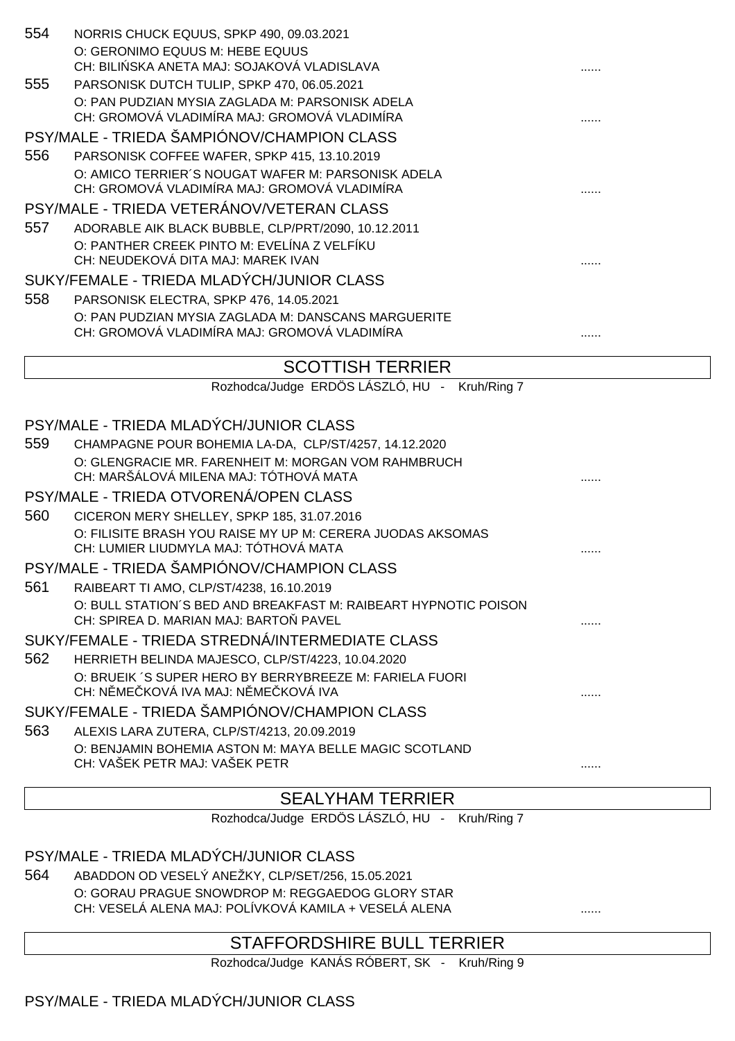554 NORRIS CHUCK EQUUS, SPKP 490, 09.03.2021
O: GERONIMO EQUUS M: HEBE EQUUS
CH: BILIŃSKA ANETA MAJ: SOJAKOVÁ VLADISLAVA ......

555 PARSONISK DUTCH TULIP, SPKP 470, 06.05.2021
O: PAN PUDZIAN MYSIA ZAGLADA M: PARSONISK ADELA
CH: GROMOVÁ VLADIMÍRA MAJ: GROMOVÁ VLADIMÍRA ......

PSY/MALE - TRIEDA ŠAMPIÓNOV/CHAMPION CLASS

556 PARSONISK COFFEE WAFER, SPKP 415, 13.10.2019
O: AMICO TERRIER´S NOUGAT WAFER M: PARSONISK ADELA
CH: GROMOVÁ VLADIMÍRA MAJ: GROMOVÁ VLADIMÍRA ......

PSY/MALE - TRIEDA VETERÁNOV/VETERAN CLASS

557 ADORABLE AIK BLACK BUBBLE, CLP/PRT/2090, 10.12.2011
O: PANTHER CREEK PINTO M: EVELÍNA Z VELFÍKU
CH: NEUDEKOVÁ DITA MAJ: MAREK IVAN ......

SUKY/FEMALE - TRIEDA MLADÝCH/JUNIOR CLASS

558 PARSONISK ELECTRA, SPKP 476, 14.05.2021
O: PAN PUDZIAN MYSIA ZAGLADA M: DANSCANS MARGUERITE
CH: GROMOVÁ VLADIMÍRA MAJ: GROMOVÁ VLADIMÍRA ......

## SCOTTISH TERRIER

Rozhodca/Judge ERDÖS LÁSZLÓ, HU - Kruh/Ring 7

PSY/MALE - TRIEDA MLADÝCH/JUNIOR CLASS

559 CHAMPAGNE POUR BOHEMIA LA-DA, CLP/ST/4257, 14.12.2020
O: GLENGRACIE MR. FARENHEIT M: MORGAN VOM RAHMBRUCH
CH: MARŠÁLOVÁ MILENA MAJ: TÓTHOVÁ MATA ......

PSY/MALE - TRIEDA OTVORENÁ/OPEN CLASS

560 CICERON MERY SHELLEY, SPKP 185, 31.07.2016
O: FILISITE BRASH YOU RAISE MY UP M: CERERA JUODAS AKSOMAS
CH: LUMIER LIUDMYLA MAJ: TÓTHOVÁ MATA ......

PSY/MALE - TRIEDA ŠAMPIÓNOV/CHAMPION CLASS

561 RAIBEART TI AMO, CLP/ST/4238, 16.10.2019
O: BULL STATION´S BED AND BREAKFAST M: RAIBEART HYPNOTIC POISON
CH: SPIREA D. MARIAN MAJ: BARTOŇ PAVEL ......

SUKY/FEMALE - TRIEDA STREDNÁ/INTERMEDIATE CLASS

562 HERRIETH BELINDA MAJESCO, CLP/ST/4223, 10.04.2020
O: BRUEIK´S SUPER HERO BY BERRYBREEZE M: FARIELA FUORI
CH: NĚMEČKOVÁ IVA MAJ: NĚMEČKOVÁ IVA ......

SUKY/FEMALE - TRIEDA ŠAMPIÓNOV/CHAMPION CLASS

563 ALEXIS LARA ZUTERA, CLP/ST/4213, 20.09.2019
O: BENJAMIN BOHEMIA ASTON M: MAYA BELLE MAGIC SCOTLAND
CH: VAŠEK PETR MAJ: VAŠEK PETR ......

## SEALYHAM TERRIER

Rozhodca/Judge ERDÖS LÁSZLÓ, HU - Kruh/Ring 7

PSY/MALE - TRIEDA MLADÝCH/JUNIOR CLASS

564 ABADDON OD VESELÝ ANEŽKY, CLP/SET/256, 15.05.2021
O: GORAU PRAGUE SNOWDROP M: REGGAEDOG GLORY STAR
CH: VESELÁ ALENA MAJ: POLÍVKOVÁ KAMILA + VESELÁ ALENA ......

## STAFFORDSHIRE BULL TERRIER

Rozhodca/Judge KANÁS RÓBERT, SK - Kruh/Ring 9

PSY/MALE - TRIEDA MLADÝCH/JUNIOR CLASS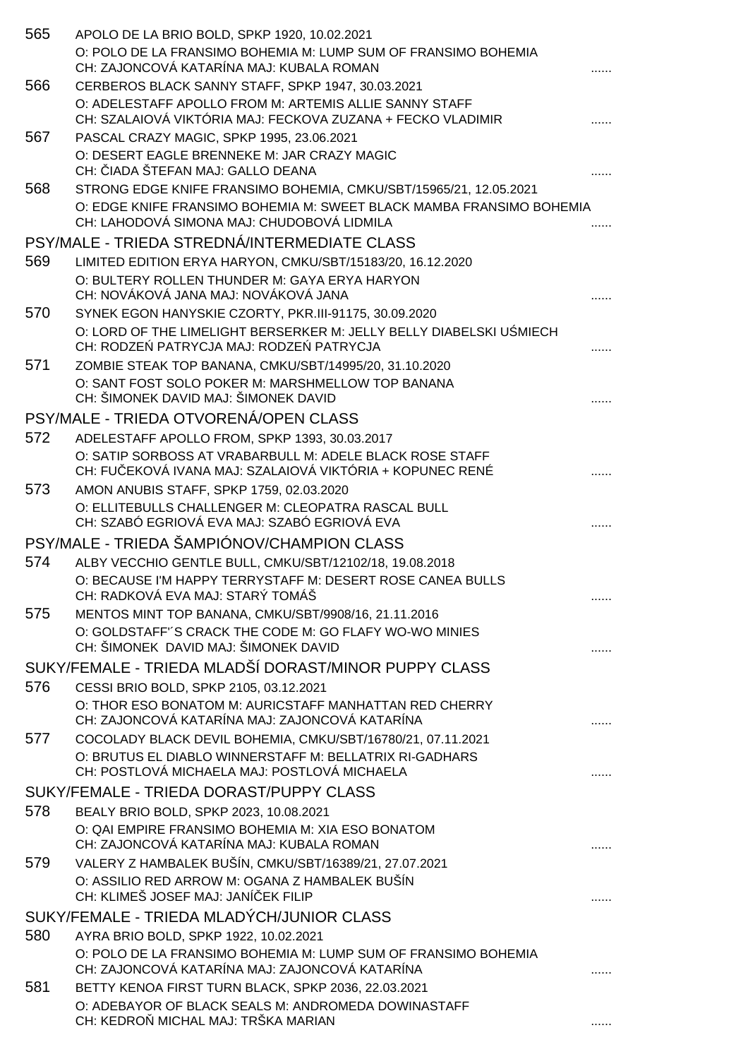565 APOLO DE LA BRIO BOLD, SPKP 1920, 10.02.2021
O: POLO DE LA FRANSIMO BOHEMIA M: LUMP SUM OF FRANSIMO BOHEMIA
CH: ZAJONCOVÁ KATARÍNA MAJ: KUBALA ROMAN ......

566 CERBEROS BLACK SANNY STAFF, SPKP 1947, 30.03.2021
O: ADELESTAFF APOLLO FROM M: ARTEMIS ALLIE SANNY STAFF
CH: SZALAIOVÁ VIKTÓRIA MAJ: FECKOVA ZUZANA + FECKO VLADIMIR ......

567 PASCAL CRAZY MAGIC, SPKP 1995, 23.06.2021
O: DESERT EAGLE BRENNEKE M: JAR CRAZY MAGIC
CH: ČIADA ŠTEFAN MAJ: GALLO DEANA ......

568 STRONG EDGE KNIFE FRANSIMO BOHEMIA, CMKU/SBT/15965/21, 12.05.2021
O: EDGE KNIFE FRANSIMO BOHEMIA M: SWEET BLACK MAMBA FRANSIMO BOHEMIA
CH: LAHODOVÁ SIMONA MAJ: CHUDOBOVÁ LIDMILA ......

## PSY/MALE - TRIEDA STREDNÁ/INTERMEDIATE CLASS

569 LIMITED EDITION ERYA HARYON, CMKU/SBT/15183/20, 16.12.2020
O: BULTERY ROLLEN THUNDER M: GAYA ERYA HARYON
CH: NOVÁKOVÁ JANA MAJ: NOVÁKOVÁ JANA ......

570 SYNEK EGON HANYSKIE CZORTY, PKR.III-91175, 30.09.2020
O: LORD OF THE LIMELIGHT BERSERKER M: JELLY BELLY DIABELSKI UŚMIECH
CH: RODZEŃ PATRYCJA MAJ: RODZEŃ PATRYCJA ......

571 ZOMBIE STEAK TOP BANANA, CMKU/SBT/14995/20, 31.10.2020
O: SANT FOST SOLO POKER M: MARSHMELLOW TOP BANANA
CH: ŠIMONEK DAVID MAJ: ŠIMONEK DAVID ......

## PSY/MALE - TRIEDA OTVORENÁ/OPEN CLASS

572 ADELESTAFF APOLLO FROM, SPKP 1393, 30.03.2017
O: SATIP SORBOSS AT VRABARBULL M: ADELE BLACK ROSE STAFF
CH: FUČEKOVÁ IVANA MAJ: SZALAIOVÁ VIKTÓRIA + KOPUNEC RENÉ ......

573 AMON ANUBIS STAFF, SPKP 1759, 02.03.2020
O: ELLITEBULLS CHALLENGER M: CLEOPATRA RASCAL BULL
CH: SZABÓ EGRIOVÁ EVA MAJ: SZABÓ EGRIOVÁ EVA ......

## PSY/MALE - TRIEDA ŠAMPIÓNOV/CHAMPION CLASS

574 ALBY VECCHIO GENTLE BULL, CMKU/SBT/12102/18, 19.08.2018
O: BECAUSE I'M HAPPY TERRYSTAFF M: DESERT ROSE CANEA BULLS
CH: RADKOVÁ EVA MAJ: STARÝ TOMÁŠ ......

575 MENTOS MINT TOP BANANA, CMKU/SBT/9908/16, 21.11.2016
O: GOLDSTAFF´´S CRACK THE CODE M: GO FLAFY WO-WO MINIES
CH: ŠIMONEK DAVID MAJ: ŠIMONEK DAVID ......

## SUKY/FEMALE - TRIEDA MLADŠÍ DORAST/MINOR PUPPY CLASS

576 CESSI BRIO BOLD, SPKP 2105, 03.12.2021
O: THOR ESO BONATOM M: AURICSTAFF MANHATTAN RED CHERRY
CH: ZAJONCOVÁ KATARÍNA MAJ: ZAJONCOVÁ KATARÍNA ......

577 COCOLADY BLACK DEVIL BOHEMIA, CMKU/SBT/16780/21, 07.11.2021
O: BRUTUS EL DIABLO WINNERSTAFF M: BELLATRIX RI-GADHARS
CH: POSTLOVÁ MICHAELA MAJ: POSTLOVÁ MICHAELA ......

## SUKY/FEMALE - TRIEDA DORAST/PUPPY CLASS

578 BEALY BRIO BOLD, SPKP 2023, 10.08.2021
O: QAI EMPIRE FRANSIMO BOHEMIA M: XIA ESO BONATOM
CH: ZAJONCOVÁ KATARÍNA MAJ: KUBALA ROMAN ......

579 VALERY Z HAMBALEK BUŠÍN, CMKU/SBT/16389/21, 27.07.2021
O: ASSILIO RED ARROW M: OGANA Z HAMBALEK BUŠÍN
CH: KLIMEŠ JOSEF MAJ: JANÍČEK FILIP ......

## SUKY/FEMALE - TRIEDA MLADÝCH/JUNIOR CLASS

580 AYRA BRIO BOLD, SPKP 1922, 10.02.2021
O: POLO DE LA FRANSIMO BOHEMIA M: LUMP SUM OF FRANSIMO BOHEMIA
CH: ZAJONCOVÁ KATARÍNA MAJ: ZAJONCOVÁ KATARÍNA ......

581 BETTY KENOA FIRST TURN BLACK, SPKP 2036, 22.03.2021
O: ADEBAYOR OF BLACK SEALS M: ANDROMEDA DOWINASTAFF
CH: KEDROŇ MICHAL MAJ: TRŠKA MARIAN ......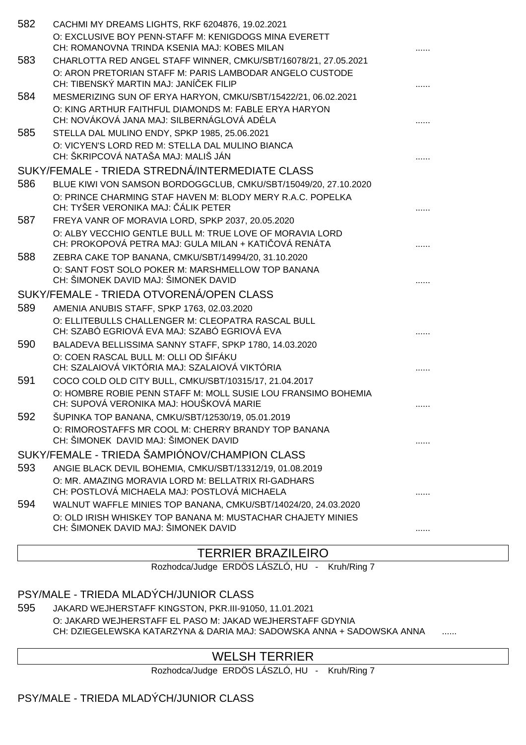582 CACHMI MY DREAMS LIGHTS, RKF 6204876, 19.02.2021
O: EXCLUSIVE BOY PENN-STAFF M: KENIGDOGS MINA EVERETT
CH: ROMANOVNA TRINDA KSENIA MAJ: KOBES MILAN ......

583 CHARLOTTA RED ANGEL STAFF WINNER, CMKU/SBT/16078/21, 27.05.2021
O: ARON PRETORIAN STAFF M: PARIS LAMBODAR ANGELO CUSTODE
CH: TIBENSKÝ MARTIN MAJ: JANÍČEK FILIP ......

584 MESMERIZING SUN OF ERYA HARYON, CMKU/SBT/15422/21, 06.02.2021
O: KING ARTHUR FAITHFUL DIAMONDS M: FABLE ERYA HARYON
CH: NOVÁKOVÁ JANA MAJ: SILBERNÁGLOVÁ ADÉLA ......

585 STELLA DAL MULINO ENDY, SPKP 1985, 25.06.2021
O: VICYEN'S LORD RED M: STELLA DAL MULINO BIANCA
CH: ŠKRIPCOVÁ NATAŠA MAJ: MALIŠ JÁN ......

SUKY/FEMALE - TRIEDA STREDNÁ/INTERMEDIATE CLASS

586 BLUE KIWI VON SAMSON BORDOGGCLUB, CMKU/SBT/15049/20, 27.10.2020
O: PRINCE CHARMING STAF HAVEN M: BLODY MERY R.A.C. POPELKA
CH: TYŠER VERONIKA MAJ: ČÁLIK PETER ......

587 FREYA VANR OF MORAVIA LORD, SPKP 2037, 20.05.2020
O: ALBY VECCHIO GENTLE BULL M: TRUE LOVE OF MORAVIA LORD
CH: PROKOPOVÁ PETRA MAJ: GULA MILAN + KATIČOVÁ RENÁTA ......

588 ZEBRA CAKE TOP BANANA, CMKU/SBT/14994/20, 31.10.2020
O: SANT FOST SOLO POKER M: MARSHMELLOW TOP BANANA
CH: ŠIMONEK DAVID MAJ: ŠIMONEK DAVID ......

SUKY/FEMALE - TRIEDA OTVORENÁ/OPEN CLASS

589 AMENIA ANUBIS STAFF, SPKP 1763, 02.03.2020
O: ELLITEBULLS CHALLENGER M: CLEOPATRA RASCAL BULL
CH: SZABÓ EGRIOVÁ EVA MAJ: SZABÓ EGRIOVÁ EVA ......

590 BALADEVA BELLISSIMA SANNY STAFF, SPKP 1780, 14.03.2020
O: COEN RASCAL BULL M: OLLI OD ŠIFÁKU
CH: SZALAIOVÁ VIKTÓRIA MAJ: SZALAIOVÁ VIKTÓRIA ......

591 COCO COLD OLD CITY BULL, CMKU/SBT/10315/17, 21.04.2017
O: HOMBRE ROBIE PENN STAFF M: MOLL SUSIE LOU FRANSIMO BOHEMIA
CH: SUPOVÁ VERONIKA MAJ: HOUŠKOVÁ MARIE ......

592 ŠUPINKA TOP BANANA, CMKU/SBT/12530/19, 05.01.2019
O: RIMOROSTAFFS MR COOL M: CHERRY BRANDY TOP BANANA
CH: ŠIMONEK DAVID MAJ: ŠIMONEK DAVID ......

SUKY/FEMALE - TRIEDA ŠAMPIÓNOV/CHAMPION CLASS

593 ANGIE BLACK DEVIL BOHEMIA, CMKU/SBT/13312/19, 01.08.2019
O: MR. AMAZING MORAVIA LORD M: BELLATRIX RI-GADHARS
CH: POSTLOVÁ MICHAELA MAJ: POSTLOVÁ MICHAELA ......

594 WALNUT WAFFLE MINIES TOP BANANA, CMKU/SBT/14024/20, 24.03.2020
O: OLD IRISH WHISKEY TOP BANANA M: MUSTACHAR CHAJETY MINIES
CH: ŠIMONEK DAVID MAJ: ŠIMONEK DAVID ......

## TERRIER BRAZILEIRO

Rozhodca/Judge ERDÖS LÁSZLÓ, HU - Kruh/Ring 7

PSY/MALE - TRIEDA MLADÝCH/JUNIOR CLASS

595 JAKARD WEJHERSTAFF KINGSTON, PKR.III-91050, 11.01.2021
O: JAKARD WEJHERSTAFF EL PASO M: JAKAD WEJHERSTAFF GDYNIA
CH: DZIEGELEWSKA KATARZYNA & DARIA MAJ: SADOWSKA ANNA + SADOWSKA ANNA ......

## WELSH TERRIER

Rozhodca/Judge ERDÖS LÁSZLÓ, HU - Kruh/Ring 7

PSY/MALE - TRIEDA MLADÝCH/JUNIOR CLASS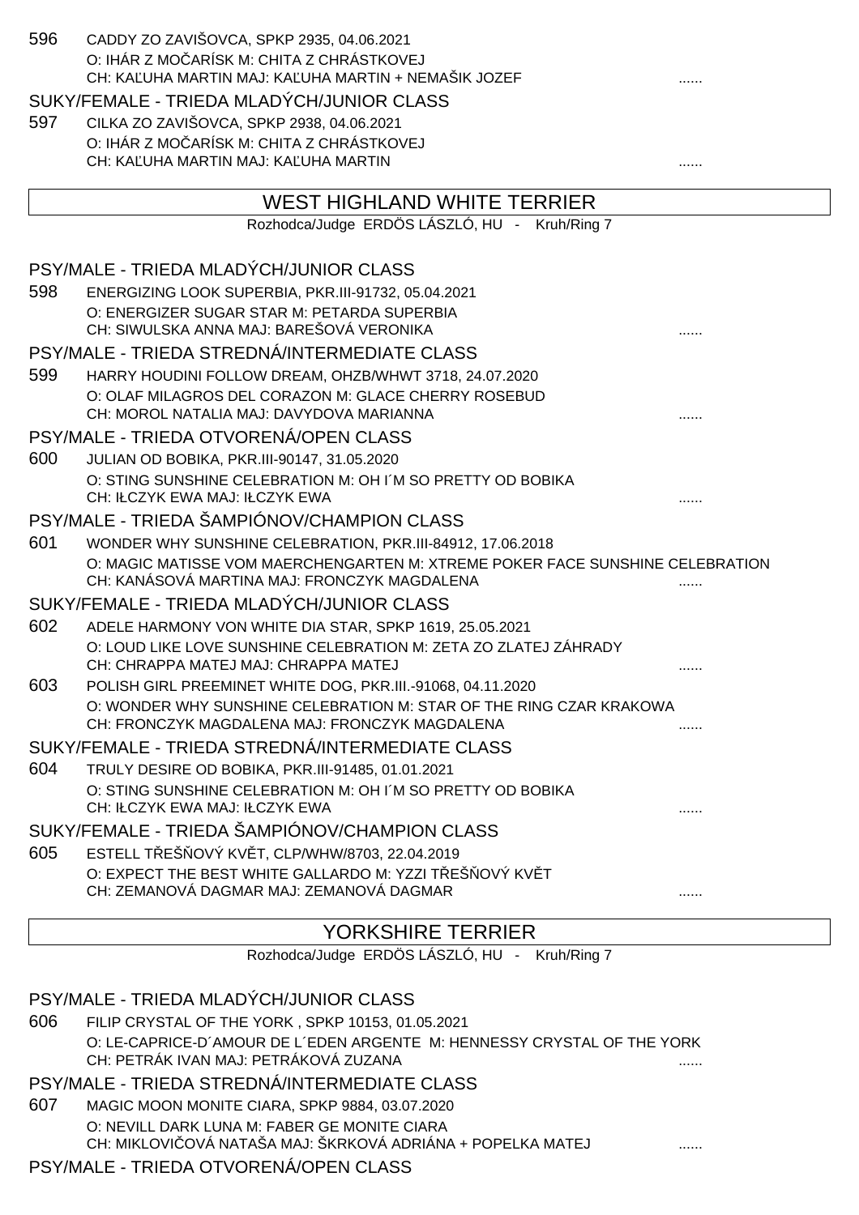596 CADDY ZO ZAVIŠOVCA, SPKP 2935, 04.06.2021
O: IHÁR Z MOČARÍSK M: CHITA Z CHRÁSTKOVEJ
CH: KAĽUHA MARTIN MAJ: KAĽUHA MARTIN + NEMAŠIK JOZEF ......

SUKY/FEMALE - TRIEDA MLADÝCH/JUNIOR CLASS

597 CILKA ZO ZAVIŠOVCA, SPKP 2938, 04.06.2021
O: IHÁR Z MOČARÍSK M: CHITA Z CHRÁSTKOVEJ
CH: KAĽUHA MARTIN MAJ: KAĽUHA MARTIN ......

## WEST HIGHLAND WHITE TERRIER

Rozhodca/Judge ERDÖS LÁSZLÓ, HU - Kruh/Ring 7

PSY/MALE - TRIEDA MLADÝCH/JUNIOR CLASS

598 ENERGIZING LOOK SUPERBIA, PKR.III-91732, 05.04.2021
O: ENERGIZER SUGAR STAR M: PETARDA SUPERBIA
CH: SIWULSKA ANNA MAJ: BAREŠOVÁ VERONIKA ......

PSY/MALE - TRIEDA STREDNÁ/INTERMEDIATE CLASS

599 HARRY HOUDINI FOLLOW DREAM, OHZB/WHWT 3718, 24.07.2020
O: OLAF MILAGROS DEL CORAZON M: GLACE CHERRY ROSEBUD
CH: MOROL NATALIA MAJ: DAVYDOVA MARIANNA ......

PSY/MALE - TRIEDA OTVORENÁ/OPEN CLASS

600 JULIAN OD BOBIKA, PKR.III-90147, 31.05.2020
O: STING SUNSHINE CELEBRATION M: OH I´M SO PRETTY OD BOBIKA
CH: IŁCZYK EWA MAJ: IŁCZYK EWA ......

PSY/MALE - TRIEDA ŠAMPIÓNOV/CHAMPION CLASS

601 WONDER WHY SUNSHINE CELEBRATION, PKR.III-84912, 17.06.2018
O: MAGIC MATISSE VOM MAERCHENGARTEN M: XTREME POKER FACE SUNSHINE CELEBRATION
CH: KANÁSOVÁ MARTINA MAJ: FRONCZYK MAGDALENA ......

SUKY/FEMALE - TRIEDA MLADÝCH/JUNIOR CLASS

602 ADELE HARMONY VON WHITE DIA STAR, SPKP 1619, 25.05.2021
O: LOUD LIKE LOVE SUNSHINE CELEBRATION M: ZETA ZO ZLATEJ ZÁHRADY
CH: CHRAPPA MATEJ MAJ: CHRAPPA MATEJ ......

603 POLISH GIRL PREEMINET WHITE DOG, PKR.III.-91068, 04.11.2020
O: WONDER WHY SUNSHINE CELEBRATION M: STAR OF THE RING CZAR KRAKOWA
CH: FRONCZYK MAGDALENA MAJ: FRONCZYK MAGDALENA ......

SUKY/FEMALE - TRIEDA STREDNÁ/INTERMEDIATE CLASS

604 TRULY DESIRE OD BOBIKA, PKR.III-91485, 01.01.2021
O: STING SUNSHINE CELEBRATION M: OH I´M SO PRETTY OD BOBIKA
CH: IŁCZYK EWA MAJ: IŁCZYK EWA ......

SUKY/FEMALE - TRIEDA ŠAMPIÓNOV/CHAMPION CLASS

605 ESTELL TŘEŠŇOVÝ KVĚT, CLP/WHW/8703, 22.04.2019
O: EXPECT THE BEST WHITE GALLARDO M: YZZI TŘEŠŇOVÝ KVĚT
CH: ZEMANOVÁ DAGMAR MAJ: ZEMANOVÁ DAGMAR ......

## YORKSHIRE TERRIER

Rozhodca/Judge ERDÖS LÁSZLÓ, HU - Kruh/Ring 7

PSY/MALE - TRIEDA MLADÝCH/JUNIOR CLASS

606 FILIP CRYSTAL OF THE YORK , SPKP 10153, 01.05.2021
O: LE-CAPRICE-D´AMOUR DE L´EDEN ARGENTE M: HENNESSY CRYSTAL OF THE YORK
CH: PETRÁK IVAN MAJ: PETRÁKOVÁ ZUZANA ......

PSY/MALE - TRIEDA STREDNÁ/INTERMEDIATE CLASS

607 MAGIC MOON MONITE CIARA, SPKP 9884, 03.07.2020
O: NEVILL DARK LUNA M: FABER GE MONITE CIARA
CH: MIKLOVIČOVÁ NATAŠA MAJ: ŠKRKOVÁ ADRIÁNA + POPELKA MATEJ ......

PSY/MALE - TRIEDA OTVORENÁ/OPEN CLASS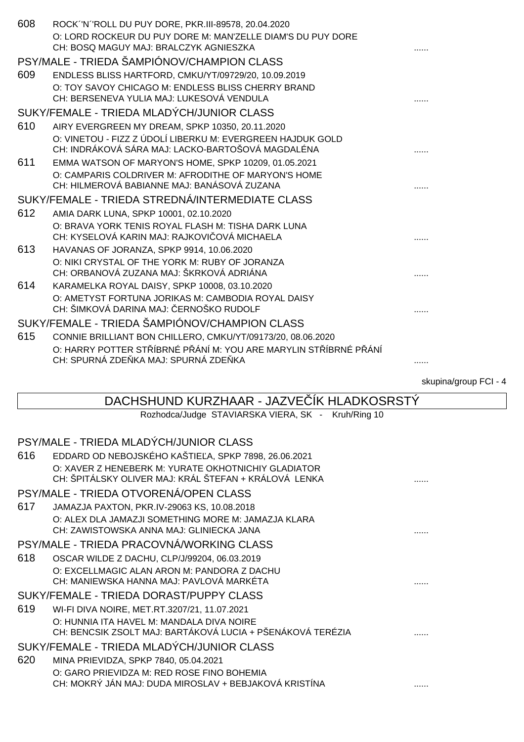608 ROCK´'N´'ROLL DU PUY DORE, PKR.III-89578, 20.04.2020
O: LORD ROCKEUR DU PUY DORE M: MAN'ZELLE DIAM'S DU PUY DORE
CH: BOSQ MAGUY MAJ: BRALCZYK AGNIESZKA ......

### PSY/MALE - TRIEDA ŠAMPIÓNOV/CHAMPION CLASS

609 ENDLESS BLISS HARTFORD, CMKU/YT/09729/20, 10.09.2019
O: TOY SAVOY CHICAGO M: ENDLESS BLISS CHERRY BRAND
CH: BERSENEVA YULIA MAJ: LUKESOVÁ VENDULA ......

### SUKY/FEMALE - TRIEDA MLADÝCH/JUNIOR CLASS

610 AIRY EVERGREEN MY DREAM, SPKP 10350, 20.11.2020
O: VINETOU - FIZZ Z ÚDOLÍ LIBERKU M: EVERGREEN HAJDUK GOLD
CH: INDRÁKOVÁ SÁRA MAJ: LACKO-BARTOŠOVÁ MAGDALÉNA ......

611 EMMA WATSON OF MARYON'S HOME, SPKP 10209, 01.05.2021
O: CAMPARIS COLDRIVER M: AFRODITHE OF MARYON'S HOME
CH: HILMEROVÁ BABIANNE MAJ: BANÁSOVÁ ZUZANA ......

### SUKY/FEMALE - TRIEDA STREDNÁ/INTERMEDIATE CLASS

612 AMIA DARK LUNA, SPKP 10001, 02.10.2020
O: BRAVA YORK TENIS ROYAL FLASH M: TISHA DARK LUNA
CH: KYSELOVÁ KARIN MAJ: RAJKOVIČOVÁ MICHAELA ......

613 HAVANAS OF JORANZA, SPKP 9914, 10.06.2020
O: NIKI CRYSTAL OF THE YORK M: RUBY OF JORANZA
CH: ORBANOVÁ ZUZANA MAJ: ŠKRKOVÁ ADRIÁNA ......

614 KARAMELKA ROYAL DAISY, SPKP 10008, 03.10.2020
O: AMETYST FORTUNA JORIKAS M: CAMBODIA ROYAL DAISY
CH: ŠIMKOVÁ DARINA MAJ: ČERNOŠKO RUDOLF ......

### SUKY/FEMALE - TRIEDA ŠAMPIÓNOV/CHAMPION CLASS

615 CONNIE BRILLIANT BON CHILLERO, CMKU/YT/09173/20, 08.06.2020
O: HARRY POTTER STŘÍBRNÉ PŘÁNÍ M: YOU ARE MARYLIN STŘÍBRNÉ PŘÁNÍ
CH: SPURNÁ ZDEŇKA MAJ: SPURNÁ ZDEŇKA ......

skupina/group FCI - 4

## DACHSHUND KURZHAAR - JAZVEČÍK HLADKOSRSTÝ

Rozhodca/Judge STAVIARSKA VIERA, SK - Kruh/Ring 10

### PSY/MALE - TRIEDA MLADÝCH/JUNIOR CLASS

616 EDDARD OD NEBOJSKÉHO KAŠTIEĽA, SPKP 7898, 26.06.2021
O: XAVER Z HENEBERK M: YURATE OKHOTNICHIY GLADIATOR
CH: ŠPITÁLSKY OLIVER MAJ: KRÁL ŠTEFAN + KRÁLOVÁ LENKA ......

### PSY/MALE - TRIEDA OTVORENÁ/OPEN CLASS

617 JAMAZJA PAXTON, PKR.IV-29063 KS, 10.08.2018
O: ALEX DLA JAMAZJI SOMETHING MORE M: JAMAZJA KLARA
CH: ZAWISTOWSKA ANNA MAJ: GLINIECKA JANA ......

### PSY/MALE - TRIEDA PRACOVNÁ/WORKING CLASS

618 OSCAR WILDE Z DACHU, CLP/J/99204, 06.03.2019
O: EXCELLMAGIC ALAN ARON M: PANDORA Z DACHU
CH: MANIEWSKA HANNA MAJ: PAVLOVÁ MARKÉTA ......

### SUKY/FEMALE - TRIEDA DORAST/PUPPY CLASS

619 WI-FI DIVA NOIRE, MET.RT.3207/21, 11.07.2021
O: HUNNIA ITA HAVEL M: MANDALA DIVA NOIRE
CH: BENCSIK ZSOLT MAJ: BARTÁKOVÁ LUCIA + PŠENÁKOVÁ TERÉZIA ......

### SUKY/FEMALE - TRIEDA MLADÝCH/JUNIOR CLASS

620 MINA PRIEVIDZA, SPKP 7840, 05.04.2021
O: GARO PRIEVIDZA M: RED ROSE FINO BOHEMIA
CH: MOKRÝ JÁN MAJ: DUDA MIROSLAV + BEBJAKOVÁ KRISTÍNA ......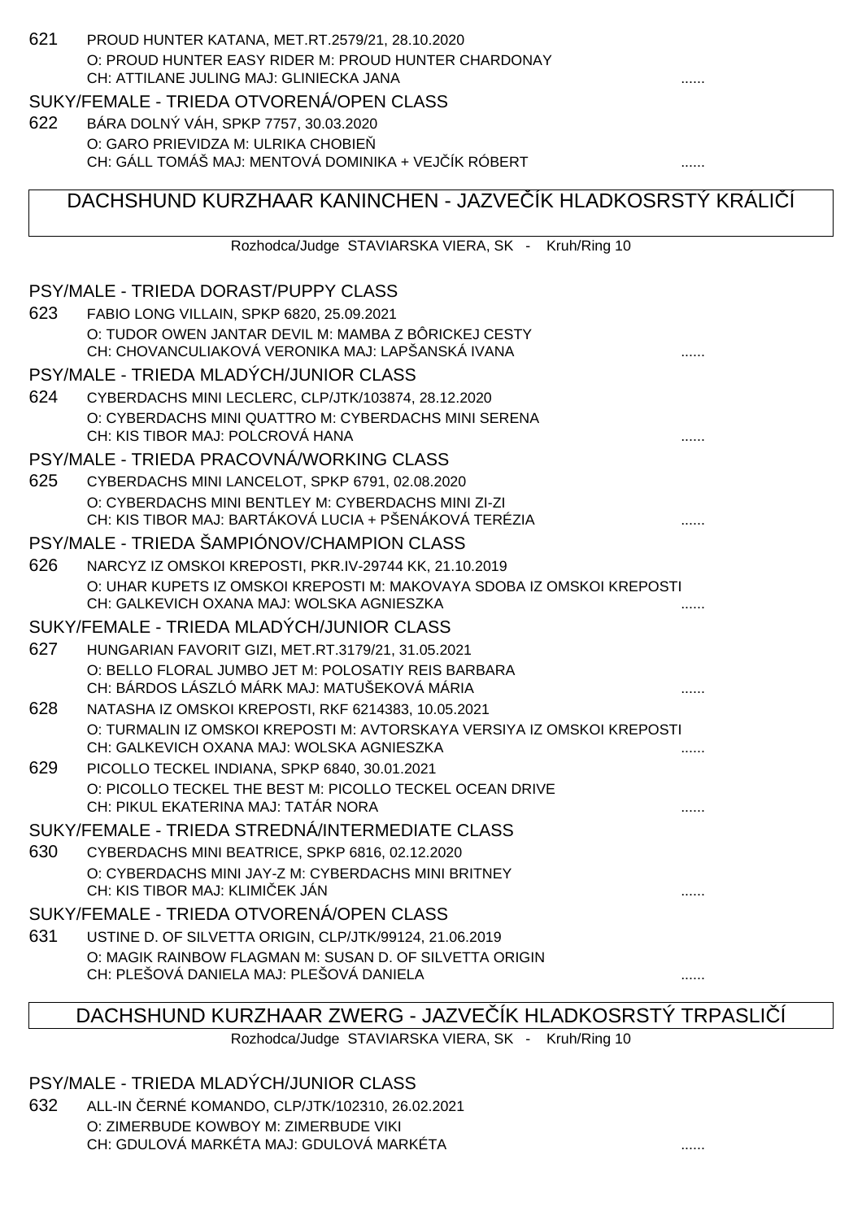621 PROUD HUNTER KATANA, MET.RT.2579/21, 28.10.2020
O: PROUD HUNTER EASY RIDER M: PROUD HUNTER CHARDONAY
CH: ATTILANE JULING MAJ: GLINIECKA JANA ......

### SUKY/FEMALE - TRIEDA OTVORENÁ/OPEN CLASS

622 BÁRA DOLNÝ VÁH, SPKP 7757, 30.03.2020
O: GARO PRIEVIDZA M: ULRIKA CHOBIEŇ
CH: GÁLL TOMÁŠ MAJ: MENTOVÁ DOMINIKA + VEJČÍK RÓBERT ......

## DACHSHUND KURZHAAR KANINCHEN - JAZVEČÍK HLADKOSRSTÝ KRÁLIČÍ

Rozhodca/Judge STAVIARSKA VIERA, SK - Kruh/Ring 10

### PSY/MALE - TRIEDA DORAST/PUPPY CLASS

623 FABIO LONG VILLAIN, SPKP 6820, 25.09.2021
O: TUDOR OWEN JANTAR DEVIL M: MAMBA Z BÔRICKEJ CESTY
CH: CHOVANCULIAKOVÁ VERONIKA MAJ: LAPŠANSKÁ IVANA ......

### PSY/MALE - TRIEDA MLADÝCH/JUNIOR CLASS

624 CYBERDACHS MINI LECLERC, CLP/JTK/103874, 28.12.2020
O: CYBERDACHS MINI QUATTRO M: CYBERDACHS MINI SERENA
CH: KIS TIBOR MAJ: POLCROVÁ HANA ......

### PSY/MALE - TRIEDA PRACOVNÁ/WORKING CLASS

625 CYBERDACHS MINI LANCELOT, SPKP 6791, 02.08.2020
O: CYBERDACHS MINI BENTLEY M: CYBERDACHS MINI ZI-ZI
CH: KIS TIBOR MAJ: BARTÁKOVÁ LUCIA + PŠENÁKOVÁ TERÉZIA ......

### PSY/MALE - TRIEDA ŠAMPIÓNOV/CHAMPION CLASS

626 NARCYZ IZ OMSKOI KREPOSTI, PKR.IV-29744 KK, 21.10.2019
O: UHAR KUPETS IZ OMSKOI KREPOSTI M: MAKOVAYA SDOBA IZ OMSKOI KREPOSTI
CH: GALKEVICH OXANA MAJ: WOLSKA AGNIESZKA ......

### SUKY/FEMALE - TRIEDA MLADÝCH/JUNIOR CLASS

627 HUNGARIAN FAVORIT GIZI, MET.RT.3179/21, 31.05.2021
O: BELLO FLORAL JUMBO JET M: POLOSATIY REIS BARBARA
CH: BÁRDOS LÁSZLÓ MÁRK MAJ: MATUŠEKOVÁ MÁRIA ......

628 NATASHA IZ OMSKOI KREPOSTI, RKF 6214383, 10.05.2021
O: TURMALIN IZ OMSKOI KREPOSTI M: AVTORSKAYA VERSIYA IZ OMSKOI KREPOSTI
CH: GALKEVICH OXANA MAJ: WOLSKA AGNIESZKA ......

629 PICOLLO TECKEL INDIANA, SPKP 6840, 30.01.2021
O: PICOLLO TECKEL THE BEST M: PICOLLO TECKEL OCEAN DRIVE
CH: PIKUL EKATERINA MAJ: TATÁR NORA ......

### SUKY/FEMALE - TRIEDA STREDNÁ/INTERMEDIATE CLASS

630 CYBERDACHS MINI BEATRICE, SPKP 6816, 02.12.2020
O: CYBERDACHS MINI JAY-Z M: CYBERDACHS MINI BRITNEY
CH: KIS TIBOR MAJ: KLIMIČEK JÁN ......

### SUKY/FEMALE - TRIEDA OTVORENÁ/OPEN CLASS

631 USTINE D. OF SILVETTA ORIGIN, CLP/JTK/99124, 21.06.2019
O: MAGIK RAINBOW FLAGMAN M: SUSAN D. OF SILVETTA ORIGIN
CH: PLEŠOVÁ DANIELA MAJ: PLEŠOVÁ DANIELA ......

## DACHSHUND KURZHAAR ZWERG - JAZVEČÍK HLADKOSRSTÝ TRPASLIČÍ

Rozhodca/Judge STAVIARSKA VIERA, SK - Kruh/Ring 10

### PSY/MALE - TRIEDA MLADÝCH/JUNIOR CLASS

632 ALL-IN ČERNÉ KOMANDO, CLP/JTK/102310, 26.02.2021
O: ZIMERBUDE KOWBOY M: ZIMERBUDE VIKI
CH: GDULOVÁ MARKÉTA MAJ: GDULOVÁ MARKÉTA ......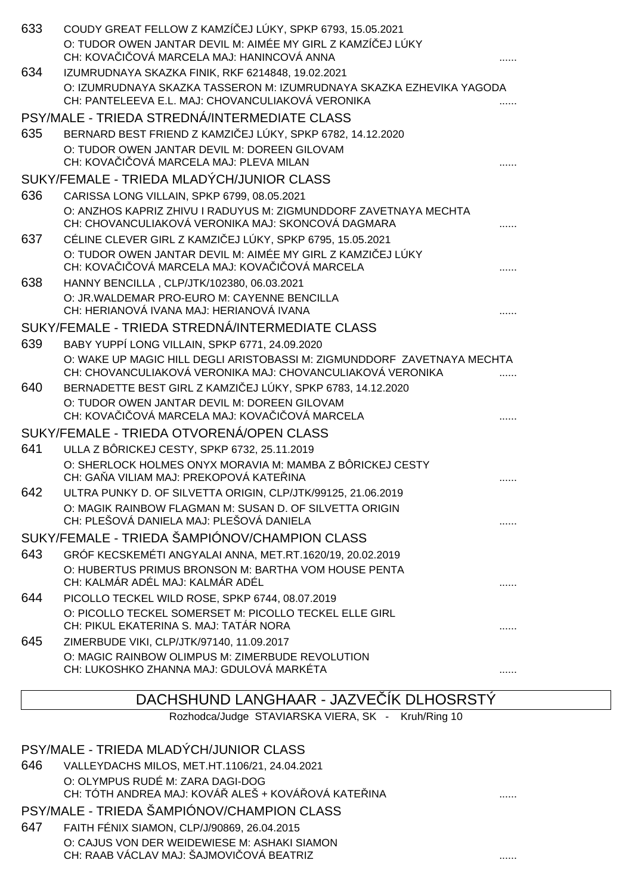633 COUDY GREAT FELLOW Z KAMZÍČEJ LÚKY, SPKP 6793, 15.05.2021
O: TUDOR OWEN JANTAR DEVIL M: AIMÉE MY GIRL Z KAMZÍČEJ LÚKY
CH: KOVAČIČOVÁ MARCELA MAJ: HANINCOVÁ ANNA ......

634 IZUMRUDNAYA SKAZKA FINIK, RKF 6214848, 19.02.2021
O: IZUMRUDNAYA SKAZKA TASSERON M: IZUMRUDNAYA SKAZKA EZHEVIKA YAGODA
CH: PANTELEEVA E.L. MAJ: CHOVANCULIAKOVÁ VERONIKA ......

PSY/MALE - TRIEDA STREDNÁ/INTERMEDIATE CLASS

635 BERNARD BEST FRIEND Z KAMZIČEJ LÚKY, SPKP 6782, 14.12.2020
O: TUDOR OWEN JANTAR DEVIL M: DOREEN GILOVAM
CH: KOVAČIČOVÁ MARCELA MAJ: PLEVA MILAN ......

SUKY/FEMALE - TRIEDA MLADÝCH/JUNIOR CLASS

636 CARISSA LONG VILLAIN, SPKP 6799, 08.05.2021
O: ANZHOS KAPRIZ ZHIVU I RADUYUS M: ZIGMUNDDORF ZAVETNAYA MECHTA
CH: CHOVANCULIAKOVÁ VERONIKA MAJ: SKONCOVÁ DAGMARA ......

637 CÉLINE CLEVER GIRL Z KAMZIČEJ LÚKY, SPKP 6795, 15.05.2021
O: TUDOR OWEN JANTAR DEVIL M: AIMÉE MY GIRL Z KAMZIČEJ LÚKY
CH: KOVAČIČOVÁ MARCELA MAJ: KOVAČIČOVÁ MARCELA ......

638 HANNY BENCILLA , CLP/JTK/102380, 06.03.2021
O: JR.WALDEMAR PRO-EURO M: CAYENNE BENCILLA
CH: HERIANOVÁ IVANA MAJ: HERIANOVÁ IVANA ......

SUKY/FEMALE - TRIEDA STREDNÁ/INTERMEDIATE CLASS

639 BABY YUPPÍ LONG VILLAIN, SPKP 6771, 24.09.2020
O: WAKE UP MAGIC HILL DEGLI ARISTOBASSI M: ZIGMUNDDORF ZAVETNAYA MECHTA
CH: CHOVANCULIAKOVÁ VERONIKA MAJ: CHOVANCULIAKOVÁ VERONIKA ......

640 BERNADETTE BEST GIRL Z KAMZIČEJ LÚKY, SPKP 6783, 14.12.2020
O: TUDOR OWEN JANTAR DEVIL M: DOREEN GILOVAM
CH: KOVAČIČOVÁ MARCELA MAJ: KOVAČIČOVÁ MARCELA ......

SUKY/FEMALE - TRIEDA OTVORENÁ/OPEN CLASS

641 ULLA Z BÔRICKEJ CESTY, SPKP 6732, 25.11.2019
O: SHERLOCK HOLMES ONYX MORAVIA M: MAMBA Z BÔRICKEJ CESTY
CH: GAŇA VILIAM MAJ: PREKOPOVÁ KATEŘINA ......

642 ULTRA PUNKY D. OF SILVETTA ORIGIN, CLP/JTK/99125, 21.06.2019
O: MAGIK RAINBOW FLAGMAN M: SUSAN D. OF SILVETTA ORIGIN
CH: PLEŠOVÁ DANIELA MAJ: PLEŠOVÁ DANIELA ......

SUKY/FEMALE - TRIEDA ŠAMPIÓNOV/CHAMPION CLASS

643 GRÓF KECSKEMÉTI ANGYALAI ANNA, MET.RT.1620/19, 20.02.2019
O: HUBERTUS PRIMUS BRONSON M: BARTHA VOM HOUSE PENTA
CH: KALMÁR ADÉL MAJ: KALMÁR ADÉL ......

644 PICOLLO TECKEL WILD ROSE, SPKP 6744, 08.07.2019
O: PICOLLO TECKEL SOMERSET M: PICOLLO TECKEL ELLE GIRL
CH: PIKUL EKATERINA S. MAJ: TATÁR NORA ......

645 ZIMERBUDE VIKI, CLP/JTK/97140, 11.09.2017
O: MAGIC RAINBOW OLIMPUS M: ZIMERBUDE REVOLUTION
CH: LUKOSHKO ZHANNA MAJ: GDULOVÁ MARKÉTA ......

## DACHSHUND LANGHAAR - JAZVEČÍK DLHOSRSTÝ

Rozhodca/Judge STAVIARSKA VIERA, SK - Kruh/Ring 10

PSY/MALE - TRIEDA MLADÝCH/JUNIOR CLASS

646 VALLEYDACHS MILOS, MET.HT.1106/21, 24.04.2021
O: OLYMPUS RUDÉ M: ZARA DAGI-DOG
CH: TÓTH ANDREA MAJ: KOVÁŘ ALEŠ + KOVÁŘOVÁ KATEŘINA ......

PSY/MALE - TRIEDA ŠAMPIÓNOV/CHAMPION CLASS

647 FAITH FÉNIX SIAMON, CLP/J/90869, 26.04.2015
O: CAJUS VON DER WEIDEWIESE M: ASHAKI SIAMON
CH: RAAB VÁCLAV MAJ: ŠAJMOVIČOVÁ BEATRIZ ......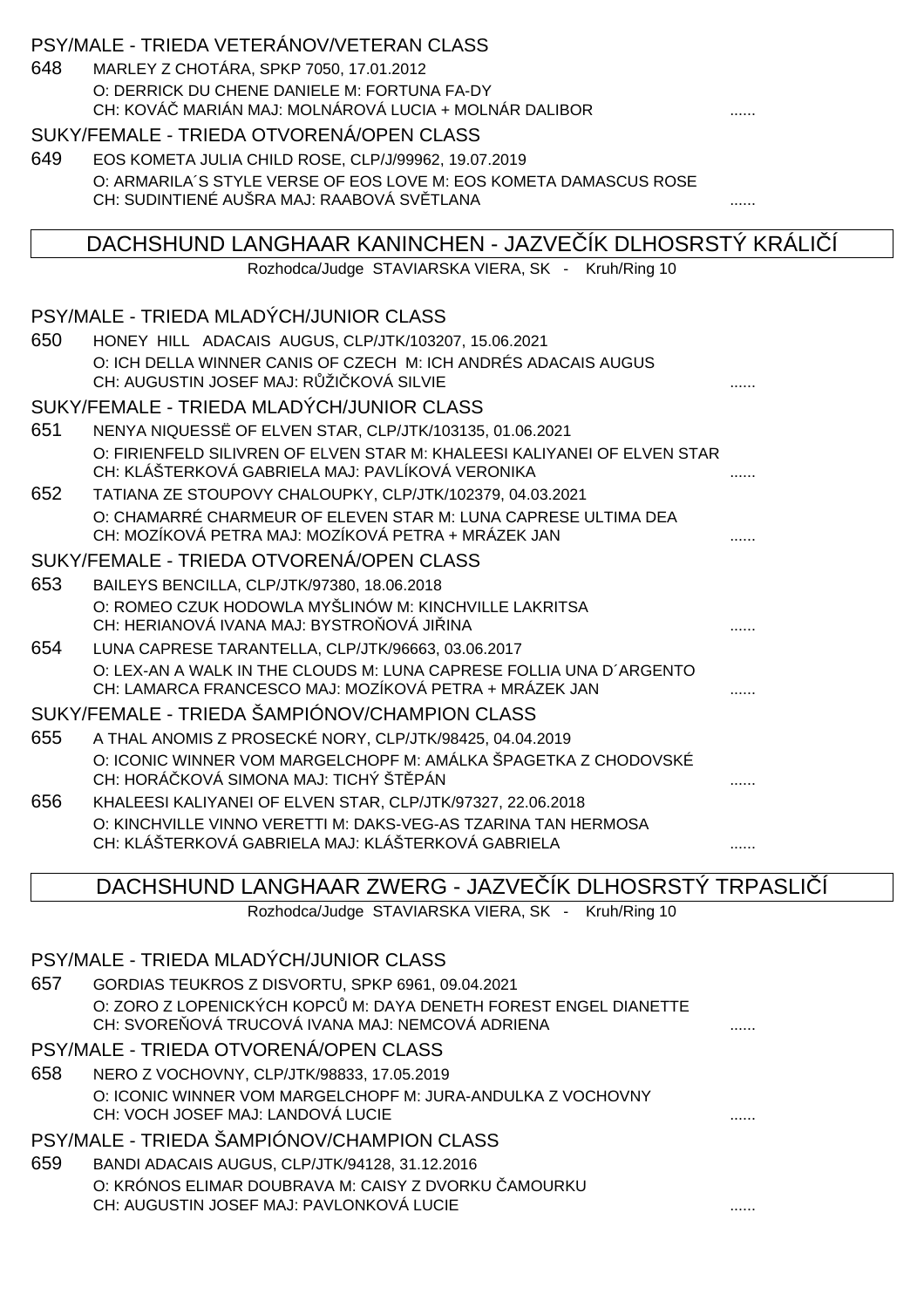PSY/MALE - TRIEDA VETERÁNOV/VETERAN CLASS

648 MARLEY Z CHOTÁRA, SPKP 7050, 17.01.2012
O: DERRICK DU CHENE DANIELE M: FORTUNA FA-DY
CH: KOVÁČ MARIÁN MAJ: MOLNÁROVÁ LUCIA + MOLNÁR DALIBOR ......

SUKY/FEMALE - TRIEDA OTVORENÁ/OPEN CLASS

649 EOS KOMETA JULIA CHILD ROSE, CLP/J/99962, 19.07.2019
O: ARMARILA´S STYLE VERSE OF EOS LOVE M: EOS KOMETA DAMASCUS ROSE
CH: SUDINTIENÉ AUŠRA MAJ: RAABOVÁ SVĚTLANA ......

## DACHSHUND LANGHAAR KANINCHEN - JAZVEČÍK DLHOSRSTÝ KRÁLIČÍ

Rozhodca/Judge STAVIARSKA VIERA, SK - Kruh/Ring 10

PSY/MALE - TRIEDA MLADÝCH/JUNIOR CLASS

650 HONEY HILL ADACAIS AUGUS, CLP/JTK/103207, 15.06.2021
O: ICH DELLA WINNER CANIS OF CZECH M: ICH ANDRÉS ADACAIS AUGUS
CH: AUGUSTIN JOSEF MAJ: RŮŽIČKOVÁ SILVIE ......

SUKY/FEMALE - TRIEDA MLADÝCH/JUNIOR CLASS

651 NENYA NIQUESSË OF ELVEN STAR, CLP/JTK/103135, 01.06.2021
O: FIRIENFELD SILIVREN OF ELVEN STAR M: KHALEESI KALIYANEI OF ELVEN STAR
CH: KLÁŠTERKOVÁ GABRIELA MAJ: PAVLÍKOVÁ VERONIKA ......

652 TATIANA ZE STOUPOVY CHALOUPKY, CLP/JTK/102379, 04.03.2021
O: CHAMARRÉ CHARMEUR OF ELEVEN STAR M: LUNA CAPRESE ULTIMA DEA
CH: MOZÍKOVÁ PETRA MAJ: MOZÍKOVÁ PETRA + MRÁZEK JAN ......

SUKY/FEMALE - TRIEDA OTVORENÁ/OPEN CLASS

653 BAILEYS BENCILLA, CLP/JTK/97380, 18.06.2018
O: ROMEO CZUK HODOWLA MYŠLINÓW M: KINCHVILLE LAKRITSA
CH: HERIANOVÁ IVANA MAJ: BYSTROŇOVÁ JIŘINA ......

654 LUNA CAPRESE TARANTELLA, CLP/JTK/96663, 03.06.2017
O: LEX-AN A WALK IN THE CLOUDS M: LUNA CAPRESE FOLLIA UNA D´ARGENTO
CH: LAMARCA FRANCESCO MAJ: MOZÍKOVÁ PETRA + MRÁZEK JAN ......

SUKY/FEMALE - TRIEDA ŠAMPIÓNOV/CHAMPION CLASS

655 A THAL ANOMIS Z PROSECKÉ NORY, CLP/JTK/98425, 04.04.2019
O: ICONIC WINNER VOM MARGELCHOPF M: AMÁLKA ŠPAGETKA Z CHODOVSKÉ
CH: HORÁČKOVÁ SIMONA MAJ: TICHÝ ŠTĚPÁN ......

656 KHALEESI KALIYANEI OF ELVEN STAR, CLP/JTK/97327, 22.06.2018
O: KINCHVILLE VINNO VERETTI M: DAKS-VEG-AS TZARINA TAN HERMOSA
CH: KLÁŠTERKOVÁ GABRIELA MAJ: KLÁŠTERKOVÁ GABRIELA ......

## DACHSHUND LANGHAAR ZWERG - JAZVEČÍK DLHOSRSTÝ TRPASLIČÍ

Rozhodca/Judge STAVIARSKA VIERA, SK - Kruh/Ring 10

PSY/MALE - TRIEDA MLADÝCH/JUNIOR CLASS

657 GORDIAS TEUKROS Z DISVORTU, SPKP 6961, 09.04.2021
O: ZORO Z LOPENICKÝCH KOPCŮ M: DAYA DENETH FOREST ENGEL DIANETTE
CH: SVOREŇOVÁ TRUCOVÁ IVANA MAJ: NEMCOVÁ ADRIENA ......

PSY/MALE - TRIEDA OTVORENÁ/OPEN CLASS

658 NERO Z VOCHOVNY, CLP/JTK/98833, 17.05.2019
O: ICONIC WINNER VOM MARGELCHOPF M: JURA-ANDULKA Z VOCHOVNY
CH: VOCH JOSEF MAJ: LANDOVÁ LUCIE ......

PSY/MALE - TRIEDA ŠAMPIÓNOV/CHAMPION CLASS

659 BANDI ADACAIS AUGUS, CLP/JTK/94128, 31.12.2016
O: KRÓNOS ELIMAR DOUBRAVA M: CAISY Z DVORKU ČAMOURKU
CH: AUGUSTIN JOSEF MAJ: PAVLONKOVÁ LUCIE ......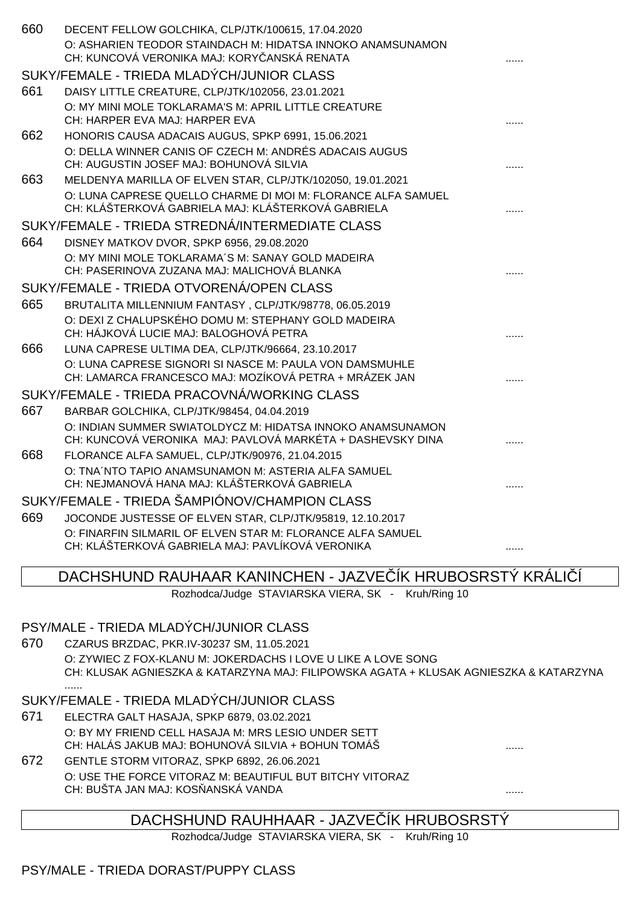660 DECENT FELLOW GOLCHIKA, CLP/JTK/100615, 17.04.2020
O: ASHARIEN TEODOR STAINDACH M: HIDATSA INNOKO ANAMSUNAMON
CH: KUNCOVÁ VERONIKA MAJ: KORYČANSKÁ RENATA ......

SUKY/FEMALE - TRIEDA MLADÝCH/JUNIOR CLASS

661 DAISY LITTLE CREATURE, CLP/JTK/102056, 23.01.2021
O: MY MINI MOLE TOKLARAMA'S M: APRIL LITTLE CREATURE
CH: HARPER EVA MAJ: HARPER EVA ......

662 HONORIS CAUSA ADACAIS AUGUS, SPKP 6991, 15.06.2021
O: DELLA WINNER CANIS OF CZECH M: ANDRÉS ADACAIS AUGUS
CH: AUGUSTIN JOSEF MAJ: BOHUNOVÁ SILVIA ......

663 MELDENYA MARILLA OF ELVEN STAR, CLP/JTK/102050, 19.01.2021
O: LUNA CAPRESE QUELLO CHARME DI MOI M: FLORANCE ALFA SAMUEL
CH: KLÁŠTERKOVÁ GABRIELA MAJ: KLÁŠTERKOVÁ GABRIELA ......

SUKY/FEMALE - TRIEDA STREDNÁ/INTERMEDIATE CLASS

664 DISNEY MATKOV DVOR, SPKP 6956, 29.08.2020
O: MY MINI MOLE TOKLARAMA´S M: SANAY GOLD MADEIRA
CH: PASERINOVA ZUZANA MAJ: MALICHOVÁ BLANKA ......

SUKY/FEMALE - TRIEDA OTVORENÁ/OPEN CLASS

665 BRUTALITA MILLENNIUM FANTASY , CLP/JTK/98778, 06.05.2019
O: DEXI Z CHALUPSKÉHO DOMU M: STEPHANY GOLD MADEIRA
CH: HÁJKOVÁ LUCIE MAJ: BALOGHOVÁ PETRA ......

666 LUNA CAPRESE ULTIMA DEA, CLP/JTK/96664, 23.10.2017
O: LUNA CAPRESE SIGNORI SI NASCE M: PAULA VON DAMSMUHLE
CH: LAMARCA FRANCESCO MAJ: MOZÍKOVÁ PETRA + MRÁZEK JAN ......

SUKY/FEMALE - TRIEDA PRACOVNÁ/WORKING CLASS

667 BARBAR GOLCHIKA, CLP/JTK/98454, 04.04.2019
O: INDIAN SUMMER SWIATOLDYCZ M: HIDATSA INNOKO ANAMSUNAMON
CH: KUNCOVÁ VERONIKA MAJ: PAVLOVÁ MARKÉTA + DASHEVSKY DINA ......

668 FLORANCE ALFA SAMUEL, CLP/JTK/90976, 21.04.2015
O: TNA´NTO TAPIO ANAMSUNAMON M: ASTERIA ALFA SAMUEL
CH: NEJMANOVÁ HANA MAJ: KLÁŠTERKOVÁ GABRIELA ......

SUKY/FEMALE - TRIEDA ŠAMPIÓNOV/CHAMPION CLASS

669 JOCONDE JUSTESSE OF ELVEN STAR, CLP/JTK/95819, 12.10.2017
O: FINARFIN SILMARIL OF ELVEN STAR M: FLORANCE ALFA SAMUEL
CH: KLÁŠTERKOVÁ GABRIELA MAJ: PAVLÍKOVÁ VERONIKA ......

## DACHSHUND RAUHAAR KANINCHEN - JAZVEČÍK HRUBOSRSTÝ KRÁLIČÍ

Rozhodca/Judge STAVIARSKA VIERA, SK - Kruh/Ring 10

PSY/MALE - TRIEDA MLADÝCH/JUNIOR CLASS

670 CZARUS BRZDAC, PKR.IV-30237 SM, 11.05.2021
O: ZYWIEC Z FOX-KLANU M: JOKERDACHS I LOVE U LIKE A LOVE SONG
CH: KLUSAK AGNIESZKA & KATARZYNA MAJ: FILIPOWSKA AGATA + KLUSAK AGNIESZKA & KATARZYNA ......

SUKY/FEMALE - TRIEDA MLADÝCH/JUNIOR CLASS

671 ELECTRA GALT HASAJA, SPKP 6879, 03.02.2021
O: BY MY FRIEND CELL HASAJA M: MRS LESIO UNDER SETT
CH: HALÁS JAKUB MAJ: BOHUNOVÁ SILVIA + BOHUN TOMÁŠ ......

672 GENTLE STORM VITORAZ, SPKP 6892, 26.06.2021
O: USE THE FORCE VITORAZ M: BEAUTIFUL BUT BITCHY VITORAZ
CH: BUŠTA JAN MAJ: KOSŇANSKÁ VANDA ......

## DACHSHUND RAUHHAAR - JAZVEČÍK HRUBOSRSTÝ

Rozhodca/Judge STAVIARSKA VIERA, SK - Kruh/Ring 10

PSY/MALE - TRIEDA DORAST/PUPPY CLASS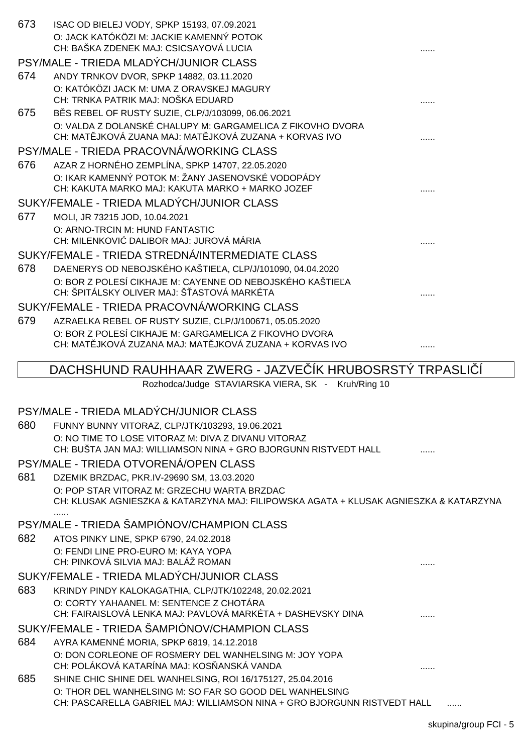673 ISAC OD BIELEJ VODY, SPKP 15193, 07.09.2021
O: JACK KATÓKÖZI M: JACKIE KAMENNÝ POTOK
CH: BAŠKA ZDENEK MAJ: CSICSAYOVÁ LUCIA ......

## PSY/MALE - TRIEDA MLADÝCH/JUNIOR CLASS

674 ANDY TRNKOV DVOR, SPKP 14882, 03.11.2020
O: KATÓKÖZI JACK M: UMA Z ORAVSKEJ MAGURY
CH: TRNKA PATRIK MAJ: NOŠKA EDUARD ......

675 BĚS REBEL OF RUSTY SUZIE, CLP/J/103099, 06.06.2021
O: VALDA Z DOLANSKÉ CHALUPY M: GARGAMELICA Z FIKOVHO DVORA
CH: MATĚJKOVÁ ZUANA MAJ: MATĚJKOVÁ ZUZANA + KORVAS IVO ......

## PSY/MALE - TRIEDA PRACOVNÁ/WORKING CLASS

676 AZAR Z HORNÉHO ZEMPLÍNA, SPKP 14707, 22.05.2020
O: IKAR KAMENNÝ POTOK M: ŽANY JASENOVSKÉ VODOPÁDY
CH: KAKUTA MARKO MAJ: KAKUTA MARKO + MARKO JOZEF ......

## SUKY/FEMALE - TRIEDA MLADÝCH/JUNIOR CLASS

677 MOLI, JR 73215 JOD, 10.04.2021
O: ARNO-TRCIN M: HUND FANTASTIC
CH: MILENKOVIĆ DALIBOR MAJ: JUROVÁ MÁRIA ......

## SUKY/FEMALE - TRIEDA STREDNÁ/INTERMEDIATE CLASS

678 DAENERYS OD NEBOJSKÉHO KAŠTIEĽA, CLP/J/101090, 04.04.2020
O: BOR Z POLESÍ CIKHAJE M: CAYENNE OD NEBOJSKÉHO KAŠTIEĽA
CH: ŠPITÁLSKY OLIVER MAJ: ŠŤASTOVÁ MARKÉTA ......

## SUKY/FEMALE - TRIEDA PRACOVNÁ/WORKING CLASS

679 AZRAELKA REBEL OF RUSTY SUZIE, CLP/J/100671, 05.05.2020
O: BOR Z POLESÍ CIKHAJE M: GARGAMELICA Z FIKOVHO DVORA
CH: MATĚJKOVÁ ZUZANA MAJ: MATĚJKOVÁ ZUZANA + KORVAS IVO ......

# DACHSHUND RAUHHAAR ZWERG - JAZVEČÍK HRUBOSRSTÝ TRPASLIČÍ

Rozhodca/Judge STAVIARSKA VIERA, SK - Kruh/Ring 10

## PSY/MALE - TRIEDA MLADÝCH/JUNIOR CLASS

680 FUNNY BUNNY VITORAZ, CLP/JTK/103293, 19.06.2021
O: NO TIME TO LOSE VITORAZ M: DIVA Z DIVANU VITORAZ
CH: BUŠTA JAN MAJ: WILLIAMSON NINA + GRO BJORGUNN RISTVEDT HALL ......

## PSY/MALE - TRIEDA OTVORENÁ/OPEN CLASS

681 DZEMIK BRZDAC, PKR.IV-29690 SM, 13.03.2020
O: POP STAR VITORAZ M: GRZECHU WARTA BRZDAC
CH: KLUSAK AGNIESZKA & KATARZYNA MAJ: FILIPOWSKA AGATA + KLUSAK AGNIESZKA & KATARZYNA ......

## PSY/MALE - TRIEDA ŠAMPIÓNOV/CHAMPION CLASS

682 ATOS PINKY LINE, SPKP 6790, 24.02.2018
O: FENDI LINE PRO-EURO M: KAYA YOPA
CH: PINKOVÁ SILVIA MAJ: BALÁŽ ROMAN ......

## SUKY/FEMALE - TRIEDA MLADÝCH/JUNIOR CLASS

683 KRINDY PINDY KALOKAGATHIA, CLP/JTK/102248, 20.02.2021
O: CORTY YAHAANEL M: SENTENCE Z CHOTÁRA
CH: FAIRAISLOVÁ LENKA MAJ: PAVLOVÁ MARKÉTA + DASHEVSKY DINA ......

## SUKY/FEMALE - TRIEDA ŠAMPIÓNOV/CHAMPION CLASS

684 AYRA KAMENNÉ MORIA, SPKP 6819, 14.12.2018
O: DON CORLEONE OF ROSMERY DEL WANHELSING M: JOY YOPA
CH: POLÁKOVÁ KATARÍNA MAJ: KOSŇANSKÁ VANDA ......

685 SHINE CHIC SHINE DEL WANHELSING, ROI 16/175127, 25.04.2016
O: THOR DEL WANHELSING M: SO FAR SO GOOD DEL WANHELSING
CH: PASCARELLA GABRIEL MAJ: WILLIAMSON NINA + GRO BJORGUNN RISTVEDT HALL ......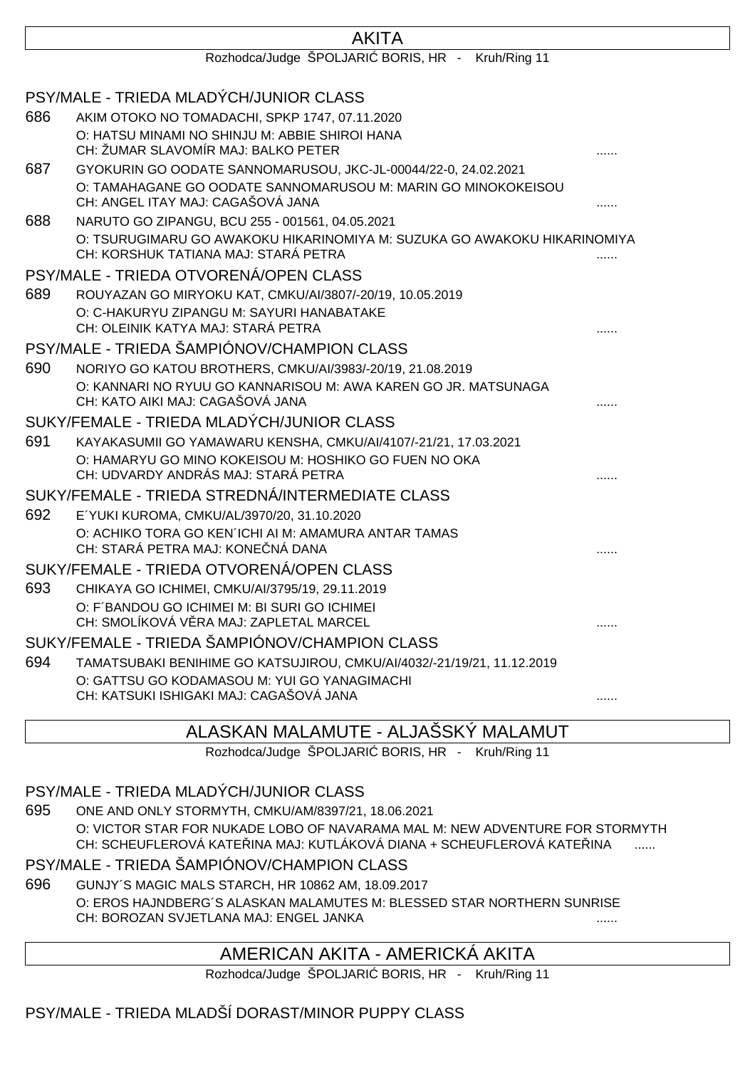## AKITA

Rozhodca/Judge ŠPOLJARIĆ BORIS, HR - Kruh/Ring 11

### PSY/MALE - TRIEDA MLADÝCH/JUNIOR CLASS

686 AKIM OTOKO NO TOMADACHI, SPKP 1747, 07.11.2020
O: HATSU MINAMI NO SHINJU M: ABBIE SHIROI HANA
CH: ŽUMAR SLAVOMÍR MAJ: BALKO PETER ......

687 GYOKURIN GO OODATE SANNOMARUSOU, JKC-JL-00044/22-0, 24.02.2021
O: TAMAHAGANE GO OODATE SANNOMARUSOU M: MARIN GO MINOKOKEISOU
CH: ANGEL ITAY MAJ: CAGAŠOVÁ JANA ......

688 NARUTO GO ZIPANGU, BCU 255 - 001561, 04.05.2021
O: TSURUGIMARU GO AWAKOKU HIKARINOMIYA M: SUZUKA GO AWAKOKU HIKARINOMIYA
CH: KORSHUK TATIANA MAJ: STARÁ PETRA ......

### PSY/MALE - TRIEDA OTVORENÁ/OPEN CLASS

689 ROUYAZAN GO MIRYOKU KAT, CMKU/AI/3807/-20/19, 10.05.2019
O: C-HAKURYU ZIPANGU M: SAYURI HANABATAKE
CH: OLEINIK KATYA MAJ: STARÁ PETRA ......

### PSY/MALE - TRIEDA ŠAMPIÓNOV/CHAMPION CLASS

690 NORIYO GO KATOU BROTHERS, CMKU/AI/3983/-20/19, 21.08.2019
O: KANNARI NO RYUU GO KANNARISOU M: AWA KAREN GO JR. MATSUNAGA
CH: KATO AIKI MAJ: CAGAŠOVÁ JANA ......

### SUKY/FEMALE - TRIEDA MLADÝCH/JUNIOR CLASS

691 KAYAKASUMII GO YAMAWARU KENSHA, CMKU/AI/4107/-21/21, 17.03.2021
O: HAMARYU GO MINO KOKEISOU M: HOSHIKO GO FUEN NO OKA
CH: UDVARDY ANDRÁS MAJ: STARÁ PETRA ......

### SUKY/FEMALE - TRIEDA STREDNÁ/INTERMEDIATE CLASS

692 E´YUKI KUROMA, CMKU/AL/3970/20, 31.10.2020
O: ACHIKO TORA GO KEN´ICHI AI M: AMAMURA ANTAR TAMAS
CH: STARÁ PETRA MAJ: KONEČNÁ DANA ......

### SUKY/FEMALE - TRIEDA OTVORENÁ/OPEN CLASS

693 CHIKAYA GO ICHIMEI, CMKU/AI/3795/19, 29.11.2019
O: F´BANDOU GO ICHIMEI M: BI SURI GO ICHIMEI
CH: SMOLÍKOVÁ VĚRA MAJ: ZAPLETAL MARCEL ......

### SUKY/FEMALE - TRIEDA ŠAMPIÓNOV/CHAMPION CLASS

694 TAMATSUBAKI BENIHIME GO KATSUJIROU, CMKU/AI/4032/-21/19/21, 11.12.2019
O: GATTSU GO KODAMASOU M: YUI GO YANAGIMACHI
CH: KATSUKI ISHIGAKI MAJ: CAGAŠOVÁ JANA ......

## ALASKAN MALAMUTE - ALJAŠSKÝ MALAMUT

Rozhodca/Judge ŠPOLJARIĆ BORIS, HR - Kruh/Ring 11

### PSY/MALE - TRIEDA MLADÝCH/JUNIOR CLASS

695 ONE AND ONLY STORMYTH, CMKU/AM/8397/21, 18.06.2021
O: VICTOR STAR FOR NUKADE LOBO OF NAVARAMA MAL M: NEW ADVENTURE FOR STORMYTH
CH: SCHEUFLEROVÁ KATEŘINA MAJ: KUTLÁKOVÁ DIANA + SCHEUFLEROVÁ KATEŘINA ......

### PSY/MALE - TRIEDA ŠAMPIÓNOV/CHAMPION CLASS

696 GUNJY´S MAGIC MALS STARCH, HR 10862 AM, 18.09.2017
O: EROS HAJNDBERG´S ALASKAN MALAMUTES M: BLESSED STAR NORTHERN SUNRISE
CH: BOROZAN SVJETLANA MAJ: ENGEL JANKA ......

## AMERICAN AKITA - AMERICKÁ AKITA

Rozhodca/Judge ŠPOLJARIĆ BORIS, HR - Kruh/Ring 11

### PSY/MALE - TRIEDA MLADŠÍ DORAST/MINOR PUPPY CLASS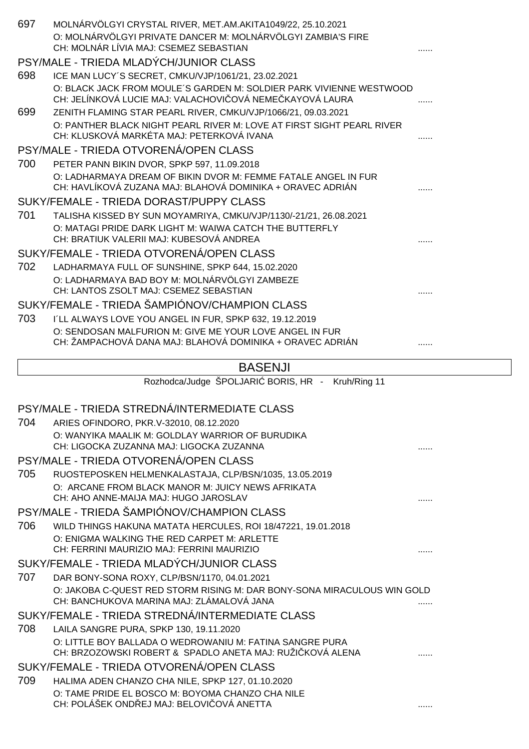697 MOLNÁRVÖLGYI CRYSTAL RIVER, MET.AM.AKITA1049/22, 25.10.2021
O: MOLNÁRVÖLGYI PRIVATE DANCER M: MOLNÁRVÖLGYI ZAMBIA'S FIRE
CH: MOLNÁR LÍVIA MAJ: CSEMEZ SEBASTIAN ......

### PSY/MALE - TRIEDA MLADÝCH/JUNIOR CLASS

698 ICE MAN LUCY´S SECRET, CMKU/VJP/1061/21, 23.02.2021
O: BLACK JACK FROM MOULE´S GARDEN M: SOLDIER PARK VIVIENNE WESTWOOD
CH: JELÍNKOVÁ LUCIE MAJ: VALACHOVIČOVÁ NEMEČKAYOVÁ LAURA ......

699 ZENITH FLAMING STAR PEARL RIVER, CMKU/VJP/1066/21, 09.03.2021
O: PANTHER BLACK NIGHT PEARL RIVER M: LOVE AT FIRST SIGHT PEARL RIVER
CH: KLUSKOVÁ MARKÉTA MAJ: PETERKOVÁ IVANA ......

### PSY/MALE - TRIEDA OTVORENÁ/OPEN CLASS

700 PETER PANN BIKIN DVOR, SPKP 597, 11.09.2018
O: LADHARMAYA DREAM OF BIKIN DVOR M: FEMME FATALE ANGEL IN FUR
CH: HAVLÍKOVÁ ZUZANA MAJ: BLAHOVÁ DOMINIKA + ORAVEC ADRIÁN ......

### SUKY/FEMALE - TRIEDA DORAST/PUPPY CLASS

701 TALISHA KISSED BY SUN MOYAMRIYA, CMKU/VJP/1130/-21/21, 26.08.2021
O: MATAGI PRIDE DARK LIGHT M: WAIWA CATCH THE BUTTERFLY
CH: BRATIUK VALERII MAJ: KUBESOVÁ ANDREA ......

### SUKY/FEMALE - TRIEDA OTVORENÁ/OPEN CLASS

702 LADHARMAYA FULL OF SUNSHINE, SPKP 644, 15.02.2020
O: LADHARMAYA BAD BOY M: MOLNÁRVÖLGYI ZAMBEZE
CH: LANTOS ZSOLT MAJ: CSEMEZ SEBASTIAN ......

### SUKY/FEMALE - TRIEDA ŠAMPIÓNOV/CHAMPION CLASS

703 I´LL ALWAYS LOVE YOU ANGEL IN FUR, SPKP 632, 19.12.2019
O: SENDOSAN MALFURION M: GIVE ME YOUR LOVE ANGEL IN FUR
CH: ŽAMPACHOVÁ DANA MAJ: BLAHOVÁ DOMINIKA + ORAVEC ADRIÁN ......

## BASENJI

Rozhodca/Judge ŠPOLJARIĆ BORIS, HR - Kruh/Ring 11

### PSY/MALE - TRIEDA STREDNÁ/INTERMEDIATE CLASS

704 ARIES OFINDORO, PKR.V-32010, 08.12.2020
O: WANYIKA MAALIK M: GOLDLAY WARRIOR OF BURUDIKA
CH: LIGOCKA ZUZANNA MAJ: LIGOCKA ZUZANNA ......

### PSY/MALE - TRIEDA OTVORENÁ/OPEN CLASS

705 RUOSTEPOSKEN HELMENKALASTAJA, CLP/BSN/1035, 13.05.2019
O: ARCANE FROM BLACK MANOR M: JUICY NEWS AFRIKATA
CH: AHO ANNE-MAIJA MAJ: HUGO JAROSLAV ......

### PSY/MALE - TRIEDA ŠAMPIÓNOV/CHAMPION CLASS

706 WILD THINGS HAKUNA MATATA HERCULES, ROI 18/47221, 19.01.2018
O: ENIGMA WALKING THE RED CARPET M: ARLETTE
CH: FERRINI MAURIZIO MAJ: FERRINI MAURIZIO ......

### SUKY/FEMALE - TRIEDA MLADÝCH/JUNIOR CLASS

707 DAR BONY-SONA ROXY, CLP/BSN/1170, 04.01.2021
O: JAKOBA C-QUEST RED STORM RISING M: DAR BONY-SONA MIRACULOUS WIN GOLD
CH: BANCHUKOVA MARINA MAJ: ZLÁMALOVÁ JANA ......

### SUKY/FEMALE - TRIEDA STREDNÁ/INTERMEDIATE CLASS

708 LAILA SANGRE PURA, SPKP 130, 19.11.2020
O: LITTLE BOY BALLADA O WEDROWANIU M: FATINA SANGRE PURA
CH: BRZOZOWSKI ROBERT & SPADLO ANETA MAJ: RUŽIČKOVÁ ALENA ......

### SUKY/FEMALE - TRIEDA OTVORENÁ/OPEN CLASS

709 HALIMA ADEN CHANZO CHA NILE, SPKP 127, 01.10.2020
O: TAME PRIDE EL BOSCO M: BOYOMA CHANZO CHA NILE
CH: POLÁŠEK ONDŘEJ MAJ: BELOVIČOVÁ ANETTA ......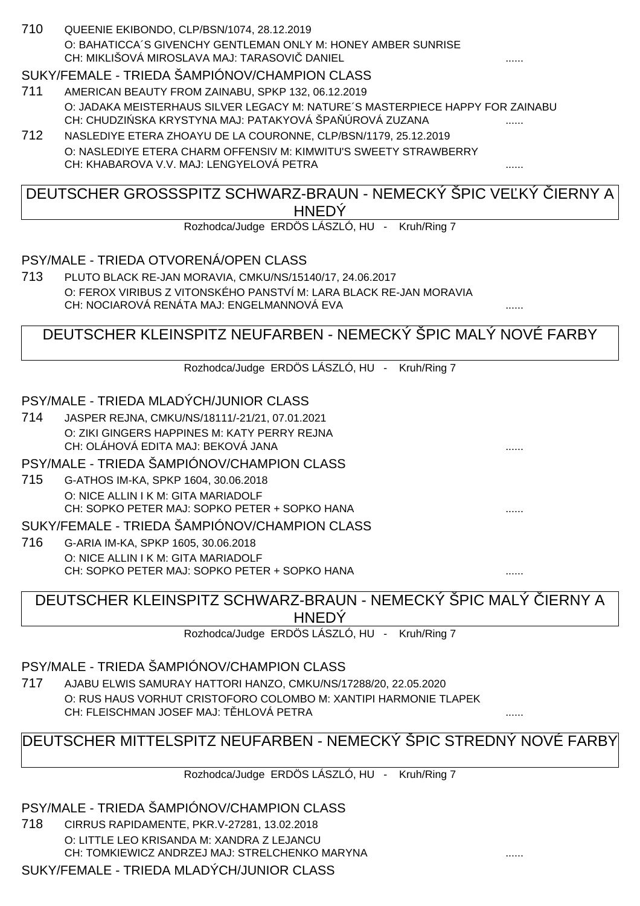710 QUEENIE EKIBONDO, CLP/BSN/1074, 28.12.2019
O: BAHATICCA´S GIVENCHY GENTLEMAN ONLY M: HONEY AMBER SUNRISE
CH: MIKLIŠOVÁ MIROSLAVA MAJ: TARASOVIČ DANIEL ......

SUKY/FEMALE - TRIEDA ŠAMPIÓNOV/CHAMPION CLASS

711 AMERICAN BEAUTY FROM ZAINABU, SPKP 132, 06.12.2019
O: JADAKA MEISTERHAUS SILVER LEGACY M: NATURE´S MASTERPIECE HAPPY FOR ZAINABU
CH: CHUDZIŃSKA KRYSTYNA MAJ: PATAKYOVÁ ŠPAŇÚROVÁ ZUZANA ......

712 NASLEDIYE ETERA ZHOAYU DE LA COURONNE, CLP/BSN/1179, 25.12.2019
O: NASLEDIYE ETERA CHARM OFFENSIV M: KIMWITU'S SWEETY STRAWBERRY
CH: KHABAROVA V.V. MAJ: LENGYELOVÁ PETRA ......

## DEUTSCHER GROSSSPITZ SCHWARZ-BRAUN - NEMECKÝ ŠPIC VEĽKÝ ČIERNY A HNEDÝ

Rozhodca/Judge ERDÖS LÁSZLÓ, HU - Kruh/Ring 7

PSY/MALE - TRIEDA OTVORENÁ/OPEN CLASS

713 PLUTO BLACK RE-JAN MORAVIA, CMKU/NS/15140/17, 24.06.2017
O: FEROX VIRIBUS Z VITONSKÉHO PANSTVÍ M: LARA BLACK RE-JAN MORAVIA
CH: NOCIAROVÁ RENÁTA MAJ: ENGELMANNOVÁ EVA ......

## DEUTSCHER KLEINSPITZ NEUFARBEN - NEMECKÝ ŠPIC MALÝ NOVÉ FARBY

Rozhodca/Judge ERDÖS LÁSZLÓ, HU - Kruh/Ring 7

PSY/MALE - TRIEDA MLADÝCH/JUNIOR CLASS

714 JASPER REJNA, CMKU/NS/18111/-21/21, 07.01.2021
O: ZIKI GINGERS HAPPINES M: KATY PERRY REJNA
CH: OLÁHOVÁ EDITA MAJ: BEKOVÁ JANA ......

PSY/MALE - TRIEDA ŠAMPIÓNOV/CHAMPION CLASS

715 G-ATHOS IM-KA, SPKP 1604, 30.06.2018
O: NICE ALLIN I K M: GITA MARIADOLF
CH: SOPKO PETER MAJ: SOPKO PETER + SOPKO HANA ......

SUKY/FEMALE - TRIEDA ŠAMPIÓNOV/CHAMPION CLASS

716 G-ARIA IM-KA, SPKP 1605, 30.06.2018
O: NICE ALLIN I K M: GITA MARIADOLF
CH: SOPKO PETER MAJ: SOPKO PETER + SOPKO HANA ......

## DEUTSCHER KLEINSPITZ SCHWARZ-BRAUN - NEMECKÝ ŠPIC MALÝ ČIERNY A HNEDÝ

Rozhodca/Judge ERDÖS LÁSZLÓ, HU - Kruh/Ring 7

PSY/MALE - TRIEDA ŠAMPIÓNOV/CHAMPION CLASS

717 AJABU ELWIS SAMURAY HATTORI HANZO, CMKU/NS/17288/20, 22.05.2020
O: RUS HAUS VORHUT CRISTOFORO COLOMBO M: XANTIPI HARMONIE TLAPEK
CH: FLEISCHMAN JOSEF MAJ: TĚHLOVÁ PETRA ......

## DEUTSCHER MITTELSPITZ NEUFARBEN - NEMECKÝ ŠPIC STREDNÝ NOVÉ FARBY

Rozhodca/Judge ERDÖS LÁSZLÓ, HU - Kruh/Ring 7

PSY/MALE - TRIEDA ŠAMPIÓNOV/CHAMPION CLASS

718 CIRRUS RAPIDAMENTE, PKR.V-27281, 13.02.2018
O: LITTLE LEO KRISANDA M: XANDRA Z LEJANCU
CH: TOMKIEWICZ ANDRZEJ MAJ: STRELCHENKO MARYNA ......

SUKY/FEMALE - TRIEDA MLADÝCH/JUNIOR CLASS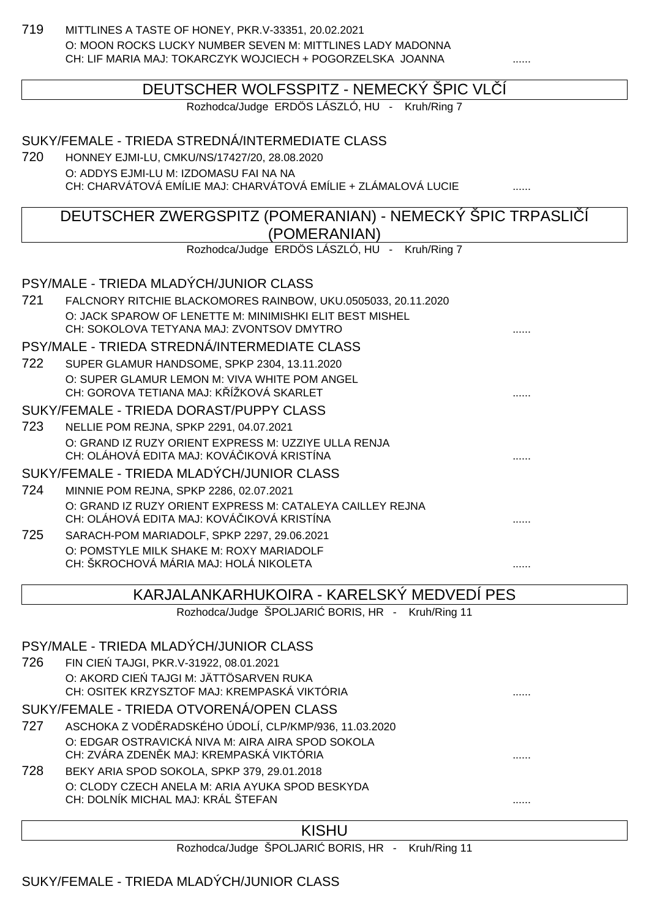719 MITTLINES A TASTE OF HONEY, PKR.V-33351, 20.02.2021
O: MOON ROCKS LUCKY NUMBER SEVEN M: MITTLINES LADY MADONNA
CH: LIF MARIA MAJ: TOKARCZYK WOJCIECH + POGORZELSKA JOANNA ......

## DEUTSCHER WOLFSSPITZ - NEMECKÝ ŠPIC VLČÍ

Rozhodca/Judge ERDÖS LÁSZLÓ, HU - Kruh/Ring 7

### SUKY/FEMALE - TRIEDA STREDNÁ/INTERMEDIATE CLASS

720 HONNEY EJMI-LU, CMKU/NS/17427/20, 28.08.2020
O: ADDYS EJMI-LU M: IZDOMASU FAI NA NA
CH: CHARVÁTOVÁ EMÍLIE MAJ: CHARVÁTOVÁ EMÍLIE + ZLÁMALOVÁ LUCIE ......

## DEUTSCHER ZWERGSPITZ (POMERANIAN) - NEMECKÝ ŠPIC TRPASLIČÍ (POMERANIAN)

Rozhodca/Judge ERDÖS LÁSZLÓ, HU - Kruh/Ring 7

### PSY/MALE - TRIEDA MLADÝCH/JUNIOR CLASS

721 FALCNORY RITCHIE BLACKOMORES RAINBOW, UKU.0505033, 20.11.2020
O: JACK SPAROW OF LENETTE M: MINIMISHKI ELIT BEST MISHEL
CH: SOKOLOVA TETYANA MAJ: ZVONTSOV DMYTRO ......

### PSY/MALE - TRIEDA STREDNÁ/INTERMEDIATE CLASS

722 SUPER GLAMUR HANDSOME, SPKP 2304, 13.11.2020
O: SUPER GLAMUR LEMON M: VIVA WHITE POM ANGEL
CH: GOROVA TETIANA MAJ: KŘÍŽKOVÁ SKARLET ......

### SUKY/FEMALE - TRIEDA DORAST/PUPPY CLASS

723 NELLIE POM REJNA, SPKP 2291, 04.07.2021
O: GRAND IZ RUZY ORIENT EXPRESS M: UZZIYE ULLA RENJA
CH: OLÁHOVÁ EDITA MAJ: KOVÁČIKOVÁ KRISTÍNA ......

### SUKY/FEMALE - TRIEDA MLADÝCH/JUNIOR CLASS

724 MINNIE POM REJNA, SPKP 2286, 02.07.2021
O: GRAND IZ RUZY ORIENT EXPRESS M: CATALEYA CAILLEY REJNA
CH: OLÁHOVÁ EDITA MAJ: KOVÁČIKOVÁ KRISTÍNA ......

725 SARACH-POM MARIADOLF, SPKP 2297, 29.06.2021
O: POMSTYLE MILK SHAKE M: ROXY MARIADOLF
CH: ŠKROCHOVÁ MÁRIA MAJ: HOLÁ NIKOLETA ......

## KARJALANKARHUKOIRA - KARELSKÝ MEDVEDÍ PES

Rozhodca/Judge ŠPOLJARIĆ BORIS, HR - Kruh/Ring 11

### PSY/MALE - TRIEDA MLADÝCH/JUNIOR CLASS

726 FIN CIEŃ TAJGI, PKR.V-31922, 08.01.2021
O: AKORD CIEŃ TAJGI M: JÄTTÖSARVEN RUKA
CH: OSITEK KRZYSZTOF MAJ: KREMPASKÁ VIKTÓRIA ......

### SUKY/FEMALE - TRIEDA OTVORENÁ/OPEN CLASS

727 ASCHOKA Z VODĚRADSKÉHO ÚDOLÍ, CLP/KMP/936, 11.03.2020
O: EDGAR OSTRAVICKÁ NIVA M: AIRA AIRA SPOD SOKOLA
CH: ZVÁRA ZDENĚK MAJ: KREMPASKÁ VIKTÓRIA ......

728 BEKY ARIA SPOD SOKOLA, SPKP 379, 29.01.2018
O: CLODY CZECH ANELA M: ARIA AYUKA SPOD BESKYDA
CH: DOLNÍK MICHAL MAJ: KRÁL ŠTEFAN ......

## KISHU

Rozhodca/Judge ŠPOLJARIĆ BORIS, HR - Kruh/Ring 11

### SUKY/FEMALE - TRIEDA MLADÝCH/JUNIOR CLASS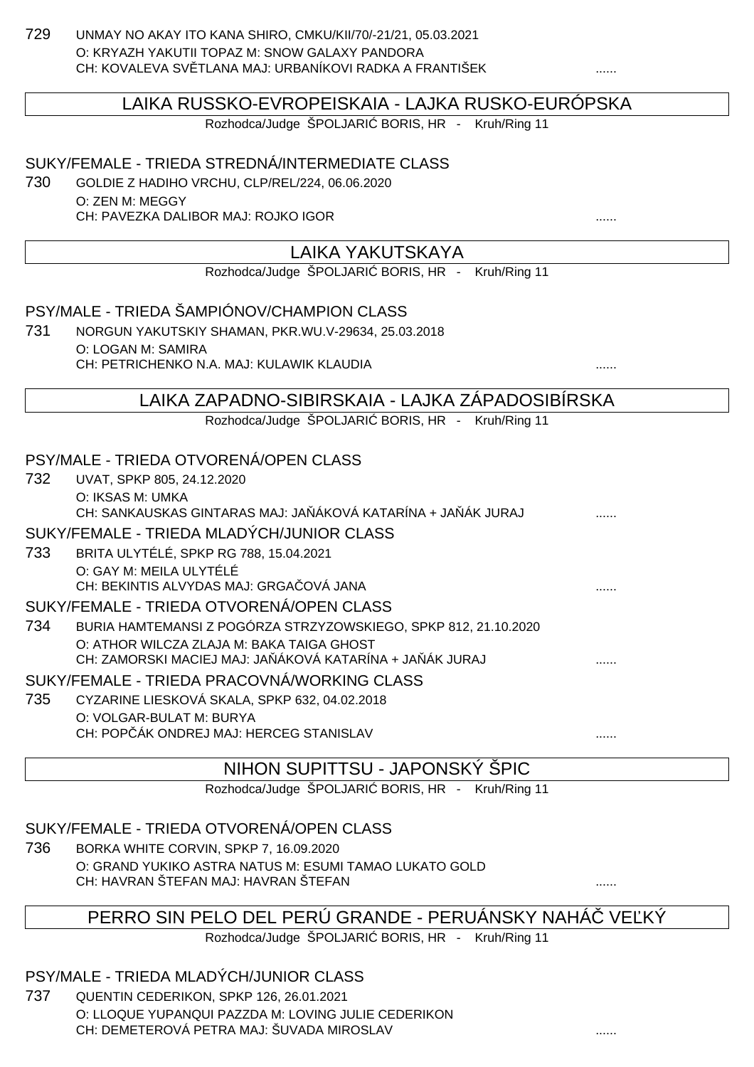729 UNMAY NO AKAY ITO KANA SHIRO, CMKU/KII/70/-21/21, 05.03.2021
O: KRYAZH YAKUTII TOPAZ M: SNOW GALAXY PANDORA
CH: KOVALEVA SVĚTLANA MAJ: URBANÍKOVI RADKA A FRANTIŠEK ......

## LAIKA RUSSKO-EVROPEISKAIA - LAJKA RUSKO-EURÓPSKA

Rozhodca/Judge ŠPOLJARIĆ BORIS, HR - Kruh/Ring 11

### SUKY/FEMALE - TRIEDA STREDNÁ/INTERMEDIATE CLASS

730 GOLDIE Z HADIHO VRCHU, CLP/REL/224, 06.06.2020
O: ZEN M: MEGGY
CH: PAVEZKA DALIBOR MAJ: ROJKO IGOR ......

## LAIKA YAKUTSKAYA

Rozhodca/Judge ŠPOLJARIĆ BORIS, HR - Kruh/Ring 11

### PSY/MALE - TRIEDA ŠAMPIÓNOV/CHAMPION CLASS

731 NORGUN YAKUTSKIY SHAMAN, PKR.WU.V-29634, 25.03.2018
O: LOGAN M: SAMIRA
CH: PETRICHENKO N.A. MAJ: KULAWIK KLAUDIA ......

## LAIKA ZAPADNO-SIBIRSKAIA - LAJKA ZÁPADOSIBÍRSKA

Rozhodca/Judge ŠPOLJARIĆ BORIS, HR - Kruh/Ring 11

### PSY/MALE - TRIEDA OTVORENÁ/OPEN CLASS

732 UVAT, SPKP 805, 24.12.2020
O: IKSAS M: UMKA
CH: SANKAUSKAS GINTARAS MAJ: JAŇÁKOVÁ KATARÍNA + JAŇÁK JURAJ ......

### SUKY/FEMALE - TRIEDA MLADÝCH/JUNIOR CLASS

733 BRITA ULYTÉLÉ, SPKP RG 788, 15.04.2021
O: GAY M: MEILA ULYTÉLÉ
CH: BEKINTIS ALVYDAS MAJ: GRGAČOVÁ JANA ......

### SUKY/FEMALE - TRIEDA OTVORENÁ/OPEN CLASS

734 BURIA HAMTEMANSI Z POGÓRZA STRZYZOWSKIEGO, SPKP 812, 21.10.2020
O: ATHOR WILCZA ZLAJA M: BAKA TAIGA GHOST
CH: ZAMORSKI MACIEJ MAJ: JAŇÁKOVÁ KATARÍNA + JAŇÁK JURAJ ......

### SUKY/FEMALE - TRIEDA PRACOVNÁ/WORKING CLASS

735 CYZARINE LIESKOVÁ SKALA, SPKP 632, 04.02.2018
O: VOLGAR-BULAT M: BURYA
CH: POPČÁK ONDREJ MAJ: HERCEG STANISLAV ......

## NIHON SUPITTSU - JAPONSKÝ ŠPIC

Rozhodca/Judge ŠPOLJARIĆ BORIS, HR - Kruh/Ring 11

### SUKY/FEMALE - TRIEDA OTVORENÁ/OPEN CLASS

736 BORKA WHITE CORVIN, SPKP 7, 16.09.2020
O: GRAND YUKIKO ASTRA NATUS M: ESUMI TAMAO LUKATO GOLD
CH: HAVRAN ŠTEFAN MAJ: HAVRAN ŠTEFAN ......

## PERRO SIN PELO DEL PERÚ GRANDE - PERUÁNSKY NAHÁČ VEĽKÝ

Rozhodca/Judge ŠPOLJARIĆ BORIS, HR - Kruh/Ring 11

### PSY/MALE - TRIEDA MLADÝCH/JUNIOR CLASS

737 QUENTIN CEDERIKON, SPKP 126, 26.01.2021
O: LLOQUE YUPANQUI PAZZDA M: LOVING JULIE CEDERIKON
CH: DEMETEROVÁ PETRA MAJ: ŠUVADA MIROSLAV ......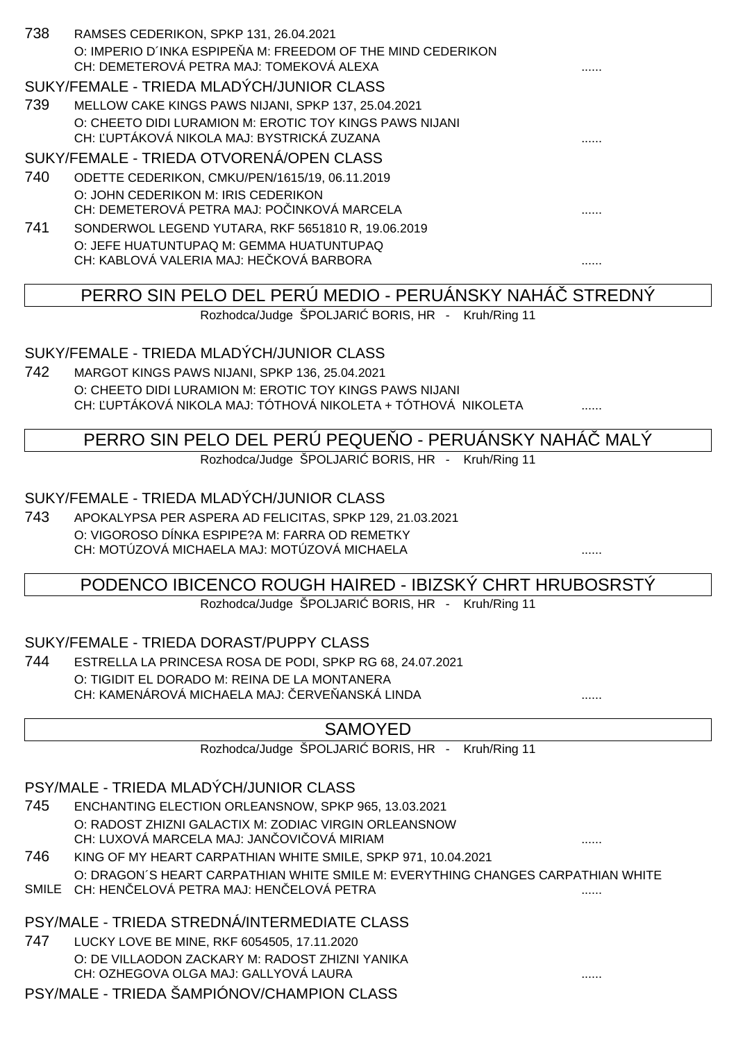738 RAMSES CEDERIKON, SPKP 131, 26.04.2021
O: IMPERIO D´INKA ESPIPEŇA M: FREEDOM OF THE MIND CEDERIKON
CH: DEMETEROVÁ PETRA MAJ: TOMEKOVÁ ALEXA ......

SUKY/FEMALE - TRIEDA MLADÝCH/JUNIOR CLASS

739 MELLOW CAKE KINGS PAWS NIJANI, SPKP 137, 25.04.2021
O: CHEETO DIDI LURAMION M: EROTIC TOY KINGS PAWS NIJANI
CH: ĽUPTÁKOVÁ NIKOLA MAJ: BYSTRICKÁ ZUZANA ......

SUKY/FEMALE - TRIEDA OTVORENÁ/OPEN CLASS

740 ODETTE CEDERIKON, CMKU/PEN/1615/19, 06.11.2019
O: JOHN CEDERIKON M: IRIS CEDERIKON
CH: DEMETEROVÁ PETRA MAJ: POČINKOVÁ MARCELA ......

741 SONDERWOL LEGEND YUTARA, RKF 5651810 R, 19.06.2019
O: JEFE HUATUNTUPAQ M: GEMMA HUATUNTUPAQ
CH: KABLOVÁ VALERIA MAJ: HEČKOVÁ BARBORA ......

## PERRO SIN PELO DEL PERÚ MEDIO - PERUÁNSKY NAHÁČ STREDNÝ

Rozhodca/Judge ŠPOLJARIĆ BORIS, HR - Kruh/Ring 11

SUKY/FEMALE - TRIEDA MLADÝCH/JUNIOR CLASS

742 MARGOT KINGS PAWS NIJANI, SPKP 136, 25.04.2021
O: CHEETO DIDI LURAMION M: EROTIC TOY KINGS PAWS NIJANI
CH: ĽUPTÁKOVÁ NIKOLA MAJ: TÓTHOVÁ NIKOLETA + TÓTHOVÁ NIKOLETA ......

## PERRO SIN PELO DEL PERÚ PEQUEŇO - PERUÁNSKY NAHÁČ MALÝ

Rozhodca/Judge ŠPOLJARIĆ BORIS, HR - Kruh/Ring 11

SUKY/FEMALE - TRIEDA MLADÝCH/JUNIOR CLASS

743 APOKALYPSA PER ASPERA AD FELICITAS, SPKP 129, 21.03.2021
O: VIGOROSO DÍNKA ESPIPE?A M: FARRA OD REMETKY
CH: MOTÚZOVÁ MICHAELA MAJ: MOTÚZOVÁ MICHAELA ......

## PODENCO IBICENCO ROUGH HAIRED - IBIZSKÝ CHRT HRUBOSRSTÝ

Rozhodca/Judge ŠPOLJARIĆ BORIS, HR - Kruh/Ring 11

SUKY/FEMALE - TRIEDA DORAST/PUPPY CLASS

744 ESTRELLA LA PRINCESA ROSA DE PODI, SPKP RG 68, 24.07.2021
O: TIGIDIT EL DORADO M: REINA DE LA MONTANERA
CH: KAMENÁROVÁ MICHAELA MAJ: ČERVEŇANSKÁ LINDA ......

## SAMOYED

Rozhodca/Judge ŠPOLJARIĆ BORIS, HR - Kruh/Ring 11

PSY/MALE - TRIEDA MLADÝCH/JUNIOR CLASS

745 ENCHANTING ELECTION ORLEANSNOW, SPKP 965, 13.03.2021
O: RADOST ZHIZNI GALACTIX M: ZODIAC VIRGIN ORLEANSNOW
CH: LUXOVÁ MARCELA MAJ: JANČOVIČOVÁ MIRIAM ......

746 KING OF MY HEART CARPATHIAN WHITE SMILE, SPKP 971, 10.04.2021
O: DRAGON´S HEART CARPATHIAN WHITE SMILE M: EVERYTHING CHANGES CARPATHIAN WHITE SMILE
CH: HENČELOVÁ PETRA MAJ: HENČELOVÁ PETRA ......

PSY/MALE - TRIEDA STREDNÁ/INTERMEDIATE CLASS

747 LUCKY LOVE BE MINE, RKF 6054505, 17.11.2020
O: DE VILLAODON ZACKARY M: RADOST ZHIZNI YANIKA
CH: OZHEGOVA OLGA MAJ: GALLYOVÁ LAURA ......

PSY/MALE - TRIEDA ŠAMPIÓNOV/CHAMPION CLASS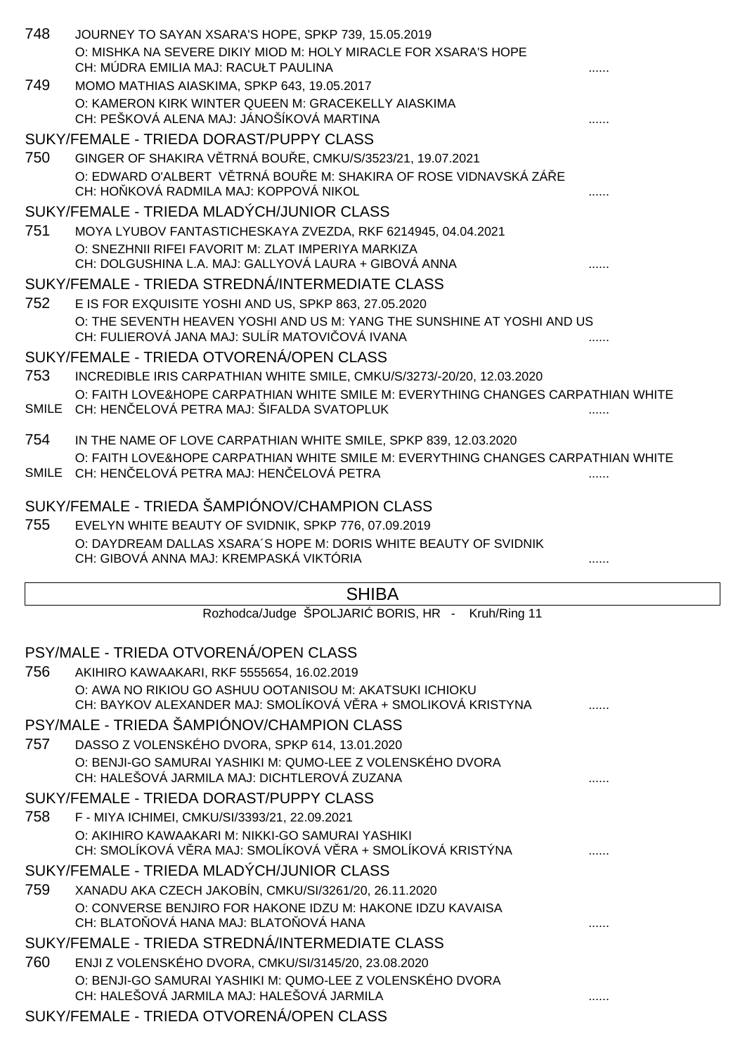748 JOURNEY TO SAYAN XSARA'S HOPE, SPKP 739, 15.05.2019
O: MISHKA NA SEVERE DIKIY MIOD M: HOLY MIRACLE FOR XSARA'S HOPE
CH: MÚDRA EMILIA MAJ: RACUŁT PAULINA ......

749 MOMO MATHIAS AIASKIMA, SPKP 643, 19.05.2017
O: KAMERON KIRK WINTER QUEEN M: GRACEKELLY AIASKIMA
CH: PEŠKOVÁ ALENA MAJ: JÁNOŠÍKOVÁ MARTINA ......

SUKY/FEMALE - TRIEDA DORAST/PUPPY CLASS

750 GINGER OF SHAKIRA VĚTRNÁ BOUŘE, CMKU/S/3523/21, 19.07.2021
O: EDWARD O'ALBERT VĚTRNÁ BOUŘE M: SHAKIRA OF ROSE VIDNAVSKÁ ZÁŘE
CH: HOŇKOVÁ RADMILA MAJ: KOPPOVÁ NIKOL ......

SUKY/FEMALE - TRIEDA MLADÝCH/JUNIOR CLASS

751 MOYA LYUBOV FANTASTICHESKAYA ZVEZDA, RKF 6214945, 04.04.2021
O: SNEZHNII RIFEI FAVORIT M: ZLAT IMPERIYA MARKIZA
CH: DOLGUSHINA L.A. MAJ: GALLYOVÁ LAURA + GIBOVÁ ANNA ......

SUKY/FEMALE - TRIEDA STREDNÁ/INTERMEDIATE CLASS

752 E IS FOR EXQUISITE YOSHI AND US, SPKP 863, 27.05.2020
O: THE SEVENTH HEAVEN YOSHI AND US M: YANG THE SUNSHINE AT YOSHI AND US
CH: FULIEROVÁ JANA MAJ: SULÍR MATOVIČOVÁ IVANA ......

SUKY/FEMALE - TRIEDA OTVORENÁ/OPEN CLASS

753 INCREDIBLE IRIS CARPATHIAN WHITE SMILE, CMKU/S/3273/-20/20, 12.03.2020
O: FAITH LOVE&HOPE CARPATHIAN WHITE SMILE M: EVERYTHING CHANGES CARPATHIAN WHITE SMILE CH: HENČELOVÁ PETRA MAJ: ŠIFALDA SVATOPLUK ......

754 IN THE NAME OF LOVE CARPATHIAN WHITE SMILE, SPKP 839, 12.03.2020
O: FAITH LOVE&HOPE CARPATHIAN WHITE SMILE M: EVERYTHING CHANGES CARPATHIAN WHITE SMILE CH: HENČELOVÁ PETRA MAJ: HENČELOVÁ PETRA ......

SUKY/FEMALE - TRIEDA ŠAMPIÓNOV/CHAMPION CLASS

755 EVELYN WHITE BEAUTY OF SVIDNIK, SPKP 776, 07.09.2019
O: DAYDREAM DALLAS XSARA´S HOPE M: DORIS WHITE BEAUTY OF SVIDNIK
CH: GIBOVÁ ANNA MAJ: KREMPASKÁ VIKTÓRIA ......

## SHIBA

Rozhodca/Judge ŠPOLJARIĆ BORIS, HR - Kruh/Ring 11

PSY/MALE - TRIEDA OTVORENÁ/OPEN CLASS

756 AKIHIRO KAWAAKARI, RKF 5555654, 16.02.2019
O: AWA NO RIKIOU GO ASHUU OOTANISOU M: AKATSUKI ICHIOKU
CH: BAYKOV ALEXANDER MAJ: SMOLÍKOVÁ VĚRA + SMOLIKOVÁ KRISTYNA ......

PSY/MALE - TRIEDA ŠAMPIÓNOV/CHAMPION CLASS

757 DASSO Z VOLENSKÉHO DVORA, SPKP 614, 13.01.2020
O: BENJI-GO SAMURAI YASHIKI M: QUMO-LEE Z VOLENSKÉHO DVORA
CH: HALEŠOVÁ JARMILA MAJ: DICHTLEROVÁ ZUZANA ......

SUKY/FEMALE - TRIEDA DORAST/PUPPY CLASS

758 F - MIYA ICHIMEI, CMKU/SI/3393/21, 22.09.2021
O: AKIHIRO KAWAAKARI M: NIKKI-GO SAMURAI YASHIKI
CH: SMOLÍKOVÁ VĚRA MAJ: SMOLÍKOVÁ VĚRA + SMOLÍKOVÁ KRISTÝNA ......

SUKY/FEMALE - TRIEDA MLADÝCH/JUNIOR CLASS

759 XANADU AKA CZECH JAKOBÍN, CMKU/SI/3261/20, 26.11.2020
O: CONVERSE BENJIRO FOR HAKONE IDZU M: HAKONE IDZU KAVAISA
CH: BLATOŇOVÁ HANA MAJ: BLATOŇOVÁ HANA ......

SUKY/FEMALE - TRIEDA STREDNÁ/INTERMEDIATE CLASS

760 ENJI Z VOLENSKÉHO DVORA, CMKU/SI/3145/20, 23.08.2020
O: BENJI-GO SAMURAI YASHIKI M: QUMO-LEE Z VOLENSKÉHO DVORA
CH: HALEŠOVÁ JARMILA MAJ: HALEŠOVÁ JARMILA ......

SUKY/FEMALE - TRIEDA OTVORENÁ/OPEN CLASS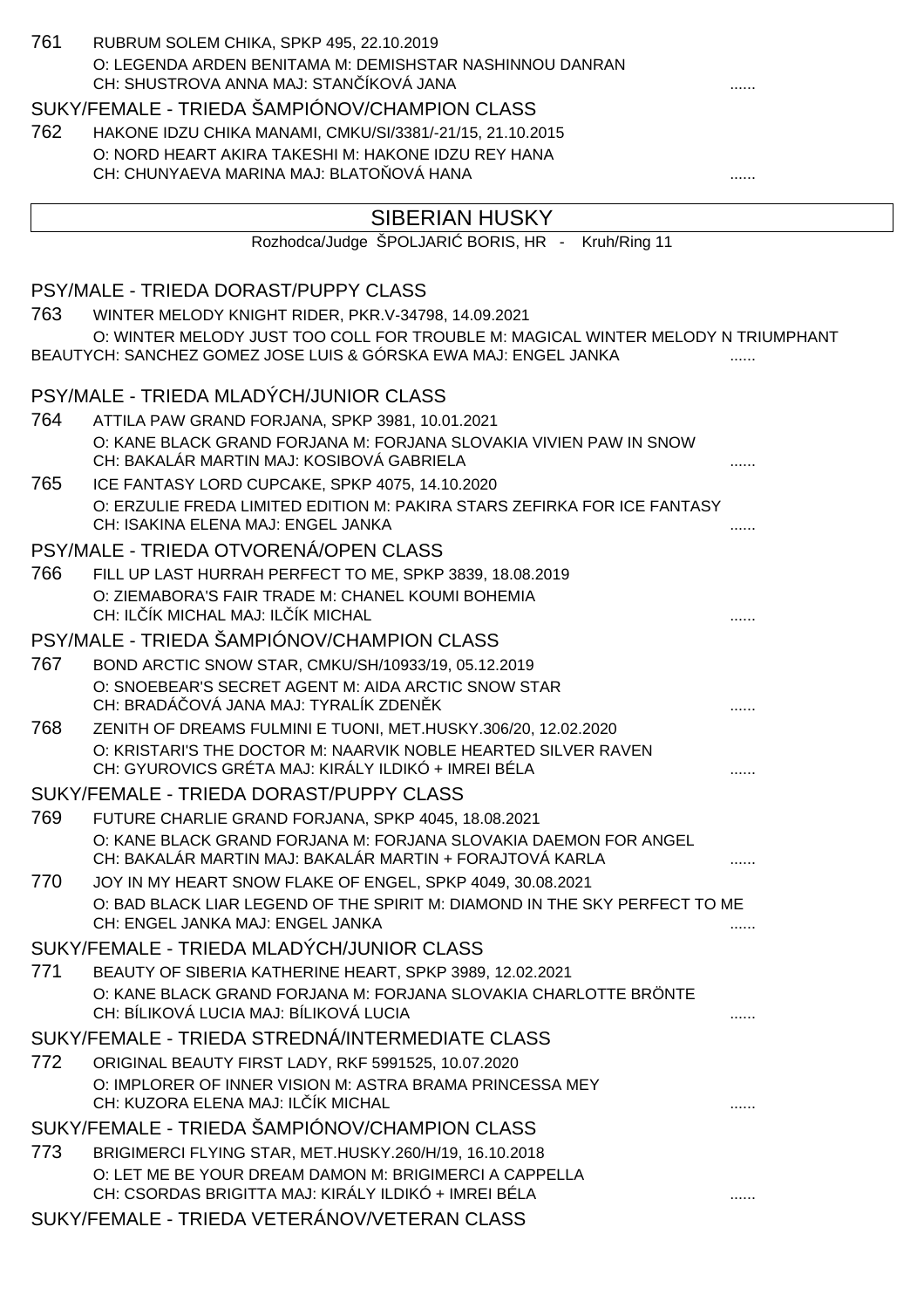761 RUBRUM SOLEM CHIKA, SPKP 495, 22.10.2019
O: LEGENDA ARDEN BENITAMA M: DEMISHSTAR NASHINNOU DANRAN
CH: SHUSTROVA ANNA MAJ: STANČÍKOVÁ JANA ......

SUKY/FEMALE - TRIEDA ŠAMPIÓNOV/CHAMPION CLASS

762 HAKONE IDZU CHIKA MANAMI, CMKU/SI/3381/-21/15, 21.10.2015
O: NORD HEART AKIRA TAKESHI M: HAKONE IDZU REY HANA
CH: CHUNYAEVA MARINA MAJ: BLATOŇOVÁ HANA ......

## SIBERIAN HUSKY

Rozhodca/Judge ŠPOLJARIĆ BORIS, HR - Kruh/Ring 11

PSY/MALE - TRIEDA DORAST/PUPPY CLASS

763 WINTER MELODY KNIGHT RIDER, PKR.V-34798, 14.09.2021
O: WINTER MELODY JUST TOO COLL FOR TROUBLE M: MAGICAL WINTER MELODY N TRIUMPHANT BEAUTYCH: SANCHEZ GOMEZ JOSE LUIS & GÓRSKA EWA MAJ: ENGEL JANKA ......

PSY/MALE - TRIEDA MLADÝCH/JUNIOR CLASS

764 ATTILA PAW GRAND FORJANA, SPKP 3981, 10.01.2021
O: KANE BLACK GRAND FORJANA M: FORJANA SLOVAKIA VIVIEN PAW IN SNOW
CH: BAKALÁR MARTIN MAJ: KOSIBOVÁ GABRIELA ......

765 ICE FANTASY LORD CUPCAKE, SPKP 4075, 14.10.2020
O: ERZULIE FREDA LIMITED EDITION M: PAKIRA STARS ZEFIRKA FOR ICE FANTASY
CH: ISAKINA ELENA MAJ: ENGEL JANKA ......

PSY/MALE - TRIEDA OTVORENÁ/OPEN CLASS

766 FILL UP LAST HURRAH PERFECT TO ME, SPKP 3839, 18.08.2019
O: ZIEMABORA'S FAIR TRADE M: CHANEL KOUMI BOHEMIA
CH: ILČÍK MICHAL MAJ: ILČÍK MICHAL ......

PSY/MALE - TRIEDA ŠAMPIÓNOV/CHAMPION CLASS

767 BOND ARCTIC SNOW STAR, CMKU/SH/10933/19, 05.12.2019
O: SNOEBEAR'S SECRET AGENT M: AIDA ARCTIC SNOW STAR
CH: BRADÁČOVÁ JANA MAJ: TYRALÍK ZDENĚK ......

768 ZENITH OF DREAMS FULMINI E TUONI, MET.HUSKY.306/20, 12.02.2020
O: KRISTARI'S THE DOCTOR M: NAARVIK NOBLE HEARTED SILVER RAVEN
CH: GYUROVICS GRÉTA MAJ: KIRÁLY ILDIKÓ + IMREI BÉLA ......

SUKY/FEMALE - TRIEDA DORAST/PUPPY CLASS

769 FUTURE CHARLIE GRAND FORJANA, SPKP 4045, 18.08.2021
O: KANE BLACK GRAND FORJANA M: FORJANA SLOVAKIA DAEMON FOR ANGEL
CH: BAKALÁR MARTIN MAJ: BAKALÁR MARTIN + FORAJTOVÁ KARLA ......

770 JOY IN MY HEART SNOW FLAKE OF ENGEL, SPKP 4049, 30.08.2021
O: BAD BLACK LIAR LEGEND OF THE SPIRIT M: DIAMOND IN THE SKY PERFECT TO ME
CH: ENGEL JANKA MAJ: ENGEL JANKA ......

SUKY/FEMALE - TRIEDA MLADÝCH/JUNIOR CLASS

771 BEAUTY OF SIBERIA KATHERINE HEART, SPKP 3989, 12.02.2021
O: KANE BLACK GRAND FORJANA M: FORJANA SLOVAKIA CHARLOTTE BRÖNTE
CH: BÍLIKOVÁ LUCIA MAJ: BÍLIKOVÁ LUCIA ......

SUKY/FEMALE - TRIEDA STREDNÁ/INTERMEDIATE CLASS

772 ORIGINAL BEAUTY FIRST LADY, RKF 5991525, 10.07.2020
O: IMPLORER OF INNER VISION M: ASTRA BRAMA PRINCESSA MEY
CH: KUZORA ELENA MAJ: ILČÍK MICHAL ......

SUKY/FEMALE - TRIEDA ŠAMPIÓNOV/CHAMPION CLASS

773 BRIGIMERCI FLYING STAR, MET.HUSKY.260/H/19, 16.10.2018
O: LET ME BE YOUR DREAM DAMON M: BRIGIMERCI A CAPPELLA
CH: CSORDAS BRIGITTA MAJ: KIRÁLY ILDIKÓ + IMREI BÉLA ......

SUKY/FEMALE - TRIEDA VETERÁNOV/VETERAN CLASS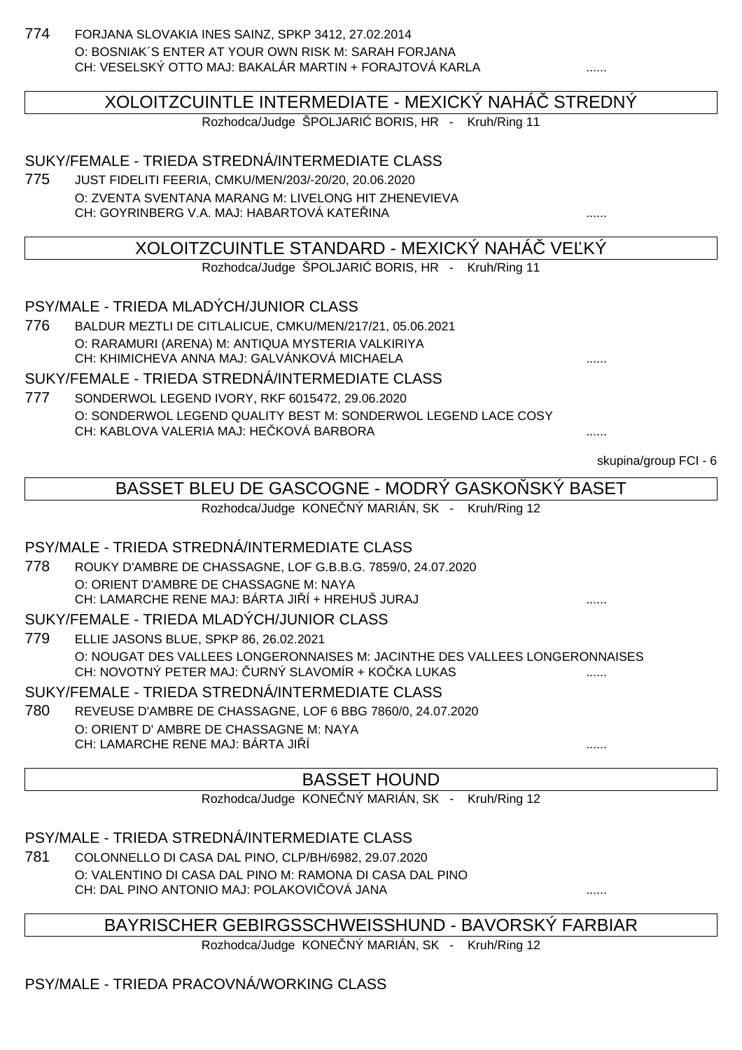774 FORJANA SLOVAKIA INES SAINZ, SPKP 3412, 27.02.2014
O: BOSNIAK´S ENTER AT YOUR OWN RISK M: SARAH FORJANA
CH: VESELSKÝ OTTO MAJ: BAKALÁR MARTIN + FORAJTOVÁ KARLA ......

## XOLOITZCUINTLE INTERMEDIATE - MEXICKÝ NAHÁČ STREDNÝ

Rozhodca/Judge ŠPOLJARIĆ BORIS, HR - Kruh/Ring 11

SUKY/FEMALE - TRIEDA STREDNÁ/INTERMEDIATE CLASS

775 JUST FIDELITI FEERIA, CMKU/MEN/203/-20/20, 20.06.2020
O: ZVENTA SVENTANA MARANG M: LIVELONG HIT ZHENEVIEVA
CH: GOYRINBERG V.A. MAJ: HABARTOVÁ KATEŘINA ......

## XOLOITZCUINTLE STANDARD - MEXICKÝ NAHÁČ VEĽKÝ

Rozhodca/Judge ŠPOLJARIĆ BORIS, HR - Kruh/Ring 11

PSY/MALE - TRIEDA MLADÝCH/JUNIOR CLASS

776 BALDUR MEZTLI DE CITLALICUE, CMKU/MEN/217/21, 05.06.2021
O: RARAMURI (ARENA) M: ANTIQUA MYSTERIA VALKIRIYA
CH: KHIMICHEVA ANNA MAJ: GALVÁNKOVÁ MICHAELA ......

SUKY/FEMALE - TRIEDA STREDNÁ/INTERMEDIATE CLASS

777 SONDERWOL LEGEND IVORY, RKF 6015472, 29.06.2020
O: SONDERWOL LEGEND QUALITY BEST M: SONDERWOL LEGEND LACE COSY
CH: KABLOVA VALERIA MAJ: HEČKOVÁ BARBORA ......

skupina/group FCI - 6

## BASSET BLEU DE GASCOGNE - MODRÝ GASKOŇSKÝ BASET

Rozhodca/Judge KONEČNÝ MARIÁN, SK - Kruh/Ring 12

PSY/MALE - TRIEDA STREDNÁ/INTERMEDIATE CLASS

778 ROUKY D'AMBRE DE CHASSAGNE, LOF G.B.B.G. 7859/0, 24.07.2020
O: ORIENT D'AMBRE DE CHASSAGNE M: NAYA
CH: LAMARCHE RENE MAJ: BÁRTA JIŘÍ + HREHUŠ JURAJ ......

SUKY/FEMALE - TRIEDA MLADÝCH/JUNIOR CLASS

779 ELLIE JASONS BLUE, SPKP 86, 26.02.2021
O: NOUGAT DES VALLEES LONGERONNAISES M: JACINTHE DES VALLEES LONGERONNAISES
CH: NOVOTNÝ PETER MAJ: ČURNÝ SLAVOMÍR + KOČKA LUKAS ......

SUKY/FEMALE - TRIEDA STREDNÁ/INTERMEDIATE CLASS

780 REVEUSE D'AMBRE DE CHASSAGNE, LOF 6 BBG 7860/0, 24.07.2020
O: ORIENT D' AMBRE DE CHASSAGNE M: NAYA
CH: LAMARCHE RENE MAJ: BÁRTA JIŘÍ ......

## BASSET HOUND

Rozhodca/Judge KONEČNÝ MARIÁN, SK - Kruh/Ring 12

PSY/MALE - TRIEDA STREDNÁ/INTERMEDIATE CLASS

781 COLONNELLO DI CASA DAL PINO, CLP/BH/6982, 29.07.2020
O: VALENTINO DI CASA DAL PINO M: RAMONA DI CASA DAL PINO
CH: DAL PINO ANTONIO MAJ: POLAKOVIČOVÁ JANA ......

## BAYRISCHER GEBIRGSSCHWEISSHUND - BAVORSKÝ FARBIAR

Rozhodca/Judge KONEČNÝ MARIÁN, SK - Kruh/Ring 12

PSY/MALE - TRIEDA PRACOVNÁ/WORKING CLASS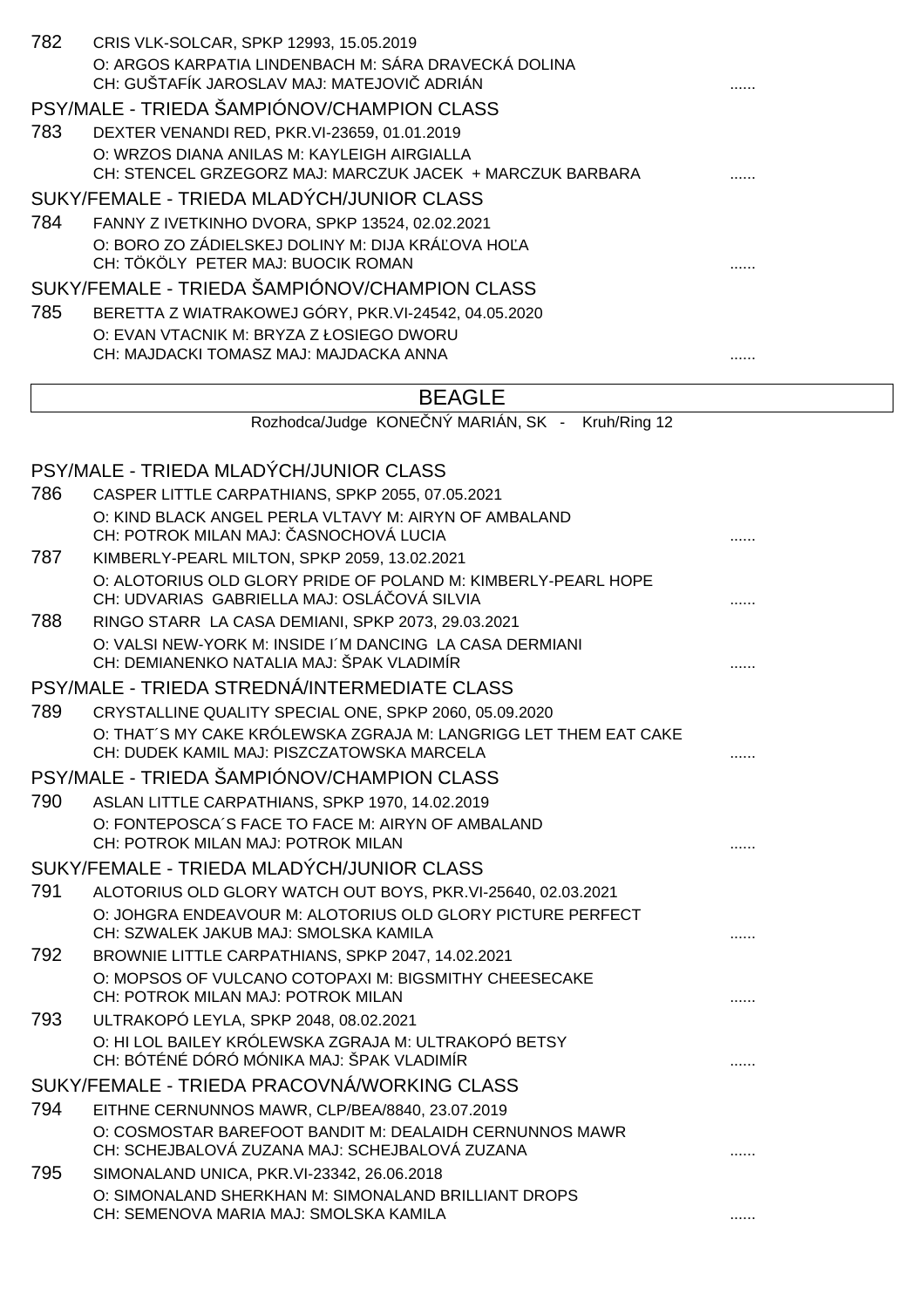782 CRIS VLK-SOLCAR, SPKP 12993, 15.05.2019
O: ARGOS KARPATIA LINDENBACH M: SÁRA DRAVECKÁ DOLINA
CH: GUŠTAFÍK JAROSLAV MAJ: MATEJOVIČ ADRIÁN ......

PSY/MALE - TRIEDA ŠAMPIÓNOV/CHAMPION CLASS

783 DEXTER VENANDI RED, PKR.VI-23659, 01.01.2019
O: WRZOS DIANA ANILAS M: KAYLEIGH AIRGIALLA
CH: STENCEL GRZEGORZ MAJ: MARCZUK JACEK + MARCZUK BARBARA ......

SUKY/FEMALE - TRIEDA MLADÝCH/JUNIOR CLASS

784 FANNY Z IVETKINHO DVORA, SPKP 13524, 02.02.2021
O: BORO ZO ZÁDIELSKEJ DOLINY M: DIJA KRÁĽOVA HOĽA
CH: TÖKÖLY PETER MAJ: BUOCIK ROMAN ......

SUKY/FEMALE - TRIEDA ŠAMPIÓNOV/CHAMPION CLASS

785 BERETTA Z WIATRAKOWEJ GÓRY, PKR.VI-24542, 04.05.2020
O: EVAN VTACNIK M: BRYZA Z ŁOSIEGO DWORU
CH: MAJDACKI TOMASZ MAJ: MAJDACKA ANNA ......

## BEAGLE

Rozhodca/Judge KONEČNÝ MARIÁN, SK - Kruh/Ring 12

PSY/MALE - TRIEDA MLADÝCH/JUNIOR CLASS

786 CASPER LITTLE CARPATHIANS, SPKP 2055, 07.05.2021
O: KIND BLACK ANGEL PERLA VLTAVY M: AIRYN OF AMBALAND
CH: POTROK MILAN MAJ: ČASNOCHOVÁ LUCIA ......

787 KIMBERLY-PEARL MILTON, SPKP 2059, 13.02.2021
O: ALOTORIUS OLD GLORY PRIDE OF POLAND M: KIMBERLY-PEARL HOPE
CH: UDVARIAS GABRIELLA MAJ: OSLÁČOVÁ SILVIA ......

788 RINGO STARR LA CASA DEMIANI, SPKP 2073, 29.03.2021
O: VALSI NEW-YORK M: INSIDE I´M DANCING LA CASA DERMIANI
CH: DEMIANENKO NATALIA MAJ: ŠPAK VLADIMÍR ......

PSY/MALE - TRIEDA STREDNÁ/INTERMEDIATE CLASS

789 CRYSTALLINE QUALITY SPECIAL ONE, SPKP 2060, 05.09.2020
O: THAT´S MY CAKE KRÓLEWSKA ZGRAJA M: LANGRIGG LET THEM EAT CAKE
CH: DUDEK KAMIL MAJ: PISZCZATOWSKA MARCELA ......

PSY/MALE - TRIEDA ŠAMPIÓNOV/CHAMPION CLASS

790 ASLAN LITTLE CARPATHIANS, SPKP 1970, 14.02.2019
O: FONTEPOSCA´S FACE TO FACE M: AIRYN OF AMBALAND
CH: POTROK MILAN MAJ: POTROK MILAN ......

SUKY/FEMALE - TRIEDA MLADÝCH/JUNIOR CLASS

791 ALOTORIUS OLD GLORY WATCH OUT BOYS, PKR.VI-25640, 02.03.2021
O: JOHGRA ENDEAVOUR M: ALOTORIUS OLD GLORY PICTURE PERFECT
CH: SZWALEK JAKUB MAJ: SMOLSKA KAMILA ......

792 BROWNIE LITTLE CARPATHIANS, SPKP 2047, 14.02.2021
O: MOPSOS OF VULCANO COTOPAXI M: BIGSMITHY CHEESECAKE
CH: POTROK MILAN MAJ: POTROK MILAN ......

793 ULTRAKOPÓ LEYLA, SPKP 2048, 08.02.2021
O: HI LOL BAILEY KRÓLEWSKA ZGRAJA M: ULTRAKOPÓ BETSY
CH: BÓTÉNÉ DÓRÓ MÓNIKA MAJ: ŠPAK VLADIMÍR ......

SUKY/FEMALE - TRIEDA PRACOVNÁ/WORKING CLASS

794 EITHNE CERNUNNOS MAWR, CLP/BEA/8840, 23.07.2019
O: COSMOSTAR BAREFOOT BANDIT M: DEALAIDH CERNUNNOS MAWR
CH: SCHEJBALOVÁ ZUZANA MAJ: SCHEJBALOVÁ ZUZANA ......

795 SIMONALAND UNICA, PKR.VI-23342, 26.06.2018
O: SIMONALAND SHERKHAN M: SIMONALAND BRILLIANT DROPS
CH: SEMENOVA MARIA MAJ: SMOLSKA KAMILA ......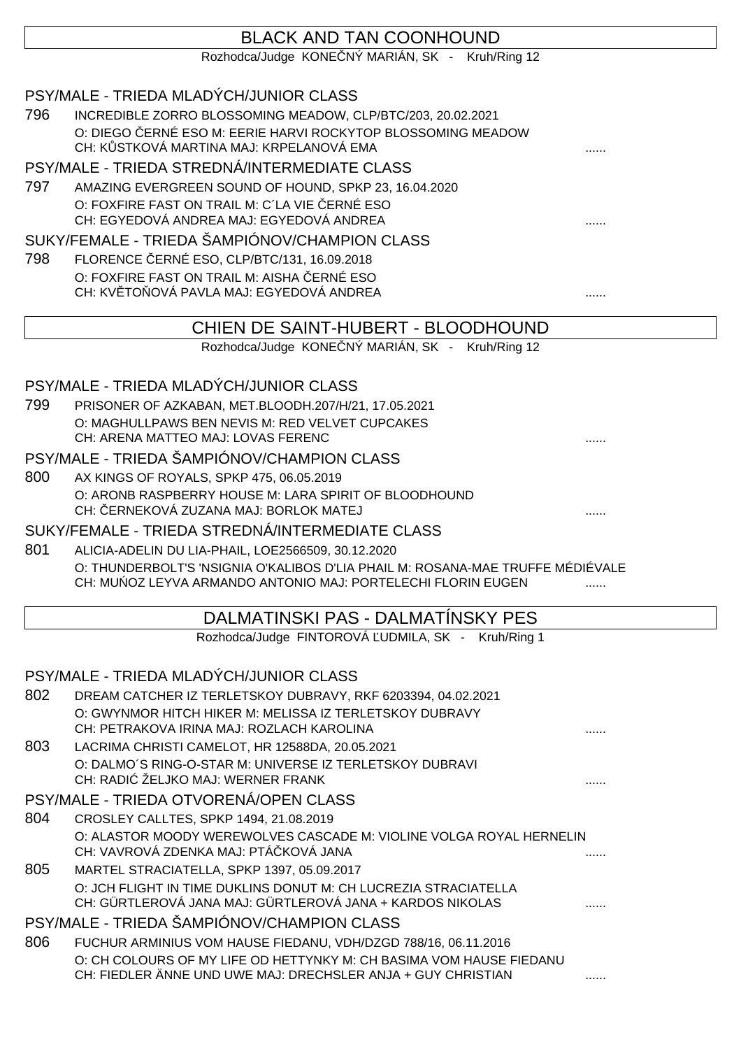## BLACK AND TAN COONHOUND

Rozhodca/Judge KONEČNÝ MARIÁN, SK - Kruh/Ring 12

### PSY/MALE - TRIEDA MLADÝCH/JUNIOR CLASS

796 INCREDIBLE ZORRO BLOSSOMING MEADOW, CLP/BTC/203, 20.02.2021
O: DIEGO ČERNÉ ESO M: EERIE HARVI ROCKYTOP BLOSSOMING MEADOW
CH: KŮSTKOVÁ MARTINA MAJ: KRPELANOVÁ EMA ......

### PSY/MALE - TRIEDA STREDNÁ/INTERMEDIATE CLASS

797 AMAZING EVERGREEN SOUND OF HOUND, SPKP 23, 16.04.2020
O: FOXFIRE FAST ON TRAIL M: C´LA VIE ČERNÉ ESO
CH: EGYEDOVÁ ANDREA MAJ: EGYEDOVÁ ANDREA ......

### SUKY/FEMALE - TRIEDA ŠAMPIÓNOV/CHAMPION CLASS

798 FLORENCE ČERNÉ ESO, CLP/BTC/131, 16.09.2018
O: FOXFIRE FAST ON TRAIL M: AISHA ČERNÉ ESO
CH: KVĚTOŇOVÁ PAVLA MAJ: EGYEDOVÁ ANDREA ......

## CHIEN DE SAINT-HUBERT - BLOODHOUND

Rozhodca/Judge KONEČNÝ MARIÁN, SK - Kruh/Ring 12

### PSY/MALE - TRIEDA MLADÝCH/JUNIOR CLASS

799 PRISONER OF AZKABAN, MET.BLOODH.207/H/21, 17.05.2021
O: MAGHULLPAWS BEN NEVIS M: RED VELVET CUPCAKES
CH: ARENA MATTEO MAJ: LOVAS FERENC ......

### PSY/MALE - TRIEDA ŠAMPIÓNOV/CHAMPION CLASS

800 AX KINGS OF ROYALS, SPKP 475, 06.05.2019
O: ARONB RASPBERRY HOUSE M: LARA SPIRIT OF BLOODHOUND
CH: ČERNEKOVÁ ZUZANA MAJ: BORLOK MATEJ ......

### SUKY/FEMALE - TRIEDA STREDNÁ/INTERMEDIATE CLASS

801 ALICIA-ADELIN DU LIA-PHAIL, LOE2566509, 30.12.2020
O: THUNDERBOLT'S 'NSIGNIA O'KALIBOS D'LIA PHAIL M: ROSANA-MAE TRUFFE MÉDIÉVALE
CH: MUŃOZ LEYVA ARMANDO ANTONIO MAJ: PORTELECHI FLORIN EUGEN ......

## DALMATINSKI PAS - DALMATÍNSKY PES

Rozhodca/Judge FINTOROVÁ ĽUDMILA, SK - Kruh/Ring 1

### PSY/MALE - TRIEDA MLADÝCH/JUNIOR CLASS

802 DREAM CATCHER IZ TERLETSKOY DUBRAVY, RKF 6203394, 04.02.2021
O: GWYNMOR HITCH HIKER M: MELISSA IZ TERLETSKOY DUBRAVY
CH: PETRAKOVA IRINA MAJ: ROZLACH KAROLINA ......

803 LACRIMA CHRISTI CAMELOT, HR 12588DA, 20.05.2021
O: DALMO´S RING-O-STAR M: UNIVERSE IZ TERLETSKOY DUBRAVI
CH: RADIĆ ŽELJKO MAJ: WERNER FRANK ......

### PSY/MALE - TRIEDA OTVORENÁ/OPEN CLASS

804 CROSLEY CALLTES, SPKP 1494, 21.08.2019
O: ALASTOR MOODY WEREWOLVES CASCADE M: VIOLINE VOLGA ROYAL HERNELIN
CH: VAVROVÁ ZDENKA MAJ: PTÁČKOVÁ JANA ......

805 MARTEL STRACIATELLA, SPKP 1397, 05.09.2017
O: JCH FLIGHT IN TIME DUKLINS DONUT M: CH LUCREZIA STRACIATELLA
CH: GÜRTLEROVÁ JANA MAJ: GÜRTLEROVÁ JANA + KARDOS NIKOLAS ......

### PSY/MALE - TRIEDA ŠAMPIÓNOV/CHAMPION CLASS

806 FUCHUR ARMINIUS VOM HAUSE FIEDANU, VDH/DZGD 788/16, 06.11.2016
O: CH COLOURS OF MY LIFE OD HETTYNKY M: CH BASIMA VOM HAUSE FIEDANU
CH: FIEDLER ÄNNE UND UWE MAJ: DRECHSLER ANJA + GUY CHRISTIAN ......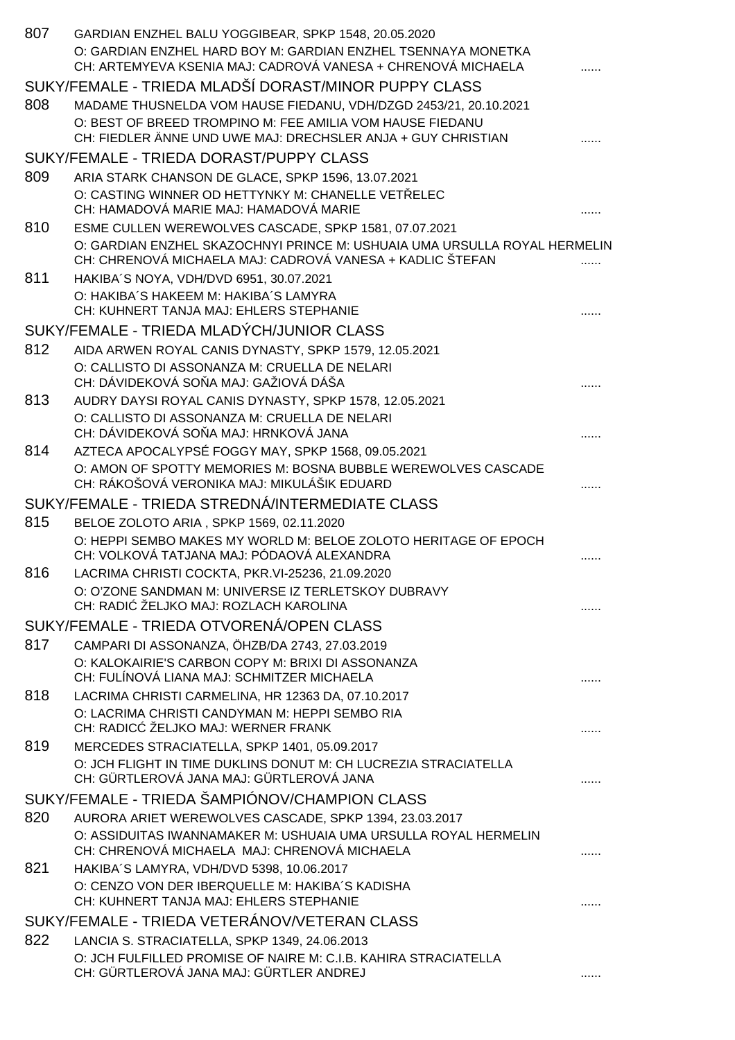807 GARDIAN ENZHEL BALU YOGGIBEAR, SPKP 1548, 20.05.2020
O: GARDIAN ENZHEL HARD BOY M: GARDIAN ENZHEL TSENNAYA MONETKA
CH: ARTEMYEVA KSENIA MAJ: CADROVÁ VANESA + CHRENOVÁ MICHAELA ......

## SUKY/FEMALE - TRIEDA MLADŠÍ DORAST/MINOR PUPPY CLASS

808 MADAME THUSNELDA VOM HAUSE FIEDANU, VDH/DZGD 2453/21, 20.10.2021
O: BEST OF BREED TROMPINO M: FEE AMILIA VOM HAUSE FIEDANU
CH: FIEDLER ÄNNE UND UWE MAJ: DRECHSLER ANJA + GUY CHRISTIAN ......

## SUKY/FEMALE - TRIEDA DORAST/PUPPY CLASS

809 ARIA STARK CHANSON DE GLACE, SPKP 1596, 13.07.2021
O: CASTING WINNER OD HETTYNKY M: CHANELLE VETŘELEC
CH: HAMADOVÁ MARIE MAJ: HAMADOVÁ MARIE ......

810 ESME CULLEN WEREWOLVES CASCADE, SPKP 1581, 07.07.2021
O: GARDIAN ENZHEL SKAZOCHNYI PRINCE M: USHUAIA UMA URSULLA ROYAL HERMELIN
CH: CHRENOVÁ MICHAELA MAJ: CADROVÁ VANESA + KADLIC ŠTEFAN ......

811 HAKIBA´S NOYA, VDH/DVD 6951, 30.07.2021
O: HAKIBA´S HAKEEM M: HAKIBA´S LAMYRA
CH: KUHNERT TANJA MAJ: EHLERS STEPHANIE ......

## SUKY/FEMALE - TRIEDA MLADÝCH/JUNIOR CLASS

812 AIDA ARWEN ROYAL CANIS DYNASTY, SPKP 1579, 12.05.2021
O: CALLISTO DI ASSONANZA M: CRUELLA DE NELARI
CH: DÁVIDEKOVÁ SOŇA MAJ: GAŽIOVÁ DÁŠA ......

813 AUDRY DAYSI ROYAL CANIS DYNASTY, SPKP 1578, 12.05.2021
O: CALLISTO DI ASSONANZA M: CRUELLA DE NELARI
CH: DÁVIDEKOVÁ SOŇA MAJ: HRNKOVÁ JANA ......

814 AZTECA APOCALYPSÉ FOGGY MAY, SPKP 1568, 09.05.2021
O: AMON OF SPOTTY MEMORIES M: BOSNA BUBBLE WEREWOLVES CASCADE
CH: RÁKOŠOVÁ VERONIKA MAJ: MIKULÁŠIK EDUARD ......

## SUKY/FEMALE - TRIEDA STREDNÁ/INTERMEDIATE CLASS

815 BELOE ZOLOTO ARIA , SPKP 1569, 02.11.2020
O: HEPPI SEMBO MAKES MY WORLD M: BELOE ZOLOTO HERITAGE OF EPOCH
CH: VOLKOVÁ TATJANA MAJ: PÓDAOVÁ ALEXANDRA ......

816 LACRIMA CHRISTI COCKTA, PKR.VI-25236, 21.09.2020
O: O'ZONE SANDMAN M: UNIVERSE IZ TERLETSKOY DUBRAVY
CH: RADIĆ ŽELJKO MAJ: ROZLACH KAROLINA ......

## SUKY/FEMALE - TRIEDA OTVORENÁ/OPEN CLASS

817 CAMPARI DI ASSONANZA, ÖHZB/DA 2743, 27.03.2019
O: KALOKAIRIE'S CARBON COPY M: BRIXI DI ASSONANZA
CH: FULÍNOVÁ LIANA MAJ: SCHMITZER MICHAELA ......

818 LACRIMA CHRISTI CARMELINA, HR 12363 DA, 07.10.2017
O: LACRIMA CHRISTI CANDYMAN M: HEPPI SEMBO RIA
CH: RADICĆ ŽELJKO MAJ: WERNER FRANK ......

819 MERCEDES STRACIATELLA, SPKP 1401, 05.09.2017
O: JCH FLIGHT IN TIME DUKLINS DONUT M: CH LUCREZIA STRACIATELLA
CH: GÜRTLEROVÁ JANA MAJ: GÜRTLEROVÁ JANA ......

## SUKY/FEMALE - TRIEDA ŠAMPIÓNOV/CHAMPION CLASS

820 AURORA ARIET WEREWOLVES CASCADE, SPKP 1394, 23.03.2017
O: ASSIDUITAS IWANNAMAKER M: USHUAIA UMA URSULLA ROYAL HERMELIN
CH: CHRENOVÁ MICHAELA MAJ: CHRENOVÁ MICHAELA ......

821 HAKIBA´S LAMYRA, VDH/DVD 5398, 10.06.2017
O: CENZO VON DER IBERQUELLE M: HAKIBA´S KADISHA
CH: KUHNERT TANJA MAJ: EHLERS STEPHANIE ......

## SUKY/FEMALE - TRIEDA VETERÁNOV/VETERAN CLASS

822 LANCIA S. STRACIATELLA, SPKP 1349, 24.06.2013
O: JCH FULFILLED PROMISE OF NAIRE M: C.I.B. KAHIRA STRACIATELLA
CH: GÜRTLEROVÁ JANA MAJ: GÜRTLER ANDREJ ......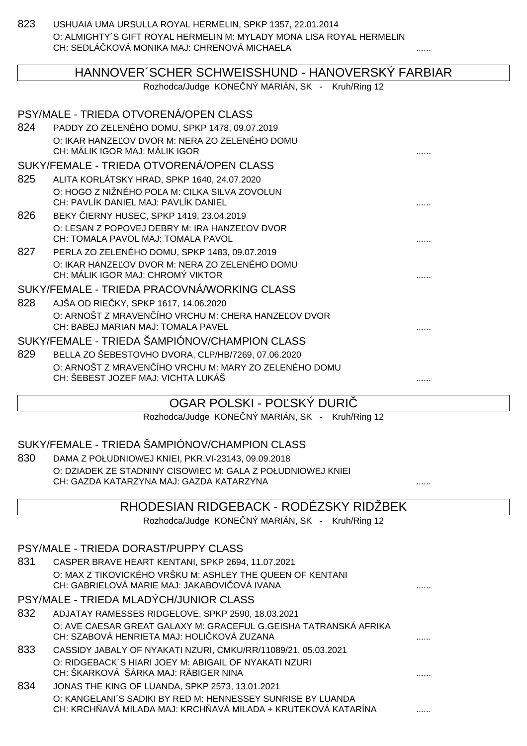823 USHUAIA UMA URSULLA ROYAL HERMELIN, SPKP 1357, 22.01.2014
O: ALMIGHTY´S GIFT ROYAL HERMELIN M: MYLADY MONA LISA ROYAL HERMELIN
CH: SEDLÁČKOVÁ MONIKA MAJ: CHRENOVÁ MICHAELA ......

## HANNOVER´SCHER SCHWEISSHUND - HANOVERSKÝ FARBIAR

Rozhodca/Judge KONEČNÝ MARIÁN, SK - Kruh/Ring 12

### PSY/MALE - TRIEDA OTVORENÁ/OPEN CLASS

824 PADDY ZO ZELENÉHO DOMU, SPKP 1478, 09.07.2019
O: IKAR HANZEĽOV DVOR M: NERA ZO ZELENÉHO DOMU
CH: MÁLIK IGOR MAJ: MÁLIK IGOR ......

### SUKY/FEMALE - TRIEDA OTVORENÁ/OPEN CLASS

825 ALITA KORLÁTSKY HRAD, SPKP 1640, 24.07.2020
O: HOGO Z NIŽNÉHO POĽA M: CILKA SILVA ZOVOLUN
CH: PAVLÍK DANIEL MAJ: PAVLÍK DANIEL ......

826 BEKY ČIERNY HUSEC, SPKP 1419, 23.04.2019
O: LESAN Z POPOVEJ DEBRY M: IRA HANZEĽOV DVOR
CH: TOMALA PAVOL MAJ: TOMALA PAVOL ......

827 PERLA ZO ZELENÉHO DOMU, SPKP 1483, 09.07.2019
O: IKAR HANZEĽOV DVOR M: NERA ZO ZELENÉHO DOMU
CH: MÁLIK IGOR MAJ: CHROMÝ VIKTOR ......

### SUKY/FEMALE - TRIEDA PRACOVNÁ/WORKING CLASS

828 AJŠA OD RIEČKY, SPKP 1617, 14.06.2020
O: ARNOŠT Z MRAVENČÍHO VRCHU M: CHERA HANZEĽOV DVOR
CH: BABEJ MARIAN MAJ: TOMALA PAVEL ......

### SUKY/FEMALE - TRIEDA ŠAMPIÓNOV/CHAMPION CLASS

829 BELLA ZO ŠEBESTOVHO DVORA, CLP/HB/7269, 07.06.2020
O: ARNOŠT Z MRAVENČÍHO VRCHU M: MARY ZO ZELENÉHO DOMU
CH: ŠEBEST JOZEF MAJ: VICHTA LUKÁŠ ......

## OGAR POLSKI - POĽSKÝ DURIČ

Rozhodca/Judge KONEČNÝ MARIÁN, SK - Kruh/Ring 12

### SUKY/FEMALE - TRIEDA ŠAMPIÓNOV/CHAMPION CLASS

830 DAMA Z POŁUDNIOWEJ KNIEI, PKR.VI-23143, 09.09.2018
O: DZIADEK ZE STADNINY CISOWIEC M: GALA Z POŁUDNIOWEJ KNIEI
CH: GAZDA KATARZYNA MAJ: GAZDA KATARZYNA ......

## RHODESIAN RIDGEBACK - RODÉZSKY RIDŽBEK

Rozhodca/Judge KONEČNÝ MARIÁN, SK - Kruh/Ring 12

### PSY/MALE - TRIEDA DORAST/PUPPY CLASS

831 CASPER BRAVE HEART KENTANI, SPKP 2694, 11.07.2021
O: MAX Z TIKOVICKÉHO VRŠKU M: ASHLEY THE QUEEN OF KENTANI
CH: GABRIELOVÁ MARIE MAJ: JAKABOVIČOVÁ IVANA ......

### PSY/MALE - TRIEDA MLADÝCH/JUNIOR CLASS

832 ADJATAY RAMESSES RIDGELOVE, SPKP 2590, 18.03.2021
O: AVE CAESAR GREAT GALAXY M: GRACEFUL G.GEISHA TATRANSKÁ AFRIKA
CH: SZABOVÁ HENRIETA MAJ: HOLIČKOVÁ ZUZANA ......

833 CASSIDY JABALY OF NYAKATI NZURI, CMKU/RR/11089/21, 05.03.2021
O: RIDGEBACK´S HIARI JOEY M: ABIGAIL OF NYAKATI NZURI
CH: ŠKARKOVÁ ŠÁRKA MAJ: RÄBIGER NINA ......

834 JONAS THE KING OF LUANDA, SPKP 2573, 13.01.2021
O: KANGELANI´S SADIKI BY RED M: HENNESSEY SUNRISE BY LUANDA
CH: KRCHŇAVÁ MILADA MAJ: KRCHŇAVÁ MILADA + KRUTEKOVÁ KATARÍNA ......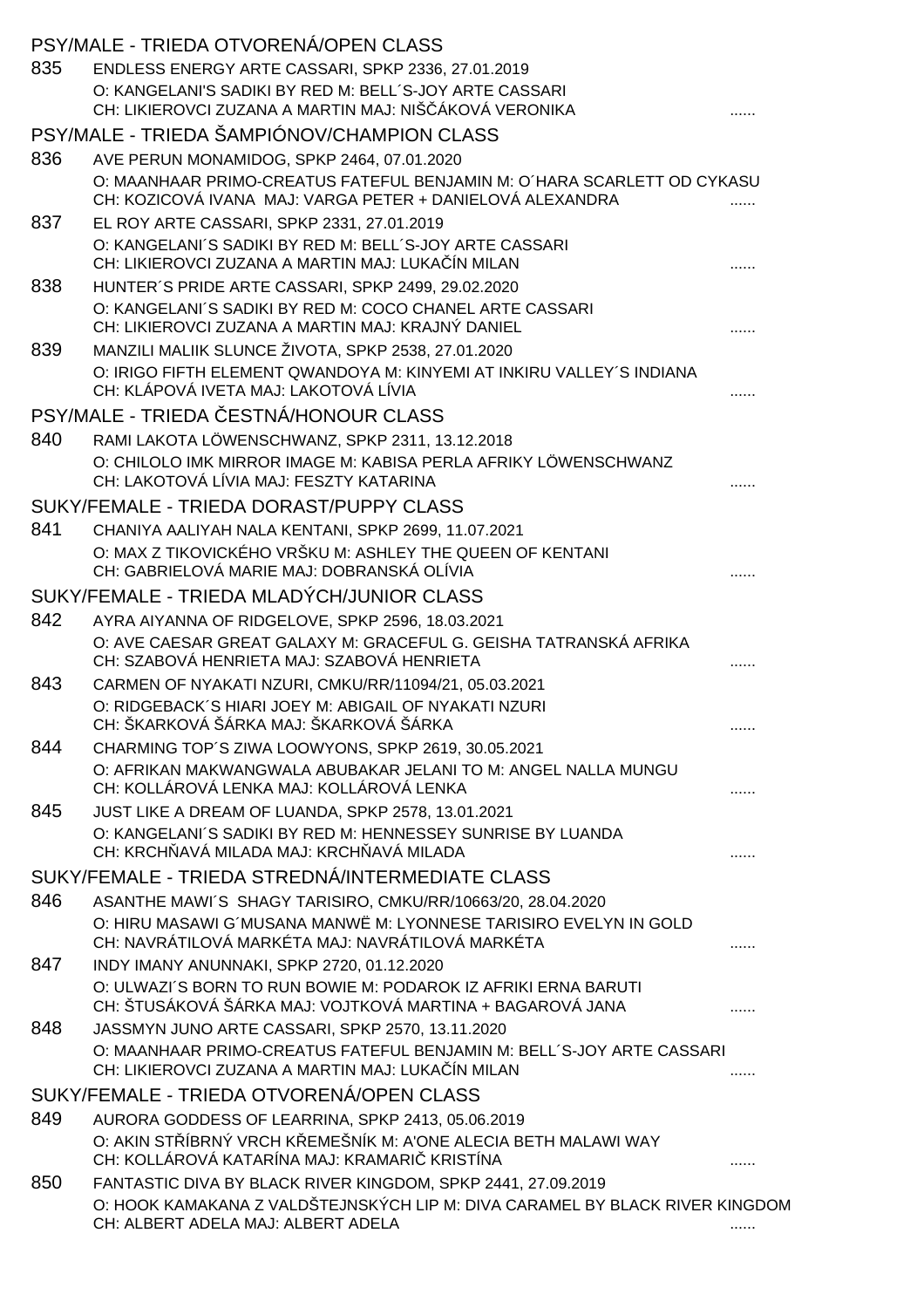## PSY/MALE - TRIEDA OTVORENÁ/OPEN CLASS

835 ENDLESS ENERGY ARTE CASSARI, SPKP 2336, 27.01.2019
O: KANGELANI'S SADIKI BY RED M: BELL´S-JOY ARTE CASSARI
CH: LIKIEROVCI ZUZANA A MARTIN MAJ: NIŠČÁKOVÁ VERONIKA ......

## PSY/MALE - TRIEDA ŠAMPIÓNOV/CHAMPION CLASS

836 AVE PERUN MONAMIDOG, SPKP 2464, 07.01.2020
O: MAANHAAR PRIMO-CREATUS FATEFUL BENJAMIN M: O´HARA SCARLETT OD CYKASU
CH: KOZICOVÁ IVANA MAJ: VARGA PETER + DANIELOVÁ ALEXANDRA ......

837 EL ROY ARTE CASSARI, SPKP 2331, 27.01.2019
O: KANGELANI´S SADIKI BY RED M: BELL´S-JOY ARTE CASSARI
CH: LIKIEROVCI ZUZANA A MARTIN MAJ: LUKAČÍN MILAN ......

838 HUNTER´S PRIDE ARTE CASSARI, SPKP 2499, 29.02.2020
O: KANGELANI´S SADIKI BY RED M: COCO CHANEL ARTE CASSARI
CH: LIKIEROVCI ZUZANA A MARTIN MAJ: KRAJNÝ DANIEL ......

839 MANZILI MALIIK SLUNCE ŽIVOTA, SPKP 2538, 27.01.2020
O: IRIGO FIFTH ELEMENT QWANDOYA M: KINYEMI AT INKIRU VALLEY´S INDIANA
CH: KLÁPOVÁ IVETA MAJ: LAKOTOVÁ LÍVIA ......

## PSY/MALE - TRIEDA ČESTNÁ/HONOUR CLASS

840 RAMI LAKOTA LÖWENSCHWANZ, SPKP 2311, 13.12.2018
O: CHILOLO IMK MIRROR IMAGE M: KABISA PERLA AFRIKY LÖWENSCHWANZ
CH: LAKOTOVÁ LÍVIA MAJ: FESZTY KATARINA ......

## SUKY/FEMALE - TRIEDA DORAST/PUPPY CLASS

841 CHANIYA AALIYAH NALA KENTANI, SPKP 2699, 11.07.2021
O: MAX Z TIKOVICKÉHO VRŠKU M: ASHLEY THE QUEEN OF KENTANI
CH: GABRIELOVÁ MARIE MAJ: DOBRANSKÁ OLÍVIA ......

## SUKY/FEMALE - TRIEDA MLADÝCH/JUNIOR CLASS

842 AYRA AIYANNA OF RIDGELOVE, SPKP 2596, 18.03.2021
O: AVE CAESAR GREAT GALAXY M: GRACEFUL G. GEISHA TATRANSKÁ AFRIKA
CH: SZABOVÁ HENRIETA MAJ: SZABOVÁ HENRIETA ......

843 CARMEN OF NYAKATI NZURI, CMKU/RR/11094/21, 05.03.2021
O: RIDGEBACK´S HIARI JOEY M: ABIGAIL OF NYAKATI NZURI
CH: ŠKARKOVÁ ŠÁRKA MAJ: ŠKARKOVÁ ŠÁRKA ......

844 CHARMING TOP´S ZIWA LOOWYONS, SPKP 2619, 30.05.2021
O: AFRIKAN MAKWANGWALA ABUBAKAR JELANI TO M: ANGEL NALLA MUNGU
CH: KOLLÁROVÁ LENKA MAJ: KOLLÁROVÁ LENKA ......

845 JUST LIKE A DREAM OF LUANDA, SPKP 2578, 13.01.2021
O: KANGELANI´S SADIKI BY RED M: HENNESSEY SUNRISE BY LUANDA
CH: KRCHŇAVÁ MILADA MAJ: KRCHŇAVÁ MILADA ......

## SUKY/FEMALE - TRIEDA STREDNÁ/INTERMEDIATE CLASS

846 ASANTHE MAWI´S SHAGY TARISIRO, CMKU/RR/10663/20, 28.04.2020
O: HIRU MASAWI G´MUSANA MANWË M: LYONNESE TARISIRO EVELYN IN GOLD
CH: NAVRÁTILOVÁ MARKÉTA MAJ: NAVRÁTILOVÁ MARKÉTA ......

847 INDY IMANY ANUNNAKI, SPKP 2720, 01.12.2020
O: ULWAZI´S BORN TO RUN BOWIE M: PODAROK IZ AFRIKI ERNA BARUTI
CH: ŠTUSÁKOVÁ ŠÁRKA MAJ: VOJTKOVÁ MARTINA + BAGAROVÁ JANA ......

848 JASSMYN JUNO ARTE CASSARI, SPKP 2570, 13.11.2020
O: MAANHAAR PRIMO-CREATUS FATEFUL BENJAMIN M: BELL´S-JOY ARTE CASSARI
CH: LIKIEROVCI ZUZANA A MARTIN MAJ: LUKAČÍN MILAN ......

## SUKY/FEMALE - TRIEDA OTVORENÁ/OPEN CLASS

849 AURORA GODDESS OF LEARRINA, SPKP 2413, 05.06.2019
O: AKIN STŘÍBRNÝ VRCH KŘEMEŠNÍK M: A'ONE ALECIA BETH MALAWI WAY
CH: KOLLÁROVÁ KATARÍNA MAJ: KRAMARIČ KRISTÍNA ......

850 FANTASTIC DIVA BY BLACK RIVER KINGDOM, SPKP 2441, 27.09.2019
O: HOOK KAMAKANA Z VALDŠTEJNSKÝCH LIP M: DIVA CARAMEL BY BLACK RIVER KINGDOM
CH: ALBERT ADELA MAJ: ALBERT ADELA ......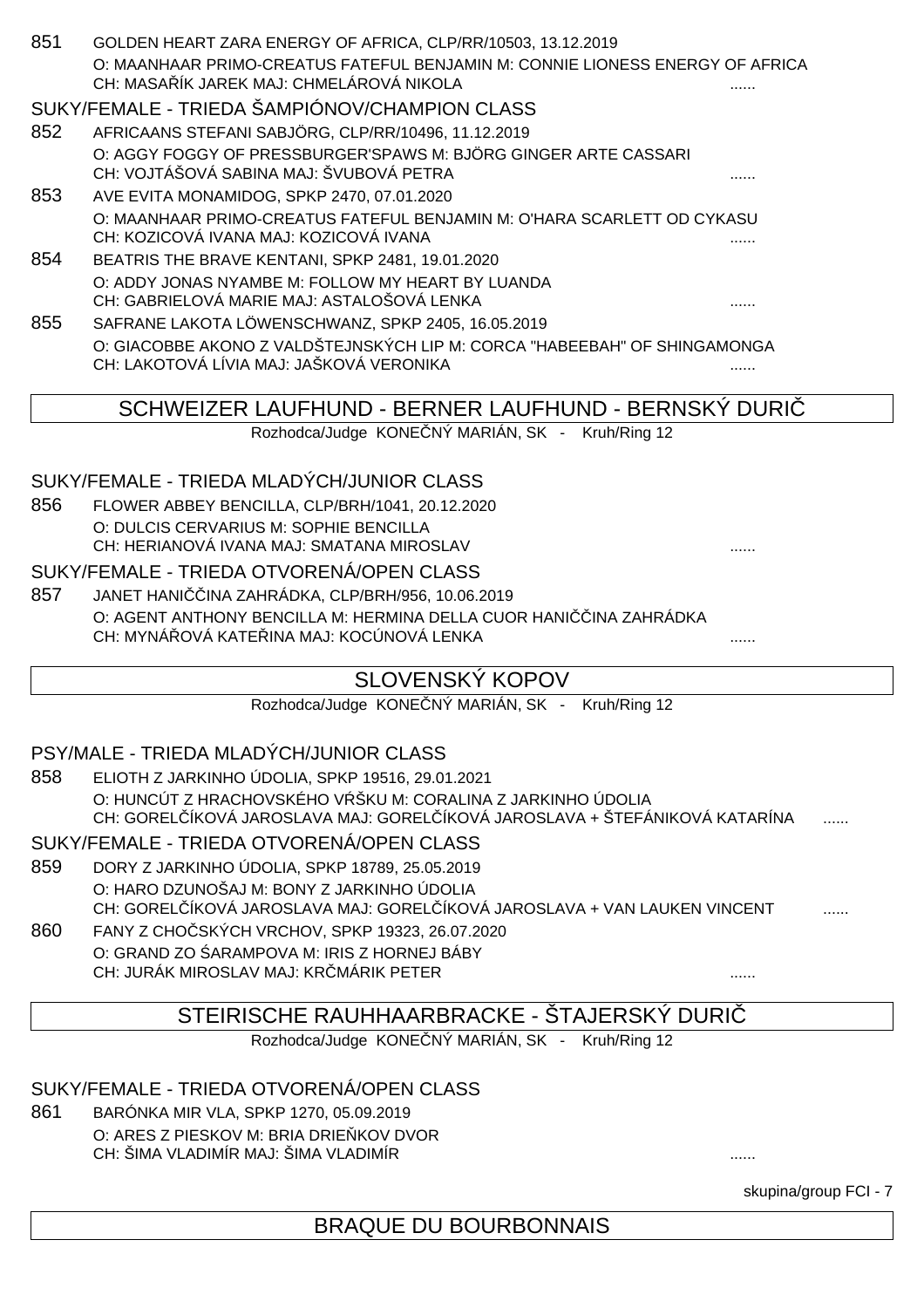851 GOLDEN HEART ZARA ENERGY OF AFRICA, CLP/RR/10503, 13.12.2019
O: MAANHAAR PRIMO-CREATUS FATEFUL BENJAMIN M: CONNIE LIONESS ENERGY OF AFRICA
CH: MASAŘÍK JAREK MAJ: CHMELÁROVÁ NIKOLA ......

### SUKY/FEMALE - TRIEDA ŠAMPIÓNOV/CHAMPION CLASS

852 AFRICAANS STEFANI SABJÖRG, CLP/RR/10496, 11.12.2019
O: AGGY FOGGY OF PRESSBURGER'SPAWS M: BJÖRG GINGER ARTE CASSARI
CH: VOJTÁŠOVÁ SABINA MAJ: ŠVUBOVÁ PETRA ......

853 AVE EVITA MONAMIDOG, SPKP 2470, 07.01.2020
O: MAANHAAR PRIMO-CREATUS FATEFUL BENJAMIN M: O'HARA SCARLETT OD CYKASU
CH: KOZICOVÁ IVANA MAJ: KOZICOVÁ IVANA ......

854 BEATRIS THE BRAVE KENTANI, SPKP 2481, 19.01.2020
O: ADDY JONAS NYAMBE M: FOLLOW MY HEART BY LUANDA
CH: GABRIELOVÁ MARIE MAJ: ASTALOŠOVÁ LENKA ......

855 SAFRANE LAKOTA LÖWENSCHWANZ, SPKP 2405, 16.05.2019
O: GIACOBBE AKONO Z VALDŠTEJNSKÝCH LIP M: CORCA "HABEEBAH" OF SHINGAMONGA
CH: LAKOTOVÁ LÍVIA MAJ: JAŠKOVÁ VERONIKA ......

## SCHWEIZER LAUFHUND - BERNER LAUFHUND - BERNSKÝ DURIČ

Rozhodca/Judge KONEČNÝ MARIÁN, SK - Kruh/Ring 12

### SUKY/FEMALE - TRIEDA MLADÝCH/JUNIOR CLASS

856 FLOWER ABBEY BENCILLA, CLP/BRH/1041, 20.12.2020
O: DULCIS CERVARIUS M: SOPHIE BENCILLA
CH: HERIANOVÁ IVANA MAJ: SMATANA MIROSLAV ......

### SUKY/FEMALE - TRIEDA OTVORENÁ/OPEN CLASS

857 JANET HANIČČINA ZAHRÁDKA, CLP/BRH/956, 10.06.2019
O: AGENT ANTHONY BENCILLA M: HERMINA DELLA CUOR HANIČČINA ZAHRÁDKA
CH: MYNÁŘOVÁ KATEŘINA MAJ: KOCÚNOVÁ LENKA ......

## SLOVENSKÝ KOPOV

Rozhodca/Judge KONEČNÝ MARIÁN, SK - Kruh/Ring 12

### PSY/MALE - TRIEDA MLADÝCH/JUNIOR CLASS

858 ELIOTH Z JARKINHO ÚDOLIA, SPKP 19516, 29.01.2021
O: HUNCÚT Z HRACHOVSKÉHO VŔŠKU M: CORALINA Z JARKINHO ÚDOLIA
CH: GORELČÍKOVÁ JAROSLAVA MAJ: GORELČÍKOVÁ JAROSLAVA + ŠTEFÁNIKOVÁ KATARÍNA ......

### SUKY/FEMALE - TRIEDA OTVORENÁ/OPEN CLASS

859 DORY Z JARKINHO ÚDOLIA, SPKP 18789, 25.05.2019
O: HARO DZUNOŠAJ M: BONY Z JARKINHO ÚDOLIA
CH: GORELČÍKOVÁ JAROSLAVA MAJ: GORELČÍKOVÁ JAROSLAVA + VAN LAUKEN VINCENT ......

860 FANY Z CHOČSKÝCH VRCHOV, SPKP 19323, 26.07.2020
O: GRAND ZO ŠARAMPOVA M: IRIS Z HORNEJ BÁBY
CH: JURÁK MIROSLAV MAJ: KRČMÁRIK PETER ......

## STEIRISCHE RAUHHAARBRACKE - ŠTAJERSKÝ DURIČ

Rozhodca/Judge KONEČNÝ MARIÁN, SK - Kruh/Ring 12

### SUKY/FEMALE - TRIEDA OTVORENÁ/OPEN CLASS

861 BARÓNKA MIR VLA, SPKP 1270, 05.09.2019
O: ARES Z PIESKOV M: BRIA DRIEŇKOV DVOR
CH: ŠIMA VLADIMÍR MAJ: ŠIMA VLADIMÍR ......

skupina/group FCI - 7

## BRAQUE DU BOURBONNAIS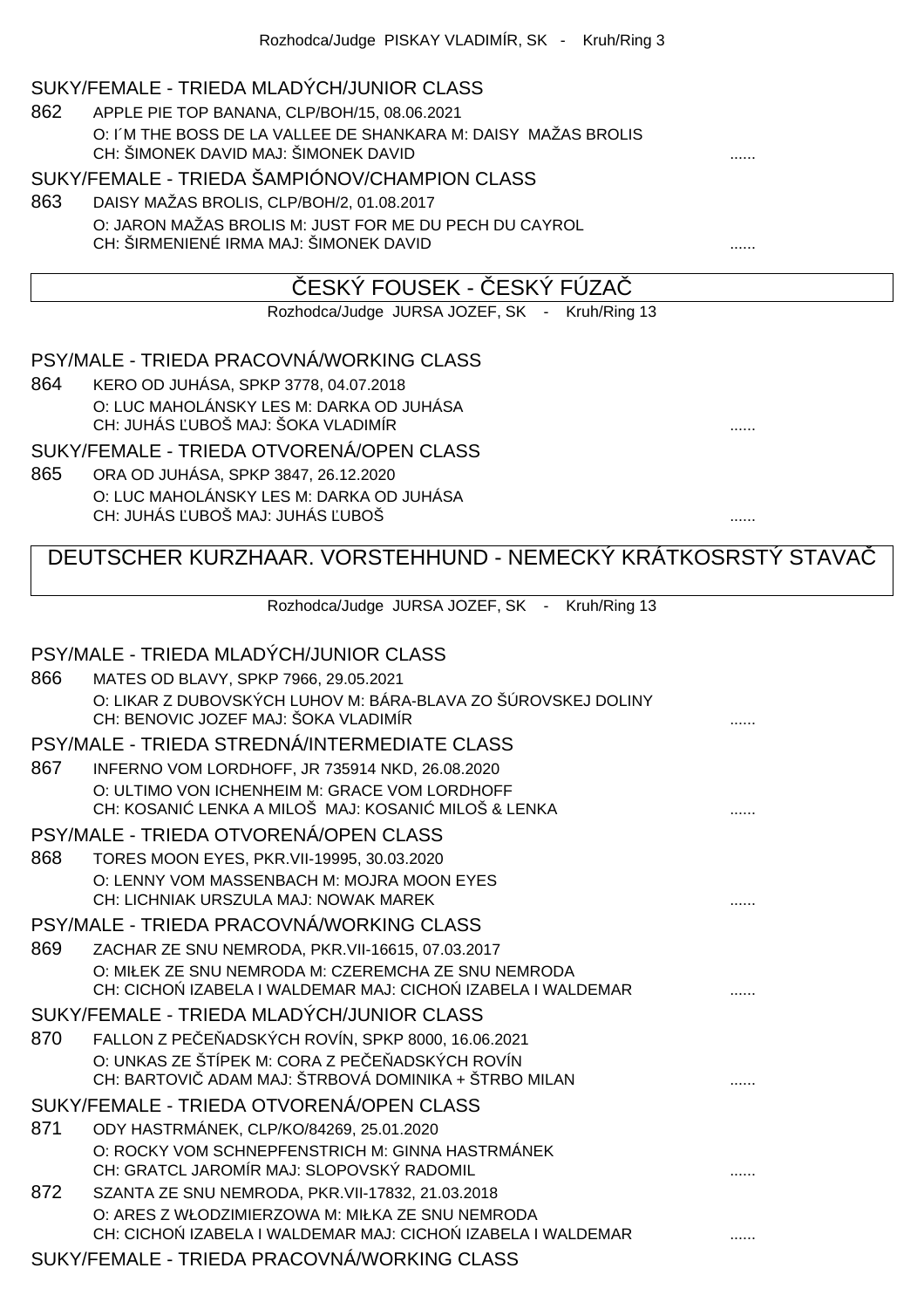Rozhodca/Judge PISKAY VLADIMÍR, SK - Kruh/Ring 3

### SUKY/FEMALE - TRIEDA MLADÝCH/JUNIOR CLASS

862 APPLE PIE TOP BANANA, CLP/BOH/15, 08.06.2021
O: I´M THE BOSS DE LA VALLEE DE SHANKARA M: DAISY MAŽAS BROLIS
CH: ŠIMONEK DAVID MAJ: ŠIMONEK DAVID ......

### SUKY/FEMALE - TRIEDA ŠAMPIÓNOV/CHAMPION CLASS

863 DAISY MAŽAS BROLIS, CLP/BOH/2, 01.08.2017
O: JARON MAŽAS BROLIS M: JUST FOR ME DU PECH DU CAYROL
CH: ŠIRMENIENÉ IRMA MAJ: ŠIMONEK DAVID ......

## ČESKÝ FOUSEK - ČESKÝ FÚZAČ

Rozhodca/Judge JURSA JOZEF, SK - Kruh/Ring 13

### PSY/MALE - TRIEDA PRACOVNÁ/WORKING CLASS

864 KERO OD JUHÁSA, SPKP 3778, 04.07.2018
O: LUC MAHOLÁNSKY LES M: DARKA OD JUHÁSA
CH: JUHÁS ĽUBOŠ MAJ: ŠOKA VLADIMÍR ......

### SUKY/FEMALE - TRIEDA OTVORENÁ/OPEN CLASS

865 ORA OD JUHÁSA, SPKP 3847, 26.12.2020
O: LUC MAHOLÁNSKY LES M: DARKA OD JUHÁSA
CH: JUHÁS ĽUBOŠ MAJ: JUHÁS ĽUBOŠ ......

## DEUTSCHER KURZHAAR. VORSTEHHUND - NEMECKÝ KRÁTKOSRSTÝ STAVAČ

Rozhodca/Judge JURSA JOZEF, SK - Kruh/Ring 13

### PSY/MALE - TRIEDA MLADÝCH/JUNIOR CLASS

866 MATES OD BLAVY, SPKP 7966, 29.05.2021
O: LIKAR Z DUBOVSKÝCH LUHOV M: BÁRA-BLAVA ZO ŠÚROVSKEJ DOLINY
CH: BENOVIC JOZEF MAJ: ŠOKA VLADIMÍR ......

### PSY/MALE - TRIEDA STREDNÁ/INTERMEDIATE CLASS

867 INFERNO VOM LORDHOFF, JR 735914 NKD, 26.08.2020
O: ULTIMO VON ICHENHEIM M: GRACE VOM LORDHOFF
CH: KOSANIĆ LENKA A MILOŠ MAJ: KOSANIĆ MILOŠ & LENKA ......

### PSY/MALE - TRIEDA OTVORENÁ/OPEN CLASS

868 TORES MOON EYES, PKR.VII-19995, 30.03.2020
O: LENNY VOM MASSENBACH M: MOJRA MOON EYES
CH: LICHNIAK URSZULA MAJ: NOWAK MAREK ......

### PSY/MALE - TRIEDA PRACOVNÁ/WORKING CLASS

869 ZACHAR ZE SNU NEMRODA, PKR.VII-16615, 07.03.2017
O: MIŁEK ZE SNU NEMRODA M: CZEREMCHA ZE SNU NEMRODA
CH: CICHOŃ IZABELA I WALDEMAR MAJ: CICHOŃ IZABELA I WALDEMAR ......

### SUKY/FEMALE - TRIEDA MLADÝCH/JUNIOR CLASS

870 FALLON Z PEČEŇADSKÝCH ROVÍN, SPKP 8000, 16.06.2021
O: UNKAS ZE ŠTÍPEK M: CORA Z PEČEŇADSKÝCH ROVÍN
CH: BARTOVIČ ADAM MAJ: ŠTRBOVÁ DOMINIKA + ŠTRBO MILAN ......

### SUKY/FEMALE - TRIEDA OTVORENÁ/OPEN CLASS

871 ODY HASTRMÁNEK, CLP/KO/84269, 25.01.2020
O: ROCKY VOM SCHNEPFENSTRICH M: GINNA HASTRMÁNEK
CH: GRATCL JAROMÍR MAJ: SLOPOVSKÝ RADOMIL ......

872 SZANTA ZE SNU NEMRODA, PKR.VII-17832, 21.03.2018
O: ARES Z WŁODZIMIERZOWA M: MIŁKA ZE SNU NEMRODA
CH: CICHOŃ IZABELA I WALDEMAR MAJ: CICHOŃ IZABELA I WALDEMAR ......

### SUKY/FEMALE - TRIEDA PRACOVNÁ/WORKING CLASS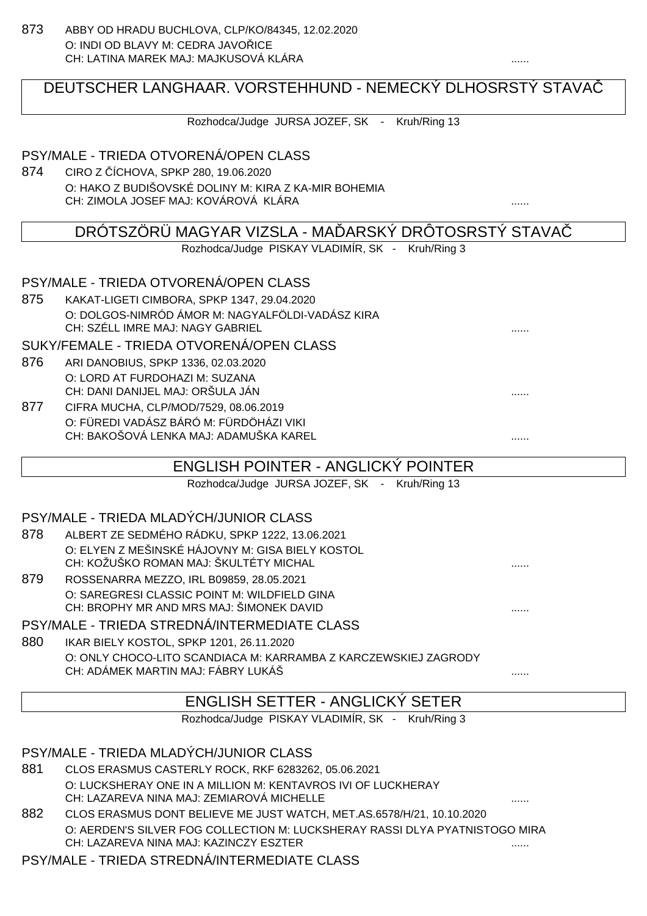873 ABBY OD HRADU BUCHLOVA, CLP/KO/84345, 12.02.2020
O: INDI OD BLAVY M: CEDRA JAVOŘICE
CH: LATINA MAREK MAJ: MAJKUSOVÁ KLÁRA ......

## DEUTSCHER LANGHAAR. VORSTEHHUND - NEMECKÝ DLHOSRSTÝ STAVAČ

Rozhodca/Judge JURSA JOZEF, SK - Kruh/Ring 13

### PSY/MALE - TRIEDA OTVORENÁ/OPEN CLASS

874 CIRO Z ČÍCHOVA, SPKP 280, 19.06.2020
O: HAKO Z BUDIŠOVSKÉ DOLINY M: KIRA Z KA-MIR BOHEMIA
CH: ZIMOLA JOSEF MAJ: KOVÁROVÁ KLÁRA ......

## DRÓTSZÖRÜ MAGYAR VIZSLA - MAĎARSKÝ DRÔTOSRSTÝ STAVAČ

Rozhodca/Judge PISKAY VLADIMÍR, SK - Kruh/Ring 3

### PSY/MALE - TRIEDA OTVORENÁ/OPEN CLASS

875 KAKAT-LIGETI CIMBORA, SPKP 1347, 29.04.2020
O: DOLGOS-NIMRÓD ÁMOR M: NAGYALFÖLDI-VADÁSZ KIRA
CH: SZÉLL IMRE MAJ: NAGY GABRIEL ......

### SUKY/FEMALE - TRIEDA OTVORENÁ/OPEN CLASS

876 ARI DANOBIUS, SPKP 1336, 02.03.2020
O: LORD AT FURDOHAZI M: SUZANA
CH: DANI DANIJEL MAJ: ORŠULA JÁN ......

877 CIFRA MUCHA, CLP/MOD/7529, 08.06.2019
O: FÜREDI VADÁSZ BÁRÓ M: FÜRDÖHÁZI VIKI
CH: BAKOŠOVÁ LENKA MAJ: ADAMUŠKA KAREL ......

## ENGLISH POINTER - ANGLICKÝ POINTER

Rozhodca/Judge JURSA JOZEF, SK - Kruh/Ring 13

### PSY/MALE - TRIEDA MLADÝCH/JUNIOR CLASS

878 ALBERT ZE SEDMÉHO RÁDKU, SPKP 1222, 13.06.2021
O: ELYEN Z MEŠINSKÉ HÁJOVNY M: GISA BIELY KOSTOL
CH: KOŽUŠKO ROMAN MAJ: ŠKULTÉTY MICHAL ......

879 ROSSENARRA MEZZO, IRL B09859, 28.05.2021
O: SAREGRESI CLASSIC POINT M: WILDFIELD GINA
CH: BROPHY MR AND MRS MAJ: ŠIMONEK DAVID ......

### PSY/MALE - TRIEDA STREDNÁ/INTERMEDIATE CLASS

880 IKAR BIELY KOSTOL, SPKP 1201, 26.11.2020
O: ONLY CHOCO-LITO SCANDIACA M: KARRAMBA Z KARCZEWSKIEJ ZAGRODY
CH: ADÁMEK MARTIN MAJ: FÁBRY LUKÁŠ ......

## ENGLISH SETTER - ANGLICKÝ SETER

Rozhodca/Judge PISKAY VLADIMÍR, SK - Kruh/Ring 3

### PSY/MALE - TRIEDA MLADÝCH/JUNIOR CLASS

881 CLOS ERASMUS CASTERLY ROCK, RKF 6283262, 05.06.2021
O: LUCKSHERAY ONE IN A MILLION M: KENTAVROS IVI OF LUCKHERAY
CH: LAZAREVA NINA MAJ: ZEMIAROVÁ MICHELLE ......

882 CLOS ERASMUS DONT BELIEVE ME JUST WATCH, MET.AS.6578/H/21, 10.10.2020
O: AERDEN'S SILVER FOG COLLECTION M: LUCKSHERAY RASSI DLYA PYATNISTOGO MIRA
CH: LAZAREVA NINA MAJ: KAZINCZY ESZTER ......

### PSY/MALE - TRIEDA STREDNÁ/INTERMEDIATE CLASS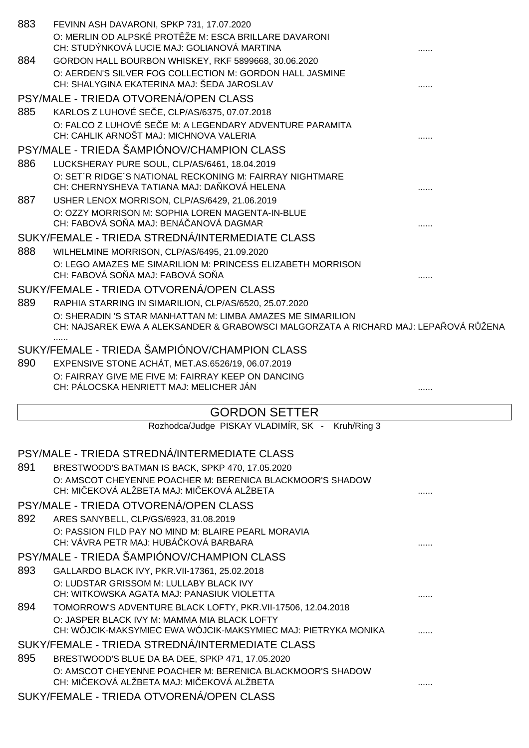883 FEVINN ASH DAVARONI, SPKP 731, 17.07.2020
O: MERLIN OD ALPSKÉ PROTĚŽE M: ESCA BRILLARE DAVARONI
CH: STUDÝNKOVÁ LUCIE MAJ: GOLIANOVÁ MARTINA ......

884 GORDON HALL BOURBON WHISKEY, RKF 5899668, 30.06.2020
O: AERDEN'S SILVER FOG COLLECTION M: GORDON HALL JASMINE
CH: SHALYGINA EKATERINA MAJ: ŠEDA JAROSLAV ......

PSY/MALE - TRIEDA OTVORENÁ/OPEN CLASS

885 KARLOS Z LUHOVÉ SEČE, CLP/AS/6375, 07.07.2018
O: FALCO Z LUHOVÉ SEČE M: A LEGENDARY ADVENTURE PARAMITA
CH: CAHLIK ARNOŠT MAJ: MICHNOVA VALERIA ......

PSY/MALE - TRIEDA ŠAMPIÓNOV/CHAMPION CLASS

886 LUCKSHERAY PURE SOUL, CLP/AS/6461, 18.04.2019
O: SET´R RIDGE´S NATIONAL RECKONING M: FAIRRAY NIGHTMARE
CH: CHERNYSHEVA TATIANA MAJ: DAŇKOVÁ HELENA ......

887 USHER LENOX MORRISON, CLP/AS/6429, 21.06.2019
O: OZZY MORRISON M: SOPHIA LOREN MAGENTA-IN-BLUE
CH: FABOVÁ SOŇA MAJ: BENÁČANOVÁ DAGMAR ......

SUKY/FEMALE - TRIEDA STREDNÁ/INTERMEDIATE CLASS

888 WILHELMINE MORRISON, CLP/AS/6495, 21.09.2020
O: LEGO AMAZES ME SIMARILION M: PRINCESS ELIZABETH MORRISON
CH: FABOVÁ SOŇA MAJ: FABOVÁ SOŇA ......

SUKY/FEMALE - TRIEDA OTVORENÁ/OPEN CLASS

889 RAPHIA STARRING IN SIMARILION, CLP/AS/6520, 25.07.2020
O: SHERADIN 'S STAR MANHATTAN M: LIMBA AMAZES ME SIMARILION
CH: NAJSAREK EWA A ALEKSANDER & GRABOWSCI MALGORZATA A RICHARD MAJ: LEPAŘOVÁ RŮŽENA ......

SUKY/FEMALE - TRIEDA ŠAMPIÓNOV/CHAMPION CLASS

890 EXPENSIVE STONE ACHÁT, MET.AS.6526/19, 06.07.2019
O: FAIRRAY GIVE ME FIVE M: FAIRRAY KEEP ON DANCING
CH: PÁLOCSKA HENRIETT MAJ: MELICHER JÁN ......

## GORDON SETTER

Rozhodca/Judge PISKAY VLADIMÍR, SK - Kruh/Ring 3

PSY/MALE - TRIEDA STREDNÁ/INTERMEDIATE CLASS

891 BRESTWOOD'S BATMAN IS BACK, SPKP 470, 17.05.2020
O: AMSCOT CHEYENNE POACHER M: BERENICA BLACKMOOR'S SHADOW
CH: MIČEKOVÁ ALŽBETA MAJ: MIČEKOVÁ ALŽBETA ......

PSY/MALE - TRIEDA OTVORENÁ/OPEN CLASS

892 ARES SANYBELL, CLP/GS/6923, 31.08.2019
O: PASSION FILD PAY NO MIND M: BLAIRE PEARL MORAVIA
CH: VÁVRA PETR MAJ: HUBÁČKOVÁ BARBARA ......

PSY/MALE - TRIEDA ŠAMPIÓNOV/CHAMPION CLASS

893 GALLARDO BLACK IVY, PKR.VII-17361, 25.02.2018
O: LUDSTAR GRISSOM M: LULLABY BLACK IVY
CH: WITKOWSKA AGATA MAJ: PANASIUK VIOLETTA ......

894 TOMORROW'S ADVENTURE BLACK LOFTY, PKR.VII-17506, 12.04.2018
O: JASPER BLACK IVY M: MAMMA MIA BLACK LOFTY
CH: WÓJCIK-MAKSYMIEC EWA WÓJCIK-MAKSYMIEC MAJ: PIETRYKA MONIKA ......

SUKY/FEMALE - TRIEDA STREDNÁ/INTERMEDIATE CLASS

895 BRESTWOOD'S BLUE DA BA DEE, SPKP 471, 17.05.2020
O: AMSCOT CHEYENNE POACHER M: BERENICA BLACKMOOR'S SHADOW
CH: MIČEKOVÁ ALŽBETA MAJ: MIČEKOVÁ ALŽBETA ......

SUKY/FEMALE - TRIEDA OTVORENÁ/OPEN CLASS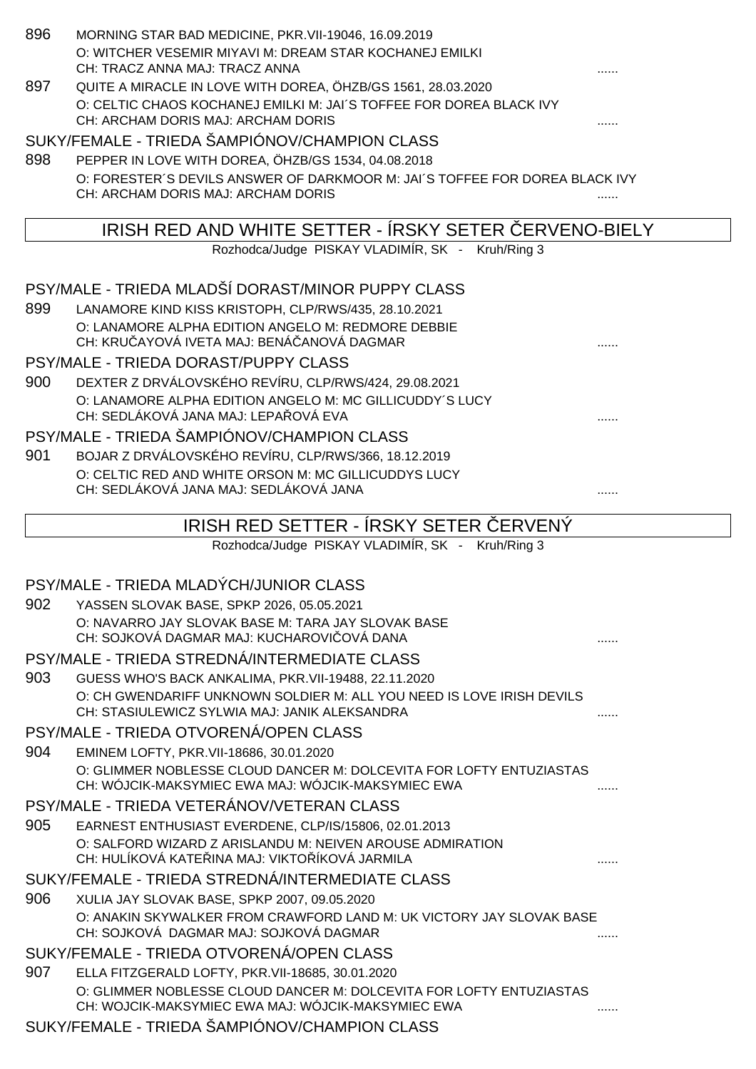896 MORNING STAR BAD MEDICINE, PKR.VII-19046, 16.09.2019
O: WITCHER VESEMIR MIYAVI M: DREAM STAR KOCHANEJ EMILKI
CH: TRACZ ANNA MAJ: TRACZ ANNA ......

897 QUITE A MIRACLE IN LOVE WITH DOREA, ÖHZB/GS 1561, 28.03.2020
O: CELTIC CHAOS KOCHANEJ EMILKI M: JAI´S TOFFEE FOR DOREA BLACK IVY
CH: ARCHAM DORIS MAJ: ARCHAM DORIS ......

### SUKY/FEMALE - TRIEDA ŠAMPIÓNOV/CHAMPION CLASS

898 PEPPER IN LOVE WITH DOREA, ÖHZB/GS 1534, 04.08.2018
O: FORESTER´S DEVILS ANSWER OF DARKMOOR M: JAI´S TOFFEE FOR DOREA BLACK IVY
CH: ARCHAM DORIS MAJ: ARCHAM DORIS ......

## IRISH RED AND WHITE SETTER - ÍRSKY SETER ČERVENO-BIELY

Rozhodca/Judge PISKAY VLADIMÍR, SK - Kruh/Ring 3

### PSY/MALE - TRIEDA MLADŠÍ DORAST/MINOR PUPPY CLASS

899 LANAMORE KIND KISS KRISTOPH, CLP/RWS/435, 28.10.2021
O: LANAMORE ALPHA EDITION ANGELO M: REDMORE DEBBIE
CH: KRUČAYOVÁ IVETA MAJ: BENÁČANOVÁ DAGMAR ......

### PSY/MALE - TRIEDA DORAST/PUPPY CLASS

900 DEXTER Z DRVÁLOVSKÉHO REVÍRU, CLP/RWS/424, 29.08.2021
O: LANAMORE ALPHA EDITION ANGELO M: MC GILLICUDDY´S LUCY
CH: SEDLÁKOVÁ JANA MAJ: LEPAŘOVÁ EVA ......

### PSY/MALE - TRIEDA ŠAMPIÓNOV/CHAMPION CLASS

901 BOJAR Z DRVÁLOVSKÉHO REVÍRU, CLP/RWS/366, 18.12.2019
O: CELTIC RED AND WHITE ORSON M: MC GILLICUDDYS LUCY
CH: SEDLÁKOVÁ JANA MAJ: SEDLÁKOVÁ JANA ......

## IRISH RED SETTER - ÍRSKY SETER ČERVENÝ

Rozhodca/Judge PISKAY VLADIMÍR, SK - Kruh/Ring 3

### PSY/MALE - TRIEDA MLADÝCH/JUNIOR CLASS

902 YASSEN SLOVAK BASE, SPKP 2026, 05.05.2021
O: NAVARRO JAY SLOVAK BASE M: TARA JAY SLOVAK BASE
CH: SOJKOVÁ DAGMAR MAJ: KUCHAROVIČOVÁ DANA ......

### PSY/MALE - TRIEDA STREDNÁ/INTERMEDIATE CLASS

903 GUESS WHO'S BACK ANKALIMA, PKR.VII-19488, 22.11.2020
O: CH GWENDARIFF UNKNOWN SOLDIER M: ALL YOU NEED IS LOVE IRISH DEVILS
CH: STASIULEWICZ SYLWIA MAJ: JANIK ALEKSANDRA ......

### PSY/MALE - TRIEDA OTVORENÁ/OPEN CLASS

904 EMINEM LOFTY, PKR.VII-18686, 30.01.2020
O: GLIMMER NOBLESSE CLOUD DANCER M: DOLCEVITA FOR LOFTY ENTUZIASTAS
CH: WÓJCIK-MAKSYMIEC EWA MAJ: WÓJCIK-MAKSYMIEC EWA ......

### PSY/MALE - TRIEDA VETERÁNOV/VETERAN CLASS

905 EARNEST ENTHUSIAST EVERDENE, CLP/IS/15806, 02.01.2013
O: SALFORD WIZARD Z ARISLANDU M: NEIVEN AROUSE ADMIRATION
CH: HULÍKOVÁ KATEŘINA MAJ: VIKTOŘÍKOVÁ JARMILA ......

### SUKY/FEMALE - TRIEDA STREDNÁ/INTERMEDIATE CLASS

906 XULIA JAY SLOVAK BASE, SPKP 2007, 09.05.2020
O: ANAKIN SKYWALKER FROM CRAWFORD LAND M: UK VICTORY JAY SLOVAK BASE
CH: SOJKOVÁ DAGMAR MAJ: SOJKOVÁ DAGMAR ......

### SUKY/FEMALE - TRIEDA OTVORENÁ/OPEN CLASS

907 ELLA FITZGERALD LOFTY, PKR.VII-18685, 30.01.2020
O: GLIMMER NOBLESSE CLOUD DANCER M: DOLCEVITA FOR LOFTY ENTUZIASTAS
CH: WOJCIK-MAKSYMIEC EWA MAJ: WÓJCIK-MAKSYMIEC EWA ......

### SUKY/FEMALE - TRIEDA ŠAMPIÓNOV/CHAMPION CLASS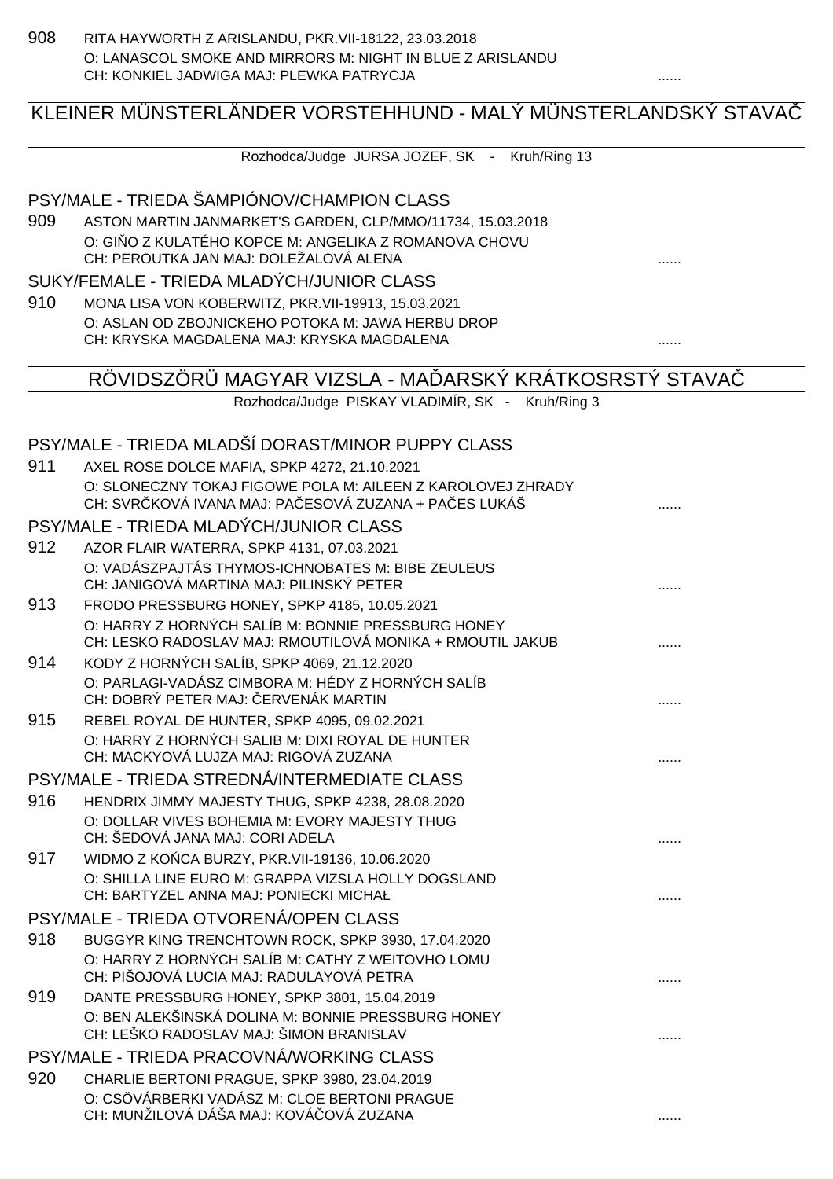908 RITA HAYWORTH Z ARISLANDU, PKR.VII-18122, 23.03.2018
O: LANASCOL SMOKE AND MIRRORS M: NIGHT IN BLUE Z ARISLANDU
CH: KONKIEL JADWIGA MAJ: PLEWKA PATRYCJA ......

## KLEINER MÜNSTERLÄNDER VORSTEHHUND - MALÝ MÜNSTERLANDSKÝ STAVAČ

Rozhodca/Judge JURSA JOZEF, SK - Kruh/Ring 13

### PSY/MALE - TRIEDA ŠAMPIÓNOV/CHAMPION CLASS

909 ASTON MARTIN JANMARKET'S GARDEN, CLP/MMO/11734, 15.03.2018
O: GIŇO Z KULATÉHO KOPCE M: ANGELIKA Z ROMANOVA CHOVU
CH: PEROUTKA JAN MAJ: DOLEŽALOVÁ ALENA ......

### SUKY/FEMALE - TRIEDA MLADÝCH/JUNIOR CLASS

910 MONA LISA VON KOBERWITZ, PKR.VII-19913, 15.03.2021
O: ASLAN OD ZBOJNICKEHO POTOKA M: JAWA HERBU DROP
CH: KRYSKA MAGDALENA MAJ: KRYSKA MAGDALENA ......

## RÖVIDSZÖRÜ MAGYAR VIZSLA - MAĎARSKÝ KRÁTKOSRSTÝ STAVAČ

Rozhodca/Judge PISKAY VLADIMÍR, SK - Kruh/Ring 3

### PSY/MALE - TRIEDA MLADŠÍ DORAST/MINOR PUPPY CLASS

911 AXEL ROSE DOLCE MAFIA, SPKP 4272, 21.10.2021
O: SLONECZNY TOKAJ FIGOWE POLA M: AILEEN Z KAROLOVEJ ZHRADY
CH: SVRČKOVÁ IVANA MAJ: PAČESOVÁ ZUZANA + PAČES LUKÁŠ ......

### PSY/MALE - TRIEDA MLADÝCH/JUNIOR CLASS

912 AZOR FLAIR WATERRA, SPKP 4131, 07.03.2021
O: VADÁSZPAJTÁS THYMOS-ICHNOBATES M: BIBE ZEULEUS
CH: JANIGOVÁ MARTINA MAJ: PILINSKÝ PETER ......

913 FRODO PRESSBURG HONEY, SPKP 4185, 10.05.2021
O: HARRY Z HORNÝCH SALÍB M: BONNIE PRESSBURG HONEY
CH: LESKO RADOSLAV MAJ: RMOUTILOVÁ MONIKA + RMOUTIL JAKUB ......

914 KODY Z HORNÝCH SALÍB, SPKP 4069, 21.12.2020
O: PARLAGI-VADÁSZ CIMBORA M: HÉDY Z HORNÝCH SALÍB
CH: DOBRÝ PETER MAJ: ČERVENÁK MARTIN ......

915 REBEL ROYAL DE HUNTER, SPKP 4095, 09.02.2021
O: HARRY Z HORNÝCH SALIB M: DIXI ROYAL DE HUNTER
CH: MACKYOVÁ LUJZA MAJ: RIGOVÁ ZUZANA ......

### PSY/MALE - TRIEDA STREDNÁ/INTERMEDIATE CLASS

916 HENDRIX JIMMY MAJESTY THUG, SPKP 4238, 28.08.2020
O: DOLLAR VIVES BOHEMIA M: EVORY MAJESTY THUG
CH: ŠEDOVÁ JANA MAJ: CORI ADELA ......

917 WIDMO Z KOŃCA BURZY, PKR.VII-19136, 10.06.2020
O: SHILLA LINE EURO M: GRAPPA VIZSLA HOLLY DOGSLAND
CH: BARTYZEL ANNA MAJ: PONIECKI MICHAŁ ......

### PSY/MALE - TRIEDA OTVORENÁ/OPEN CLASS

918 BUGGYR KING TRENCHTOWN ROCK, SPKP 3930, 17.04.2020
O: HARRY Z HORNÝCH SALÍB M: CATHY Z WEITOVHO LOMU
CH: PIŠOJOVÁ LUCIA MAJ: RADULAYOVÁ PETRA ......

919 DANTE PRESSBURG HONEY, SPKP 3801, 15.04.2019
O: BEN ALEKŠINSKÁ DOLINA M: BONNIE PRESSBURG HONEY
CH: LEŠKO RADOSLAV MAJ: ŠIMON BRANISLAV ......

### PSY/MALE - TRIEDA PRACOVNÁ/WORKING CLASS

920 CHARLIE BERTONI PRAGUE, SPKP 3980, 23.04.2019
O: CSÖVÁRBERKI VADÁSZ M: CLOE BERTONI PRAGUE
CH: MUNŽILOVÁ DÁŠA MAJ: KOVÁČOVÁ ZUZANA ......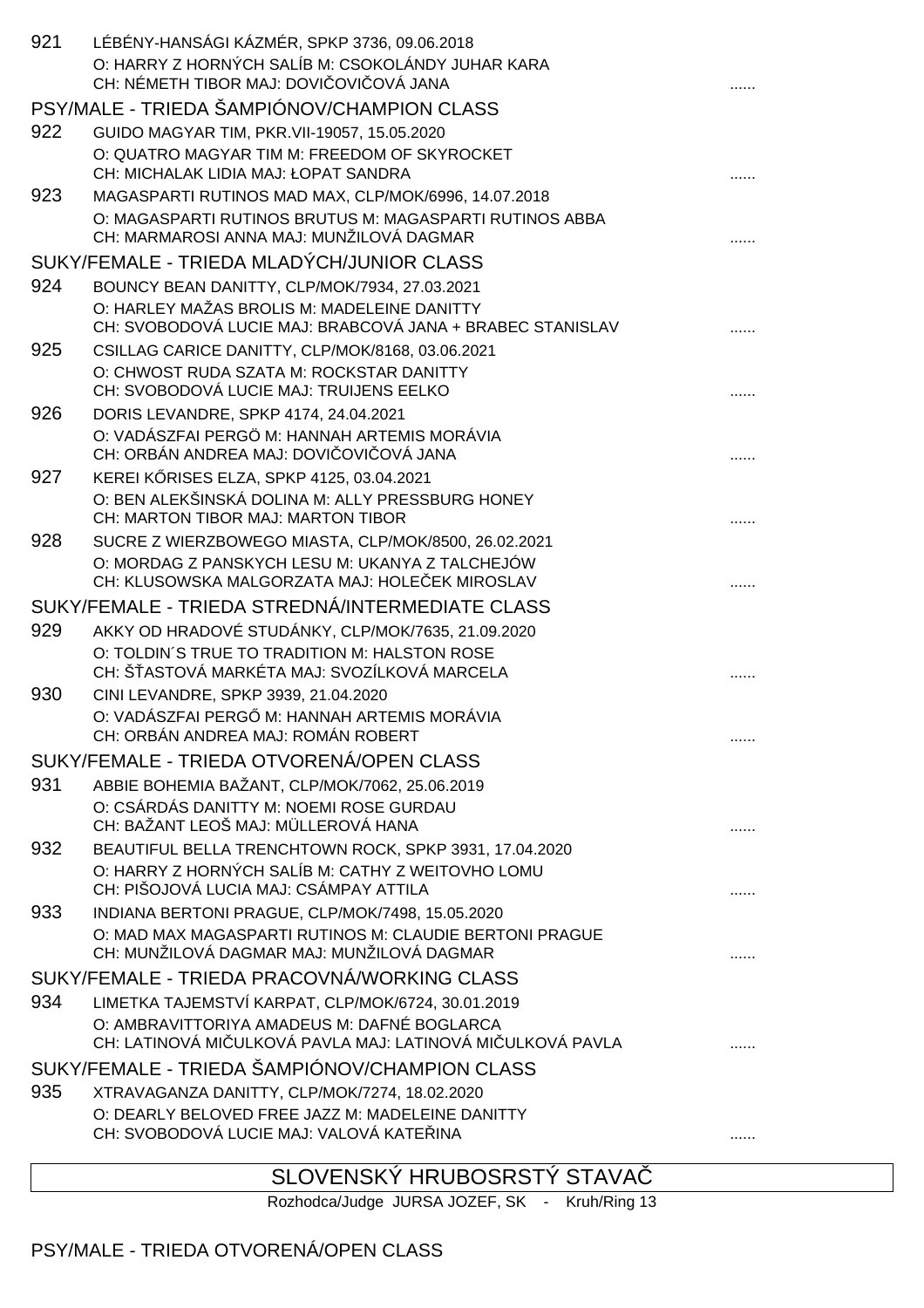921 LÉBÉNY-HANSÁGI KÁZMÉR, SPKP 3736, 09.06.2018
O: HARRY Z HORNÝCH SALÍB M: CSOKOLÁNDY JUHAR KARA
CH: NÉMETH TIBOR MAJ: DOVIČOVIČOVÁ JANA ......

## PSY/MALE - TRIEDA ŠAMPIÓNOV/CHAMPION CLASS

922 GUIDO MAGYAR TIM, PKR.VII-19057, 15.05.2020
O: QUATRO MAGYAR TIM M: FREEDOM OF SKYROCKET
CH: MICHALAK LIDIA MAJ: ŁOPAT SANDRA ......

923 MAGASPARTI RUTINOS MAD MAX, CLP/MOK/6996, 14.07.2018
O: MAGASPARTI RUTINOS BRUTUS M: MAGASPARTI RUTINOS ABBA
CH: MARMAROSI ANNA MAJ: MUNŽILOVÁ DAGMAR ......

## SUKY/FEMALE - TRIEDA MLADÝCH/JUNIOR CLASS

924 BOUNCY BEAN DANITTY, CLP/MOK/7934, 27.03.2021
O: HARLEY MAŽAS BROLIS M: MADELEINE DANITTY
CH: SVOBODOVÁ LUCIE MAJ: BRABCOVÁ JANA + BRABEC STANISLAV ......

925 CSILLAG CARICE DANITTY, CLP/MOK/8168, 03.06.2021
O: CHWOST RUDA SZATA M: ROCKSTAR DANITTY
CH: SVOBODOVÁ LUCIE MAJ: TRUIJENS EELKO ......

926 DORIS LEVANDRE, SPKP 4174, 24.04.2021
O: VADÁSZFAI PERGÖ M: HANNAH ARTEMIS MORÁVIA
CH: ORBÁN ANDREA MAJ: DOVIČOVIČOVÁ JANA ......

927 KEREI KŐRISES ELZA, SPKP 4125, 03.04.2021
O: BEN ALEKŠINSKÁ DOLINA M: ALLY PRESSBURG HONEY
CH: MARTON TIBOR MAJ: MARTON TIBOR ......

928 SUCRE Z WIERZBOWEGO MIASTA, CLP/MOK/8500, 26.02.2021
O: MORDAG Z PANSKYCH LESU M: UKANYA Z TALCHEJÓW
CH: KLUSOWSKA MALGORZATA MAJ: HOLEČEK MIROSLAV ......

## SUKY/FEMALE - TRIEDA STREDNÁ/INTERMEDIATE CLASS

929 AKKY OD HRADOVÉ STUDÁNKY, CLP/MOK/7635, 21.09.2020
O: TOLDIN´S TRUE TO TRADITION M: HALSTON ROSE
CH: ŠŤASTOVÁ MARKÉTA MAJ: SVOZÍLKOVÁ MARCELA ......

930 CINI LEVANDRE, SPKP 3939, 21.04.2020
O: VADÁSZFAI PERGŐ M: HANNAH ARTEMIS MORÁVIA
CH: ORBÁN ANDREA MAJ: ROMÁN ROBERT ......

## SUKY/FEMALE - TRIEDA OTVORENÁ/OPEN CLASS

931 ABBIE BOHEMIA BAŽANT, CLP/MOK/7062, 25.06.2019
O: CSÁRDÁS DANITTY M: NOEMI ROSE GURDAU
CH: BAŽANT LEOŠ MAJ: MÜLLEROVÁ HANA ......

932 BEAUTIFUL BELLA TRENCHTOWN ROCK, SPKP 3931, 17.04.2020
O: HARRY Z HORNÝCH SALÍB M: CATHY Z WEITOVHO LOMU
CH: PIŠOJOVÁ LUCIA MAJ: CSÁMPAY ATTILA ......

933 INDIANA BERTONI PRAGUE, CLP/MOK/7498, 15.05.2020
O: MAD MAX MAGASPARTI RUTINOS M: CLAUDIE BERTONI PRAGUE
CH: MUNŽILOVÁ DAGMAR MAJ: MUNŽILOVÁ DAGMAR ......

## SUKY/FEMALE - TRIEDA PRACOVNÁ/WORKING CLASS

934 LIMETKA TAJEMSTVÍ KARPAT, CLP/MOK/6724, 30.01.2019
O: AMBRAVITTORIYA AMADEUS M: DAFNÉ BOGLARCA
CH: LATINOVÁ MIČULKOVÁ PAVLA MAJ: LATINOVÁ MIČULKOVÁ PAVLA ......

## SUKY/FEMALE - TRIEDA ŠAMPIÓNOV/CHAMPION CLASS

935 XTRAVAGANZA DANITTY, CLP/MOK/7274, 18.02.2020
O: DEARLY BELOVED FREE JAZZ M: MADELEINE DANITTY
CH: SVOBODOVÁ LUCIE MAJ: VALOVÁ KATEŘINA ......

# SLOVENSKÝ HRUBOSRSTÝ STAVAČ

Rozhodca/Judge JURSA JOZEF, SK - Kruh/Ring 13

## PSY/MALE - TRIEDA OTVORENÁ/OPEN CLASS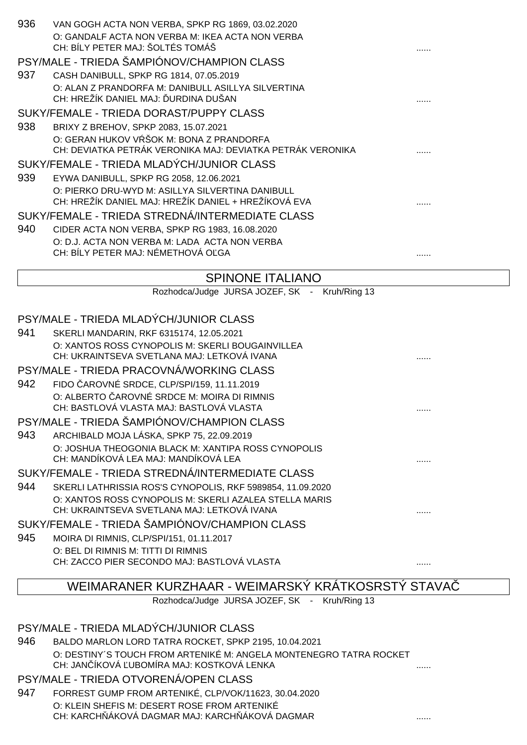936 VAN GOGH ACTA NON VERBA, SPKP RG 1869, 03.02.2020
O: GANDALF ACTA NON VERBA M: IKEA ACTA NON VERBA
CH: BÍLY PETER MAJ: ŠOLTÉS TOMÁŠ ......

PSY/MALE - TRIEDA ŠAMPIÓNOV/CHAMPION CLASS

937 CASH DANIBULL, SPKP RG 1814, 07.05.2019
O: ALAN Z PRANDORFA M: DANIBULL ASILLYA SILVERTINA
CH: HREŽÍK DANIEL MAJ: ĎURDINA DUŠAN ......

SUKY/FEMALE - TRIEDA DORAST/PUPPY CLASS

938 BRIXY Z BREHOV, SPKP 2083, 15.07.2021
O: GERAN HUKOV VŔŠOK M: BONA Z PRANDORFA
CH: DEVIATKA PETRÁK VERONIKA MAJ: DEVIATKA PETRÁK VERONIKA ......

SUKY/FEMALE - TRIEDA MLADÝCH/JUNIOR CLASS

939 EYWA DANIBULL, SPKP RG 2058, 12.06.2021
O: PIERKO DRU-WYD M: ASILLYA SILVERTINA DANIBULL
CH: HREŽÍK DANIEL MAJ: HREŽÍK DANIEL + HREŽÍKOVÁ EVA ......

SUKY/FEMALE - TRIEDA STREDNÁ/INTERMEDIATE CLASS

940 CIDER ACTA NON VERBA, SPKP RG 1983, 16.08.2020
O: D.J. ACTA NON VERBA M: LADA ACTA NON VERBA
CH: BÍLY PETER MAJ: NÉMETHOVÁ OĽGA ......

## SPINONE ITALIANO

Rozhodca/Judge JURSA JOZEF, SK - Kruh/Ring 13

PSY/MALE - TRIEDA MLADÝCH/JUNIOR CLASS

941 SKERLI MANDARIN, RKF 6315174, 12.05.2021
O: XANTOS ROSS CYNOPOLIS M: SKERLI BOUGAINVILLEA
CH: UKRAINTSEVA SVETLANA MAJ: LETKOVÁ IVANA ......

PSY/MALE - TRIEDA PRACOVNÁ/WORKING CLASS

942 FIDO ČAROVNÉ SRDCE, CLP/SPI/159, 11.11.2019
O: ALBERTO ČAROVNÉ SRDCE M: MOIRA DI RIMNIS
CH: BASTLOVÁ VLASTA MAJ: BASTLOVÁ VLASTA ......

PSY/MALE - TRIEDA ŠAMPIÓNOV/CHAMPION CLASS

943 ARCHIBALD MOJA LÁSKA, SPKP 75, 22.09.2019
O: JOSHUA THEOGONIA BLACK M: XANTIPA ROSS CYNOPOLIS
CH: MANDÍKOVÁ LEA MAJ: MANDÍKOVÁ LEA ......

SUKY/FEMALE - TRIEDA STREDNÁ/INTERMEDIATE CLASS

944 SKERLI LATHRISSIA ROS'S CYNOPOLIS, RKF 5989854, 11.09.2020
O: XANTOS ROSS CYNOPOLIS M: SKERLI AZALEA STELLA MARIS
CH: UKRAINTSEVA SVETLANA MAJ: LETKOVÁ IVANA ......

SUKY/FEMALE - TRIEDA ŠAMPIÓNOV/CHAMPION CLASS

945 MOIRA DI RIMNIS, CLP/SPI/151, 01.11.2017
O: BEL DI RIMNIS M: TITTI DI RIMNIS
CH: ZACCO PIER SECONDO MAJ: BASTLOVÁ VLASTA ......

## WEIMARANER KURZHAAR - WEIMARSKÝ KRÁTKOSRSTÝ STAVAČ

Rozhodca/Judge JURSA JOZEF, SK - Kruh/Ring 13

PSY/MALE - TRIEDA MLADÝCH/JUNIOR CLASS

946 BALDO MARLON LORD TATRA ROCKET, SPKP 2195, 10.04.2021
O: DESTINY´S TOUCH FROM ARTENIKÉ M: ANGELA MONTENEGRO TATRA ROCKET
CH: JANČÍKOVÁ ĽUBOMÍRA MAJ: KOSTKOVÁ LENKA ......

PSY/MALE - TRIEDA OTVORENÁ/OPEN CLASS

947 FORREST GUMP FROM ARTENIKÉ, CLP/VOK/11623, 30.04.2020
O: KLEIN SHEFIS M: DESERT ROSE FROM ARTENIKÉ
CH: KARCHŇÁKOVÁ DAGMAR MAJ: KARCHŇÁKOVÁ DAGMAR ......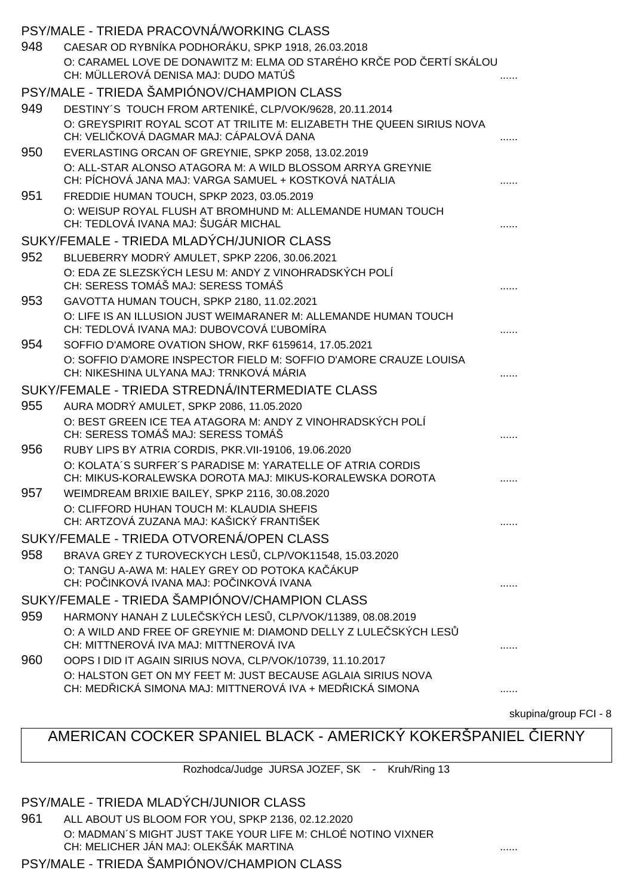PSY/MALE - TRIEDA PRACOVNÁ/WORKING CLASS

948 CAESAR OD RYBNÍKA PODHORÁKU, SPKP 1918, 26.03.2018
O: CARAMEL LOVE DE DONAWITZ M: ELMA OD STARÉHO KRČE POD ČERTÍ SKÁLOU
CH: MÜLLEROVÁ DENISA MAJ: DUDO MATÚŠ ......

PSY/MALE - TRIEDA ŠAMPIÓNOV/CHAMPION CLASS

949 DESTINY´S TOUCH FROM ARTENIKÉ, CLP/VOK/9628, 20.11.2014
O: GREYSPIRIT ROYAL SCOT AT TRILITE M: ELIZABETH THE QUEEN SIRIUS NOVA
CH: VELIČKOVÁ DAGMAR MAJ: CÁPALOVÁ DANA ......

950 EVERLASTING ORCAN OF GREYNIE, SPKP 2058, 13.02.2019
O: ALL-STAR ALONSO ATAGORA M: A WILD BLOSSOM ARRYA GREYNIE
CH: PÍCHOVÁ JANA MAJ: VARGA SAMUEL + KOSTKOVÁ NATÁLIA ......

951 FREDDIE HUMAN TOUCH, SPKP 2023, 03.05.2019
O: WEISUP ROYAL FLUSH AT BROMHUND M: ALLEMANDE HUMAN TOUCH
CH: TEDLOVÁ IVANA MAJ: ŠUGÁR MICHAL ......

SUKY/FEMALE - TRIEDA MLADÝCH/JUNIOR CLASS

952 BLUEBERRY MODRÝ AMULET, SPKP 2206, 30.06.2021
O: EDA ZE SLEZSKÝCH LESU M: ANDY Z VINOHRADSKÝCH POLÍ
CH: SERESS TOMÁŠ MAJ: SERESS TOMÁŠ ......

953 GAVOTTA HUMAN TOUCH, SPKP 2180, 11.02.2021
O: LIFE IS AN ILLUSION JUST WEIMARANER M: ALLEMANDE HUMAN TOUCH
CH: TEDLOVÁ IVANA MAJ: DUBOVCOVÁ ĽUBOMÍRA ......

954 SOFFIO D'AMORE OVATION SHOW, RKF 6159614, 17.05.2021
O: SOFFIO D'AMORE INSPECTOR FIELD M: SOFFIO D'AMORE CRAUZE LOUISA
CH: NIKESHINA ULYANA MAJ: TRNKOVÁ MÁRIA ......

SUKY/FEMALE - TRIEDA STREDNÁ/INTERMEDIATE CLASS

955 AURA MODRÝ AMULET, SPKP 2086, 11.05.2020
O: BEST GREEN ICE TEA ATAGORA M: ANDY Z VINOHRADSKÝCH POLÍ
CH: SERESS TOMÁŠ MAJ: SERESS TOMÁŠ ......

956 RUBY LIPS BY ATRIA CORDIS, PKR.VII-19106, 19.06.2020
O: KOLATA´S SURFER´S PARADISE M: YARATELLE OF ATRIA CORDIS
CH: MIKUS-KORALEWSKA DOROTA MAJ: MIKUS-KORALEWSKA DOROTA ......

957 WEIMDREAM BRIXIE BAILEY, SPKP 2116, 30.08.2020
O: CLIFFORD HUHAN TOUCH M: KLAUDIA SHEFIS
CH: ARTZOVÁ ZUZANA MAJ: KAŠICKÝ FRANTIŠEK ......

SUKY/FEMALE - TRIEDA OTVORENÁ/OPEN CLASS

958 BRAVA GREY Z TUROVECKYCH LESŮ, CLP/VOK11548, 15.03.2020
O: TANGU A-AWA M: HALEY GREY OD POTOKA KAČÁKUP
CH: POČINKOVÁ IVANA MAJ: POČINKOVÁ IVANA ......

SUKY/FEMALE - TRIEDA ŠAMPIÓNOV/CHAMPION CLASS

959 HARMONY HANAH Z LULEČSKÝCH LESŮ, CLP/VOK/11389, 08.08.2019
O: A WILD AND FREE OF GREYNIE M: DIAMOND DELLY Z LULEČSKÝCH LESŮ
CH: MITTNEROVÁ IVA MAJ: MITTNEROVÁ IVA ......

960 OOPS I DID IT AGAIN SIRIUS NOVA, CLP/VOK/10739, 11.10.2017
O: HALSTON GET ON MY FEET M: JUST BECAUSE AGLAIA SIRIUS NOVA
CH: MEDŘICKÁ SIMONA MAJ: MITTNEROVÁ IVA + MEDŘICKÁ SIMONA ......

skupina/group FCI - 8

## AMERICAN COCKER SPANIEL BLACK - AMERICKÝ KOKERŠPANIEL ČIERNY

Rozhodca/Judge JURSA JOZEF, SK - Kruh/Ring 13

PSY/MALE - TRIEDA MLADÝCH/JUNIOR CLASS

961 ALL ABOUT US BLOOM FOR YOU, SPKP 2136, 02.12.2020
O: MADMAN´S MIGHT JUST TAKE YOUR LIFE M: CHLOÉ NOTINO VIXNER
CH: MELICHER JÁN MAJ: OLEKŠÁK MARTINA ......

PSY/MALE - TRIEDA ŠAMPIÓNOV/CHAMPION CLASS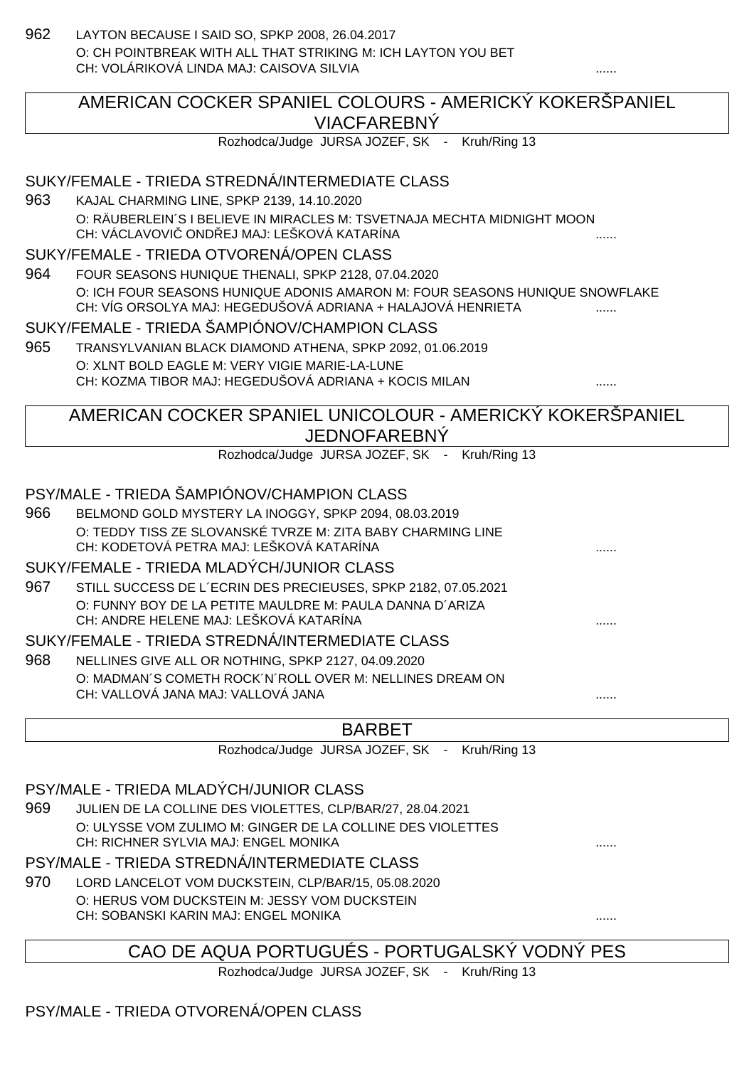962 LAYTON BECAUSE I SAID SO, SPKP 2008, 26.04.2017
O: CH POINTBREAK WITH ALL THAT STRIKING M: ICH LAYTON YOU BET
CH: VOLÁRIKOVÁ LINDA MAJ: CAISOVA SILVIA ......

## AMERICAN COCKER SPANIEL COLOURS - AMERICKÝ KOKERŠPANIEL VIACFAREBNÝ

Rozhodca/Judge JURSA JOZEF, SK - Kruh/Ring 13

### SUKY/FEMALE - TRIEDA STREDNÁ/INTERMEDIATE CLASS

963 KAJAL CHARMING LINE, SPKP 2139, 14.10.2020
O: RÄUBERLEIN´S I BELIEVE IN MIRACLES M: TSVETNAJA MECHTA MIDNIGHT MOON
CH: VÁCLAVOVIČ ONDŘEJ MAJ: LEŠKOVÁ KATARÍNA ......

### SUKY/FEMALE - TRIEDA OTVORENÁ/OPEN CLASS

964 FOUR SEASONS HUNIQUE THENALI, SPKP 2128, 07.04.2020
O: ICH FOUR SEASONS HUNIQUE ADONIS AMARON M: FOUR SEASONS HUNIQUE SNOWFLAKE
CH: VÍG ORSOLYA MAJ: HEGEDUŠOVÁ ADRIANA + HALAJOVÁ HENRIETA ......

### SUKY/FEMALE - TRIEDA ŠAMPIÓNOV/CHAMPION CLASS

965 TRANSYLVANIAN BLACK DIAMOND ATHENA, SPKP 2092, 01.06.2019
O: XLNT BOLD EAGLE M: VERY VIGIE MARIE-LA-LUNE
CH: KOZMA TIBOR MAJ: HEGEDUŠOVÁ ADRIANA + KOCIS MILAN ......

## AMERICAN COCKER SPANIEL UNICOLOUR - AMERICKÝ KOKERŠPANIEL JEDNOFAREBNÝ

Rozhodca/Judge JURSA JOZEF, SK - Kruh/Ring 13

### PSY/MALE - TRIEDA ŠAMPIÓNOV/CHAMPION CLASS

966 BELMOND GOLD MYSTERY LA INOGGY, SPKP 2094, 08.03.2019
O: TEDDY TISS ZE SLOVANSKÉ TVRZE M: ZITA BABY CHARMING LINE
CH: KODETOVÁ PETRA MAJ: LEŠKOVÁ KATARÍNA ......

### SUKY/FEMALE - TRIEDA MLADÝCH/JUNIOR CLASS

967 STILL SUCCESS DE L´ECRIN DES PRECIEUSES, SPKP 2182, 07.05.2021
O: FUNNY BOY DE LA PETITE MAULDRE M: PAULA DANNA D´ARIZA
CH: ANDRE HELENE MAJ: LEŠKOVÁ KATARÍNA ......

### SUKY/FEMALE - TRIEDA STREDNÁ/INTERMEDIATE CLASS

968 NELLINES GIVE ALL OR NOTHING, SPKP 2127, 04.09.2020
O: MADMAN´S COMETH ROCK´N´ROLL OVER M: NELLINES DREAM ON
CH: VALLOVÁ JANA MAJ: VALLOVÁ JANA ......

## BARBET

Rozhodca/Judge JURSA JOZEF, SK - Kruh/Ring 13

### PSY/MALE - TRIEDA MLADÝCH/JUNIOR CLASS

969 JULIEN DE LA COLLINE DES VIOLETTES, CLP/BAR/27, 28.04.2021
O: ULYSSE VOM ZULIMO M: GINGER DE LA COLLINE DES VIOLETTES
CH: RICHNER SYLVIA MAJ: ENGEL MONIKA ......

### PSY/MALE - TRIEDA STREDNÁ/INTERMEDIATE CLASS

970 LORD LANCELOT VOM DUCKSTEIN, CLP/BAR/15, 05.08.2020
O: HERUS VOM DUCKSTEIN M: JESSY VOM DUCKSTEIN
CH: SOBANSKI KARIN MAJ: ENGEL MONIKA ......

## CAO DE AQUA PORTUGUÉS - PORTUGALSKÝ VODNÝ PES

Rozhodca/Judge JURSA JOZEF, SK - Kruh/Ring 13

### PSY/MALE - TRIEDA OTVORENÁ/OPEN CLASS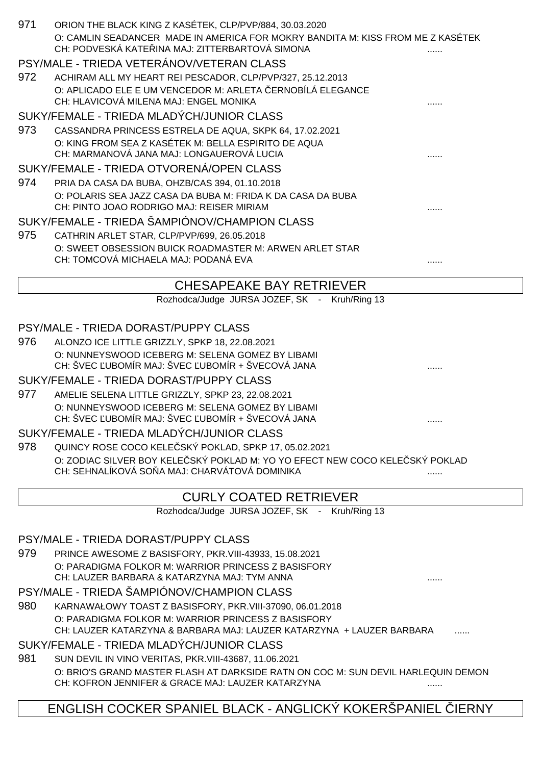971 ORION THE BLACK KING Z KASÉTEK, CLP/PVP/884, 30.03.2020
O: CAMLIN SEADANCER MADE IN AMERICA FOR MOKRY BANDITA M: KISS FROM ME Z KASÉTEK
CH: PODVESKÁ KATEŘINA MAJ: ZITTERBARTOVÁ SIMONA ......

PSY/MALE - TRIEDA VETERÁNOV/VETERAN CLASS

972 ACHIRAM ALL MY HEART REI PESCADOR, CLP/PVP/327, 25.12.2013
O: APLICADO ELE E UM VENCEDOR M: ARLETA ČERNOBÍLÁ ELEGANCE
CH: HLAVICOVÁ MILENA MAJ: ENGEL MONIKA ......

SUKY/FEMALE - TRIEDA MLADÝCH/JUNIOR CLASS

973 CASSANDRA PRINCESS ESTRELA DE AQUA, SKPK 64, 17.02.2021
O: KING FROM SEA Z KASÉTEK M: BELLA ESPIRITO DE AQUA
CH: MARMANOVÁ JANA MAJ: LONGAUEROVÁ LUCIA ......

SUKY/FEMALE - TRIEDA OTVORENÁ/OPEN CLASS

974 PRIA DA CASA DA BUBA, OHZB/CAS 394, 01.10.2018
O: POLARIS SEA JAZZ CASA DA BUBA M: FRIDA K DA CASA DA BUBA
CH: PINTO JOAO RODRIGO MAJ: REISER MIRIAM ......

SUKY/FEMALE - TRIEDA ŠAMPIÓNOV/CHAMPION CLASS

975 CATHRIN ARLET STAR, CLP/PVP/699, 26.05.2018
O: SWEET OBSESSION BUICK ROADMASTER M: ARWEN ARLET STAR
CH: TOMCOVÁ MICHAELA MAJ: PODANÁ EVA ......

## CHESAPEAKE BAY RETRIEVER

Rozhodca/Judge JURSA JOZEF, SK - Kruh/Ring 13

PSY/MALE - TRIEDA DORAST/PUPPY CLASS

976 ALONZO ICE LITTLE GRIZZLY, SPKP 18, 22.08.2021
O: NUNNEYSWOOD ICEBERG M: SELENA GOMEZ BY LIBAMI
CH: ŠVEC ĽUBOMÍR MAJ: ŠVEC ĽUBOMÍR + ŠVECOVÁ JANA ......

SUKY/FEMALE - TRIEDA DORAST/PUPPY CLASS

977 AMELIE SELENA LITTLE GRIZZLY, SPKP 23, 22.08.2021
O: NUNNEYSWOOD ICEBERG M: SELENA GOMEZ BY LIBAMI
CH: ŠVEC ĽUBOMÍR MAJ: ŠVEC ĽUBOMÍR + ŠVECOVÁ JANA ......

SUKY/FEMALE - TRIEDA MLADÝCH/JUNIOR CLASS

978 QUINCY ROSE COCO KELEČSKÝ POKLAD, SPKP 17, 05.02.2021
O: ZODIAC SILVER BOY KELEČSKÝ POKLAD M: YO YO EFECT NEW COCO KELEČSKÝ POKLAD
CH: SEHNALÍKOVÁ SOŇA MAJ: CHARVÁTOVÁ DOMINIKA ......

## CURLY COATED RETRIEVER

Rozhodca/Judge JURSA JOZEF, SK - Kruh/Ring 13

PSY/MALE - TRIEDA DORAST/PUPPY CLASS

979 PRINCE AWESOME Z BASISFORY, PKR.VIII-43933, 15.08.2021
O: PARADIGMA FOLKOR M: WARRIOR PRINCESS Z BASISFORY
CH: LAUZER BARBARA & KATARZYNA MAJ: TYM ANNA ......

PSY/MALE - TRIEDA ŠAMPIÓNOV/CHAMPION CLASS

980 KARNAWAŁOWY TOAST Z BASISFORY, PKR.VIII-37090, 06.01.2018
O: PARADIGMA FOLKOR M: WARRIOR PRINCESS Z BASISFORY
CH: LAUZER KATARZYNA & BARBARA MAJ: LAUZER KATARZYNA + LAUZER BARBARA ......

SUKY/FEMALE - TRIEDA MLADÝCH/JUNIOR CLASS

981 SUN DEVIL IN VINO VERITAS, PKR.VIII-43687, 11.06.2021
O: BRIO'S GRAND MASTER FLASH AT DARKSIDE RATN ON COC M: SUN DEVIL HARLEQUIN DEMON
CH: KOFRON JENNIFER & GRACE MAJ: LAUZER KATARZYNA ......

## ENGLISH COCKER SPANIEL BLACK - ANGLICKÝ KOKERŠPANIEL ČIERNY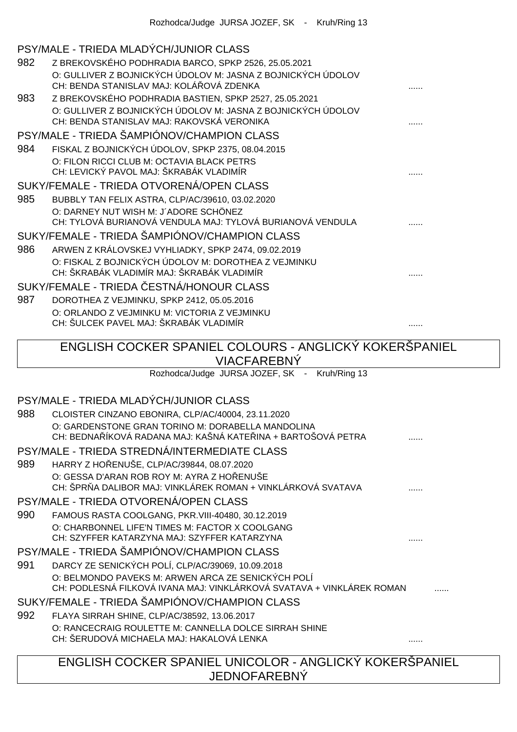Rozhodca/Judge JURSA JOZEF, SK - Kruh/Ring 13

### PSY/MALE - TRIEDA MLADÝCH/JUNIOR CLASS

982 Z BREKOVSKÉHO PODHRADIA BARCO, SPKP 2526, 25.05.2021
O: GULLIVER Z BOJNICKÝCH ÚDOLOV M: JASNA Z BOJNICKÝCH ÚDOLOV
CH: BENDA STANISLAV MAJ: KOLÁŘOVÁ ZDENKA ......

983 Z BREKOVSKÉHO PODHRADIA BASTIEN, SPKP 2527, 25.05.2021
O: GULLIVER Z BOJNICKÝCH ÚDOLOV M: JASNA Z BOJNICKÝCH ÚDOLOV
CH: BENDA STANISLAV MAJ: RAKOVSKÁ VERONIKA ......

### PSY/MALE - TRIEDA ŠAMPIÓNOV/CHAMPION CLASS

984 FISKAL Z BOJNICKÝCH ÚDOLOV, SPKP 2375, 08.04.2015
O: FILON RICCI CLUB M: OCTAVIA BLACK PETRS
CH: LEVICKÝ PAVOL MAJ: ŠKRABÁK VLADIMÍR ......

### SUKY/FEMALE - TRIEDA OTVORENÁ/OPEN CLASS

985 BUBBLY TAN FELIX ASTRA, CLP/AC/39610, 03.02.2020
O: DARNEY NUT WISH M: J´ADORE SCHÖNEZ
CH: TYLOVÁ BURIANOVÁ VENDULA MAJ: TYLOVÁ BURIANOVÁ VENDULA ......

### SUKY/FEMALE - TRIEDA ŠAMPIÓNOV/CHAMPION CLASS

986 ARWEN Z KRÁLOVSKEJ VYHLIADKY, SPKP 2474, 09.02.2019
O: FISKAL Z BOJNICKÝCH ÚDOLOV M: DOROTHEA Z VEJMINKU
CH: ŠKRABÁK VLADIMÍR MAJ: ŠKRABÁK VLADIMÍR ......

### SUKY/FEMALE - TRIEDA ČESTNÁ/HONOUR CLASS

987 DOROTHEA Z VEJMINKU, SPKP 2412, 05.05.2016
O: ORLANDO Z VEJMINKU M: VICTORIA Z VEJMINKU
CH: ŠULCEK PAVEL MAJ: ŠKRABÁK VLADIMÍR ......

## ENGLISH COCKER SPANIEL COLOURS - ANGLICKÝ KOKERŠPANIEL VIACFAREBNÝ

Rozhodca/Judge JURSA JOZEF, SK - Kruh/Ring 13

### PSY/MALE - TRIEDA MLADÝCH/JUNIOR CLASS

988 CLOISTER CINZANO EBONIRA, CLP/AC/40004, 23.11.2020
O: GARDENSTONE GRAN TORINO M: DORABELLA MANDOLINA
CH: BEDNAŘÍKOVÁ RADANA MAJ: KAŠNÁ KATEŘINA + BARTOŠOVÁ PETRA ......

### PSY/MALE - TRIEDA STREDNÁ/INTERMEDIATE CLASS

989 HARRY Z HOŘENUŠE, CLP/AC/39844, 08.07.2020
O: GESSA D'ARAN ROB ROY M: AYRA Z HOŘENUŠE
CH: ŠPRŇA DALIBOR MAJ: VINKLÁREK ROMAN + VINKLÁRKOVÁ SVATAVA ......

### PSY/MALE - TRIEDA OTVORENÁ/OPEN CLASS

990 FAMOUS RASTA COOLGANG, PKR.VIII-40480, 30.12.2019
O: CHARBONNEL LIFE'N TIMES M: FACTOR X COOLGANG
CH: SZYFFER KATARZYNA MAJ: SZYFFER KATARZYNA ......

### PSY/MALE - TRIEDA ŠAMPIÓNOV/CHAMPION CLASS

991 DARCY ZE SENICKÝCH POLÍ, CLP/AC/39069, 10.09.2018
O: BELMONDO PAVEKS M: ARWEN ARCA ZE SENICKÝCH POLÍ
CH: PODLESNÁ FILKOVÁ IVANA MAJ: VINKLÁRKOVÁ SVATAVA + VINKLÁREK ROMAN ......

### SUKY/FEMALE - TRIEDA ŠAMPIÓNOV/CHAMPION CLASS

992 FLAYA SIRRAH SHINE, CLP/AC/38592, 13.06.2017
O: RANCECRAIG ROULETTE M: CANNELLA DOLCE SIRRAH SHINE
CH: ŠERUDOVÁ MICHAELA MAJ: HAKALOVÁ LENKA ......

## ENGLISH COCKER SPANIEL UNICOLOR - ANGLICKÝ KOKERŠPANIEL JEDNOFAREBNÝ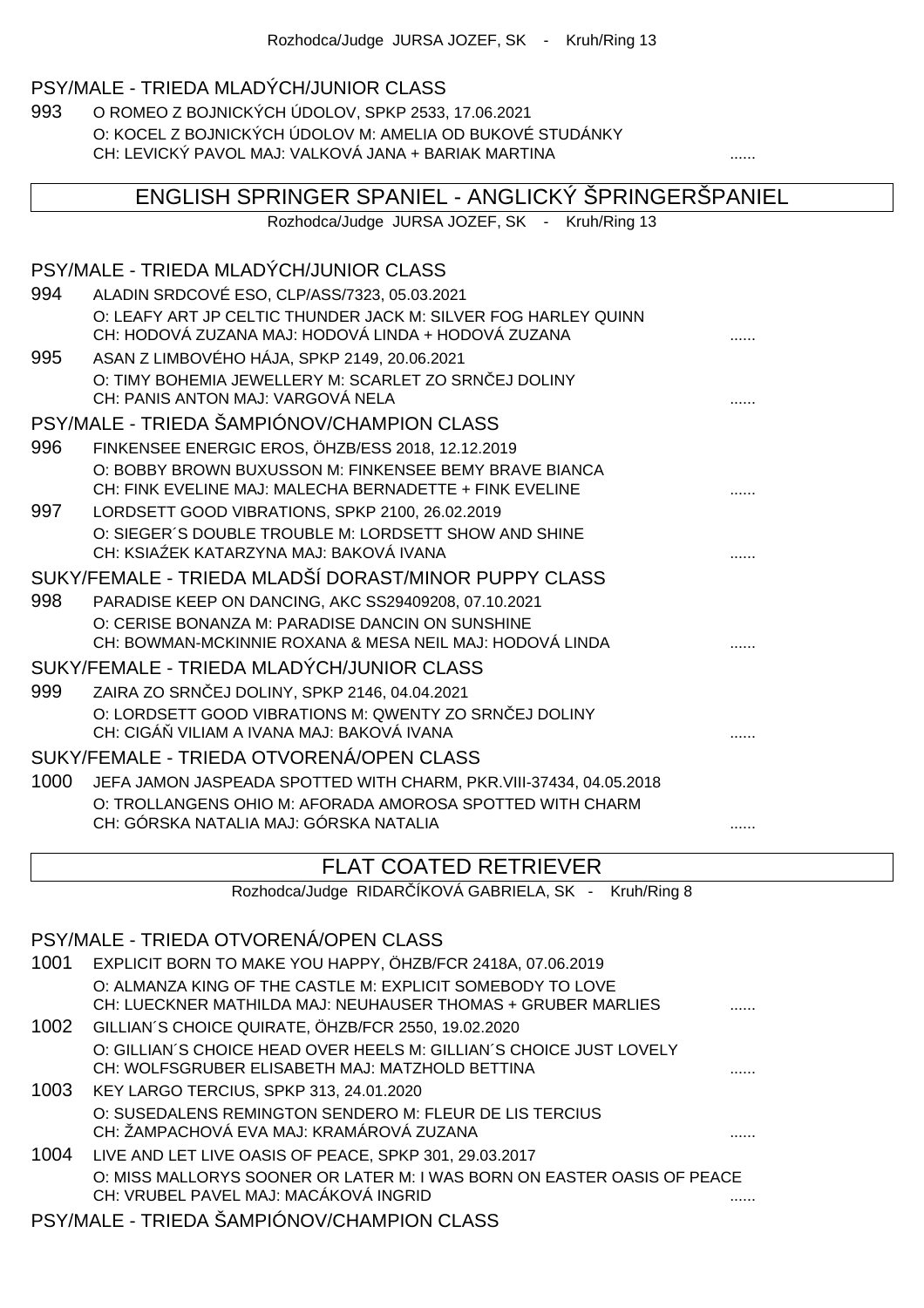Rozhodca/Judge JURSA JOZEF, SK - Kruh/Ring 13

PSY/MALE - TRIEDA MLADÝCH/JUNIOR CLASS

993 O ROMEO Z BOJNICKÝCH ÚDOLOV, SPKP 2533, 17.06.2021
O: KOCEL Z BOJNICKÝCH ÚDOLOV M: AMELIA OD BUKOVÉ STUDÁNKY
CH: LEVICKÝ PAVOL MAJ: VALKOVÁ JANA + BARIAK MARTINA ......

## ENGLISH SPRINGER SPANIEL - ANGLICKÝ ŠPRINGERŠPANIEL

Rozhodca/Judge JURSA JOZEF, SK - Kruh/Ring 13

PSY/MALE - TRIEDA MLADÝCH/JUNIOR CLASS

994 ALADIN SRDCOVÉ ESO, CLP/ASS/7323, 05.03.2021
O: LEAFY ART JP CELTIC THUNDER JACK M: SILVER FOG HARLEY QUINN
CH: HODOVÁ ZUZANA MAJ: HODOVÁ LINDA + HODOVÁ ZUZANA ......

995 ASAN Z LIMBOVÉHO HÁJA, SPKP 2149, 20.06.2021
O: TIMY BOHEMIA JEWELLERY M: SCARLET ZO SRNČEJ DOLINY
CH: PANIS ANTON MAJ: VARGOVÁ NELA ......

PSY/MALE - TRIEDA ŠAMPIÓNOV/CHAMPION CLASS

996 FINKENSEE ENERGIC EROS, ÖHZB/ESS 2018, 12.12.2019
O: BOBBY BROWN BUXUSSON M: FINKENSEE BEMY BRAVE BIANCA
CH: FINK EVELINE MAJ: MALECHA BERNADETTE + FINK EVELINE ......

997 LORDSETT GOOD VIBRATIONS, SPKP 2100, 26.02.2019
O: SIEGER´S DOUBLE TROUBLE M: LORDSETT SHOW AND SHINE
CH: KSIAŹEK KATARZYNA MAJ: BAKOVÁ IVANA ......

SUKY/FEMALE - TRIEDA MLADŠÍ DORAST/MINOR PUPPY CLASS

998 PARADISE KEEP ON DANCING, AKC SS29409208, 07.10.2021
O: CERISE BONANZA M: PARADISE DANCIN ON SUNSHINE
CH: BOWMAN-MCKINNIE ROXANA & MESA NEIL MAJ: HODOVÁ LINDA ......

SUKY/FEMALE - TRIEDA MLADÝCH/JUNIOR CLASS

999 ZAIRA ZO SRNČEJ DOLINY, SPKP 2146, 04.04.2021
O: LORDSETT GOOD VIBRATIONS M: QWENTY ZO SRNČEJ DOLINY
CH: CIGÁŇ VILIAM A IVANA MAJ: BAKOVÁ IVANA ......

SUKY/FEMALE - TRIEDA OTVORENÁ/OPEN CLASS

1000 JEFA JAMON JASPEADA SPOTTED WITH CHARM, PKR.VIII-37434, 04.05.2018
O: TROLLANGENS OHIO M: AFORADA AMOROSA SPOTTED WITH CHARM
CH: GÓRSKA NATALIA MAJ: GÓRSKA NATALIA ......

## FLAT COATED RETRIEVER

Rozhodca/Judge RIDARČÍKOVÁ GABRIELA, SK - Kruh/Ring 8

PSY/MALE - TRIEDA OTVORENÁ/OPEN CLASS

1001 EXPLICIT BORN TO MAKE YOU HAPPY, ÖHZB/FCR 2418A, 07.06.2019
O: ALMANZA KING OF THE CASTLE M: EXPLICIT SOMEBODY TO LOVE
CH: LUECKNER MATHILDA MAJ: NEUHAUSER THOMAS + GRUBER MARLIES ......

1002 GILLIAN´S CHOICE QUIRATE, ÖHZB/FCR 2550, 19.02.2020
O: GILLIAN´S CHOICE HEAD OVER HEELS M: GILLIAN´S CHOICE JUST LOVELY
CH: WOLFSGRUBER ELISABETH MAJ: MATZHOLD BETTINA ......

1003 KEY LARGO TERCIUS, SPKP 313, 24.01.2020
O: SUSEDALENS REMINGTON SENDERO M: FLEUR DE LIS TERCIUS
CH: ŽAMPACHOVÁ EVA MAJ: KRAMÁROVÁ ZUZANA ......

1004 LIVE AND LET LIVE OASIS OF PEACE, SPKP 301, 29.03.2017
O: MISS MALLORYS SOONER OR LATER M: I WAS BORN ON EASTER OASIS OF PEACE
CH: VRUBEL PAVEL MAJ: MACÁKOVÁ INGRID ......

PSY/MALE - TRIEDA ŠAMPIÓNOV/CHAMPION CLASS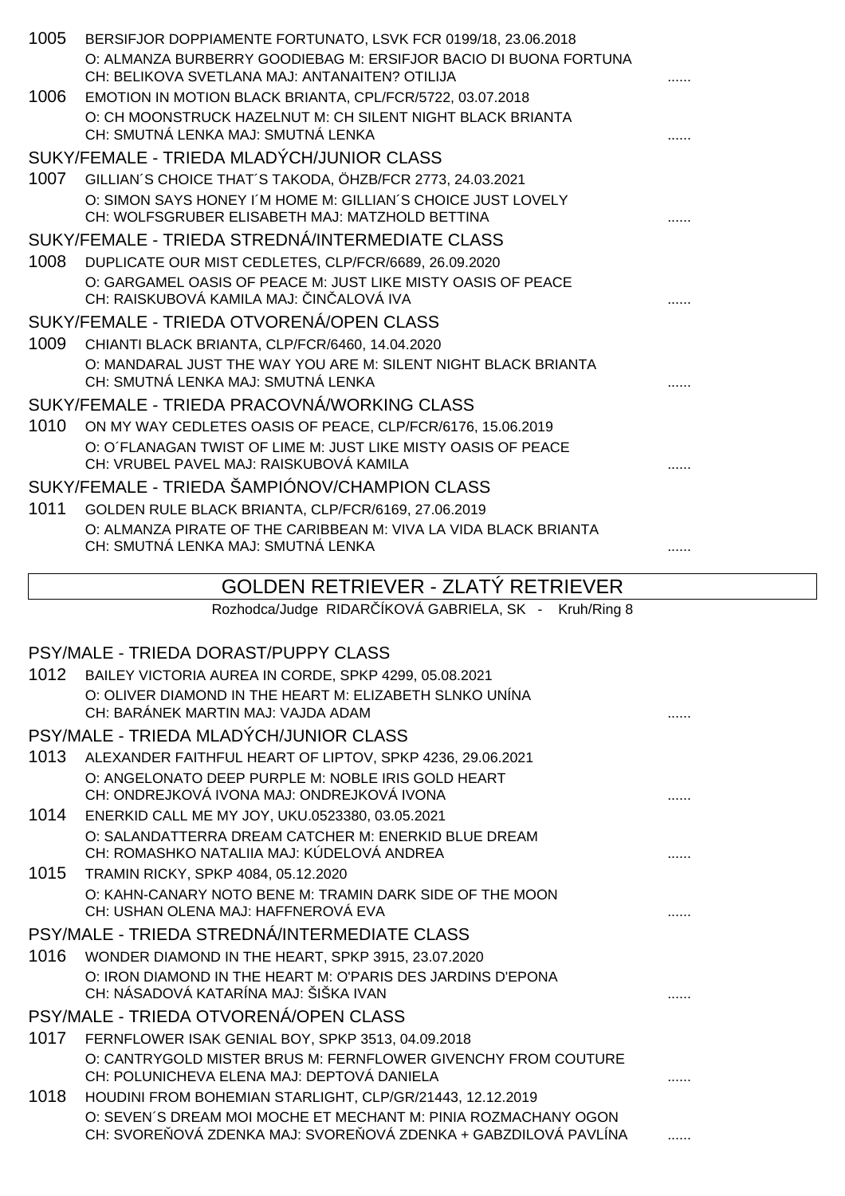1005 BERSIFJOR DOPPIAMENTE FORTUNATO, LSVK FCR 0199/18, 23.06.2018
O: ALMANZA BURBERRY GOODIEBAG M: ERSIFJOR BACIO DI BUONA FORTUNA
CH: BELIKOVA SVETLANA MAJ: ANTANAITEN? OTILIJA ......

1006 EMOTION IN MOTION BLACK BRIANTA, CPL/FCR/5722, 03.07.2018
O: CH MOONSTRUCK HAZELNUT M: CH SILENT NIGHT BLACK BRIANTA
CH: SMUTNÁ LENKA MAJ: SMUTNÁ LENKA ......

SUKY/FEMALE - TRIEDA MLADÝCH/JUNIOR CLASS

1007 GILLIAN´S CHOICE THAT´S TAKODA, ÖHZB/FCR 2773, 24.03.2021
O: SIMON SAYS HONEY I´M HOME M: GILLIAN´S CHOICE JUST LOVELY
CH: WOLFSGRUBER ELISABETH MAJ: MATZHOLD BETTINA ......

SUKY/FEMALE - TRIEDA STREDNÁ/INTERMEDIATE CLASS

1008 DUPLICATE OUR MIST CEDLETES, CLP/FCR/6689, 26.09.2020
O: GARGAMEL OASIS OF PEACE M: JUST LIKE MISTY OASIS OF PEACE
CH: RAISKUBOVÁ KAMILA MAJ: ČINČALOVÁ IVA ......

SUKY/FEMALE - TRIEDA OTVORENÁ/OPEN CLASS

1009 CHIANTI BLACK BRIANTA, CLP/FCR/6460, 14.04.2020
O: MANDARAL JUST THE WAY YOU ARE M: SILENT NIGHT BLACK BRIANTA
CH: SMUTNÁ LENKA MAJ: SMUTNÁ LENKA ......

SUKY/FEMALE - TRIEDA PRACOVNÁ/WORKING CLASS

1010 ON MY WAY CEDLETES OASIS OF PEACE, CLP/FCR/6176, 15.06.2019
O: O´FLANAGAN TWIST OF LIME M: JUST LIKE MISTY OASIS OF PEACE
CH: VRUBEL PAVEL MAJ: RAISKUBOVÁ KAMILA ......

SUKY/FEMALE - TRIEDA ŠAMPIÓNOV/CHAMPION CLASS

1011 GOLDEN RULE BLACK BRIANTA, CLP/FCR/6169, 27.06.2019
O: ALMANZA PIRATE OF THE CARIBBEAN M: VIVA LA VIDA BLACK BRIANTA
CH: SMUTNÁ LENKA MAJ: SMUTNÁ LENKA ......

## GOLDEN RETRIEVER - ZLATÝ RETRIEVER

Rozhodca/Judge RIDARČÍKOVÁ GABRIELA, SK - Kruh/Ring 8

PSY/MALE - TRIEDA DORAST/PUPPY CLASS

1012 BAILEY VICTORIA AUREA IN CORDE, SPKP 4299, 05.08.2021
O: OLIVER DIAMOND IN THE HEART M: ELIZABETH SLNKO UNÍNA
CH: BARÁNEK MARTIN MAJ: VAJDA ADAM ......

PSY/MALE - TRIEDA MLADÝCH/JUNIOR CLASS

1013 ALEXANDER FAITHFUL HEART OF LIPTOV, SPKP 4236, 29.06.2021
O: ANGELONATO DEEP PURPLE M: NOBLE IRIS GOLD HEART
CH: ONDREJKOVÁ IVONA MAJ: ONDREJKOVÁ IVONA ......

1014 ENERKID CALL ME MY JOY, UKU.0523380, 03.05.2021
O: SALANDATTERRA DREAM CATCHER M: ENERKID BLUE DREAM
CH: ROMASHKO NATALIIA MAJ: KÚDELOVÁ ANDREA ......

1015 TRAMIN RICKY, SPKP 4084, 05.12.2020
O: KAHN-CANARY NOTO BENE M: TRAMIN DARK SIDE OF THE MOON
CH: USHAN OLENA MAJ: HAFFNEROVÁ EVA ......

PSY/MALE - TRIEDA STREDNÁ/INTERMEDIATE CLASS

1016 WONDER DIAMOND IN THE HEART, SPKP 3915, 23.07.2020
O: IRON DIAMOND IN THE HEART M: O'PARIS DES JARDINS D'EPONA
CH: NÁSADOVÁ KATARÍNA MAJ: ŠIŠKA IVAN ......

PSY/MALE - TRIEDA OTVORENÁ/OPEN CLASS

1017 FERNFLOWER ISAK GENIAL BOY, SPKP 3513, 04.09.2018
O: CANTRYGOLD MISTER BRUS M: FERNFLOWER GIVENCHY FROM COUTURE
CH: POLUNICHEVA ELENA MAJ: DEPTOVÁ DANIELA ......

1018 HOUDINI FROM BOHEMIAN STARLIGHT, CLP/GR/21443, 12.12.2019
O: SEVEN´S DREAM MOI MOCHE ET MECHANT M: PINIA ROZMACHANY OGON
CH: SVOREŇOVÁ ZDENKA MAJ: SVOREŇOVÁ ZDENKA + GABZDILOVÁ PAVLÍNA ......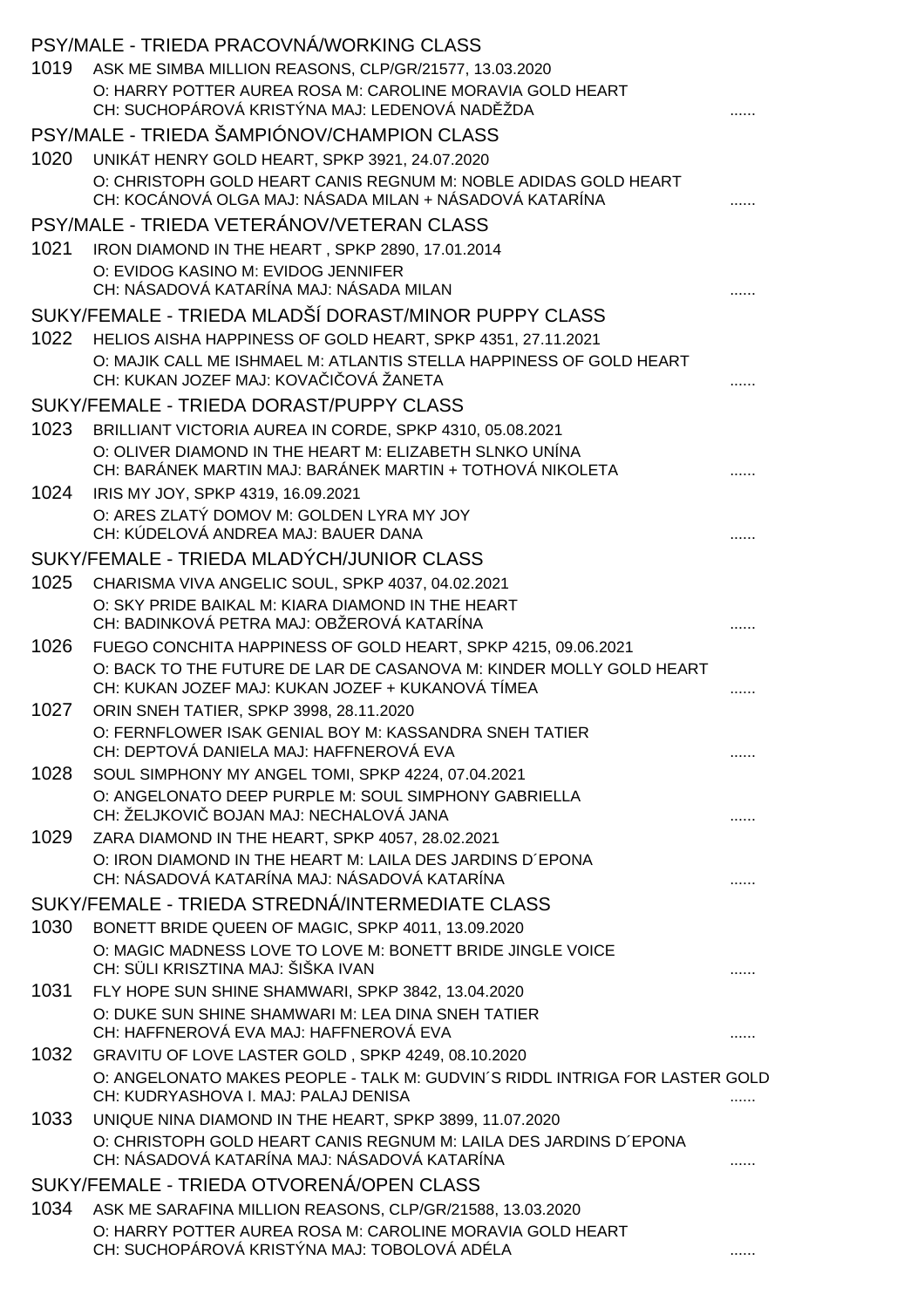## PSY/MALE - TRIEDA PRACOVNÁ/WORKING CLASS

1019 ASK ME SIMBA MILLION REASONS, CLP/GR/21577, 13.03.2020
O: HARRY POTTER AUREA ROSA M: CAROLINE MORAVIA GOLD HEART
CH: SUCHOPÁROVÁ KRISTÝNA MAJ: LEDENOVÁ NADĚŽDA ......

## PSY/MALE - TRIEDA ŠAMPIÓNOV/CHAMPION CLASS

1020 UNIKÁT HENRY GOLD HEART, SPKP 3921, 24.07.2020
O: CHRISTOPH GOLD HEART CANIS REGNUM M: NOBLE ADIDAS GOLD HEART
CH: KOCÁNOVÁ OLGA MAJ: NÁSADA MILAN + NÁSADOVÁ KATARÍNA ......

## PSY/MALE - TRIEDA VETERÁNOV/VETERAN CLASS

1021 IRON DIAMOND IN THE HEART , SPKP 2890, 17.01.2014
O: EVIDOG KASINO M: EVIDOG JENNIFER
CH: NÁSADOVÁ KATARÍNA MAJ: NÁSADA MILAN ......

## SUKY/FEMALE - TRIEDA MLADŠÍ DORAST/MINOR PUPPY CLASS

1022 HELIOS AISHA HAPPINESS OF GOLD HEART, SPKP 4351, 27.11.2021
O: MAJIK CALL ME ISHMAEL M: ATLANTIS STELLA HAPPINESS OF GOLD HEART
CH: KUKAN JOZEF MAJ: KOVAČIČOVÁ ŽANETA ......

## SUKY/FEMALE - TRIEDA DORAST/PUPPY CLASS

1023 BRILLIANT VICTORIA AUREA IN CORDE, SPKP 4310, 05.08.2021
O: OLIVER DIAMOND IN THE HEART M: ELIZABETH SLNKO UNÍNA
CH: BARÁNEK MARTIN MAJ: BARÁNEK MARTIN + TOTHOVÁ NIKOLETA ......

1024 IRIS MY JOY, SPKP 4319, 16.09.2021
O: ARES ZLATÝ DOMOV M: GOLDEN LYRA MY JOY
CH: KÚDELOVÁ ANDREA MAJ: BAUER DANA ......

## SUKY/FEMALE - TRIEDA MLADÝCH/JUNIOR CLASS

1025 CHARISMA VIVA ANGELIC SOUL, SPKP 4037, 04.02.2021
O: SKY PRIDE BAIKAL M: KIARA DIAMOND IN THE HEART
CH: BADINKOVÁ PETRA MAJ: OBŽEROVÁ KATARÍNA ......

1026 FUEGO CONCHITA HAPPINESS OF GOLD HEART, SPKP 4215, 09.06.2021
O: BACK TO THE FUTURE DE LAR DE CASANOVA M: KINDER MOLLY GOLD HEART
CH: KUKAN JOZEF MAJ: KUKAN JOZEF + KUKANOVÁ TÍMEA ......

1027 ORIN SNEH TATIER, SPKP 3998, 28.11.2020
O: FERNFLOWER ISAK GENIAL BOY M: KASSANDRA SNEH TATIER
CH: DEPTOVÁ DANIELA MAJ: HAFFNEROVÁ EVA ......

1028 SOUL SIMPHONY MY ANGEL TOMI, SPKP 4224, 07.04.2021
O: ANGELONATO DEEP PURPLE M: SOUL SIMPHONY GABRIELLA
CH: ŽELJKOVIČ BOJAN MAJ: NECHALOVÁ JANA ......

1029 ZARA DIAMOND IN THE HEART, SPKP 4057, 28.02.2021
O: IRON DIAMOND IN THE HEART M: LAILA DES JARDINS D´EPONA
CH: NÁSADOVÁ KATARÍNA MAJ: NÁSADOVÁ KATARÍNA ......

## SUKY/FEMALE - TRIEDA STREDNÁ/INTERMEDIATE CLASS

1030 BONETT BRIDE QUEEN OF MAGIC, SPKP 4011, 13.09.2020
O: MAGIC MADNESS LOVE TO LOVE M: BONETT BRIDE JINGLE VOICE
CH: SÜLI KRISZTINA MAJ: ŠIŠKA IVAN ......

1031 FLY HOPE SUN SHINE SHAMWARI, SPKP 3842, 13.04.2020
O: DUKE SUN SHINE SHAMWARI M: LEA DINA SNEH TATIER
CH: HAFFNEROVÁ EVA MAJ: HAFFNEROVÁ EVA ......

1032 GRAVITU OF LOVE LASTER GOLD , SPKP 4249, 08.10.2020
O: ANGELONATO MAKES PEOPLE - TALK M: GUDVIN´S RIDDL INTRIGA FOR LASTER GOLD
CH: KUDRYASHOVA I. MAJ: PALAJ DENISA ......

1033 UNIQUE NINA DIAMOND IN THE HEART, SPKP 3899, 11.07.2020
O: CHRISTOPH GOLD HEART CANIS REGNUM M: LAILA DES JARDINS D´EPONA
CH: NÁSADOVÁ KATARÍNA MAJ: NÁSADOVÁ KATARÍNA ......

## SUKY/FEMALE - TRIEDA OTVORENÁ/OPEN CLASS

1034 ASK ME SARAFINA MILLION REASONS, CLP/GR/21588, 13.03.2020
O: HARRY POTTER AUREA ROSA M: CAROLINE MORAVIA GOLD HEART
CH: SUCHOPÁROVÁ KRISTÝNA MAJ: TOBOLOVÁ ADÉLA ......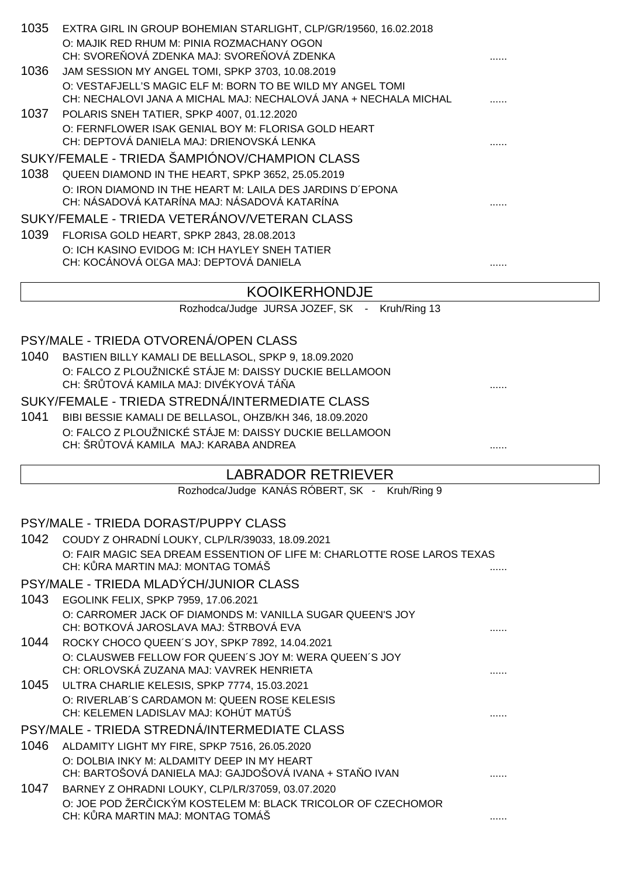1035 EXTRA GIRL IN GROUP BOHEMIAN STARLIGHT, CLP/GR/19560, 16.02.2018
O: MAJIK RED RHUM M: PINIA ROZMACHANY OGON
CH: SVOREŇOVÁ ZDENKA MAJ: SVOREŇOVÁ ZDENKA ......

1036 JAM SESSION MY ANGEL TOMI, SPKP 3703, 10.08.2019
O: VESTAFJELL'S MAGIC ELF M: BORN TO BE WILD MY ANGEL TOMI
CH: NECHALOVI JANA A MICHAL MAJ: NECHALOVÁ JANA + NECHALA MICHAL ......

1037 POLARIS SNEH TATIER, SPKP 4007, 01.12.2020
O: FERNFLOWER ISAK GENIAL BOY M: FLORISA GOLD HEART
CH: DEPTOVÁ DANIELA MAJ: DRIENOVSKÁ LENKA ......

SUKY/FEMALE - TRIEDA ŠAMPIÓNOV/CHAMPION CLASS

1038 QUEEN DIAMOND IN THE HEART, SPKP 3652, 25.05.2019
O: IRON DIAMOND IN THE HEART M: LAILA DES JARDINS D´EPONA
CH: NÁSADOVÁ KATARÍNA MAJ: NÁSADOVÁ KATARÍNA ......

SUKY/FEMALE - TRIEDA VETERÁNOV/VETERAN CLASS

1039 FLORISA GOLD HEART, SPKP 2843, 28.08.2013
O: ICH KASINO EVIDOG M: ICH HAYLEY SNEH TATIER
CH: KOCÁNOVÁ OĽGA MAJ: DEPTOVÁ DANIELA ......

## KOOIKERHONDJE

Rozhodca/Judge JURSA JOZEF, SK - Kruh/Ring 13

PSY/MALE - TRIEDA OTVORENÁ/OPEN CLASS

1040 BASTIEN BILLY KAMALI DE BELLASOL, SPKP 9, 18.09.2020
O: FALCO Z PLOUŽNICKÉ STÁJE M: DAISSY DUCKIE BELLAMOON
CH: ŠRŮTOVÁ KAMILA MAJ: DIVÉKYOVÁ TÁŇA ......

SUKY/FEMALE - TRIEDA STREDNÁ/INTERMEDIATE CLASS

1041 BIBI BESSIE KAMALI DE BELLASOL, OHZB/KH 346, 18.09.2020
O: FALCO Z PLOUŽNICKÉ STÁJE M: DAISSY DUCKIE BELLAMOON
CH: ŠRŮTOVÁ KAMILA MAJ: KARABA ANDREA ......

## LABRADOR RETRIEVER

Rozhodca/Judge KANÁS RÓBERT, SK - Kruh/Ring 9

PSY/MALE - TRIEDA DORAST/PUPPY CLASS

1042 COUDY Z OHRADNÍ LOUKY, CLP/LR/39033, 18.09.2021
O: FAIR MAGIC SEA DREAM ESSENTION OF LIFE M: CHARLOTTE ROSE LAROS TEXAS
CH: KŮRA MARTIN MAJ: MONTAG TOMÁŠ ......

PSY/MALE - TRIEDA MLADÝCH/JUNIOR CLASS

1043 EGOLINK FELIX, SPKP 7959, 17.06.2021
O: CARROMER JACK OF DIAMONDS M: VANILLA SUGAR QUEEN'S JOY
CH: BOTKOVÁ JAROSLAVA MAJ: ŠTRBOVÁ EVA ......

1044 ROCKY CHOCO QUEEN´S JOY, SPKP 7892, 14.04.2021
O: CLAUSWEB FELLOW FOR QUEEN´S JOY M: WERA QUEEN´S JOY
CH: ORLOVSKÁ ZUZANA MAJ: VAVREK HENRIETA ......

1045 ULTRA CHARLIE KELESIS, SPKP 7774, 15.03.2021
O: RIVERLAB´S CARDAMON M: QUEEN ROSE KELESIS
CH: KELEMEN LADISLAV MAJ: KOHÚT MATÚŠ ......

PSY/MALE - TRIEDA STREDNÁ/INTERMEDIATE CLASS

1046 ALDAMITY LIGHT MY FIRE, SPKP 7516, 26.05.2020
O: DOLBIA INKY M: ALDAMITY DEEP IN MY HEART
CH: BARTOŠOVÁ DANIELA MAJ: GAJDOŠOVÁ IVANA + STAŇO IVAN ......

1047 BARNEY Z OHRADNI LOUKY, CLP/LR/37059, 03.07.2020
O: JOE POD ŽERČICKÝM KOSTELEM M: BLACK TRICOLOR OF CZECHOMOR
CH: KŮRA MARTIN MAJ: MONTAG TOMÁŠ ......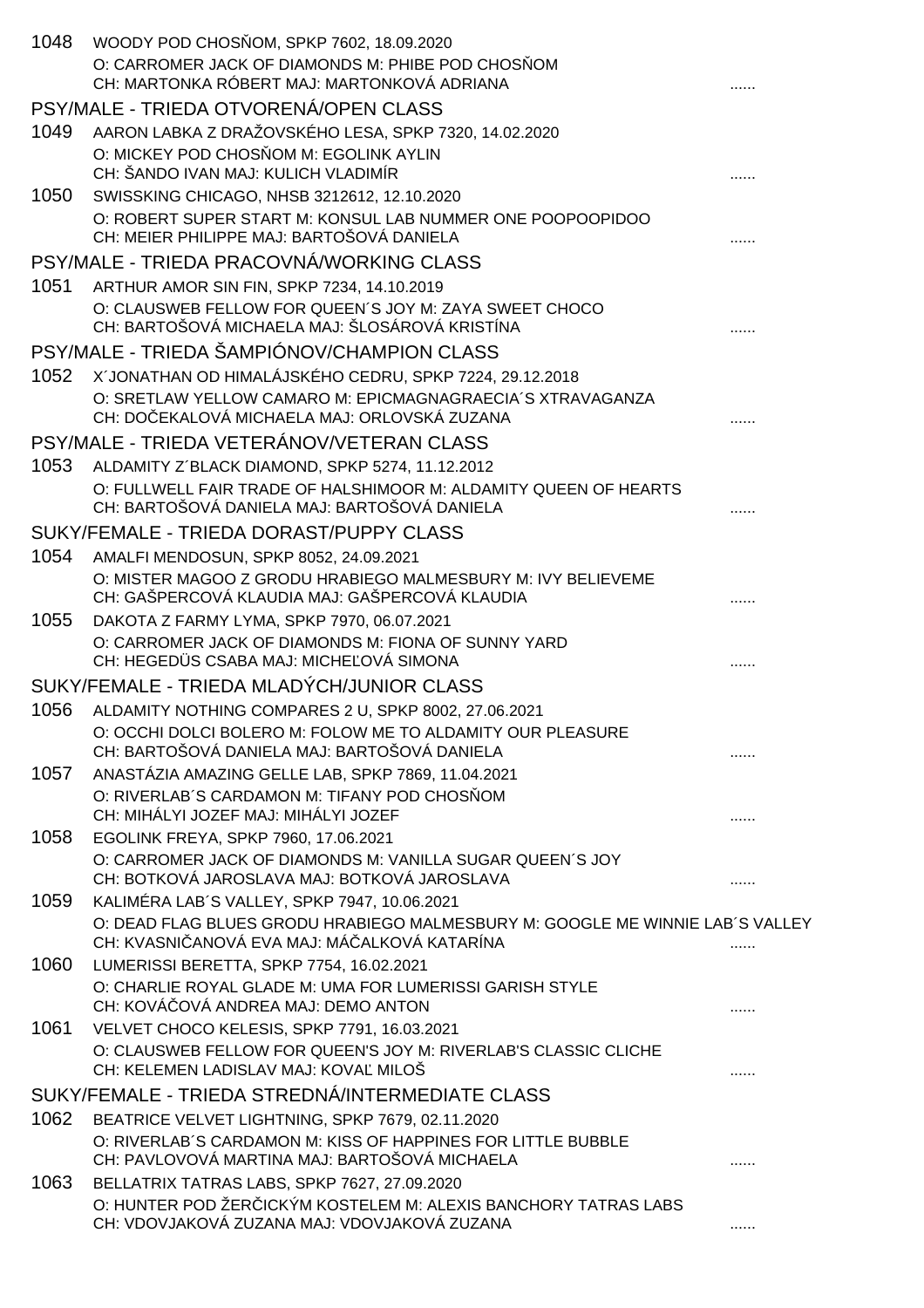1048 WOODY POD CHOSŇOM, SPKP 7602, 18.09.2020
O: CARROMER JACK OF DIAMONDS M: PHIBE POD CHOSŇOM
CH: MARTONKA RÓBERT MAJ: MARTONKOVÁ ADRIANA ......

## PSY/MALE - TRIEDA OTVORENÁ/OPEN CLASS

1049 AARON LABKA Z DRAŽOVSKÉHO LESA, SPKP 7320, 14.02.2020
O: MICKEY POD CHOSŇOM M: EGOLINK AYLIN
CH: ŠANDO IVAN MAJ: KULICH VLADIMÍR ......

1050 SWISSKING CHICAGO, NHSB 3212612, 12.10.2020
O: ROBERT SUPER START M: KONSUL LAB NUMMER ONE POOPOOPIDOO
CH: MEIER PHILIPPE MAJ: BARTOŠOVÁ DANIELA ......

## PSY/MALE - TRIEDA PRACOVNÁ/WORKING CLASS

1051 ARTHUR AMOR SIN FIN, SPKP 7234, 14.10.2019
O: CLAUSWEB FELLOW FOR QUEEN´S JOY M: ZAYA SWEET CHOCO
CH: BARTOŠOVÁ MICHAELA MAJ: ŠLOSÁROVÁ KRISTÍNA ......

## PSY/MALE - TRIEDA ŠAMPIÓNOV/CHAMPION CLASS

1052 X´JONATHAN OD HIMALÁJSKÉHO CEDRU, SPKP 7224, 29.12.2018
O: SRETLAW YELLOW CAMARO M: EPICMAGNAGRAECIA´S XTRAVAGANZA
CH: DOČEKALOVÁ MICHAELA MAJ: ORLOVSKÁ ZUZANA ......

## PSY/MALE - TRIEDA VETERÁNOV/VETERAN CLASS

1053 ALDAMITY Z´BLACK DIAMOND, SPKP 5274, 11.12.2012
O: FULLWELL FAIR TRADE OF HALSHIMOOR M: ALDAMITY QUEEN OF HEARTS
CH: BARTOŠOVÁ DANIELA MAJ: BARTOŠOVÁ DANIELA ......

## SUKY/FEMALE - TRIEDA DORAST/PUPPY CLASS

1054 AMALFI MENDOSUN, SPKP 8052, 24.09.2021
O: MISTER MAGOO Z GRODU HRABIEGO MALMESBURY M: IVY BELIEVEME
CH: GAŠPERCOVÁ KLAUDIA MAJ: GAŠPERCOVÁ KLAUDIA ......

1055 DAKOTA Z FARMY LYMA, SPKP 7970, 06.07.2021
O: CARROMER JACK OF DIAMONDS M: FIONA OF SUNNY YARD
CH: HEGEDÜS CSABA MAJ: MICHEĽOVÁ SIMONA ......

## SUKY/FEMALE - TRIEDA MLADÝCH/JUNIOR CLASS

1056 ALDAMITY NOTHING COMPARES 2 U, SPKP 8002, 27.06.2021
O: OCCHI DOLCI BOLERO M: FOLOW ME TO ALDAMITY OUR PLEASURE
CH: BARTOŠOVÁ DANIELA MAJ: BARTOŠOVÁ DANIELA ......

1057 ANASTÁZIA AMAZING GELLE LAB, SPKP 7869, 11.04.2021
O: RIVERLAB´S CARDAMON M: TIFANY POD CHOSŇOM
CH: MIHÁLYI JOZEF MAJ: MIHÁLYI JOZEF ......

1058 EGOLINK FREYA, SPKP 7960, 17.06.2021
O: CARROMER JACK OF DIAMONDS M: VANILLA SUGAR QUEEN´S JOY
CH: BOTKOVÁ JAROSLAVA MAJ: BOTKOVÁ JAROSLAVA ......

1059 KALIMÉRA LAB´S VALLEY, SPKP 7947, 10.06.2021
O: DEAD FLAG BLUES GRODU HRABIEGO MALMESBURY M: GOOGLE ME WINNIE LAB´S VALLEY
CH: KVASNIČANOVÁ EVA MAJ: MÁČALKOVÁ KATARÍNA ......

1060 LUMERISSI BERETTA, SPKP 7754, 16.02.2021
O: CHARLIE ROYAL GLADE M: UMA FOR LUMERISSI GARISH STYLE
CH: KOVÁČOVÁ ANDREA MAJ: DEMO ANTON ......

1061 VELVET CHOCO KELESIS, SPKP 7791, 16.03.2021
O: CLAUSWEB FELLOW FOR QUEEN'S JOY M: RIVERLAB'S CLASSIC CLICHE
CH: KELEMEN LADISLAV MAJ: KOVAĽ MILOŠ ......

## SUKY/FEMALE - TRIEDA STREDNÁ/INTERMEDIATE CLASS

1062 BEATRICE VELVET LIGHTNING, SPKP 7679, 02.11.2020
O: RIVERLAB´S CARDAMON M: KISS OF HAPPINES FOR LITTLE BUBBLE
CH: PAVLOVOVÁ MARTINA MAJ: BARTOŠOVÁ MICHAELA ......

1063 BELLATRIX TATRAS LABS, SPKP 7627, 27.09.2020
O: HUNTER POD ŽERČICKÝM KOSTELEM M: ALEXIS BANCHORY TATRAS LABS
CH: VDOVJAKOVÁ ZUZANA MAJ: VDOVJAKOVÁ ZUZANA ......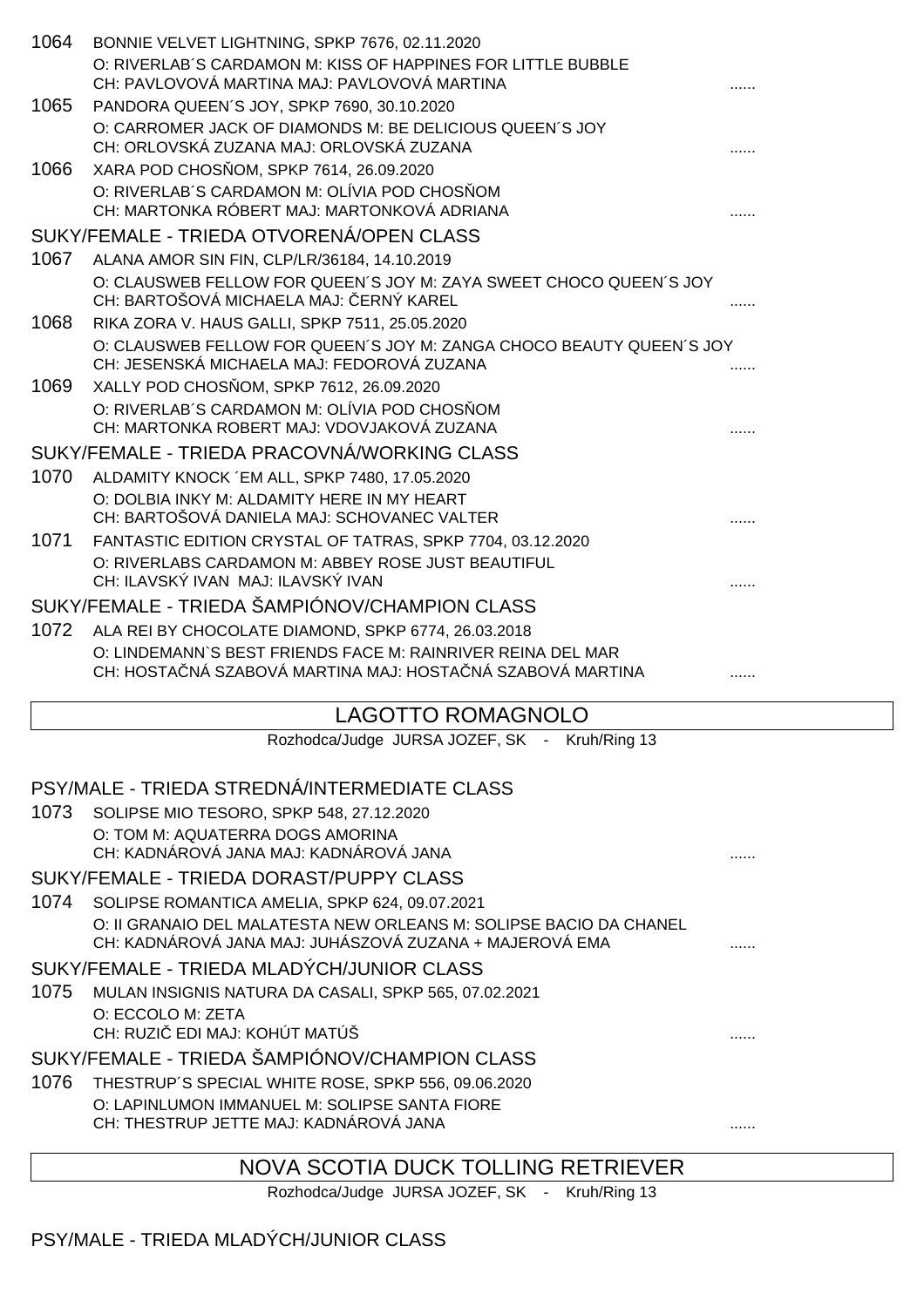1064 BONNIE VELVET LIGHTNING, SPKP 7676, 02.11.2020
O: RIVERLAB´S CARDAMON M: KISS OF HAPPINES FOR LITTLE BUBBLE
CH: PAVLOVOVÁ MARTINA MAJ: PAVLOVOVÁ MARTINA ......

1065 PANDORA QUEEN´S JOY, SPKP 7690, 30.10.2020
O: CARROMER JACK OF DIAMONDS M: BE DELICIOUS QUEEN´S JOY
CH: ORLOVSKÁ ZUZANA MAJ: ORLOVSKÁ ZUZANA ......

1066 XARA POD CHOSŇOM, SPKP 7614, 26.09.2020
O: RIVERLAB´S CARDAMON M: OLÍVIA POD CHOSŇOM
CH: MARTONKA RÓBERT MAJ: MARTONKOVÁ ADRIANA ......

SUKY/FEMALE - TRIEDA OTVORENÁ/OPEN CLASS

1067 ALANA AMOR SIN FIN, CLP/LR/36184, 14.10.2019
O: CLAUSWEB FELLOW FOR QUEEN´S JOY M: ZAYA SWEET CHOCO QUEEN´S JOY
CH: BARTOŠOVÁ MICHAELA MAJ: ČERNÝ KAREL ......

1068 RIKA ZORA V. HAUS GALLI, SPKP 7511, 25.05.2020
O: CLAUSWEB FELLOW FOR QUEEN´S JOY M: ZANGA CHOCO BEAUTY QUEEN´S JOY
CH: JESENSKÁ MICHAELA MAJ: FEDOROVÁ ZUZANA ......

1069 XALLY POD CHOSŇOM, SPKP 7612, 26.09.2020
O: RIVERLAB´S CARDAMON M: OLÍVIA POD CHOSŇOM
CH: MARTONKA ROBERT MAJ: VDOVJAKOVÁ ZUZANA ......

SUKY/FEMALE - TRIEDA PRACOVNÁ/WORKING CLASS

1070 ALDAMITY KNOCK ´EM ALL, SPKP 7480, 17.05.2020
O: DOLBIA INKY M: ALDAMITY HERE IN MY HEART
CH: BARTOŠOVÁ DANIELA MAJ: SCHOVANEC VALTER ......

1071 FANTASTIC EDITION CRYSTAL OF TATRAS, SPKP 7704, 03.12.2020
O: RIVERLABS CARDAMON M: ABBEY ROSE JUST BEAUTIFUL
CH: ILAVSKÝ IVAN MAJ: ILAVSKÝ IVAN ......

SUKY/FEMALE - TRIEDA ŠAMPIÓNOV/CHAMPION CLASS

1072 ALA REI BY CHOCOLATE DIAMOND, SPKP 6774, 26.03.2018
O: LINDEMANN`S BEST FRIENDS FACE M: RAINRIVER REINA DEL MAR
CH: HOSTAČNÁ SZABOVÁ MARTINA MAJ: HOSTAČNÁ SZABOVÁ MARTINA ......

## LAGOTTO ROMAGNOLO

Rozhodca/Judge JURSA JOZEF, SK - Kruh/Ring 13

PSY/MALE - TRIEDA STREDNÁ/INTERMEDIATE CLASS

1073 SOLIPSE MIO TESORO, SPKP 548, 27.12.2020
O: TOM M: AQUATERRA DOGS AMORINA
CH: KADNÁROVÁ JANA MAJ: KADNÁROVÁ JANA ......

SUKY/FEMALE - TRIEDA DORAST/PUPPY CLASS

1074 SOLIPSE ROMANTICA AMELIA, SPKP 624, 09.07.2021
O: II GRANAIO DEL MALATESTA NEW ORLEANS M: SOLIPSE BACIO DA CHANEL
CH: KADNÁROVÁ JANA MAJ: JUHÁSZOVÁ ZUZANA + MAJEROVÁ EMA ......

SUKY/FEMALE - TRIEDA MLADÝCH/JUNIOR CLASS

1075 MULAN INSIGNIS NATURA DA CASALI, SPKP 565, 07.02.2021
O: ECCOLO M: ZETA
CH: RUZIČ EDI MAJ: KOHÚT MATÚŠ ......

SUKY/FEMALE - TRIEDA ŠAMPIÓNOV/CHAMPION CLASS

1076 THESTRUP´S SPECIAL WHITE ROSE, SPKP 556, 09.06.2020
O: LAPINLUMON IMMANUEL M: SOLIPSE SANTA FIORE
CH: THESTRUP JETTE MAJ: KADNÁROVÁ JANA ......

## NOVA SCOTIA DUCK TOLLING RETRIEVER

Rozhodca/Judge JURSA JOZEF, SK - Kruh/Ring 13

PSY/MALE - TRIEDA MLADÝCH/JUNIOR CLASS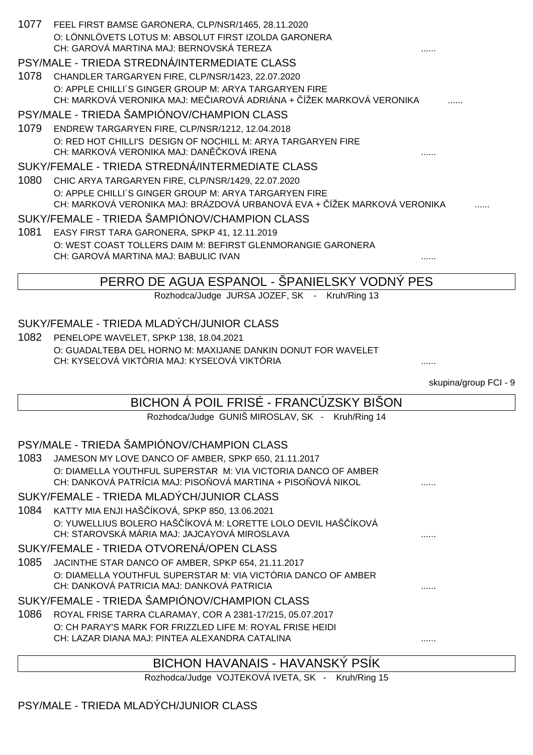1077 FEEL FIRST BAMSE GARONERA, CLP/NSR/1465, 28.11.2020
O: LÖNNLÖVETS LOTUS M: ABSOLUT FIRST IZOLDA GARONERA
CH: GAROVÁ MARTINA MAJ: BERNOVSKÁ TEREZA ......

PSY/MALE - TRIEDA STREDNÁ/INTERMEDIATE CLASS

1078 CHANDLER TARGARYEN FIRE, CLP/NSR/1423, 22.07.2020
O: APPLE CHILLI´S GINGER GROUP M: ARYA TARGARYEN FIRE
CH: MARKOVÁ VERONIKA MAJ: MEČIAROVÁ ADRIÁNA + ČÍŽEK MARKOVÁ VERONIKA ......

PSY/MALE - TRIEDA ŠAMPIÓNOV/CHAMPION CLASS

1079 ENDREW TARGARYEN FIRE, CLP/NSR/1212, 12.04.2018
O: RED HOT CHILLI'S DESIGN OF NOCHILL M: ARYA TARGARYEN FIRE
CH: MARKOVÁ VERONIKA MAJ: DANĚČKOVÁ IRENA ......

SUKY/FEMALE - TRIEDA STREDNÁ/INTERMEDIATE CLASS

1080 CHIC ARYA TARGARYEN FIRE, CLP/NSR/1429, 22.07.2020
O: APPLE CHILLI´S GINGER GROUP M: ARYA TARGARYEN FIRE
CH: MARKOVÁ VERONIKA MAJ: BRÁZDOVÁ URBANOVÁ EVA + ČÍŽEK MARKOVÁ VERONIKA ......

SUKY/FEMALE - TRIEDA ŠAMPIÓNOV/CHAMPION CLASS

1081 EASY FIRST TARA GARONERA, SPKP 41, 12.11.2019
O: WEST COAST TOLLERS DAIM M: BEFIRST GLENMORANGIE GARONERA
CH: GAROVÁ MARTINA MAJ: BABULIC IVAN ......

## PERRO DE AGUA ESPANOL - ŠPANIELSKY VODNÝ PES

Rozhodca/Judge JURSA JOZEF, SK - Kruh/Ring 13

SUKY/FEMALE - TRIEDA MLADÝCH/JUNIOR CLASS

1082 PENELOPE WAVELET, SPKP 138, 18.04.2021
O: GUADALTEBA DEL HORNO M: MAXIJANE DANKIN DONUT FOR WAVELET
CH: KYSEĽOVÁ VIKTÓRIA MAJ: KYSEĽOVÁ VIKTÓRIA ......

skupina/group FCI - 9

## BICHON Á POIL FRISÉ - FRANCÚZSKY BIŠON

Rozhodca/Judge GUNIŠ MIROSLAV, SK - Kruh/Ring 14

PSY/MALE - TRIEDA ŠAMPIÓNOV/CHAMPION CLASS

1083 JAMESON MY LOVE DANCO OF AMBER, SPKP 650, 21.11.2017
O: DIAMELLA YOUTHFUL SUPERSTAR M: VIA VICTORIA DANCO OF AMBER
CH: DANKOVÁ PATRÍCIA MAJ: PISOŇOVÁ MARTINA + PISOŇOVÁ NIKOL ......

SUKY/FEMALE - TRIEDA MLADÝCH/JUNIOR CLASS

1084 KATTY MIA ENJI HAŠČÍKOVÁ, SPKP 850, 13.06.2021
O: YUWELLIUS BOLERO HAŠČÍKOVÁ M: LORETTE LOLO DEVIL HAŠČÍKOVÁ
CH: STAROVSKÁ MÁRIA MAJ: JAJCAYOVÁ MIROSLAVA ......

SUKY/FEMALE - TRIEDA OTVORENÁ/OPEN CLASS

1085 JACINTHE STAR DANCO OF AMBER, SPKP 654, 21.11.2017
O: DIAMELLA YOUTHFUL SUPERSTAR M: VIA VICTÓRIA DANCO OF AMBER
CH: DANKOVÁ PATRICIA MAJ: DANKOVÁ PATRICIA ......

SUKY/FEMALE - TRIEDA ŠAMPIÓNOV/CHAMPION CLASS

1086 ROYAL FRISE TARRA CLARAMAY, COR A 2381-17/215, 05.07.2017
O: CH PARAY'S MARK FOR FRIZZLED LIFE M: ROYAL FRISE HEIDI
CH: LAZAR DIANA MAJ: PINTEA ALEXANDRA CATALINA ......

## BICHON HAVANAIS - HAVANSKÝ PSÍK

Rozhodca/Judge VOJTEKOVÁ IVETA, SK - Kruh/Ring 15

PSY/MALE - TRIEDA MLADÝCH/JUNIOR CLASS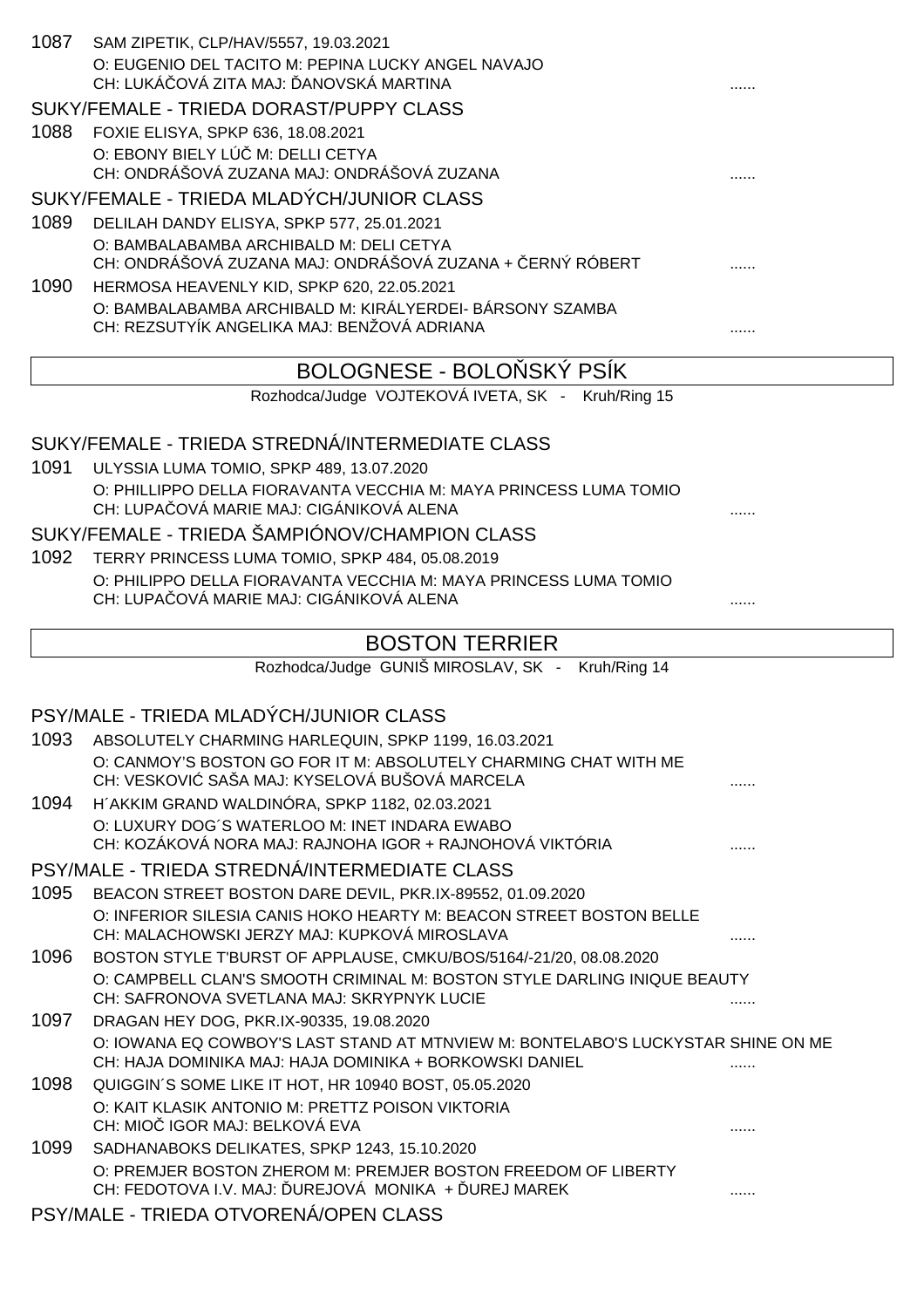1087 SAM ZIPETIK, CLP/HAV/5557, 19.03.2021
O: EUGENIO DEL TACITO M: PEPINA LUCKY ANGEL NAVAJO
CH: LUKÁČOVÁ ZITA MAJ: ĎANOVSKÁ MARTINA ......

SUKY/FEMALE - TRIEDA DORAST/PUPPY CLASS

1088 FOXIE ELISYA, SPKP 636, 18.08.2021
O: EBONY BIELY LÚČ M: DELLI CETYA
CH: ONDRÁŠOVÁ ZUZANA MAJ: ONDRÁŠOVÁ ZUZANA ......

SUKY/FEMALE - TRIEDA MLADÝCH/JUNIOR CLASS

1089 DELILAH DANDY ELISYA, SPKP 577, 25.01.2021
O: BAMBALABAMBA ARCHIBALD M: DELI CETYA
CH: ONDRÁŠOVÁ ZUZANA MAJ: ONDRÁŠOVÁ ZUZANA + ČERNÝ RÓBERT ......

1090 HERMOSA HEAVENLY KID, SPKP 620, 22.05.2021
O: BAMBALABAMBA ARCHIBALD M: KIRÁLYERDEI- BÁRSONY SZAMBA
CH: REZSUTYÍK ANGELIKA MAJ: BENŽOVÁ ADRIANA ......

## BOLOGNESE - BOLOŇSKÝ PSÍK

Rozhodca/Judge VOJTEKOVÁ IVETA, SK - Kruh/Ring 15

SUKY/FEMALE - TRIEDA STREDNÁ/INTERMEDIATE CLASS

1091 ULYSSIA LUMA TOMIO, SPKP 489, 13.07.2020
O: PHILLIPPO DELLA FIORAVANTA VECCHIA M: MAYA PRINCESS LUMA TOMIO
CH: LUPAČOVÁ MARIE MAJ: CIGÁNIKOVÁ ALENA ......

SUKY/FEMALE - TRIEDA ŠAMPIÓNOV/CHAMPION CLASS

1092 TERRY PRINCESS LUMA TOMIO, SPKP 484, 05.08.2019
O: PHILIPPO DELLA FIORAVANTA VECCHIA M: MAYA PRINCESS LUMA TOMIO
CH: LUPAČOVÁ MARIE MAJ: CIGÁNIKOVÁ ALENA ......

## BOSTON TERRIER

Rozhodca/Judge GUNIŠ MIROSLAV, SK - Kruh/Ring 14

PSY/MALE - TRIEDA MLADÝCH/JUNIOR CLASS

1093 ABSOLUTELY CHARMING HARLEQUIN, SPKP 1199, 16.03.2021
O: CANMOY'S BOSTON GO FOR IT M: ABSOLUTELY CHARMING CHAT WITH ME
CH: VESKOVIĆ SAŠA MAJ: KYSELOVÁ BUŠOVÁ MARCELA ......

1094 H´AKKIM GRAND WALDINÓRA, SPKP 1182, 02.03.2021
O: LUXURY DOG´S WATERLOO M: INET INDARA EWABO
CH: KOZÁKOVÁ NORA MAJ: RAJNOHA IGOR + RAJNOHOVÁ VIKTÓRIA ......

PSY/MALE - TRIEDA STREDNÁ/INTERMEDIATE CLASS

1095 BEACON STREET BOSTON DARE DEVIL, PKR.IX-89552, 01.09.2020
O: INFERIOR SILESIA CANIS HOKO HEARTY M: BEACON STREET BOSTON BELLE
CH: MALACHOWSKI JERZY MAJ: KUPKOVÁ MIROSLAVA ......

1096 BOSTON STYLE T'BURST OF APPLAUSE, CMKU/BOS/5164/-21/20, 08.08.2020
O: CAMPBELL CLAN'S SMOOTH CRIMINAL M: BOSTON STYLE DARLING INIQUE BEAUTY
CH: SAFRONOVA SVETLANA MAJ: SKRYPNYK LUCIE ......

1097 DRAGAN HEY DOG, PKR.IX-90335, 19.08.2020
O: IOWANA EQ COWBOY'S LAST STAND AT MTNVIEW M: BONTELABO'S LUCKYSTAR SHINE ON ME
CH: HAJA DOMINIKA MAJ: HAJA DOMINIKA + BORKOWSKI DANIEL ......

1098 QUIGGIN´S SOME LIKE IT HOT, HR 10940 BOST, 05.05.2020
O: KAIT KLASIK ANTONIO M: PRETTZ POISON VIKTORIA
CH: MIOČ IGOR MAJ: BELKOVÁ EVA ......

1099 SADHANABOKS DELIKATES, SPKP 1243, 15.10.2020
O: PREMJER BOSTON ZHEROM M: PREMJER BOSTON FREEDOM OF LIBERTY
CH: FEDOTOVA I.V. MAJ: ĎUREJOVÁ MONIKA + ĎUREJ MAREK ......

PSY/MALE - TRIEDA OTVORENÁ/OPEN CLASS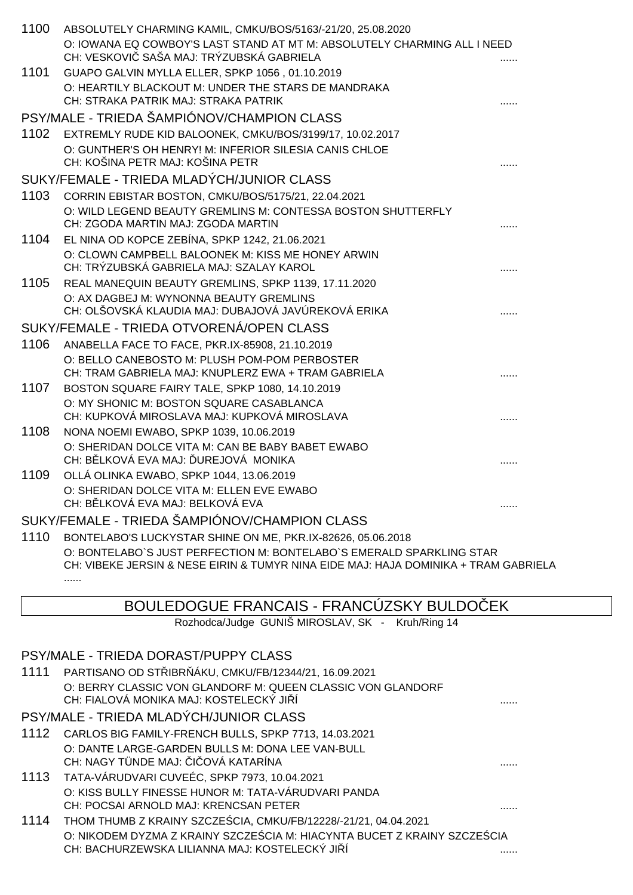1100 ABSOLUTELY CHARMING KAMIL, CMKU/BOS/5163/-21/20, 25.08.2020
O: IOWANA EQ COWBOY'S LAST STAND AT MT M: ABSOLUTELY CHARMING ALL I NEED
CH: VESKOVIČ SAŠA MAJ: TRÝZUBSKÁ GABRIELA ......

1101 GUAPO GALVIN MYLLA ELLER, SPKP 1056 , 01.10.2019
O: HEARTILY BLACKOUT M: UNDER THE STARS DE MANDRAKA
CH: STRAKA PATRIK MAJ: STRAKA PATRIK ......

PSY/MALE - TRIEDA ŠAMPIÓNOV/CHAMPION CLASS

1102 EXTREMLY RUDE KID BALOONEK, CMKU/BOS/3199/17, 10.02.2017
O: GUNTHER'S OH HENRY! M: INFERIOR SILESIA CANIS CHLOE
CH: KOŠINA PETR MAJ: KOŠINA PETR ......

SUKY/FEMALE - TRIEDA MLADÝCH/JUNIOR CLASS

1103 CORRIN EBISTAR BOSTON, CMKU/BOS/5175/21, 22.04.2021
O: WILD LEGEND BEAUTY GREMLINS M: CONTESSA BOSTON SHUTTERFLY
CH: ZGODA MARTIN MAJ: ZGODA MARTIN ......

1104 EL NINA OD KOPCE ZEBÍNA, SPKP 1242, 21.06.2021
O: CLOWN CAMPBELL BALOONEK M: KISS ME HONEY ARWIN
CH: TRÝZUBSKÁ GABRIELA MAJ: SZALAY KAROL ......

1105 REAL MANEQUIN BEAUTY GREMLINS, SPKP 1139, 17.11.2020
O: AX DAGBEJ M: WYNONNA BEAUTY GREMLINS
CH: OLŠOVSKÁ KLAUDIA MAJ: DUBAJOVÁ JAVÚREKOVÁ ERIKA ......

SUKY/FEMALE - TRIEDA OTVORENÁ/OPEN CLASS

1106 ANABELLA FACE TO FACE, PKR.IX-85908, 21.10.2019
O: BELLO CANEBOSTO M: PLUSH POM-POM PERBOSTER
CH: TRAM GABRIELA MAJ: KNUPLERZ EWA + TRAM GABRIELA ......

1107 BOSTON SQUARE FAIRY TALE, SPKP 1080, 14.10.2019
O: MY SHONIC M: BOSTON SQUARE CASABLANCA
CH: KUPKOVÁ MIROSLAVA MAJ: KUPKOVÁ MIROSLAVA ......

1108 NONA NOEMI EWABO, SPKP 1039, 10.06.2019
O: SHERIDAN DOLCE VITA M: CAN BE BABY BABET EWABO
CH: BĚLKOVÁ EVA MAJ: ĎUREJOVÁ MONIKA ......

1109 OLLÁ OLINKA EWABO, SPKP 1044, 13.06.2019
O: SHERIDAN DOLCE VITA M: ELLEN EVE EWABO
CH: BĚLKOVÁ EVA MAJ: BELKOVÁ EVA ......

SUKY/FEMALE - TRIEDA ŠAMPIÓNOV/CHAMPION CLASS

1110 BONTELABO'S LUCKYSTAR SHINE ON ME, PKR.IX-82626, 05.06.2018
O: BONTELABO`S JUST PERFECTION M: BONTELABO`S EMERALD SPARKLING STAR
CH: VIBEKE JERSIN & NESE EIRIN & TUMYR NINA EIDE MAJ: HAJA DOMINIKA + TRAM GABRIELA
......

## BOULEDOGUE FRANCAIS - FRANCÚZSKY BULDOČEK

Rozhodca/Judge GUNIŠ MIROSLAV, SK - Kruh/Ring 14

PSY/MALE - TRIEDA DORAST/PUPPY CLASS

1111 PARTISANO OD STŘIBRŇÁKU, CMKU/FB/12344/21, 16.09.2021
O: BERRY CLASSIC VON GLANDORF M: QUEEN CLASSIC VON GLANDORF
CH: FIALOVÁ MONIKA MAJ: KOSTELECKÝ JIŘÍ ......

PSY/MALE - TRIEDA MLADÝCH/JUNIOR CLASS

1112 CARLOS BIG FAMILY-FRENCH BULLS, SPKP 7713, 14.03.2021
O: DANTE LARGE-GARDEN BULLS M: DONA LEE VAN-BULL
CH: NAGY TÜNDE MAJ: ČIČOVÁ KATARÍNA ......

1113 TATA-VÁRUDVARI CUVEÉC, SPKP 7973, 10.04.2021
O: KISS BULLY FINESSE HUNOR M: TATA-VÁRUDVARI PANDA
CH: POCSAI ARNOLD MAJ: KRENCSAN PETER ......

1114 THOM THUMB Z KRAINY SZCZEŚCIA, CMKU/FB/12228/-21/21, 04.04.2021
O: NIKODEM DYZMA Z KRAINY SZCZEŚCIA M: HIACYNTA BUCET Z KRAINY SZCZEŚCIA
CH: BACHURZEWSKA LILIANNA MAJ: KOSTELECKÝ JIŘÍ ......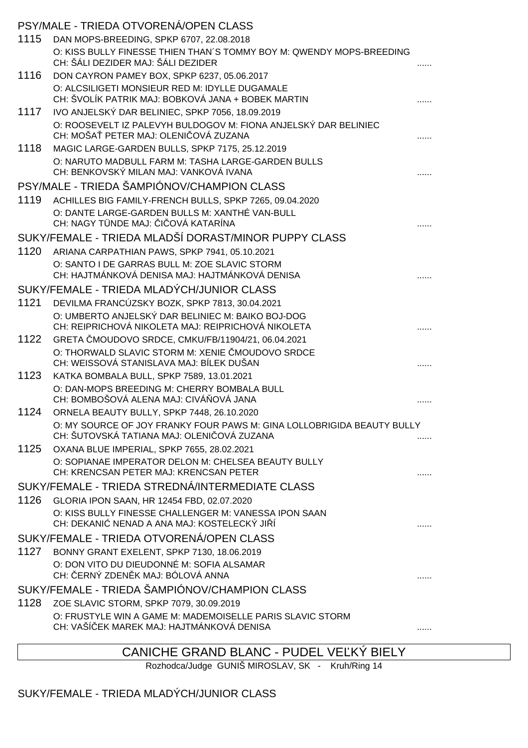PSY/MALE - TRIEDA OTVORENÁ/OPEN CLASS

1115 DAN MOPS-BREEDING, SPKP 6707, 22.08.2018
O: KISS BULLY FINESSE THIEN THAN´S TOMMY BOY M: QWENDY MOPS-BREEDING
CH: ŠÁLI DEZIDER MAJ: ŠÁLI DEZIDER ......

1116 DON CAYRON PAMEY BOX, SPKP 6237, 05.06.2017
O: ALCSILIGETI MONSIEUR RED M: IDYLLE DUGAMALE
CH: ŠVOLÍK PATRIK MAJ: BOBKOVÁ JANA + BOBEK MARTIN ......

1117 IVO ANJELSKÝ DAR BELINIEC, SPKP 7056, 18.09.2019
O: ROOSEVELT IZ PALEVYH BULDOGOV M: FIONA ANJELSKÝ DAR BELINIEC
CH: MOŠAŤ PETER MAJ: OLENIČOVÁ ZUZANA ......

1118 MAGIC LARGE-GARDEN BULLS, SPKP 7175, 25.12.2019
O: NARUTO MADBULL FARM M: TASHA LARGE-GARDEN BULLS
CH: BENKOVSKÝ MILAN MAJ: VANKOVÁ IVANA ......

PSY/MALE - TRIEDA ŠAMPIÓNOV/CHAMPION CLASS

1119 ACHILLES BIG FAMILY-FRENCH BULLS, SPKP 7265, 09.04.2020
O: DANTE LARGE-GARDEN BULLS M: XANTHÉ VAN-BULL
CH: NAGY TÜNDE MAJ: ČIČOVÁ KATARÍNA ......

SUKY/FEMALE - TRIEDA MLADŠÍ DORAST/MINOR PUPPY CLASS

1120 ARIANA CARPATHIAN PAWS, SPKP 7941, 05.10.2021
O: SANTO I DE GARRAS BULL M: ZOE SLAVIC STORM
CH: HAJTMÁNKOVÁ DENISA MAJ: HAJTMÁNKOVÁ DENISA ......

SUKY/FEMALE - TRIEDA MLADÝCH/JUNIOR CLASS

1121 DEVILMA FRANCÚZSKY BOZK, SPKP 7813, 30.04.2021
O: UMBERTO ANJELSKÝ DAR BELINIEC M: BAIKO BOJ-DOG
CH: REIPRICHOVÁ NIKOLETA MAJ: REIPRICHOVÁ NIKOLETA ......

1122 GRETA ČMOUDOVO SRDCE, CMKU/FB/11904/21, 06.04.2021
O: THORWALD SLAVIC STORM M: XENIE ČMOUDOVO SRDCE
CH: WEISSOVÁ STANISLAVA MAJ: BÍLEK DUŠAN ......

1123 KATKA BOMBALA BULL, SPKP 7589, 13.01.2021
O: DAN-MOPS BREEDING M: CHERRY BOMBALA BULL
CH: BOMBOŠOVÁ ALENA MAJ: CIVÁŇOVÁ JANA ......

1124 ORNELA BEAUTY BULLY, SPKP 7448, 26.10.2020
O: MY SOURCE OF JOY FRANKY FOUR PAWS M: GINA LOLLOBRIGIDA BEAUTY BULLY
CH: ŠUTOVSKÁ TATIANA MAJ: OLENIČOVÁ ZUZANA ......

1125 OXANA BLUE IMPERIAL, SPKP 7655, 28.02.2021
O: SOPIANAE IMPERATOR DELON M: CHELSEA BEAUTY BULLY
CH: KRENCSAN PETER MAJ: KRENCSAN PETER ......

SUKY/FEMALE - TRIEDA STREDNÁ/INTERMEDIATE CLASS

1126 GLORIA IPON SAAN, HR 12454 FBD, 02.07.2020
O: KISS BULLY FINESSE CHALLENGER M: VANESSA IPON SAAN
CH: DEKANIĆ NENAD A ANA MAJ: KOSTELECKÝ JIŘÍ ......

SUKY/FEMALE - TRIEDA OTVORENÁ/OPEN CLASS

1127 BONNY GRANT EXELENT, SPKP 7130, 18.06.2019
O: DON VITO DU DIEUDONNÉ M: SOFIA ALSAMAR
CH: ČERNÝ ZDENĚK MAJ: BÓLOVÁ ANNA ......

SUKY/FEMALE - TRIEDA ŠAMPIÓNOV/CHAMPION CLASS

1128 ZOE SLAVIC STORM, SPKP 7079, 30.09.2019
O: FRUSTYLE WIN A GAME M: MADEMOISELLE PARIS SLAVIC STORM
CH: VAŠÍČEK MAREK MAJ: HAJTMÁNKOVÁ DENISA ......

## CANICHE GRAND BLANC - PUDEL VEĽKÝ BIELY

Rozhodca/Judge GUNIŠ MIROSLAV, SK - Kruh/Ring 14

SUKY/FEMALE - TRIEDA MLADÝCH/JUNIOR CLASS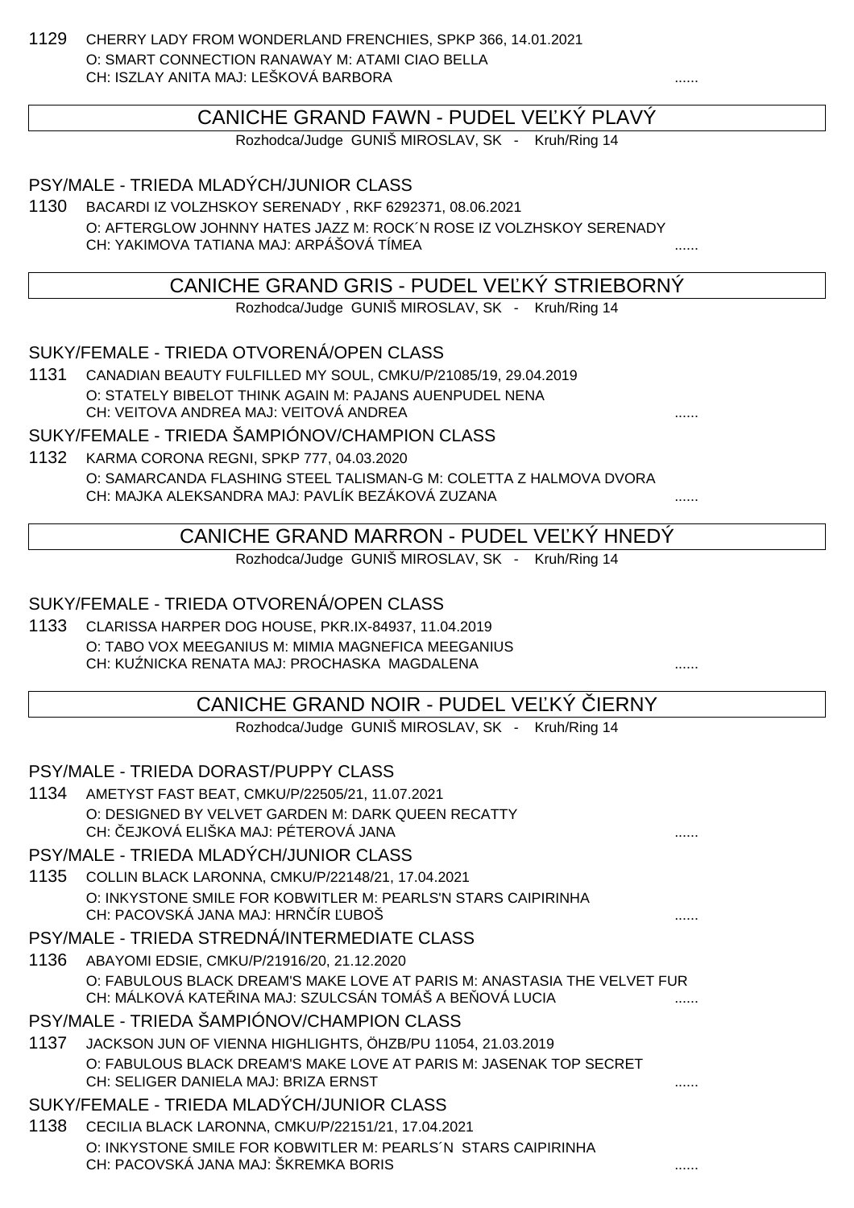1129 CHERRY LADY FROM WONDERLAND FRENCHIES, SPKP 366, 14.01.2021
O: SMART CONNECTION RANAWAY M: ATAMI CIAO BELLA
CH: ISZLAY ANITA MAJ: LEŠKOVÁ BARBORA ......

## CANICHE GRAND FAWN - PUDEL VEĽKÝ PLAVÝ

Rozhodca/Judge GUNIŠ MIROSLAV, SK - Kruh/Ring 14

### PSY/MALE - TRIEDA MLADÝCH/JUNIOR CLASS

1130 BACARDI IZ VOLZHSKOY SERENADY , RKF 6292371, 08.06.2021
O: AFTERGLOW JOHNNY HATES JAZZ M: ROCK´N ROSE IZ VOLZHSKOY SERENADY
CH: YAKIMOVA TATIANA MAJ: ARPÁŠOVÁ TÍMEA ......

## CANICHE GRAND GRIS - PUDEL VEĽKÝ STRIEBORNÝ

Rozhodca/Judge GUNIŠ MIROSLAV, SK - Kruh/Ring 14

### SUKY/FEMALE - TRIEDA OTVORENÁ/OPEN CLASS

1131 CANADIAN BEAUTY FULFILLED MY SOUL, CMKU/P/21085/19, 29.04.2019
O: STATELY BIBELOT THINK AGAIN M: PAJANS AUENPUDEL NENA
CH: VEITOVA ANDREA MAJ: VEITOVÁ ANDREA ......

### SUKY/FEMALE - TRIEDA ŠAMPIÓNOV/CHAMPION CLASS

1132 KARMA CORONA REGNI, SPKP 777, 04.03.2020
O: SAMARCANDA FLASHING STEEL TALISMAN-G M: COLETTA Z HALMOVA DVORA
CH: MAJKA ALEKSANDRA MAJ: PAVLÍK BEZÁKOVÁ ZUZANA ......

## CANICHE GRAND MARRON - PUDEL VEĽKÝ HNEDÝ

Rozhodca/Judge GUNIŠ MIROSLAV, SK - Kruh/Ring 14

### SUKY/FEMALE - TRIEDA OTVORENÁ/OPEN CLASS

1133 CLARISSA HARPER DOG HOUSE, PKR.IX-84937, 11.04.2019
O: TABO VOX MEEGANIUS M: MIMIA MAGNEFICA MEEGANIUS
CH: KUŹNICKA RENATA MAJ: PROCHASKA MAGDALENA ......

## CANICHE GRAND NOIR - PUDEL VEĽKÝ ČIERNY

Rozhodca/Judge GUNIŠ MIROSLAV, SK - Kruh/Ring 14

### PSY/MALE - TRIEDA DORAST/PUPPY CLASS

1134 AMETYST FAST BEAT, CMKU/P/22505/21, 11.07.2021
O: DESIGNED BY VELVET GARDEN M: DARK QUEEN RECATTY
CH: ČEJKOVÁ ELIŠKA MAJ: PÉTEROVÁ JANA ......

### PSY/MALE - TRIEDA MLADÝCH/JUNIOR CLASS

1135 COLLIN BLACK LARONNA, CMKU/P/22148/21, 17.04.2021
O: INKYSTONE SMILE FOR KOBWITLER M: PEARLS'N STARS CAIPIRINHA
CH: PACOVSKÁ JANA MAJ: HRNČÍR ĽUBOŠ ......

### PSY/MALE - TRIEDA STREDNÁ/INTERMEDIATE CLASS

1136 ABAYOMI EDSIE, CMKU/P/21916/20, 21.12.2020
O: FABULOUS BLACK DREAM'S MAKE LOVE AT PARIS M: ANASTASIA THE VELVET FUR
CH: MÁLKOVÁ KATEŘINA MAJ: SZULCSÁN TOMÁŠ A BEŇOVÁ LUCIA ......

### PSY/MALE - TRIEDA ŠAMPIÓNOV/CHAMPION CLASS

1137 JACKSON JUN OF VIENNA HIGHLIGHTS, ÖHZB/PU 11054, 21.03.2019
O: FABULOUS BLACK DREAM'S MAKE LOVE AT PARIS M: JASENAK TOP SECRET
CH: SELIGER DANIELA MAJ: BRIZA ERNST ......

### SUKY/FEMALE - TRIEDA MLADÝCH/JUNIOR CLASS

1138 CECILIA BLACK LARONNA, CMKU/P/22151/21, 17.04.2021
O: INKYSTONE SMILE FOR KOBWITLER M: PEARLS´N STARS CAIPIRINHA
CH: PACOVSKÁ JANA MAJ: ŠKREMKA BORIS ......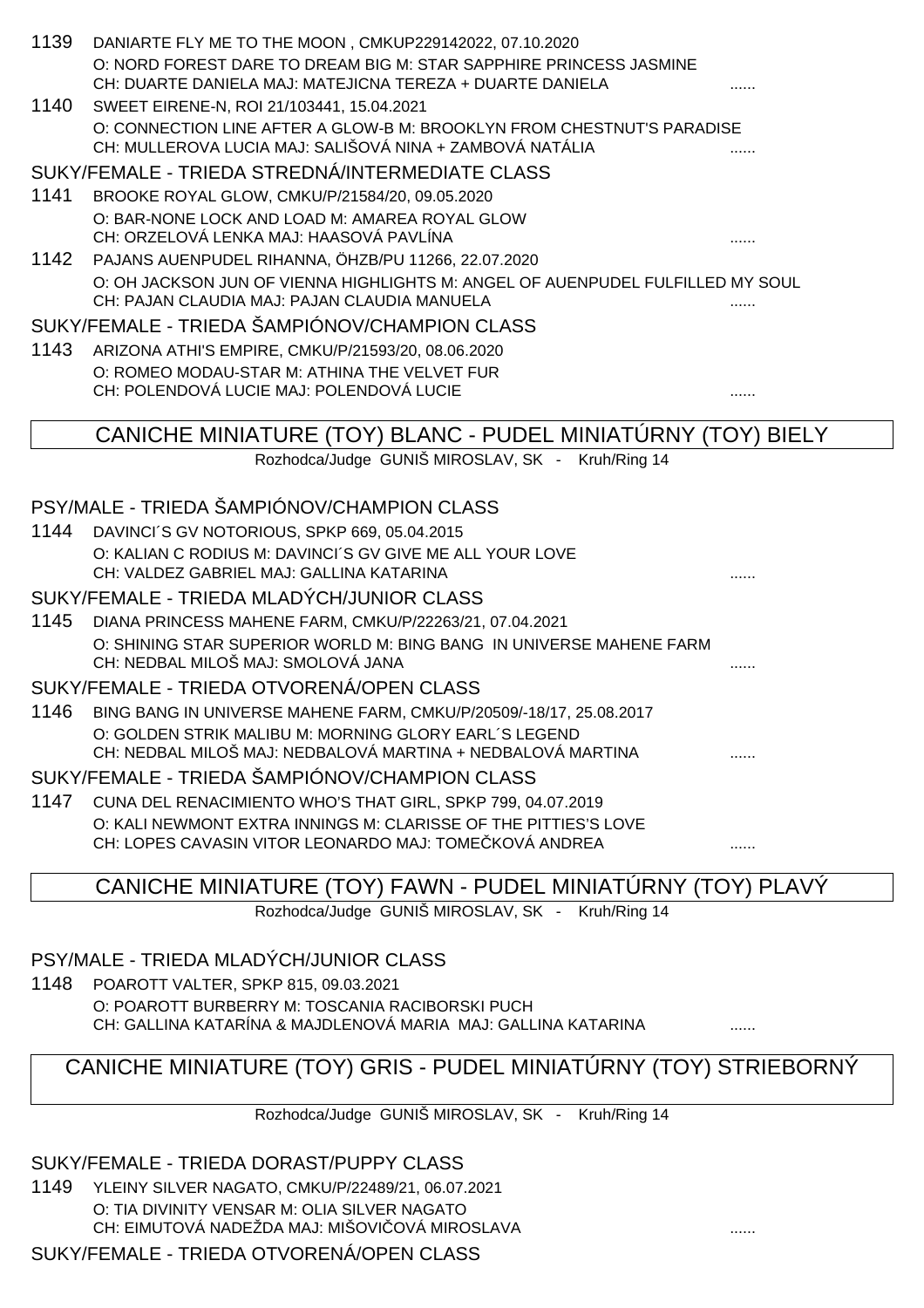1139 DANIARTE FLY ME TO THE MOON , CMKUP229142022, 07.10.2020
O: NORD FOREST DARE TO DREAM BIG M: STAR SAPPHIRE PRINCESS JASMINE
CH: DUARTE DANIELA MAJ: MATEJICNA TEREZA + DUARTE DANIELA ......

1140 SWEET EIRENE-N, ROI 21/103441, 15.04.2021
O: CONNECTION LINE AFTER A GLOW-B M: BROOKLYN FROM CHESTNUT'S PARADISE
CH: MULLEROVA LUCIA MAJ: SALIŠOVÁ NINA + ZAMBOVÁ NATÁLIA ......

SUKY/FEMALE - TRIEDA STREDNÁ/INTERMEDIATE CLASS

1141 BROOKE ROYAL GLOW, CMKU/P/21584/20, 09.05.2020
O: BAR-NONE LOCK AND LOAD M: AMAREA ROYAL GLOW
CH: ORZELOVÁ LENKA MAJ: HAASOVÁ PAVLÍNA ......

1142 PAJANS AUENPUDEL RIHANNA, ÖHZB/PU 11266, 22.07.2020
O: OH JACKSON JUN OF VIENNA HIGHLIGHTS M: ANGEL OF AUENPUDEL FULFILLED MY SOUL
CH: PAJAN CLAUDIA MAJ: PAJAN CLAUDIA MANUELA ......

SUKY/FEMALE - TRIEDA ŠAMPIÓNOV/CHAMPION CLASS

1143 ARIZONA ATHI'S EMPIRE, CMKU/P/21593/20, 08.06.2020
O: ROMEO MODAU-STAR M: ATHINA THE VELVET FUR
CH: POLENDOVÁ LUCIE MAJ: POLENDOVÁ LUCIE ......

## CANICHE MINIATURE (TOY) BLANC - PUDEL MINIATÚRNY (TOY) BIELY

Rozhodca/Judge GUNIŠ MIROSLAV, SK - Kruh/Ring 14

PSY/MALE - TRIEDA ŠAMPIÓNOV/CHAMPION CLASS

1144 DAVINCI´S GV NOTORIOUS, SPKP 669, 05.04.2015
O: KALIAN C RODIUS M: DAVINCI´S GV GIVE ME ALL YOUR LOVE
CH: VALDEZ GABRIEL MAJ: GALLINA KATARINA ......

SUKY/FEMALE - TRIEDA MLADÝCH/JUNIOR CLASS

1145 DIANA PRINCESS MAHENE FARM, CMKU/P/22263/21, 07.04.2021
O: SHINING STAR SUPERIOR WORLD M: BING BANG IN UNIVERSE MAHENE FARM
CH: NEDBAL MILOŠ MAJ: SMOLOVÁ JANA ......

SUKY/FEMALE - TRIEDA OTVORENÁ/OPEN CLASS

1146 BING BANG IN UNIVERSE MAHENE FARM, CMKU/P/20509/-18/17, 25.08.2017
O: GOLDEN STRIK MALIBU M: MORNING GLORY EARL´S LEGEND
CH: NEDBAL MILOŠ MAJ: NEDBALOVÁ MARTINA + NEDBALOVÁ MARTINA ......

SUKY/FEMALE - TRIEDA ŠAMPIÓNOV/CHAMPION CLASS

1147 CUNA DEL RENACIMIENTO WHO'S THAT GIRL, SPKP 799, 04.07.2019
O: KALI NEWMONT EXTRA INNINGS M: CLARISSE OF THE PITTIES'S LOVE
CH: LOPES CAVASIN VITOR LEONARDO MAJ: TOMEČKOVÁ ANDREA ......

## CANICHE MINIATURE (TOY) FAWN - PUDEL MINIATÚRNY (TOY) PLAVÝ

Rozhodca/Judge GUNIŠ MIROSLAV, SK - Kruh/Ring 14

PSY/MALE - TRIEDA MLADÝCH/JUNIOR CLASS

1148 POAROTT VALTER, SPKP 815, 09.03.2021
O: POAROTT BURBERRY M: TOSCANIA RACIBORSKI PUCH
CH: GALLINA KATARÍNA & MAJDLENOVÁ MARIA MAJ: GALLINA KATARINA ......

## CANICHE MINIATURE (TOY) GRIS - PUDEL MINIATÚRNY (TOY) STRIEBORNÝ

Rozhodca/Judge GUNIŠ MIROSLAV, SK - Kruh/Ring 14

SUKY/FEMALE - TRIEDA DORAST/PUPPY CLASS

1149 YLEINY SILVER NAGATO, CMKU/P/22489/21, 06.07.2021
O: TIA DIVINITY VENSAR M: OLIA SILVER NAGATO
CH: EIMUTOVÁ NADEŽDA MAJ: MIŠOVIČOVÁ MIROSLAVA ......

SUKY/FEMALE - TRIEDA OTVORENÁ/OPEN CLASS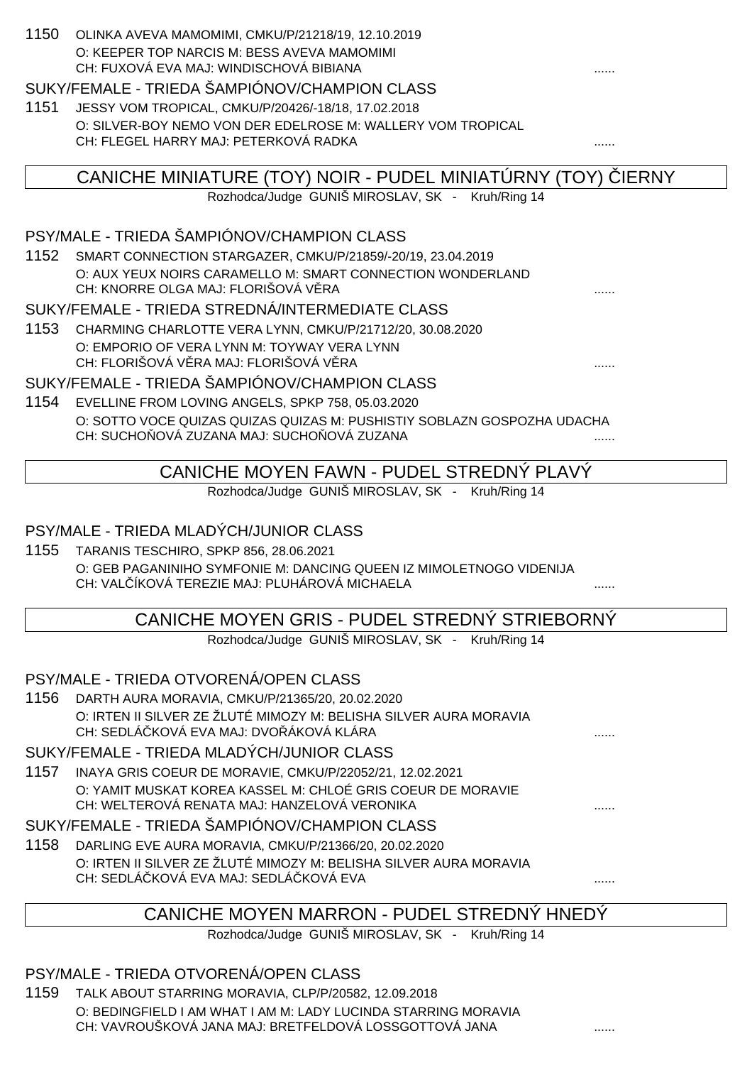1150 OLINKA AVEVA MAMOMIMI, CMKU/P/21218/19, 12.10.2019
O: KEEPER TOP NARCIS M: BESS AVEVA MAMOMIMI
CH: FUXOVÁ EVA MAJ: WINDISCHOVÁ BIBIANA ......

SUKY/FEMALE - TRIEDA ŠAMPIÓNOV/CHAMPION CLASS

1151 JESSY VOM TROPICAL, CMKU/P/20426/-18/18, 17.02.2018
O: SILVER-BOY NEMO VON DER EDELROSE M: WALLERY VOM TROPICAL
CH: FLEGEL HARRY MAJ: PETERKOVÁ RADKA ......

## CANICHE MINIATURE (TOY) NOIR - PUDEL MINIATÚRNY (TOY) ČIERNY

Rozhodca/Judge GUNIŠ MIROSLAV, SK - Kruh/Ring 14

PSY/MALE - TRIEDA ŠAMPIÓNOV/CHAMPION CLASS

1152 SMART CONNECTION STARGAZER, CMKU/P/21859/-20/19, 23.04.2019
O: AUX YEUX NOIRS CARAMELLO M: SMART CONNECTION WONDERLAND
CH: KNORRE OLGA MAJ: FLORIŠOVÁ VĚRA ......

SUKY/FEMALE - TRIEDA STREDNÁ/INTERMEDIATE CLASS

1153 CHARMING CHARLOTTE VERA LYNN, CMKU/P/21712/20, 30.08.2020
O: EMPORIO OF VERA LYNN M: TOYWAY VERA LYNN
CH: FLORIŠOVÁ VĚRA MAJ: FLORIŠOVÁ VĚRA ......

SUKY/FEMALE - TRIEDA ŠAMPIÓNOV/CHAMPION CLASS

1154 EVELLINE FROM LOVING ANGELS, SPKP 758, 05.03.2020
O: SOTTO VOCE QUIZAS QUIZAS QUIZAS M: PUSHISTIY SOBLAZN GOSPOZHA UDACHA
CH: SUCHOŇOVÁ ZUZANA MAJ: SUCHOŇOVÁ ZUZANA ......

## CANICHE MOYEN FAWN - PUDEL STREDNÝ PLAVÝ

Rozhodca/Judge GUNIŠ MIROSLAV, SK - Kruh/Ring 14

PSY/MALE - TRIEDA MLADÝCH/JUNIOR CLASS

1155 TARANIS TESCHIRO, SPKP 856, 28.06.2021
O: GEB PAGANINIHO SYMFONIE M: DANCING QUEEN IZ MIMOLETNOGO VIDENIJA
CH: VALČÍKOVÁ TEREZIE MAJ: PLUHÁROVÁ MICHAELA ......

## CANICHE MOYEN GRIS - PUDEL STREDNÝ STRIEBORNÝ

Rozhodca/Judge GUNIŠ MIROSLAV, SK - Kruh/Ring 14

PSY/MALE - TRIEDA OTVORENÁ/OPEN CLASS

1156 DARTH AURA MORAVIA, CMKU/P/21365/20, 20.02.2020
O: IRTEN II SILVER ZE ŽLUTÉ MIMOZY M: BELISHA SILVER AURA MORAVIA
CH: SEDLÁČKOVÁ EVA MAJ: DVOŘÁKOVÁ KLÁRA ......

SUKY/FEMALE - TRIEDA MLADÝCH/JUNIOR CLASS

1157 INAYA GRIS COEUR DE MORAVIE, CMKU/P/22052/21, 12.02.2021
O: YAMIT MUSKAT KOREA KASSEL M: CHLOÉ GRIS COEUR DE MORAVIE
CH: WELTEROVÁ RENATA MAJ: HANZELOVÁ VERONIKA ......

SUKY/FEMALE - TRIEDA ŠAMPIÓNOV/CHAMPION CLASS

1158 DARLING EVE AURA MORAVIA, CMKU/P/21366/20, 20.02.2020
O: IRTEN II SILVER ZE ŽLUTÉ MIMOZY M: BELISHA SILVER AURA MORAVIA
CH: SEDLÁČKOVÁ EVA MAJ: SEDLÁČKOVÁ EVA ......

## CANICHE MOYEN MARRON - PUDEL STREDNÝ HNEDÝ

Rozhodca/Judge GUNIŠ MIROSLAV, SK - Kruh/Ring 14

PSY/MALE - TRIEDA OTVORENÁ/OPEN CLASS

1159 TALK ABOUT STARRING MORAVIA, CLP/P/20582, 12.09.2018
O: BEDINGFIELD I AM WHAT I AM M: LADY LUCINDA STARRING MORAVIA
CH: VAVROUŠKOVÁ JANA MAJ: BRETFELDOVÁ LOSSGOTTOVÁ JANA ......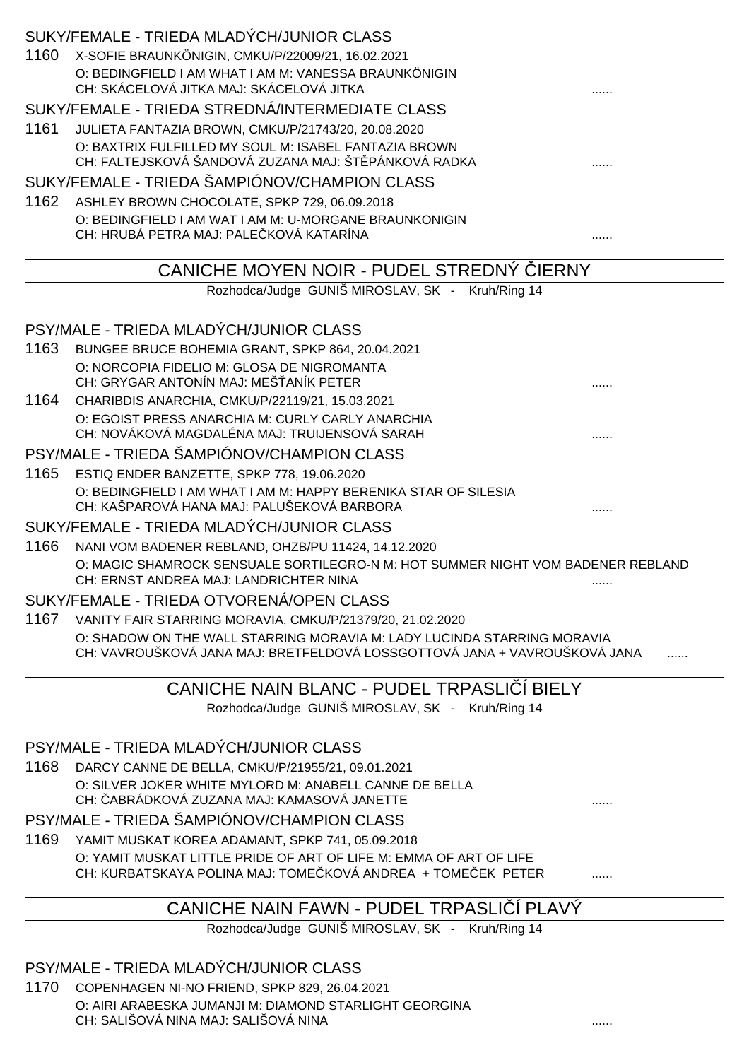SUKY/FEMALE - TRIEDA MLADÝCH/JUNIOR CLASS

1160 X-SOFIE BRAUNKÖNIGIN, CMKU/P/22009/21, 16.02.2021
O: BEDINGFIELD I AM WHAT I AM M: VANESSA BRAUNKÖNIGIN
CH: SKÁCELOVÁ JITKA MAJ: SKÁCELOVÁ JITKA ......

SUKY/FEMALE - TRIEDA STREDNÁ/INTERMEDIATE CLASS

1161 JULIETA FANTAZIA BROWN, CMKU/P/21743/20, 20.08.2020
O: BAXTRIX FULFILLED MY SOUL M: ISABEL FANTAZIA BROWN
CH: FALTEJSKOVÁ ŠANDOVÁ ZUZANA MAJ: ŠTĚPÁNKOVÁ RADKA ......

SUKY/FEMALE - TRIEDA ŠAMPIÓNOV/CHAMPION CLASS

1162 ASHLEY BROWN CHOCOLATE, SPKP 729, 06.09.2018
O: BEDINGFIELD I AM WAT I AM M: U-MORGANE BRAUNKONIGIN
CH: HRUBÁ PETRA MAJ: PALEČKOVÁ KATARÍNA ......

## CANICHE MOYEN NOIR - PUDEL STREDNÝ ČIERNY

Rozhodca/Judge GUNIŠ MIROSLAV, SK - Kruh/Ring 14

PSY/MALE - TRIEDA MLADÝCH/JUNIOR CLASS

1163 BUNGEE BRUCE BOHEMIA GRANT, SPKP 864, 20.04.2021
O: NORCOPIA FIDELIO M: GLOSA DE NIGROMANTA
CH: GRYGAR ANTONÍN MAJ: MEŠŤANÍK PETER ......

1164 CHARIBDIS ANARCHIA, CMKU/P/22119/21, 15.03.2021
O: EGOIST PRESS ANARCHIA M: CURLY CARLY ANARCHIA
CH: NOVÁKOVÁ MAGDALÉNA MAJ: TRUIJENSOVÁ SARAH ......

PSY/MALE - TRIEDA ŠAMPIÓNOV/CHAMPION CLASS

1165 ESTIQ ENDER BANZETTE, SPKP 778, 19.06.2020
O: BEDINGFIELD I AM WHAT I AM M: HAPPY BERENIKA STAR OF SILESIA
CH: KAŠPAROVÁ HANA MAJ: PALUŠEKOVÁ BARBORA ......

SUKY/FEMALE - TRIEDA MLADÝCH/JUNIOR CLASS

1166 NANI VOM BADENER REBLAND, OHZB/PU 11424, 14.12.2020
O: MAGIC SHAMROCK SENSUALE SORTILEGRO-N M: HOT SUMMER NIGHT VOM BADENER REBLAND
CH: ERNST ANDREA MAJ: LANDRICHTER NINA ......

SUKY/FEMALE - TRIEDA OTVORENÁ/OPEN CLASS

1167 VANITY FAIR STARRING MORAVIA, CMKU/P/21379/20, 21.02.2020
O: SHADOW ON THE WALL STARRING MORAVIA M: LADY LUCINDA STARRING MORAVIA
CH: VAVROUŠKOVÁ JANA MAJ: BRETFELDOVÁ LOSSGOTTOVÁ JANA + VAVROUŠKOVÁ JANA ......

## CANICHE NAIN BLANC - PUDEL TRPASLIČÍ BIELY

Rozhodca/Judge GUNIŠ MIROSLAV, SK - Kruh/Ring 14

PSY/MALE - TRIEDA MLADÝCH/JUNIOR CLASS

1168 DARCY CANNE DE BELLA, CMKU/P/21955/21, 09.01.2021
O: SILVER JOKER WHITE MYLORD M: ANABELL CANNE DE BELLA
CH: ČABRÁDKOVÁ ZUZANA MAJ: KAMASOVÁ JANETTE ......

PSY/MALE - TRIEDA ŠAMPIÓNOV/CHAMPION CLASS

1169 YAMIT MUSKAT KOREA ADAMANT, SPKP 741, 05.09.2018
O: YAMIT MUSKAT LITTLE PRIDE OF ART OF LIFE M: EMMA OF ART OF LIFE
CH: KURBATSKAYA POLINA MAJ: TOMEČKOVÁ ANDREA + TOMEČEK PETER ......

## CANICHE NAIN FAWN - PUDEL TRPASLIČÍ PLAVÝ

Rozhodca/Judge GUNIŠ MIROSLAV, SK - Kruh/Ring 14

PSY/MALE - TRIEDA MLADÝCH/JUNIOR CLASS

1170 COPENHAGEN NI-NO FRIEND, SPKP 829, 26.04.2021
O: AIRI ARABESKA JUMANJI M: DIAMOND STARLIGHT GEORGINA
CH: SALIŠOVÁ NINA MAJ: SALIŠOVÁ NINA ......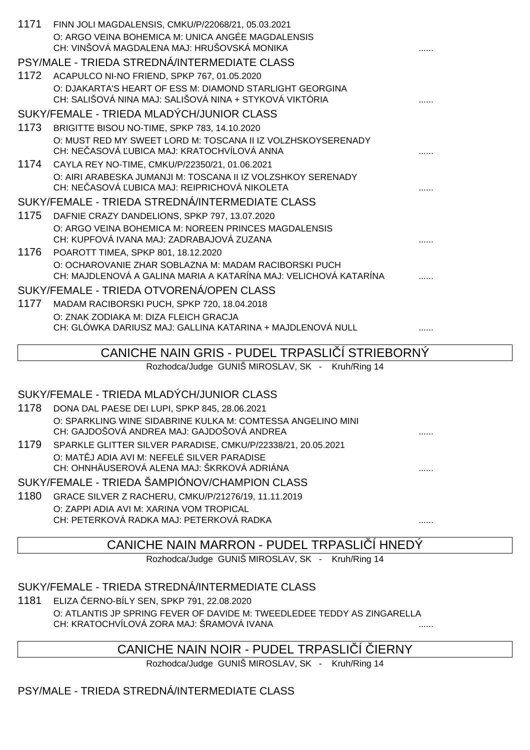1171 FINN JOLI MAGDALENSIS, CMKU/P/22068/21, 05.03.2021
O: ARGO VEINA BOHEMICA M: UNICA ANGÉE MAGDALENSIS
CH: VINŠOVÁ MAGDALENA MAJ: HRUŠOVSKÁ MONIKA ......

PSY/MALE - TRIEDA STREDNÁ/INTERMEDIATE CLASS

1172 ACAPULCO NI-NO FRIEND, SPKP 767, 01.05.2020
O: DJAKARTA'S HEART OF ESS M: DIAMOND STARLIGHT GEORGINA
CH: SALIŠOVÁ NINA MAJ: SALIŠOVÁ NINA + STYKOVÁ VIKTÓRIA ......

SUKY/FEMALE - TRIEDA MLADÝCH/JUNIOR CLASS

1173 BRIGITTE BISOU NO-TIME, SPKP 783, 14.10.2020
O: MUST RED MY SWEET LORD M: TOSCANA II IZ VOLZHSKOYSERENADY
CH: NEČASOVÁ ĽUBICA MAJ: KRATOCHVÍLOVÁ ANNA ......

1174 CAYLA REY NO-TIME, CMKU/P/22350/21, 01.06.2021
O: AIRI ARABESKA JUMANJI M: TOSCANA II IZ VOLZSHKOY SERENADY
CH: NEČASOVÁ ĽUBICA MAJ: REIPRICHOVÁ NIKOLETA ......

SUKY/FEMALE - TRIEDA STREDNÁ/INTERMEDIATE CLASS

1175 DAFNIE CRAZY DANDELIONS, SPKP 797, 13.07.2020
O: ARGO VEINA BOHEMICA M: NOREEN PRINCES MAGDALENSIS
CH: KUPFOVÁ IVANA MAJ: ZADRABAJOVÁ ZUZANA ......

1176 POAROTT TIMEA, SPKP 801, 18.12.2020
O: OCHAROVANIE ZHAR SOBLAZNA M: MADAM RACIBORSKI PUCH
CH: MAJDLENOVÁ A GALINA MARIA A KATARÍNA MAJ: VELICHOVÁ KATARÍNA ......

SUKY/FEMALE - TRIEDA OTVORENÁ/OPEN CLASS

1177 MADAM RACIBORSKI PUCH, SPKP 720, 18.04.2018
O: ZNAK ZODIAKA M: DIZA FLEICH GRACJA
CH: GLÓWKA DARIUSZ MAJ: GALLINA KATARINA + MAJDLENOVÁ NULL ......

## CANICHE NAIN GRIS - PUDEL TRPASLIČÍ STRIEBORNÝ

Rozhodca/Judge GUNIŠ MIROSLAV, SK - Kruh/Ring 14

SUKY/FEMALE - TRIEDA MLADÝCH/JUNIOR CLASS

1178 DONA DAL PAESE DEI LUPI, SPKP 845, 28.06.2021
O: SPARKLING WINE SIDABRINE KULKA M: COMTESSA ANGELINO MINI
CH: GAJDOŠOVÁ ANDREA MAJ: GAJDOŠOVÁ ANDREA ......

1179 SPARKLE GLITTER SILVER PARADISE, CMKU/P/22338/21, 20.05.2021
O: MATĚJ ADIA AVI M: NEFELÉ SILVER PARADISE
CH: OHNHÄUSEROVÁ ALENA MAJ: ŠKRKOVÁ ADRIÁNA ......

SUKY/FEMALE - TRIEDA ŠAMPIÓNOV/CHAMPION CLASS

1180 GRACE SILVER Z RACHERU, CMKU/P/21276/19, 11.11.2019
O: ZAPPI ADIA AVI M: XARINA VOM TROPICAL
CH: PETERKOVÁ RADKA MAJ: PETERKOVÁ RADKA ......

## CANICHE NAIN MARRON - PUDEL TRPASLIČÍ HNEDÝ

Rozhodca/Judge GUNIŠ MIROSLAV, SK - Kruh/Ring 14

SUKY/FEMALE - TRIEDA STREDNÁ/INTERMEDIATE CLASS

1181 ELIZA ČERNO-BÍLY SEN, SPKP 791, 22.08.2020
O: ATLANTIS JP SPRING FEVER OF DAVIDE M: TWEEDLEDEE TEDDY AS ZINGARELLA
CH: KRATOCHVÍLOVÁ ZORA MAJ: ŠRAMOVÁ IVANA ......

## CANICHE NAIN NOIR - PUDEL TRPASLIČÍ ČIERNY

Rozhodca/Judge GUNIŠ MIROSLAV, SK - Kruh/Ring 14

PSY/MALE - TRIEDA STREDNÁ/INTERMEDIATE CLASS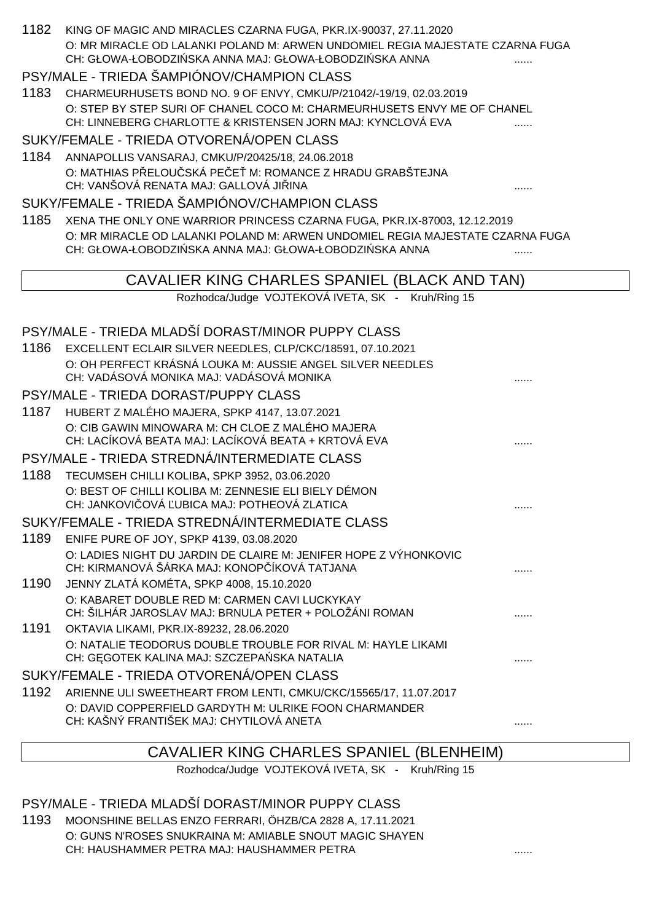1182 KING OF MAGIC AND MIRACLES CZARNA FUGA, PKR.IX-90037, 27.11.2020
O: MR MIRACLE OD LALANKI POLAND M: ARWEN UNDOMIEL REGIA MAJESTATE CZARNA FUGA
CH: GŁOWA-ŁOBODZIŃSKA ANNA MAJ: GŁOWA-ŁOBODZIŃSKA ANNA ......

PSY/MALE - TRIEDA ŠAMPIÓNOV/CHAMPION CLASS

1183 CHARMEURHUSETS BOND NO. 9 OF ENVY, CMKU/P/21042/-19/19, 02.03.2019
O: STEP BY STEP SURI OF CHANEL COCO M: CHARMEURHUSETS ENVY ME OF CHANEL
CH: LINNEBERG CHARLOTTE & KRISTENSEN JORN MAJ: KYNCLOVÁ EVA ......

SUKY/FEMALE - TRIEDA OTVORENÁ/OPEN CLASS

1184 ANNAPOLLIS VANSARAJ, CMKU/P/20425/18, 24.06.2018
O: MATHIAS PŘELOUČSKÁ PEČEŤ M: ROMANCE Z HRADU GRABŠTEJNA
CH: VANŠOVÁ RENATA MAJ: GALLOVÁ JIŘINA ......

SUKY/FEMALE - TRIEDA ŠAMPIÓNOV/CHAMPION CLASS

1185 XENA THE ONLY ONE WARRIOR PRINCESS CZARNA FUGA, PKR.IX-87003, 12.12.2019
O: MR MIRACLE OD LALANKI POLAND M: ARWEN UNDOMIEL REGIA MAJESTATE CZARNA FUGA
CH: GŁOWA-ŁOBODZIŃSKA ANNA MAJ: GŁOWA-ŁOBODZIŃSKA ANNA ......

## CAVALIER KING CHARLES SPANIEL (BLACK AND TAN)

Rozhodca/Judge VOJTEKOVÁ IVETA, SK - Kruh/Ring 15

PSY/MALE - TRIEDA MLADŠÍ DORAST/MINOR PUPPY CLASS

1186 EXCELLENT ECLAIR SILVER NEEDLES, CLP/CKC/18591, 07.10.2021
O: OH PERFECT KRÁSNÁ LOUKA M: AUSSIE ANGEL SILVER NEEDLES
CH: VADÁSOVÁ MONIKA MAJ: VADÁSOVÁ MONIKA ......

PSY/MALE - TRIEDA DORAST/PUPPY CLASS

1187 HUBERT Z MALÉHO MAJERA, SPKP 4147, 13.07.2021
O: CIB GAWIN MINOWARA M: CH CLOE Z MALÉHO MAJERA
CH: LACÍKOVÁ BEATA MAJ: LACÍKOVÁ BEATA + KRTOVÁ EVA ......

PSY/MALE - TRIEDA STREDNÁ/INTERMEDIATE CLASS

1188 TECUMSEH CHILLI KOLIBA, SPKP 3952, 03.06.2020
O: BEST OF CHILLI KOLIBA M: ZENNESIE ELI BIELY DÉMON
CH: JANKOVIČOVÁ ĽUBICA MAJ: POTHEOVÁ ZLATICA ......

SUKY/FEMALE - TRIEDA STREDNÁ/INTERMEDIATE CLASS

1189 ENIFE PURE OF JOY, SPKP 4139, 03.08.2020
O: LADIES NIGHT DU JARDIN DE CLAIRE M: JENIFER HOPE Z VÝHONKOVIC
CH: KIRMANOVÁ ŠÁRKA MAJ: KONOPČÍKOVÁ TATJANA ......

1190 JENNY ZLATÁ KOMÉTA, SPKP 4008, 15.10.2020
O: KABARET DOUBLE RED M: CARMEN CAVI LUCKYKAY
CH: ŠILHÁR JAROSLAV MAJ: BRNULA PETER + POLOŽÁNI ROMAN ......

1191 OKTAVIA LIKAMI, PKR.IX-89232, 28.06.2020
O: NATALIE TEODORUS DOUBLE TROUBLE FOR RIVAL M: HAYLE LIKAMI
CH: GĘGOTEK KALINA MAJ: SZCZEPAŃSKA NATALIA ......

SUKY/FEMALE - TRIEDA OTVORENÁ/OPEN CLASS

1192 ARIENNE ULI SWEETHEART FROM LENTI, CMKU/CKC/15565/17, 11.07.2017
O: DAVID COPPERFIELD GARDYTH M: ULRIKE FOON CHARMANDER
CH: KAŠNÝ FRANTIŠEK MAJ: CHYTILOVÁ ANETA ......

## CAVALIER KING CHARLES SPANIEL (BLENHEIM)

Rozhodca/Judge VOJTEKOVÁ IVETA, SK - Kruh/Ring 15

PSY/MALE - TRIEDA MLADŠÍ DORAST/MINOR PUPPY CLASS

1193 MOONSHINE BELLAS ENZO FERRARI, ÖHZB/CA 2828 A, 17.11.2021
O: GUNS N'ROSES SNUKRAINA M: AMIABLE SNOUT MAGIC SHAYEN
CH: HAUSHAMMER PETRA MAJ: HAUSHAMMER PETRA ......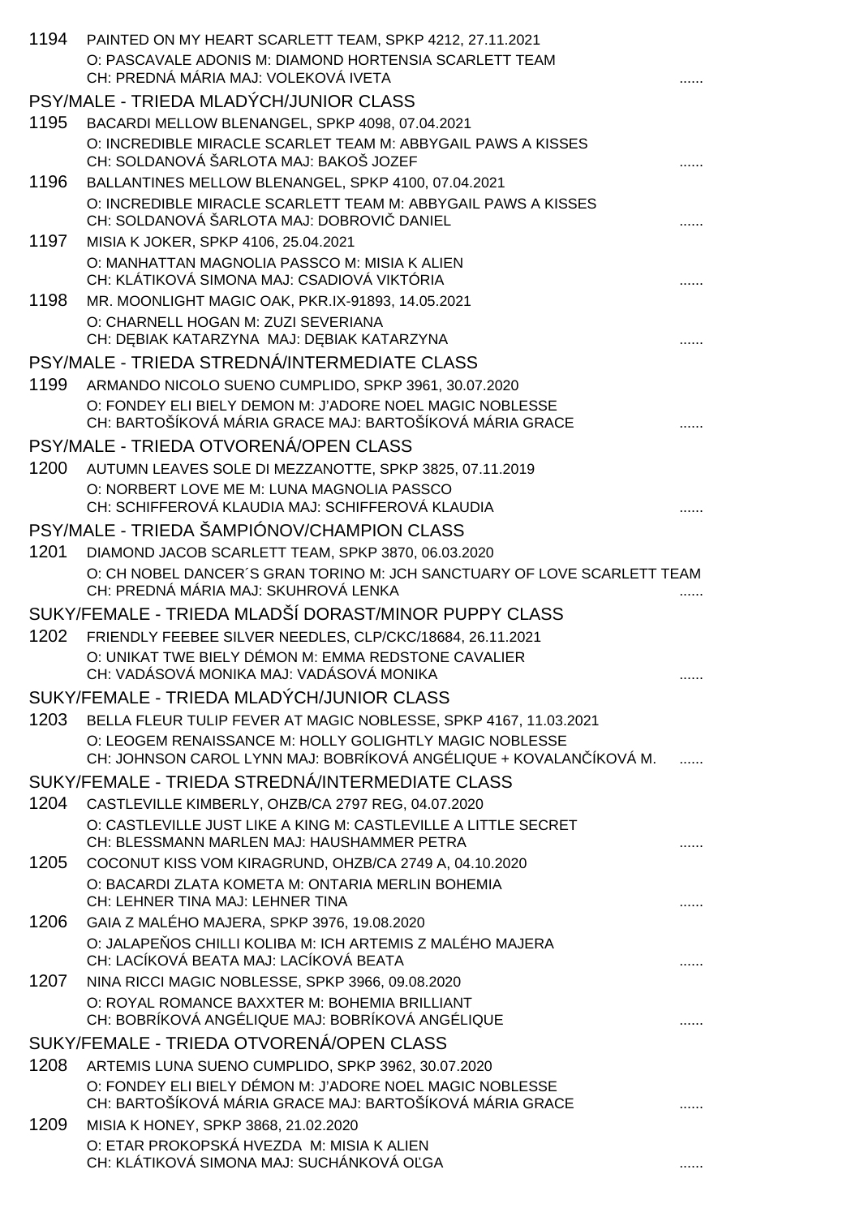1194 PAINTED ON MY HEART SCARLETT TEAM, SPKP 4212, 27.11.2021
O: PASCAVALE ADONIS M: DIAMOND HORTENSIA SCARLETT TEAM
CH: PREDNÁ MÁRIA MAJ: VOLEKOVÁ IVETA ......

## PSY/MALE - TRIEDA MLADÝCH/JUNIOR CLASS

1195 BACARDI MELLOW BLENANGEL, SPKP 4098, 07.04.2021
O: INCREDIBLE MIRACLE SCARLET TEAM M: ABBYGAIL PAWS A KISSES
CH: SOLDANOVÁ ŠARLOTA MAJ: BAKOŠ JOZEF ......

1196 BALLANTINES MELLOW BLENANGEL, SPKP 4100, 07.04.2021
O: INCREDIBLE MIRACLE SCARLETT TEAM M: ABBYGAIL PAWS A KISSES
CH: SOLDANOVÁ ŠARLOTA MAJ: DOBROVIČ DANIEL ......

1197 MISIA K JOKER, SPKP 4106, 25.04.2021
O: MANHATTAN MAGNOLIA PASSCO M: MISIA K ALIEN
CH: KLÁTIKOVÁ SIMONA MAJ: CSADIOVÁ VIKTÓRIA ......

1198 MR. MOONLIGHT MAGIC OAK, PKR.IX-91893, 14.05.2021
O: CHARNELL HOGAN M: ZUZI SEVERIANA
CH: DĘBIAK KATARZYNA MAJ: DĘBIAK KATARZYNA ......

## PSY/MALE - TRIEDA STREDNÁ/INTERMEDIATE CLASS

1199 ARMANDO NICOLO SUENO CUMPLIDO, SPKP 3961, 30.07.2020
O: FONDEY ELI BIELY DEMON M: J'ADORE NOEL MAGIC NOBLESSE
CH: BARTOŠÍKOVÁ MÁRIA GRACE MAJ: BARTOŠÍKOVÁ MÁRIA GRACE ......

## PSY/MALE - TRIEDA OTVORENÁ/OPEN CLASS

1200 AUTUMN LEAVES SOLE DI MEZZANOTTE, SPKP 3825, 07.11.2019
O: NORBERT LOVE ME M: LUNA MAGNOLIA PASSCO
CH: SCHIFFEROVÁ KLAUDIA MAJ: SCHIFFEROVÁ KLAUDIA ......

## PSY/MALE - TRIEDA ŠAMPIÓNOV/CHAMPION CLASS

1201 DIAMOND JACOB SCARLETT TEAM, SPKP 3870, 06.03.2020
O: CH NOBEL DANCER´S GRAN TORINO M: JCH SANCTUARY OF LOVE SCARLETT TEAM
CH: PREDNÁ MÁRIA MAJ: SKUHROVÁ LENKA ......

## SUKY/FEMALE - TRIEDA MLADŠÍ DORAST/MINOR PUPPY CLASS

1202 FRIENDLY FEEBEE SILVER NEEDLES, CLP/CKC/18684, 26.11.2021
O: UNIKAT TWE BIELY DÉMON M: EMMA REDSTONE CAVALIER
CH: VADÁSOVÁ MONIKA MAJ: VADÁSOVÁ MONIKA ......

## SUKY/FEMALE - TRIEDA MLADÝCH/JUNIOR CLASS

1203 BELLA FLEUR TULIP FEVER AT MAGIC NOBLESSE, SPKP 4167, 11.03.2021
O: LEOGEM RENAISSANCE M: HOLLY GOLIGHTLY MAGIC NOBLESSE
CH: JOHNSON CAROL LYNN MAJ: BOBRÍKOVÁ ANGÉLIQUE + KOVALANČÍKOVÁ M. ......

## SUKY/FEMALE - TRIEDA STREDNÁ/INTERMEDIATE CLASS

1204 CASTLEVILLE KIMBERLY, OHZB/CA 2797 REG, 04.07.2020
O: CASTLEVILLE JUST LIKE A KING M: CASTLEVILLE A LITTLE SECRET
CH: BLESSMANN MARLEN MAJ: HAUSHAMMER PETRA ......

1205 COCONUT KISS VOM KIRAGRUND, OHZB/CA 2749 A, 04.10.2020
O: BACARDI ZLATA KOMETA M: ONTARIA MERLIN BOHEMIA
CH: LEHNER TINA MAJ: LEHNER TINA ......

1206 GAIA Z MALÉHO MAJERA, SPKP 3976, 19.08.2020
O: JALAPEŇOS CHILLI KOLIBA M: ICH ARTEMIS Z MALÉHO MAJERA
CH: LACÍKOVÁ BEATA MAJ: LACÍKOVÁ BEATA ......

1207 NINA RICCI MAGIC NOBLESSE, SPKP 3966, 09.08.2020
O: ROYAL ROMANCE BAXXTER M: BOHEMIA BRILLIANT
CH: BOBRÍKOVÁ ANGÉLIQUE MAJ: BOBRÍKOVÁ ANGÉLIQUE ......

## SUKY/FEMALE - TRIEDA OTVORENÁ/OPEN CLASS

1208 ARTEMIS LUNA SUENO CUMPLIDO, SPKP 3962, 30.07.2020
O: FONDEY ELI BIELY DÉMON M: J'ADORE NOEL MAGIC NOBLESSE
CH: BARTOŠÍKOVÁ MÁRIA GRACE MAJ: BARTOŠÍKOVÁ MÁRIA GRACE ......

1209 MISIA K HONEY, SPKP 3868, 21.02.2020
O: ETAR PROKOPSKÁ HVEZDA M: MISIA K ALIEN
CH: KLÁTIKOVÁ SIMONA MAJ: SUCHÁNKOVÁ OĽGA ......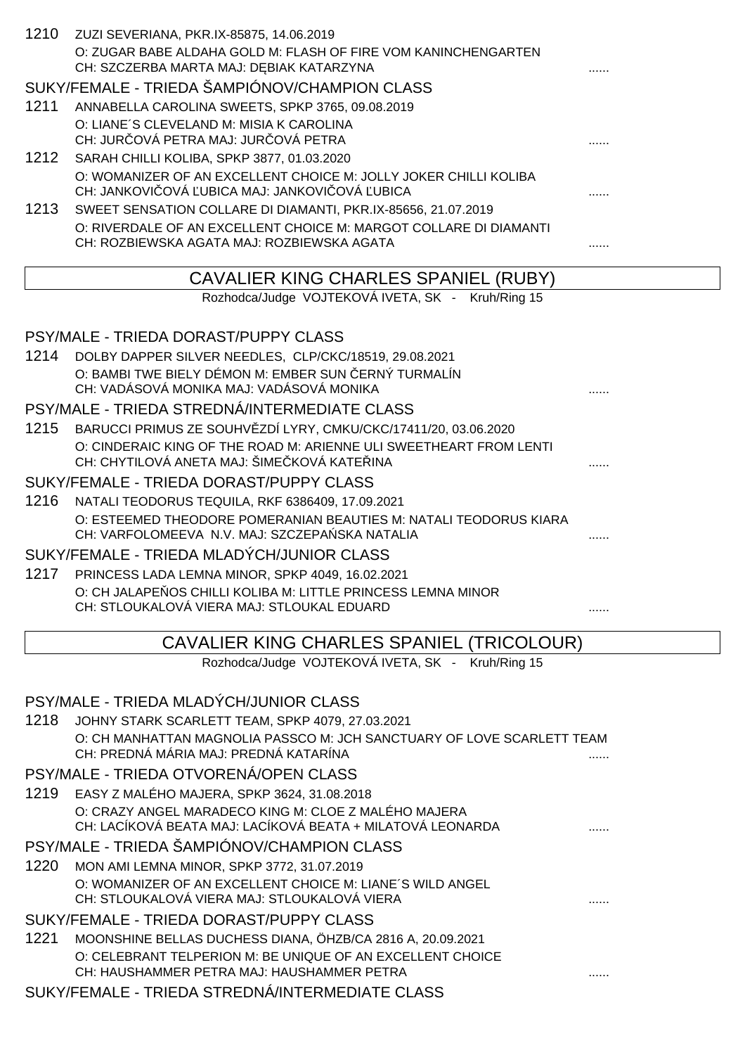1210 ZUZI SEVERIANA, PKR.IX-85875, 14.06.2019
O: ZUGAR BABE ALDAHA GOLD M: FLASH OF FIRE VOM KANINCHENGARTEN
CH: SZCZERBA MARTA MAJ: DĘBIAK KATARZYNA ......

SUKY/FEMALE - TRIEDA ŠAMPIÓNOV/CHAMPION CLASS

1211 ANNABELLA CAROLINA SWEETS, SPKP 3765, 09.08.2019
O: LIANE´S CLEVELAND M: MISIA K CAROLINA
CH: JURČOVÁ PETRA MAJ: JURČOVÁ PETRA ......

1212 SARAH CHILLI KOLIBA, SPKP 3877, 01.03.2020
O: WOMANIZER OF AN EXCELLENT CHOICE M: JOLLY JOKER CHILLI KOLIBA
CH: JANKOVIČOVÁ ĽUBICA MAJ: JANKOVIČOVÁ ĽUBICA ......

1213 SWEET SENSATION COLLARE DI DIAMANTI, PKR.IX-85656, 21.07.2019
O: RIVERDALE OF AN EXCELLENT CHOICE M: MARGOT COLLARE DI DIAMANTI
CH: ROZBIEWSKA AGATA MAJ: ROZBIEWSKA AGATA ......

## CAVALIER KING CHARLES SPANIEL (RUBY)

Rozhodca/Judge VOJTEKOVÁ IVETA, SK - Kruh/Ring 15

PSY/MALE - TRIEDA DORAST/PUPPY CLASS

1214 DOLBY DAPPER SILVER NEEDLES, CLP/CKC/18519, 29.08.2021
O: BAMBI TWE BIELY DÉMON M: EMBER SUN ČERNÝ TURMALÍN
CH: VADÁSOVÁ MONIKA MAJ: VADÁSOVÁ MONIKA ......

PSY/MALE - TRIEDA STREDNÁ/INTERMEDIATE CLASS

1215 BARUCCI PRIMUS ZE SOUHVĚZDÍ LYRY, CMKU/CKC/17411/20, 03.06.2020
O: CINDERAIC KING OF THE ROAD M: ARIENNE ULI SWEETHEART FROM LENTI
CH: CHYTILOVÁ ANETA MAJ: ŠIMEČKOVÁ KATEŘINA ......

SUKY/FEMALE - TRIEDA DORAST/PUPPY CLASS

1216 NATALI TEODORUS TEQUILA, RKF 6386409, 17.09.2021
O: ESTEEMED THEODORE POMERANIAN BEAUTIES M: NATALI TEODORUS KIARA
CH: VARFOLOMEEVA N.V. MAJ: SZCZEPAŃSKA NATALIA ......

SUKY/FEMALE - TRIEDA MLADÝCH/JUNIOR CLASS

1217 PRINCESS LADA LEMNA MINOR, SPKP 4049, 16.02.2021
O: CH JALAPEŇOS CHILLI KOLIBA M: LITTLE PRINCESS LEMNA MINOR
CH: STLOUKALOVÁ VIERA MAJ: STLOUKAL EDUARD ......

## CAVALIER KING CHARLES SPANIEL (TRICOLOUR)

Rozhodca/Judge VOJTEKOVÁ IVETA, SK - Kruh/Ring 15

PSY/MALE - TRIEDA MLADÝCH/JUNIOR CLASS

1218 JOHNY STARK SCARLETT TEAM, SPKP 4079, 27.03.2021
O: CH MANHATTAN MAGNOLIA PASSCO M: JCH SANCTUARY OF LOVE SCARLETT TEAM
CH: PREDNÁ MÁRIA MAJ: PREDNÁ KATARÍNA ......

PSY/MALE - TRIEDA OTVORENÁ/OPEN CLASS

1219 EASY Z MALÉHO MAJERA, SPKP 3624, 31.08.2018
O: CRAZY ANGEL MARADECO KING M: CLOE Z MALÉHO MAJERA
CH: LACÍKOVÁ BEATA MAJ: LACÍKOVÁ BEATA + MILATOVÁ LEONARDA ......

PSY/MALE - TRIEDA ŠAMPIÓNOV/CHAMPION CLASS

1220 MON AMI LEMNA MINOR, SPKP 3772, 31.07.2019
O: WOMANIZER OF AN EXCELLENT CHOICE M: LIANE´S WILD ANGEL
CH: STLOUKALOVÁ VIERA MAJ: STLOUKALOVÁ VIERA ......

SUKY/FEMALE - TRIEDA DORAST/PUPPY CLASS

1221 MOONSHINE BELLAS DUCHESS DIANA, ÖHZB/CA 2816 A, 20.09.2021
O: CELEBRANT TELPERION M: BE UNIQUE OF AN EXCELLENT CHOICE
CH: HAUSHAMMER PETRA MAJ: HAUSHAMMER PETRA ......

SUKY/FEMALE - TRIEDA STREDNÁ/INTERMEDIATE CLASS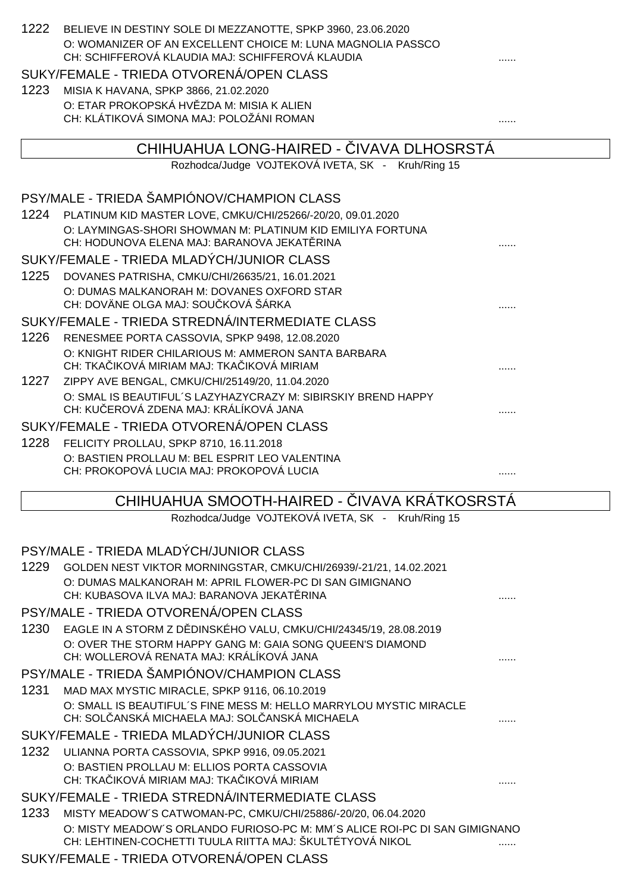1222 BELIEVE IN DESTINY SOLE DI MEZZANOTTE, SPKP 3960, 23.06.2020
O: WOMANIZER OF AN EXCELLENT CHOICE M: LUNA MAGNOLIA PASSCO
CH: SCHIFFEROVÁ KLAUDIA MAJ: SCHIFFEROVÁ KLAUDIA ......

SUKY/FEMALE - TRIEDA OTVORENÁ/OPEN CLASS

1223 MISIA K HAVANA, SPKP 3866, 21.02.2020
O: ETAR PROKOPSKÁ HVĚZDA M: MISIA K ALIEN
CH: KLÁTIKOVÁ SIMONA MAJ: POLOŽÁNI ROMAN ......

## CHIHUAHUA LONG-HAIRED - ČIVAVA DLHOSRSTÁ

Rozhodca/Judge VOJTEKOVÁ IVETA, SK - Kruh/Ring 15

PSY/MALE - TRIEDA ŠAMPIÓNOV/CHAMPION CLASS

1224 PLATINUM KID MASTER LOVE, CMKU/CHI/25266/-20/20, 09.01.2020
O: LAYMINGAS-SHORI SHOWMAN M: PLATINUM KID EMILIYA FORTUNA
CH: HODUNOVA ELENA MAJ: BARANOVA JEKATĚRINA ......

SUKY/FEMALE - TRIEDA MLADÝCH/JUNIOR CLASS

1225 DOVANES PATRISHA, CMKU/CHI/26635/21, 16.01.2021
O: DUMAS MALKANORAH M: DOVANES OXFORD STAR
CH: DOVÄNE OLGA MAJ: SOUČKOVÁ ŠÁRKA ......

SUKY/FEMALE - TRIEDA STREDNÁ/INTERMEDIATE CLASS

1226 RENESMEE PORTA CASSOVIA, SPKP 9498, 12.08.2020
O: KNIGHT RIDER CHILARIOUS M: AMMERON SANTA BARBARA
CH: TKAČIKOVÁ MIRIAM MAJ: TKAČIKOVÁ MIRIAM ......

1227 ZIPPY AVE BENGAL, CMKU/CHI/25149/20, 11.04.2020
O: SMAL IS BEAUTIFUL´S LAZYHAZYCRAZY M: SIBIRSKIY BREND HAPPY
CH: KUČEROVÁ ZDENA MAJ: KRÁLÍKOVÁ JANA ......

SUKY/FEMALE - TRIEDA OTVORENÁ/OPEN CLASS

1228 FELICITY PROLLAU, SPKP 8710, 16.11.2018
O: BASTIEN PROLLAU M: BEL ESPRIT LEO VALENTINA
CH: PROKOPOVÁ LUCIA MAJ: PROKOPOVÁ LUCIA ......

## CHIHUAHUA SMOOTH-HAIRED - ČIVAVA KRÁTKOSRSTÁ

Rozhodca/Judge VOJTEKOVÁ IVETA, SK - Kruh/Ring 15

PSY/MALE - TRIEDA MLADÝCH/JUNIOR CLASS

1229 GOLDEN NEST VIKTOR MORNINGSTAR, CMKU/CHI/26939/-21/21, 14.02.2021
O: DUMAS MALKANORAH M: APRIL FLOWER-PC DI SAN GIMIGNANO
CH: KUBASOVA ILVA MAJ: BARANOVA JEKATĚRINA ......

PSY/MALE - TRIEDA OTVORENÁ/OPEN CLASS

1230 EAGLE IN A STORM Z DĚDINSKÉHO VALU, CMKU/CHI/24345/19, 28.08.2019
O: OVER THE STORM HAPPY GANG M: GAIA SONG QUEEN'S DIAMOND
CH: WOLLEROVÁ RENATA MAJ: KRÁLÍKOVÁ JANA ......

PSY/MALE - TRIEDA ŠAMPIÓNOV/CHAMPION CLASS

1231 MAD MAX MYSTIC MIRACLE, SPKP 9116, 06.10.2019
O: SMALL IS BEAUTIFUL´S FINE MESS M: HELLO MARRYLOU MYSTIC MIRACLE
CH: SOLČANSKÁ MICHAELA MAJ: SOLČANSKÁ MICHAELA ......

SUKY/FEMALE - TRIEDA MLADÝCH/JUNIOR CLASS

1232 ULIANNA PORTA CASSOVIA, SPKP 9916, 09.05.2021
O: BASTIEN PROLLAU M: ELLIOS PORTA CASSOVIA
CH: TKAČIKOVÁ MIRIAM MAJ: TKAČIKOVÁ MIRIAM ......

SUKY/FEMALE - TRIEDA STREDNÁ/INTERMEDIATE CLASS

1233 MISTY MEADOW´S CATWOMAN-PC, CMKU/CHI/25886/-20/20, 06.04.2020
O: MISTY MEADOW´S ORLANDO FURIOSO-PC M: MM´S ALICE ROI-PC DI SAN GIMIGNANO
CH: LEHTINEN-COCHETTI TUULA RIITTA MAJ: ŠKULTÉTYOVÁ NIKOL ......

SUKY/FEMALE - TRIEDA OTVORENÁ/OPEN CLASS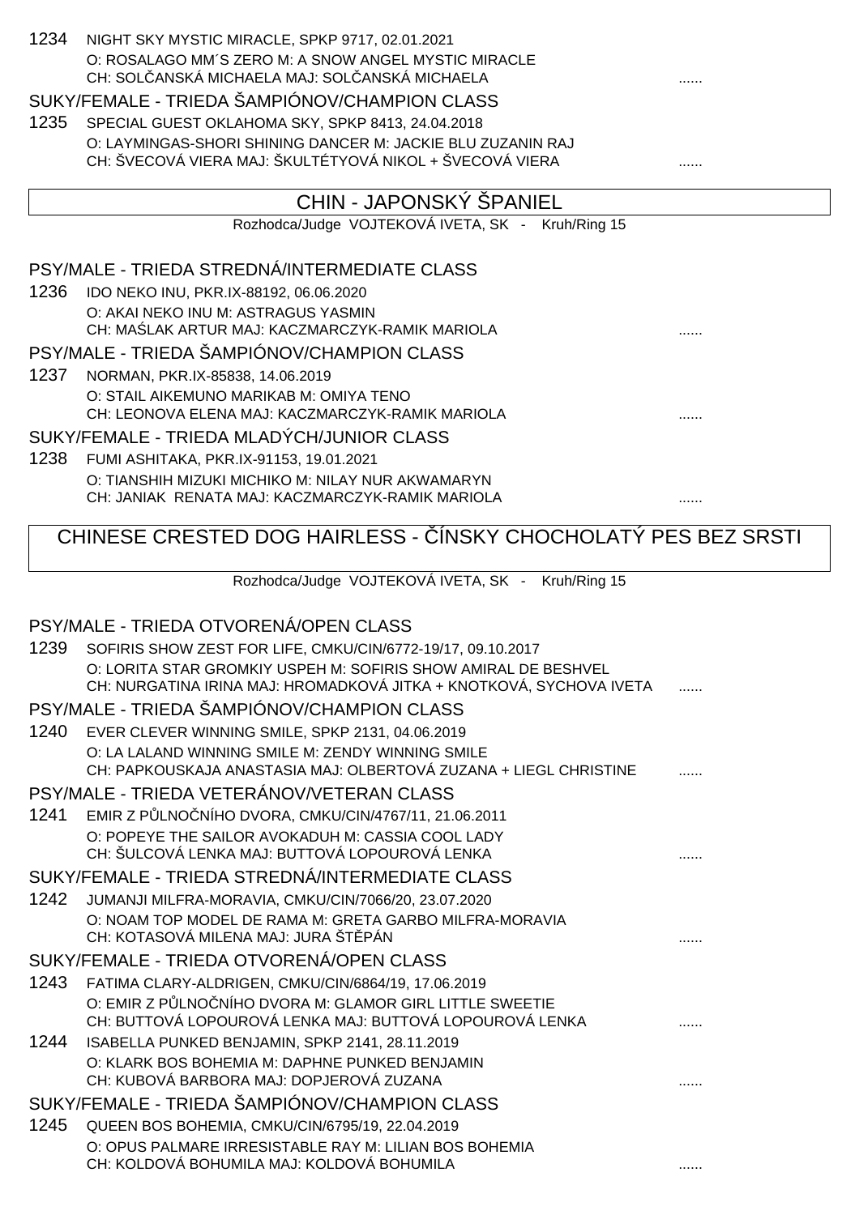1234 NIGHT SKY MYSTIC MIRACLE, SPKP 9717, 02.01.2021
O: ROSALAGO MM´S ZERO M: A SNOW ANGEL MYSTIC MIRACLE
CH: SOLČANSKÁ MICHAELA MAJ: SOLČANSKÁ MICHAELA ......

SUKY/FEMALE - TRIEDA ŠAMPIÓNOV/CHAMPION CLASS

1235 SPECIAL GUEST OKLAHOMA SKY, SPKP 8413, 24.04.2018
O: LAYMINGAS-SHORI SHINING DANCER M: JACKIE BLU ZUZANIN RAJ
CH: ŠVECOVÁ VIERA MAJ: ŠKULTÉTYOVÁ NIKOL + ŠVECOVÁ VIERA ......

## CHIN - JAPONSKÝ ŠPANIEL

Rozhodca/Judge VOJTEKOVÁ IVETA, SK - Kruh/Ring 15

PSY/MALE - TRIEDA STREDNÁ/INTERMEDIATE CLASS

1236 IDO NEKO INU, PKR.IX-88192, 06.06.2020
O: AKAI NEKO INU M: ASTRAGUS YASMIN
CH: MAŚLAK ARTUR MAJ: KACZMARCZYK-RAMIK MARIOLA ......

PSY/MALE - TRIEDA ŠAMPIÓNOV/CHAMPION CLASS

1237 NORMAN, PKR.IX-85838, 14.06.2019
O: STAIL AIKEMUNO MARIKAB M: OMIYA TENO
CH: LEONOVA ELENA MAJ: KACZMARCZYK-RAMIK MARIOLA ......

SUKY/FEMALE - TRIEDA MLADÝCH/JUNIOR CLASS

1238 FUMI ASHITAKA, PKR.IX-91153, 19.01.2021
O: TIANSHIH MIZUKI MICHIKO M: NILAY NUR AKWAMARYN
CH: JANIAK RENATA MAJ: KACZMARCZYK-RAMIK MARIOLA ......

## CHINESE CRESTED DOG HAIRLESS - ČÍNSKY CHOCHOLATÝ PES BEZ SRSTI

Rozhodca/Judge VOJTEKOVÁ IVETA, SK - Kruh/Ring 15

PSY/MALE - TRIEDA OTVORENÁ/OPEN CLASS

1239 SOFIRIS SHOW ZEST FOR LIFE, CMKU/CIN/6772-19/17, 09.10.2017
O: LORITA STAR GROMKIY USPEH M: SOFIRIS SHOW AMIRAL DE BESHVEL
CH: NURGATINA IRINA MAJ: HROMADKOVÁ JITKA + KNOTKOVÁ, SYCHOVA IVETA ......

PSY/MALE - TRIEDA ŠAMPIÓNOV/CHAMPION CLASS

1240 EVER CLEVER WINNING SMILE, SPKP 2131, 04.06.2019
O: LA LALAND WINNING SMILE M: ZENDY WINNING SMILE
CH: PAPKOUSKAJA ANASTASIA MAJ: OLBERTOVÁ ZUZANA + LIEGL CHRISTINE ......

PSY/MALE - TRIEDA VETERÁNOV/VETERAN CLASS

1241 EMIR Z PŮLNOČNÍHO DVORA, CMKU/CIN/4767/11, 21.06.2011
O: POPEYE THE SAILOR AVOKADUH M: CASSIA COOL LADY
CH: ŠULCOVÁ LENKA MAJ: BUTTOVÁ LOPOUROVÁ LENKA ......

SUKY/FEMALE - TRIEDA STREDNÁ/INTERMEDIATE CLASS

1242 JUMANJI MILFRA-MORAVIA, CMKU/CIN/7066/20, 23.07.2020
O: NOAM TOP MODEL DE RAMA M: GRETA GARBO MILFRA-MORAVIA
CH: KOTASOVÁ MILENA MAJ: JURA ŠTĚPÁN ......

SUKY/FEMALE - TRIEDA OTVORENÁ/OPEN CLASS

1243 FATIMA CLARY-ALDRIGEN, CMKU/CIN/6864/19, 17.06.2019
O: EMIR Z PŮLNOČNÍHO DVORA M: GLAMOR GIRL LITTLE SWEETIE
CH: BUTTOVÁ LOPOUROVÁ LENKA MAJ: BUTTOVÁ LOPOUROVÁ LENKA ......

1244 ISABELLA PUNKED BENJAMIN, SPKP 2141, 28.11.2019
O: KLARK BOS BOHEMIA M: DAPHNE PUNKED BENJAMIN
CH: KUBOVÁ BARBORA MAJ: DOPJEROVÁ ZUZANA ......

SUKY/FEMALE - TRIEDA ŠAMPIÓNOV/CHAMPION CLASS

1245 QUEEN BOS BOHEMIA, CMKU/CIN/6795/19, 22.04.2019
O: OPUS PALMARE IRRESISTABLE RAY M: LILIAN BOS BOHEMIA
CH: KOLDOVÁ BOHUMILA MAJ: KOLDOVÁ BOHUMILA ......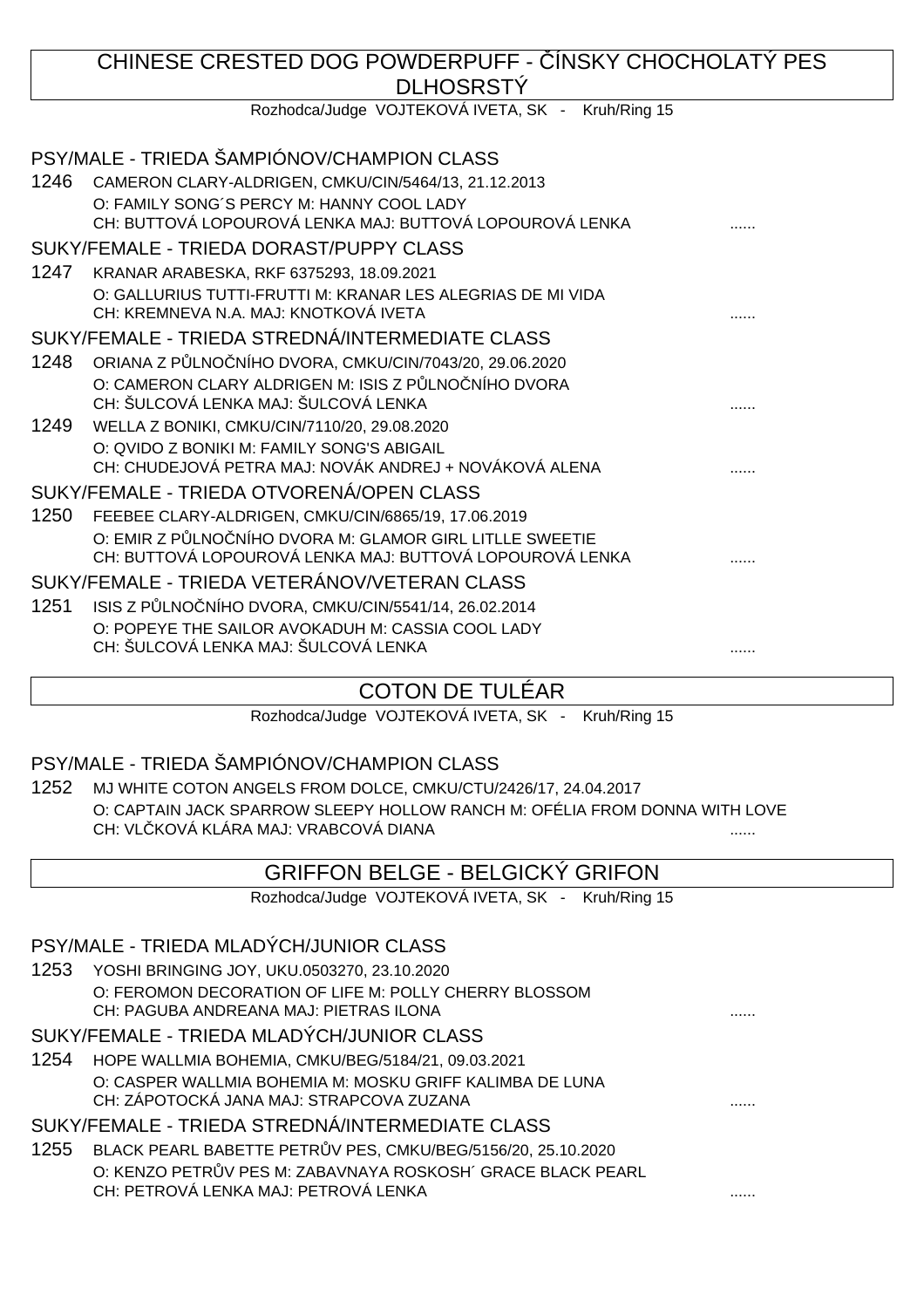## CHINESE CRESTED DOG POWDERPUFF - ČÍNSKY CHOCHOLATÝ PES DLHOSRSTÝ

Rozhodca/Judge VOJTEKOVÁ IVETA, SK - Kruh/Ring 15

### PSY/MALE - TRIEDA ŠAMPIÓNOV/CHAMPION CLASS

1246 CAMERON CLARY-ALDRIGEN, CMKU/CIN/5464/13, 21.12.2013
O: FAMILY SONG´S PERCY M: HANNY COOL LADY
CH: BUTTOVÁ LOPOUROVÁ LENKA MAJ: BUTTOVÁ LOPOUROVÁ LENKA ......

### SUKY/FEMALE - TRIEDA DORAST/PUPPY CLASS

1247 KRANAR ARABESKA, RKF 6375293, 18.09.2021
O: GALLURIUS TUTTI-FRUTTI M: KRANAR LES ALEGRIAS DE MI VIDA
CH: KREMNEVA N.A. MAJ: KNOTKOVÁ IVETA ......

### SUKY/FEMALE - TRIEDA STREDNÁ/INTERMEDIATE CLASS

1248 ORIANA Z PŮLNOČNÍHO DVORA, CMKU/CIN/7043/20, 29.06.2020
O: CAMERON CLARY ALDRIGEN M: ISIS Z PŮLNOČNÍHO DVORA
CH: ŠULCOVÁ LENKA MAJ: ŠULCOVÁ LENKA ......

1249 WELLA Z BONIKI, CMKU/CIN/7110/20, 29.08.2020
O: QVIDO Z BONIKI M: FAMILY SONG'S ABIGAIL
CH: CHUDEJOVÁ PETRA MAJ: NOVÁK ANDREJ + NOVÁKOVÁ ALENA ......

### SUKY/FEMALE - TRIEDA OTVORENÁ/OPEN CLASS

1250 FEEBEE CLARY-ALDRIGEN, CMKU/CIN/6865/19, 17.06.2019
O: EMIR Z PŮLNOČNÍHO DVORA M: GLAMOR GIRL LITLLE SWEETIE
CH: BUTTOVÁ LOPOUROVÁ LENKA MAJ: BUTTOVÁ LOPOUROVÁ LENKA ......

### SUKY/FEMALE - TRIEDA VETERÁNOV/VETERAN CLASS

1251 ISIS Z PŮLNOČNÍHO DVORA, CMKU/CIN/5541/14, 26.02.2014
O: POPEYE THE SAILOR AVOKADUH M: CASSIA COOL LADY
CH: ŠULCOVÁ LENKA MAJ: ŠULCOVÁ LENKA ......

## COTON DE TULÉAR

Rozhodca/Judge VOJTEKOVÁ IVETA, SK - Kruh/Ring 15

### PSY/MALE - TRIEDA ŠAMPIÓNOV/CHAMPION CLASS

1252 MJ WHITE COTON ANGELS FROM DOLCE, CMKU/CTU/2426/17, 24.04.2017
O: CAPTAIN JACK SPARROW SLEEPY HOLLOW RANCH M: OFÉLIA FROM DONNA WITH LOVE
CH: VLČKOVÁ KLÁRA MAJ: VRABCOVÁ DIANA ......

## GRIFFON BELGE - BELGICKÝ GRIFON

Rozhodca/Judge VOJTEKOVÁ IVETA, SK - Kruh/Ring 15

### PSY/MALE - TRIEDA MLADÝCH/JUNIOR CLASS

1253 YOSHI BRINGING JOY, UKU.0503270, 23.10.2020
O: FEROMON DECORATION OF LIFE M: POLLY CHERRY BLOSSOM
CH: PAGUBA ANDREANA MAJ: PIETRAS ILONA ......

### SUKY/FEMALE - TRIEDA MLADÝCH/JUNIOR CLASS

1254 HOPE WALLMIA BOHEMIA, CMKU/BEG/5184/21, 09.03.2021
O: CASPER WALLMIA BOHEMIA M: MOSKU GRIFF KALIMBA DE LUNA
CH: ZÁPOTOCKÁ JANA MAJ: STRAPCOVA ZUZANA ......

### SUKY/FEMALE - TRIEDA STREDNÁ/INTERMEDIATE CLASS

1255 BLACK PEARL BABETTE PETRŮV PES, CMKU/BEG/5156/20, 25.10.2020
O: KENZO PETRŮV PES M: ZABAVNAYA ROSKOSH´ GRACE BLACK PEARL
CH: PETROVÁ LENKA MAJ: PETROVÁ LENKA ......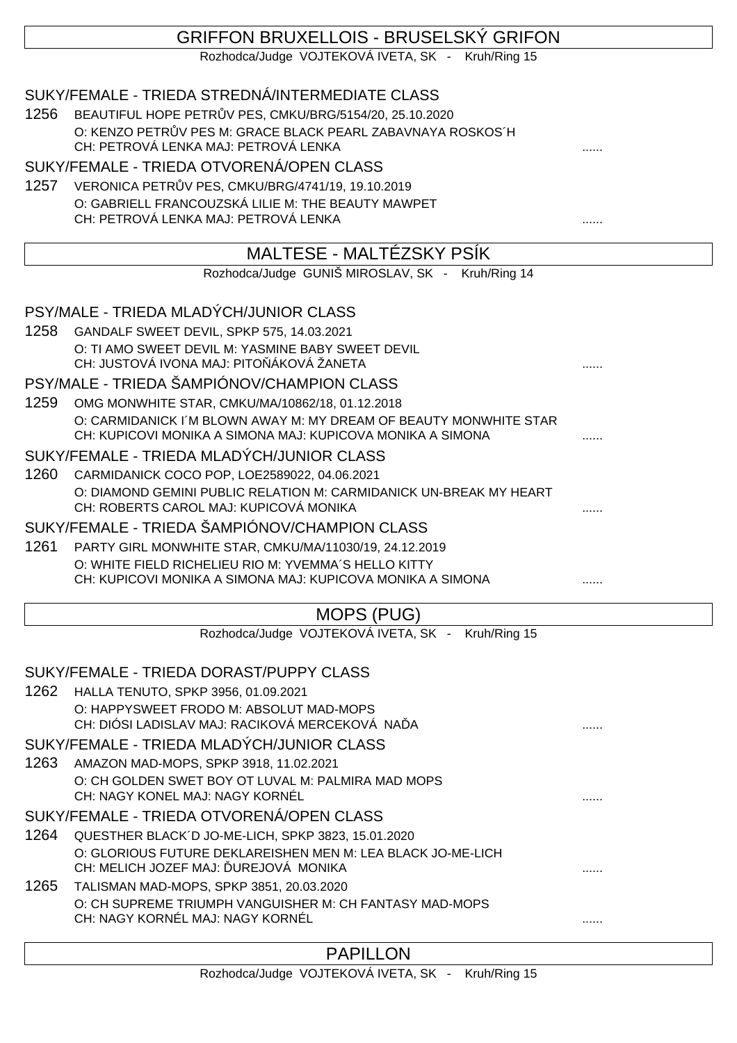## GRIFFON BRUXELLOIS - BRUSELSKÝ GRIFON

Rozhodca/Judge VOJTEKOVÁ IVETA, SK - Kruh/Ring 15

### SUKY/FEMALE - TRIEDA STREDNÁ/INTERMEDIATE CLASS

1256 BEAUTIFUL HOPE PETRŮV PES, CMKU/BRG/5154/20, 25.10.2020
O: KENZO PETRŮV PES M: GRACE BLACK PEARL ZABAVNAYA ROSKOS´H
CH: PETROVÁ LENKA MAJ: PETROVÁ LENKA ......

### SUKY/FEMALE - TRIEDA OTVORENÁ/OPEN CLASS

1257 VERONICA PETRŮV PES, CMKU/BRG/4741/19, 19.10.2019
O: GABRIELL FRANCOUZSKÁ LILIE M: THE BEAUTY MAWPET
CH: PETROVÁ LENKA MAJ: PETROVÁ LENKA ......

## MALTESE - MALTÉZSKY PSÍK

Rozhodca/Judge GUNIŠ MIROSLAV, SK - Kruh/Ring 14

### PSY/MALE - TRIEDA MLADÝCH/JUNIOR CLASS

1258 GANDALF SWEET DEVIL, SPKP 575, 14.03.2021
O: TI AMO SWEET DEVIL M: YASMINE BABY SWEET DEVIL
CH: JUSTOVÁ IVONA MAJ: PITOŇÁKOVÁ ŽANETA ......

### PSY/MALE - TRIEDA ŠAMPIÓNOV/CHAMPION CLASS

1259 OMG MONWHITE STAR, CMKU/MA/10862/18, 01.12.2018
O: CARMIDANICK I´M BLOWN AWAY M: MY DREAM OF BEAUTY MONWHITE STAR
CH: KUPICOVI MONIKA A SIMONA MAJ: KUPICOVA MONIKA A SIMONA ......

### SUKY/FEMALE - TRIEDA MLADÝCH/JUNIOR CLASS

1260 CARMIDANICK COCO POP, LOE2589022, 04.06.2021
O: DIAMOND GEMINI PUBLIC RELATION M: CARMIDANICK UN-BREAK MY HEART
CH: ROBERTS CAROL MAJ: KUPICOVÁ MONIKA ......

### SUKY/FEMALE - TRIEDA ŠAMPIÓNOV/CHAMPION CLASS

1261 PARTY GIRL MONWHITE STAR, CMKU/MA/11030/19, 24.12.2019
O: WHITE FIELD RICHELIEU RIO M: YVEMMA´S HELLO KITTY
CH: KUPICOVI MONIKA A SIMONA MAJ: KUPICOVA MONIKA A SIMONA ......

## MOPS (PUG)

Rozhodca/Judge VOJTEKOVÁ IVETA, SK - Kruh/Ring 15

### SUKY/FEMALE - TRIEDA DORAST/PUPPY CLASS

1262 HALLA TENUTO, SPKP 3956, 01.09.2021
O: HAPPYSWEET FRODO M: ABSOLUT MAD-MOPS
CH: DIÓSI LADISLAV MAJ: RACIKOVÁ MERCEKOVÁ NAĎA ......

### SUKY/FEMALE - TRIEDA MLADÝCH/JUNIOR CLASS

1263 AMAZON MAD-MOPS, SPKP 3918, 11.02.2021
O: CH GOLDEN SWET BOY OT LUVAL M: PALMIRA MAD MOPS
CH: NAGY KONEL MAJ: NAGY KORNÉL ......

### SUKY/FEMALE - TRIEDA OTVORENÁ/OPEN CLASS

1264 QUESTHER BLACK´D JO-ME-LICH, SPKP 3823, 15.01.2020
O: GLORIOUS FUTURE DEKLAREISHEN MEN M: LEA BLACK JO-ME-LICH
CH: MELICH JOZEF MAJ: ĎUREJOVÁ MONIKA ......

1265 TALISMAN MAD-MOPS, SPKP 3851, 20.03.2020
O: CH SUPREME TRIUMPH VANGUISHER M: CH FANTASY MAD-MOPS
CH: NAGY KORNÉL MAJ: NAGY KORNÉL ......

## PAPILLON

Rozhodca/Judge VOJTEKOVÁ IVETA, SK - Kruh/Ring 15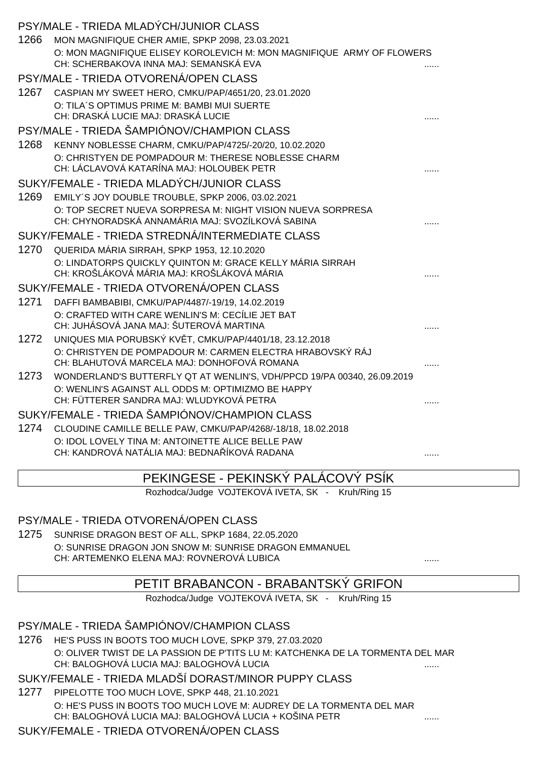PSY/MALE - TRIEDA MLADÝCH/JUNIOR CLASS

1266 MON MAGNIFIQUE CHER AMIE, SPKP 2098, 23.03.2021
O: MON MAGNIFIQUE ELISEY KOROLEVICH M: MON MAGNIFIQUE ARMY OF FLOWERS
CH: SCHERBAKOVA INNA MAJ: SEMANSKÁ EVA ......

PSY/MALE - TRIEDA OTVORENÁ/OPEN CLASS

1267 CASPIAN MY SWEET HERO, CMKU/PAP/4651/20, 23.01.2020
O: TILA´S OPTIMUS PRIME M: BAMBI MUI SUERTE
CH: DRASKÁ LUCIE MAJ: DRASKÁ LUCIE ......

PSY/MALE - TRIEDA ŠAMPIÓNOV/CHAMPION CLASS

1268 KENNY NOBLESSE CHARM, CMKU/PAP/4725/-20/20, 10.02.2020
O: CHRISTYEN DE POMPADOUR M: THERESE NOBLESSE CHARM
CH: LÁCLAVOVÁ KATARÍNA MAJ: HOLOUBEK PETR ......

SUKY/FEMALE - TRIEDA MLADÝCH/JUNIOR CLASS

1269 EMILY´S JOY DOUBLE TROUBLE, SPKP 2006, 03.02.2021
O: TOP SECRET NUEVA SORPRESA M: NIGHT VISION NUEVA SORPRESA
CH: CHYNORADSKÁ ANNAMÁRIA MAJ: SVOZÍLKOVÁ SABINA ......

SUKY/FEMALE - TRIEDA STREDNÁ/INTERMEDIATE CLASS

1270 QUERIDA MÁRIA SIRRAH, SPKP 1953, 12.10.2020
O: LINDATORPS QUICKLY QUINTON M: GRACE KELLY MÁRIA SIRRAH
CH: KROŠLÁKOVÁ MÁRIA MAJ: KROŠLÁKOVÁ MÁRIA ......

SUKY/FEMALE - TRIEDA OTVORENÁ/OPEN CLASS

1271 DAFFI BAMBABIBI, CMKU/PAP/4487/-19/19, 14.02.2019
O: CRAFTED WITH CARE WENLIN'S M: CECÍLIE JET BAT
CH: JUHÁSOVÁ JANA MAJ: ŠUTEROVÁ MARTINA ......

1272 UNIQUES MIA PORUBSKÝ KVĚT, CMKU/PAP/4401/18, 23.12.2018
O: CHRISTYEN DE POMPADOUR M: CARMEN ELECTRA HRABOVSKÝ RÁJ
CH: BLAHUTOVÁ MARCELA MAJ: DONHOFOVÁ ROMANA ......

1273 WONDERLAND'S BUTTERFLY QT AT WENLIN'S, VDH/PPCD 19/PA 00340, 26.09.2019
O: WENLIN'S AGAINST ALL ODDS M: OPTIMIZMO BE HAPPY
CH: FÜTTERER SANDRA MAJ: WLUDYKOVÁ PETRA ......

SUKY/FEMALE - TRIEDA ŠAMPIÓNOV/CHAMPION CLASS

1274 CLOUDINE CAMILLE BELLE PAW, CMKU/PAP/4268/-18/18, 18.02.2018
O: IDOL LOVELY TINA M: ANTOINETTE ALICE BELLE PAW
CH: KANDROVÁ NATÁLIA MAJ: BEDNAŘÍKOVÁ RADANA ......

## PEKINGESE - PEKINSKÝ PALÁCOVÝ PSÍK

Rozhodca/Judge VOJTEKOVÁ IVETA, SK - Kruh/Ring 15

PSY/MALE - TRIEDA OTVORENÁ/OPEN CLASS

1275 SUNRISE DRAGON BEST OF ALL, SPKP 1684, 22.05.2020
O: SUNRISE DRAGON JON SNOW M: SUNRISE DRAGON EMMANUEL
CH: ARTEMENKO ELENA MAJ: ROVNEROVÁ LUBICA ......

## PETIT BRABANCON - BRABANTSKÝ GRIFON

Rozhodca/Judge VOJTEKOVÁ IVETA, SK - Kruh/Ring 15

PSY/MALE - TRIEDA ŠAMPIÓNOV/CHAMPION CLASS

1276 HE'S PUSS IN BOOTS TOO MUCH LOVE, SPKP 379, 27.03.2020
O: OLIVER TWIST DE LA PASSION DE P'TITS LU M: KATCHENKA DE LA TORMENTA DEL MAR
CH: BALOGHOVÁ LUCIA MAJ: BALOGHOVÁ LUCIA ......

SUKY/FEMALE - TRIEDA MLADŠÍ DORAST/MINOR PUPPY CLASS

1277 PIPELOTTE TOO MUCH LOVE, SPKP 448, 21.10.2021
O: HE'S PUSS IN BOOTS TOO MUCH LOVE M: AUDREY DE LA TORMENTA DEL MAR
CH: BALOGHOVÁ LUCIA MAJ: BALOGHOVÁ LUCIA + KOŠINA PETR ......

SUKY/FEMALE - TRIEDA OTVORENÁ/OPEN CLASS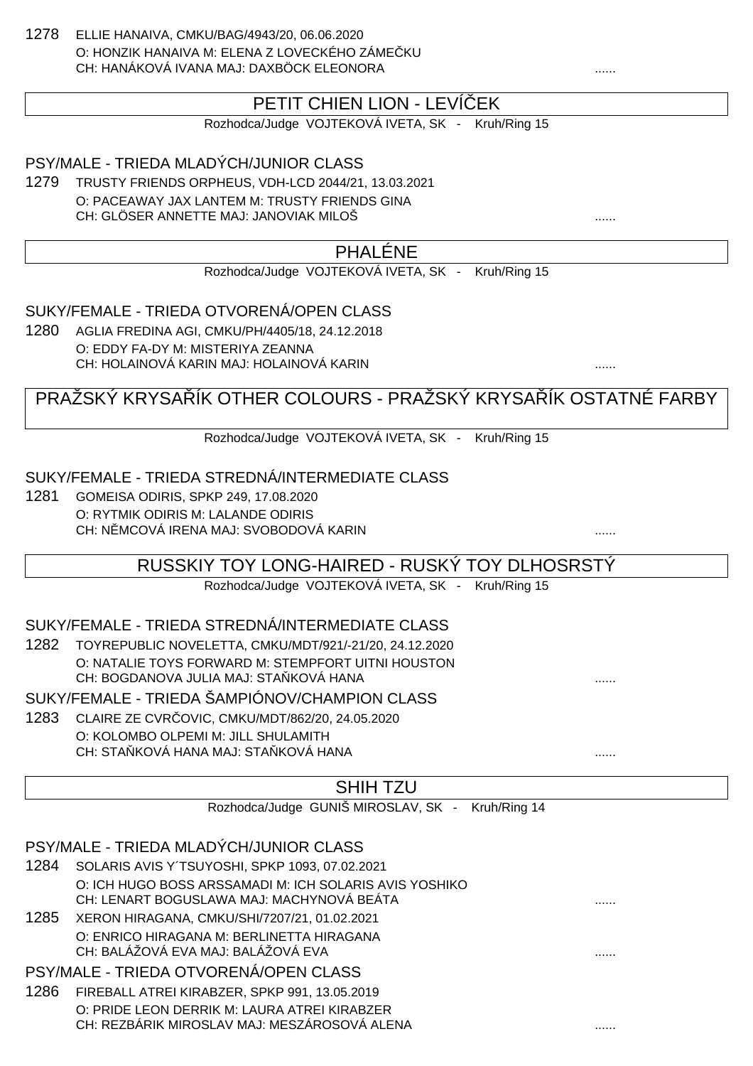1278 ELLIE HANAIVA, CMKU/BAG/4943/20, 06.06.2020
O: HONZIK HANAIVA M: ELENA Z LOVECKÉHO ZÁMEČKU
CH: HANÁKOVÁ IVANA MAJ: DAXBÖCK ELEONORA ......

## PETIT CHIEN LION - LEVÍČEK

Rozhodca/Judge VOJTEKOVÁ IVETA, SK - Kruh/Ring 15

### PSY/MALE - TRIEDA MLADÝCH/JUNIOR CLASS

1279 TRUSTY FRIENDS ORPHEUS, VDH-LCD 2044/21, 13.03.2021
O: PACEAWAY JAX LANTEM M: TRUSTY FRIENDS GINA
CH: GLÖSER ANNETTE MAJ: JANOVIAK MILOŠ ......

## PHALÉNE

Rozhodca/Judge VOJTEKOVÁ IVETA, SK - Kruh/Ring 15

### SUKY/FEMALE - TRIEDA OTVORENÁ/OPEN CLASS

1280 AGLIA FREDINA AGI, CMKU/PH/4405/18, 24.12.2018
O: EDDY FA-DY M: MISTERIYA ZEANNA
CH: HOLAINOVÁ KARIN MAJ: HOLAINOVÁ KARIN ......

## PRAŽSKÝ KRYSAŘÍK OTHER COLOURS - PRAŽSKÝ KRYSAŘÍK OSTATNÉ FARBY

Rozhodca/Judge VOJTEKOVÁ IVETA, SK - Kruh/Ring 15

### SUKY/FEMALE - TRIEDA STREDNÁ/INTERMEDIATE CLASS

1281 GOMEISA ODIRIS, SPKP 249, 17.08.2020
O: RYTMIK ODIRIS M: LALANDE ODIRIS
CH: NĚMCOVÁ IRENA MAJ: SVOBODOVÁ KARIN ......

## RUSSKIY TOY LONG-HAIRED - RUSKÝ TOY DLHOSRSTÝ

Rozhodca/Judge VOJTEKOVÁ IVETA, SK - Kruh/Ring 15

### SUKY/FEMALE - TRIEDA STREDNÁ/INTERMEDIATE CLASS

1282 TOYREPUBLIC NOVELETTA, CMKU/MDT/921/-21/20, 24.12.2020
O: NATALIE TOYS FORWARD M: STEMPFORT UITNI HOUSTON
CH: BOGDANOVA JULIA MAJ: STAŇKOVÁ HANA ......

### SUKY/FEMALE - TRIEDA ŠAMPIÓNOV/CHAMPION CLASS

1283 CLAIRE ZE CVRČOVIC, CMKU/MDT/862/20, 24.05.2020
O: KOLOMBO OLPEMI M: JILL SHULAMITH
CH: STAŇKOVÁ HANA MAJ: STAŇKOVÁ HANA ......

## SHIH TZU

Rozhodca/Judge GUNIŠ MIROSLAV, SK - Kruh/Ring 14

### PSY/MALE - TRIEDA MLADÝCH/JUNIOR CLASS

1284 SOLARIS AVIS Y´TSUYOSHI, SPKP 1093, 07.02.2021
O: ICH HUGO BOSS ARSSAMADI M: ICH SOLARIS AVIS YOSHIKO
CH: LENART BOGUSLAWA MAJ: MACHYNOVÁ BEÁTA ......

1285 XERON HIRAGANA, CMKU/SHI/7207/21, 01.02.2021
O: ENRICO HIRAGANA M: BERLINETTA HIRAGANA
CH: BALÁŽOVÁ EVA MAJ: BALÁŽOVÁ EVA ......

### PSY/MALE - TRIEDA OTVORENÁ/OPEN CLASS

1286 FIREBALL ATREI KIRABZER, SPKP 991, 13.05.2019
O: PRIDE LEON DERRIK M: LAURA ATREI KIRABZER
CH: REZBÁRIK MIROSLAV MAJ: MESZÁROSOVÁ ALENA ......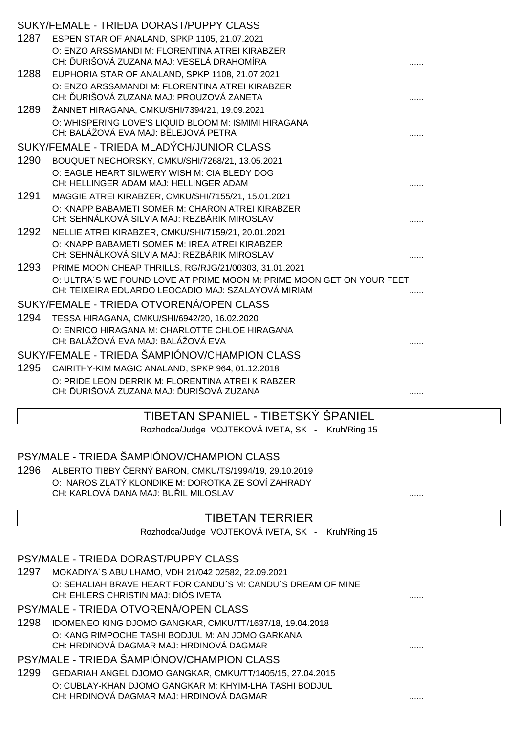SUKY/FEMALE - TRIEDA DORAST/PUPPY CLASS

1287 ESPEN STAR OF ANALAND, SPKP 1105, 21.07.2021
O: ENZO ARSSMANDI M: FLORENTINA ATREI KIRABZER
CH: ĎURIŠOVÁ ZUZANA MAJ: VESELÁ DRAHOMÍRA ......

1288 EUPHORIA STAR OF ANALAND, SPKP 1108, 21.07.2021
O: ENZO ARSSAMANDI M: FLORENTINA ATREI KIRABZER
CH: ĎURIŠOVÁ ZUZANA MAJ: PROUZOVÁ ZANETA ......

1289 ŽANNET HIRAGANA, CMKU/SHI/7394/21, 19.09.2021
O: WHISPERING LOVE'S LIQUID BLOOM M: ISMIMI HIRAGANA
CH: BALÁŽOVÁ EVA MAJ: BĚLEJOVÁ PETRA ......

SUKY/FEMALE - TRIEDA MLADÝCH/JUNIOR CLASS

1290 BOUQUET NECHORSKY, CMKU/SHI/7268/21, 13.05.2021
O: EAGLE HEART SILWERY WISH M: CIA BLEDY DOG
CH: HELLINGER ADAM MAJ: HELLINGER ADAM ......

1291 MAGGIE ATREI KIRABZER, CMKU/SHI/7155/21, 15.01.2021
O: KNAPP BABAMETI SOMER M: CHARON ATREI KIRABZER
CH: SEHNÁLKOVÁ SILVIA MAJ: REZBÁRIK MIROSLAV ......

1292 NELLIE ATREI KIRABZER, CMKU/SHI/7159/21, 20.01.2021
O: KNAPP BABAMETI SOMER M: IREA ATREI KIRABZER
CH: SEHNÁLKOVÁ SILVIA MAJ: REZBÁRIK MIROSLAV ......

1293 PRIME MOON CHEAP THRILLS, RG/RJG/21/00303, 31.01.2021
O: ULTRA´S WE FOUND LOVE AT PRIME MOON M: PRIME MOON GET ON YOUR FEET
CH: TEIXEIRA EDUARDO LEOCADIO MAJ: SZALAYOVÁ MIRIAM ......

SUKY/FEMALE - TRIEDA OTVORENÁ/OPEN CLASS

1294 TESSA HIRAGANA, CMKU/SHI/6942/20, 16.02.2020
O: ENRICO HIRAGANA M: CHARLOTTE CHLOE HIRAGANA
CH: BALÁŽOVÁ EVA MAJ: BALÁŽOVÁ EVA ......

SUKY/FEMALE - TRIEDA ŠAMPIÓNOV/CHAMPION CLASS

1295 CAIRITHY-KIM MAGIC ANALAND, SPKP 964, 01.12.2018
O: PRIDE LEON DERRIK M: FLORENTINA ATREI KIRABZER
CH: ĎURIŠOVÁ ZUZANA MAJ: ĎURIŠOVÁ ZUZANA ......

## TIBETAN SPANIEL - TIBETSKÝ ŠPANIEL

Rozhodca/Judge VOJTEKOVÁ IVETA, SK - Kruh/Ring 15

PSY/MALE - TRIEDA ŠAMPIÓNOV/CHAMPION CLASS

1296 ALBERTO TIBBY ČERNÝ BARON, CMKU/TS/1994/19, 29.10.2019
O: INAROS ZLATÝ KLONDIKE M: DOROTKA ZE SOVÍ ZAHRADY
CH: KARLOVÁ DANA MAJ: BUŘIL MILOSLAV ......

## TIBETAN TERRIER

Rozhodca/Judge VOJTEKOVÁ IVETA, SK - Kruh/Ring 15

PSY/MALE - TRIEDA DORAST/PUPPY CLASS

1297 MOKADIYA´S ABU LHAMO, VDH 21/042 02582, 22.09.2021
O: SEHALIAH BRAVE HEART FOR CANDU´S M: CANDU´S DREAM OF MINE
CH: EHLERS CHRISTIN MAJ: DIÓS IVETA ......

PSY/MALE - TRIEDA OTVORENÁ/OPEN CLASS

1298 IDOMENEO KING DJOMO GANGKAR, CMKU/TT/1637/18, 19.04.2018
O: KANG RIMPOCHE TASHI BODJUL M: AN JOMO GARKANA
CH: HRDINOVÁ DAGMAR MAJ: HRDINOVÁ DAGMAR ......

PSY/MALE - TRIEDA ŠAMPIÓNOV/CHAMPION CLASS

1299 GEDARIAH ANGEL DJOMO GANGKAR, CMKU/TT/1405/15, 27.04.2015
O: CUBLAY-KHAN DJOMO GANGKAR M: KHYIM-LHA TASHI BODJUL
CH: HRDINOVÁ DAGMAR MAJ: HRDINOVÁ DAGMAR ......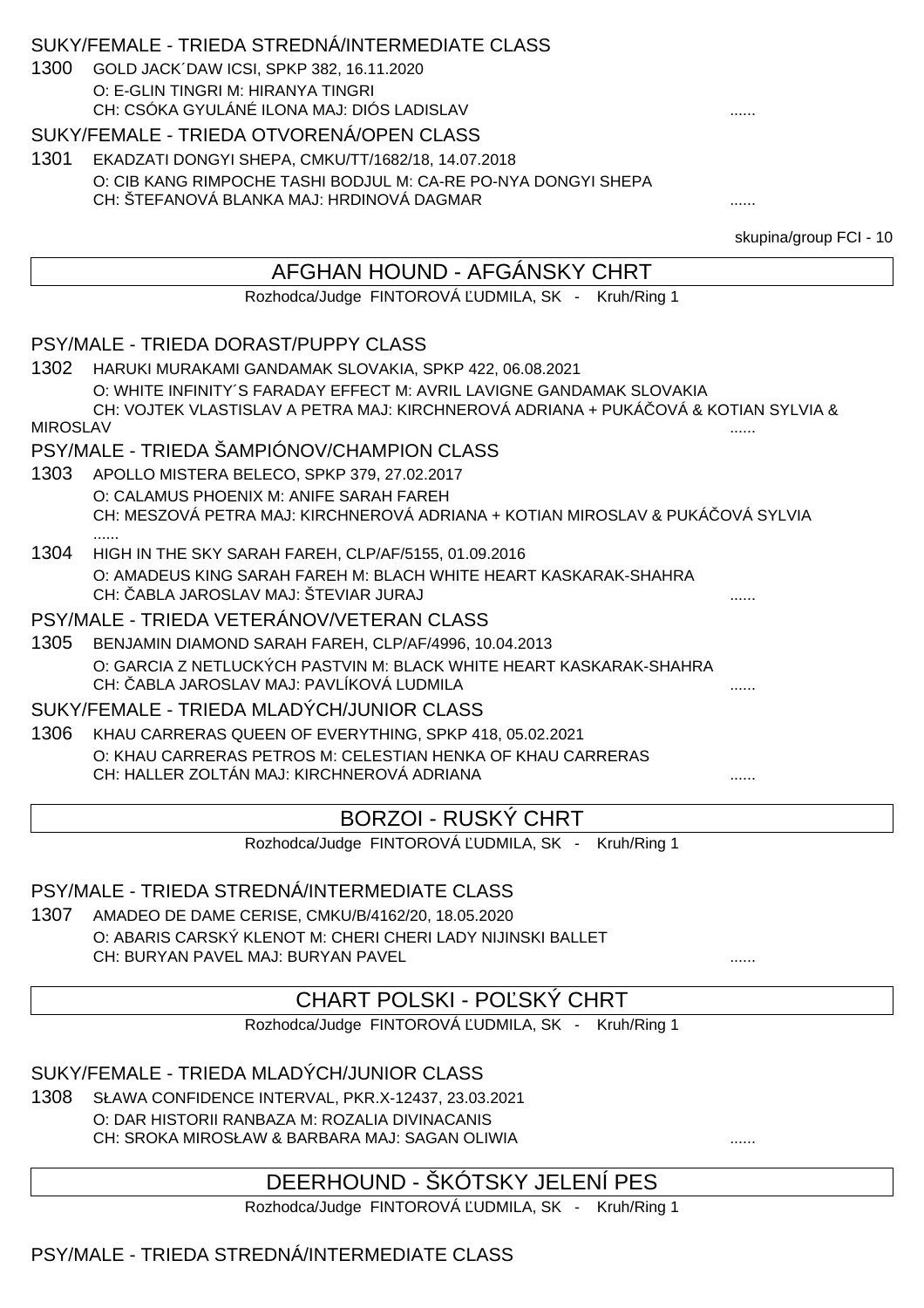SUKY/FEMALE - TRIEDA STREDNÁ/INTERMEDIATE CLASS

1300 GOLD JACK´DAW ICSI, SPKP 382, 16.11.2020
O: E-GLIN TINGRI M: HIRANYA TINGRI
CH: CSÓKA GYULÁNÉ ILONA MAJ: DIÓS LADISLAV ......

SUKY/FEMALE - TRIEDA OTVORENÁ/OPEN CLASS

1301 EKADZATI DONGYI SHEPA, CMKU/TT/1682/18, 14.07.2018
O: CIB KANG RIMPOCHE TASHI BODJUL M: CA-RE PO-NYA DONGYI SHEPA
CH: ŠTEFANOVÁ BLANKA MAJ: HRDINOVÁ DAGMAR ......

skupina/group FCI - 10

## AFGHAN HOUND - AFGÁNSKY CHRT

Rozhodca/Judge FINTOROVÁ ĽUDMILA, SK - Kruh/Ring 1

PSY/MALE - TRIEDA DORAST/PUPPY CLASS

1302 HARUKI MURAKAMI GANDAMAK SLOVAKIA, SPKP 422, 06.08.2021
O: WHITE INFINITY´S FARADAY EFFECT M: AVRIL LAVIGNE GANDAMAK SLOVAKIA
CH: VOJTEK VLASTISLAV A PETRA MAJ: KIRCHNEROVÁ ADRIANA + PUKÁČOVÁ & KOTIAN SYLVIA & MIROSLAV ......

PSY/MALE - TRIEDA ŠAMPIÓNOV/CHAMPION CLASS

1303 APOLLO MISTERA BELECO, SPKP 379, 27.02.2017
O: CALAMUS PHOENIX M: ANIFE SARAH FAREH
CH: MESZOVÁ PETRA MAJ: KIRCHNEROVÁ ADRIANA + KOTIAN MIROSLAV & PUKÁČOVÁ SYLVIA ......

1304 HIGH IN THE SKY SARAH FAREH, CLP/AF/5155, 01.09.2016
O: AMADEUS KING SARAH FAREH M: BLACH WHITE HEART KASKARAK-SHAHRA
CH: ČABLA JAROSLAV MAJ: ŠTEVIAR JURAJ ......

PSY/MALE - TRIEDA VETERÁNOV/VETERAN CLASS

1305 BENJAMIN DIAMOND SARAH FAREH, CLP/AF/4996, 10.04.2013
O: GARCIA Z NETLUCKÝCH PASTVIN M: BLACK WHITE HEART KASKARAK-SHAHRA
CH: ČABLA JAROSLAV MAJ: PAVLÍKOVÁ LUDMILA ......

SUKY/FEMALE - TRIEDA MLADÝCH/JUNIOR CLASS

1306 KHAU CARRERAS QUEEN OF EVERYTHING, SPKP 418, 05.02.2021
O: KHAU CARRERAS PETROS M: CELESTIAN HENKA OF KHAU CARRERAS
CH: HALLER ZOLTÁN MAJ: KIRCHNEROVÁ ADRIANA ......

## BORZOI - RUSKÝ CHRT

Rozhodca/Judge FINTOROVÁ ĽUDMILA, SK - Kruh/Ring 1

PSY/MALE - TRIEDA STREDNÁ/INTERMEDIATE CLASS

1307 AMADEO DE DAME CERISE, CMKU/B/4162/20, 18.05.2020
O: ABARIS CARSKÝ KLENOT M: CHERI CHERI LADY NIJINSKI BALLET
CH: BURYAN PAVEL MAJ: BURYAN PAVEL ......

## CHART POLSKI - POĽSKÝ CHRT

Rozhodca/Judge FINTOROVÁ ĽUDMILA, SK - Kruh/Ring 1

SUKY/FEMALE - TRIEDA MLADÝCH/JUNIOR CLASS

1308 SŁAWA CONFIDENCE INTERVAL, PKR.X-12437, 23.03.2021
O: DAR HISTORII RANBAZA M: ROZALIA DIVINACANIS
CH: SROKA MIROSŁAW & BARBARA MAJ: SAGAN OLIWIA ......

## DEERHOUND - ŠKÓTSKY JELENÍ PES

Rozhodca/Judge FINTOROVÁ ĽUDMILA, SK - Kruh/Ring 1

PSY/MALE - TRIEDA STREDNÁ/INTERMEDIATE CLASS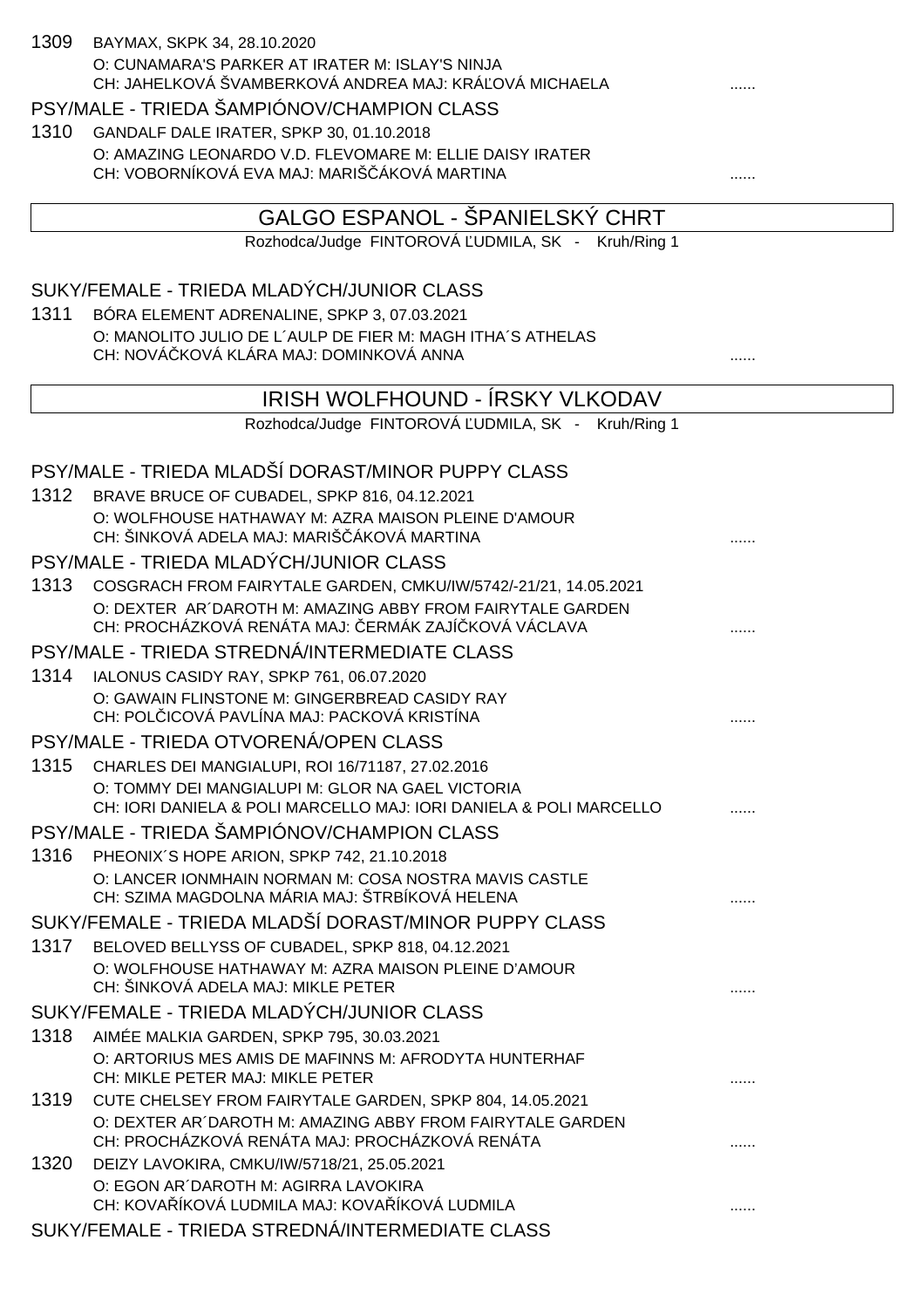1309 BAYMAX, SKPK 34, 28.10.2020
O: CUNAMARA'S PARKER AT IRATER M: ISLAY'S NINJA
CH: JAHELKOVÁ ŠVAMBERKOVÁ ANDREA MAJ: KRÁĽOVÁ MICHAELA ......

### PSY/MALE - TRIEDA ŠAMPIÓNOV/CHAMPION CLASS

1310 GANDALF DALE IRATER, SPKP 30, 01.10.2018
O: AMAZING LEONARDO V.D. FLEVOMARE M: ELLIE DAISY IRATER
CH: VOBORNÍKOVÁ EVA MAJ: MARIŠČÁKOVÁ MARTINA ......

## GALGO ESPANOL - ŠPANIELSKÝ CHRT

Rozhodca/Judge FINTOROVÁ ĽUDMILA, SK - Kruh/Ring 1

### SUKY/FEMALE - TRIEDA MLADÝCH/JUNIOR CLASS

1311 BÓRA ELEMENT ADRENALINE, SPKP 3, 07.03.2021
O: MANOLITO JULIO DE L´AULP DE FIER M: MAGH ITHA´S ATHELAS
CH: NOVÁČKOVÁ KLÁRA MAJ: DOMINKOVÁ ANNA ......

## IRISH WOLFHOUND - ÍRSKY VLKODAV

Rozhodca/Judge FINTOROVÁ ĽUDMILA, SK - Kruh/Ring 1

### PSY/MALE - TRIEDA MLADŠÍ DORAST/MINOR PUPPY CLASS

1312 BRAVE BRUCE OF CUBADEL, SPKP 816, 04.12.2021
O: WOLFHOUSE HATHAWAY M: AZRA MAISON PLEINE D'AMOUR
CH: ŠINKOVÁ ADELA MAJ: MARIŠČÁKOVÁ MARTINA ......

### PSY/MALE - TRIEDA MLADÝCH/JUNIOR CLASS

1313 COSGRACH FROM FAIRYTALE GARDEN, CMKU/IW/5742/-21/21, 14.05.2021
O: DEXTER AR´DAROTH M: AMAZING ABBY FROM FAIRYTALE GARDEN
CH: PROCHÁZKOVÁ RENÁTA MAJ: ČERMÁK ZAJÍČKOVÁ VÁCLAVA ......

### PSY/MALE - TRIEDA STREDNÁ/INTERMEDIATE CLASS

1314 IALONUS CASIDY RAY, SPKP 761, 06.07.2020
O: GAWAIN FLINSTONE M: GINGERBREAD CASIDY RAY
CH: POLČICOVÁ PAVLÍNA MAJ: PACKOVÁ KRISTÍNA ......

### PSY/MALE - TRIEDA OTVORENÁ/OPEN CLASS

1315 CHARLES DEI MANGIALUPI, ROI 16/71187, 27.02.2016
O: TOMMY DEI MANGIALUPI M: GLOR NA GAEL VICTORIA
CH: IORI DANIELA & POLI MARCELLO MAJ: IORI DANIELA & POLI MARCELLO ......

### PSY/MALE - TRIEDA ŠAMPIÓNOV/CHAMPION CLASS

1316 PHEONIX´S HOPE ARION, SPKP 742, 21.10.2018
O: LANCER IONMHAIN NORMAN M: COSA NOSTRA MAVIS CASTLE
CH: SZIMA MAGDOLNA MÁRIA MAJ: ŠTRBÍKOVÁ HELENA ......

### SUKY/FEMALE - TRIEDA MLADŠÍ DORAST/MINOR PUPPY CLASS

1317 BELOVED BELLYSS OF CUBADEL, SPKP 818, 04.12.2021
O: WOLFHOUSE HATHAWAY M: AZRA MAISON PLEINE D'AMOUR
CH: ŠINKOVÁ ADELA MAJ: MIKLE PETER ......

### SUKY/FEMALE - TRIEDA MLADÝCH/JUNIOR CLASS

1318 AIMÉE MALKIA GARDEN, SPKP 795, 30.03.2021
O: ARTORIUS MES AMIS DE MAFINNS M: AFRODYTA HUNTERHAF
CH: MIKLE PETER MAJ: MIKLE PETER ......

1319 CUTE CHELSEY FROM FAIRYTALE GARDEN, SPKP 804, 14.05.2021
O: DEXTER AR´DAROTH M: AMAZING ABBY FROM FAIRYTALE GARDEN
CH: PROCHÁZKOVÁ RENÁTA MAJ: PROCHÁZKOVÁ RENÁTA ......

1320 DEIZY LAVOKIRA, CMKU/IW/5718/21, 25.05.2021
O: EGON AR´DAROTH M: AGIRRA LAVOKIRA
CH: KOVAŘÍKOVÁ LUDMILA MAJ: KOVAŘÍKOVÁ LUDMILA ......

### SUKY/FEMALE - TRIEDA STREDNÁ/INTERMEDIATE CLASS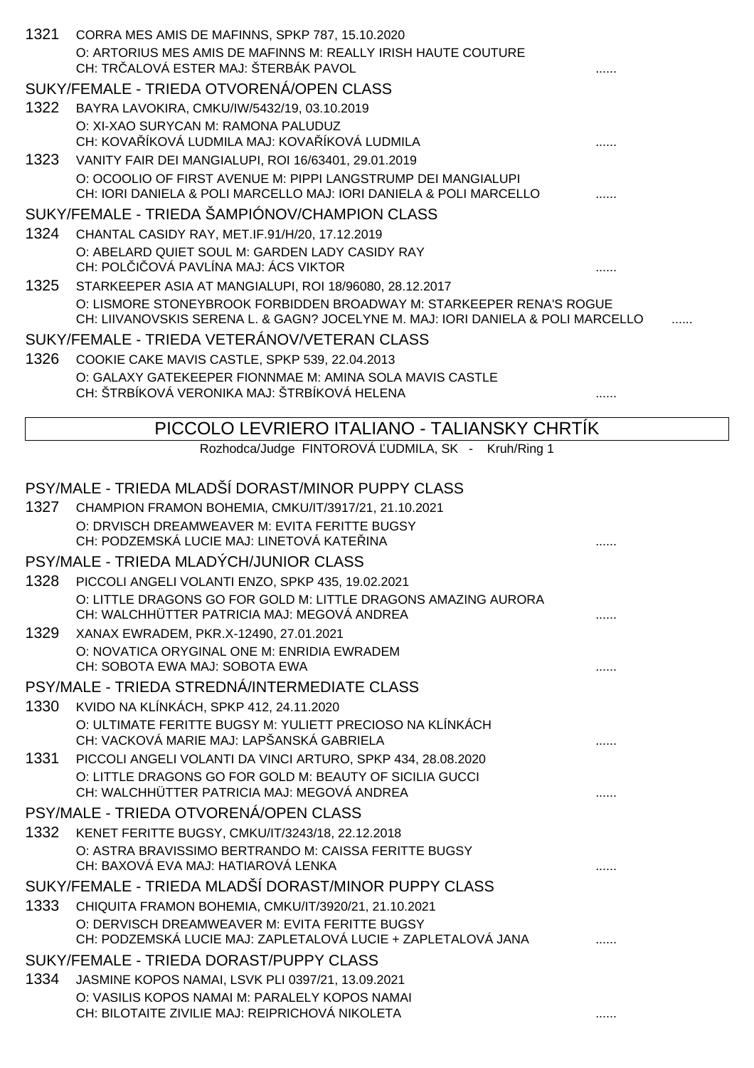1321 CORRA MES AMIS DE MAFINNS, SPKP 787, 15.10.2020
O: ARTORIUS MES AMIS DE MAFINNS M: REALLY IRISH HAUTE COUTURE
CH: TRČALOVÁ ESTER MAJ: ŠTERBÁK PAVOL ......

SUKY/FEMALE - TRIEDA OTVORENÁ/OPEN CLASS

1322 BAYRA LAVOKIRA, CMKU/IW/5432/19, 03.10.2019
O: XI-XAO SURYCAN M: RAMONA PALUDUZ
CH: KOVAŘÍKOVÁ LUDMILA MAJ: KOVAŘÍKOVÁ LUDMILA ......

1323 VANITY FAIR DEI MANGIALUPI, ROI 16/63401, 29.01.2019
O: OCOOLIO OF FIRST AVENUE M: PIPPI LANGSTRUMP DEI MANGIALUPI
CH: IORI DANIELA & POLI MARCELLO MAJ: IORI DANIELA & POLI MARCELLO ......

SUKY/FEMALE - TRIEDA ŠAMPIÓNOV/CHAMPION CLASS

1324 CHANTAL CASIDY RAY, MET.IF.91/H/20, 17.12.2019
O: ABELARD QUIET SOUL M: GARDEN LADY CASIDY RAY
CH: POLČIČOVÁ PAVLÍNA MAJ: ÁCS VIKTOR ......

1325 STARKEEPER ASIA AT MANGIALUPI, ROI 18/96080, 28.12.2017
O: LISMORE STONEYBROOK FORBIDDEN BROADWAY M: STARKEEPER RENA'S ROGUE
CH: LIIVANOVSKIS SERENA L. & GAGN? JOCELYNE M. MAJ: IORI DANIELA & POLI MARCELLO ......

SUKY/FEMALE - TRIEDA VETERÁNOV/VETERAN CLASS

1326 COOKIE CAKE MAVIS CASTLE, SPKP 539, 22.04.2013
O: GALAXY GATEKEEPER FIONNMAE M: AMINA SOLA MAVIS CASTLE
CH: ŠTRBÍKOVÁ VERONIKA MAJ: ŠTRBÍKOVÁ HELENA ......

## PICCOLO LEVRIERO ITALIANO - TALIANSKY CHRTÍK

Rozhodca/Judge FINTOROVÁ ĽUDMILA, SK - Kruh/Ring 1

PSY/MALE - TRIEDA MLADŠÍ DORAST/MINOR PUPPY CLASS

1327 CHAMPION FRAMON BOHEMIA, CMKU/IT/3917/21, 21.10.2021
O: DRVISCH DREAMWEAVER M: EVITA FERITTE BUGSY
CH: PODZEMSKÁ LUCIE MAJ: LINETOVÁ KATEŘINA ......

PSY/MALE - TRIEDA MLADÝCH/JUNIOR CLASS

1328 PICCOLI ANGELI VOLANTI ENZO, SPKP 435, 19.02.2021
O: LITTLE DRAGONS GO FOR GOLD M: LITTLE DRAGONS AMAZING AURORA
CH: WALCHHÜTTER PATRICIA MAJ: MEGOVÁ ANDREA ......

1329 XANAX EWRADEM, PKR.X-12490, 27.01.2021
O: NOVATICA ORYGINAL ONE M: ENRIDIA EWRADEM
CH: SOBOTA EWA MAJ: SOBOTA EWA ......

PSY/MALE - TRIEDA STREDNÁ/INTERMEDIATE CLASS

1330 KVIDO NA KLÍNKÁCH, SPKP 412, 24.11.2020
O: ULTIMATE FERITTE BUGSY M: YULIETT PRECIOSO NA KLÍNKÁCH
CH: VACKOVÁ MARIE MAJ: LAPŠANSKÁ GABRIELA ......

1331 PICCOLI ANGELI VOLANTI DA VINCI ARTURO, SPKP 434, 28.08.2020
O: LITTLE DRAGONS GO FOR GOLD M: BEAUTY OF SICILIA GUCCI
CH: WALCHHÜTTER PATRICIA MAJ: MEGOVÁ ANDREA ......

PSY/MALE - TRIEDA OTVORENÁ/OPEN CLASS

1332 KENET FERITTE BUGSY, CMKU/IT/3243/18, 22.12.2018
O: ASTRA BRAVISSIMO BERTRANDO M: CAISSA FERITTE BUGSY
CH: BAXOVÁ EVA MAJ: HATIAROVÁ LENKA ......

SUKY/FEMALE - TRIEDA MLADŠÍ DORAST/MINOR PUPPY CLASS

1333 CHIQUITA FRAMON BOHEMIA, CMKU/IT/3920/21, 21.10.2021
O: DERVISCH DREAMWEAVER M: EVITA FERITTE BUGSY
CH: PODZEMSKÁ LUCIE MAJ: ZAPLETALOVÁ LUCIE + ZAPLETALOVÁ JANA ......

SUKY/FEMALE - TRIEDA DORAST/PUPPY CLASS

1334 JASMINE KOPOS NAMAI, LSVK PLI 0397/21, 13.09.2021
O: VASILIS KOPOS NAMAI M: PARALELY KOPOS NAMAI
CH: BILOTAITE ZIVILIE MAJ: REIPRICHOVÁ NIKOLETA ......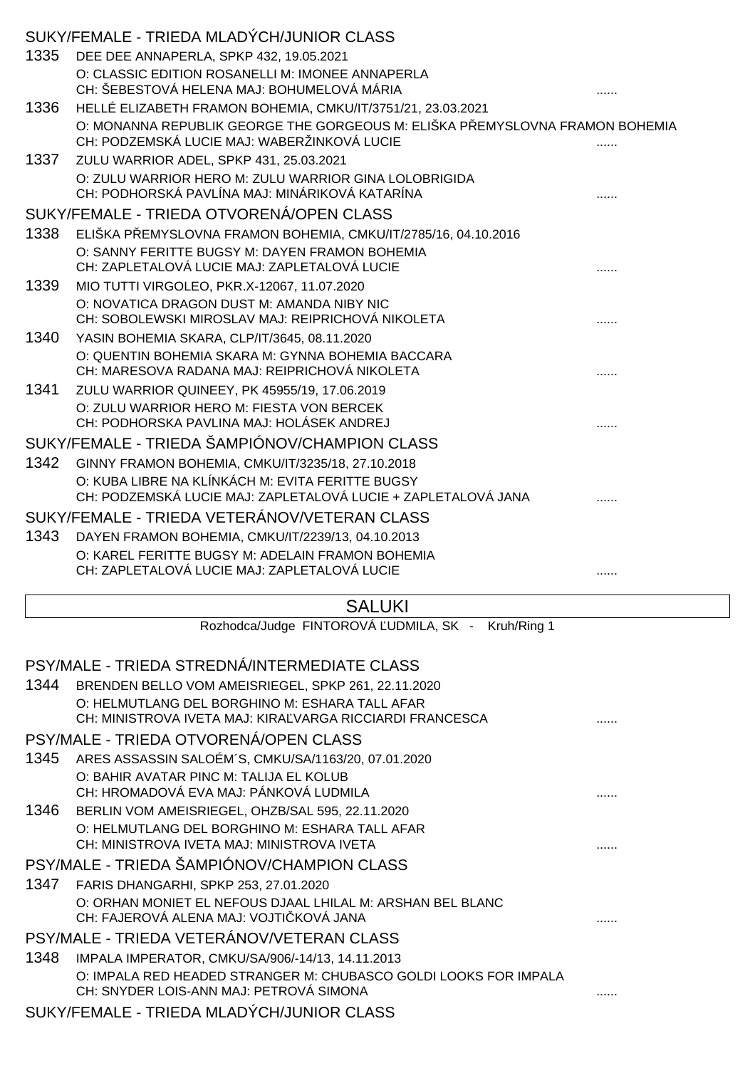## SUKY/FEMALE - TRIEDA MLADÝCH/JUNIOR CLASS

1335 DEE DEE ANNAPERLA, SPKP 432, 19.05.2021
O: CLASSIC EDITION ROSANELLI M: IMONEE ANNAPERLA
CH: ŠEBESTOVÁ HELENA MAJ: BOHUMELOVÁ MÁRIA ......

1336 HELLÉ ELIZABETH FRAMON BOHEMIA, CMKU/IT/3751/21, 23.03.2021
O: MONANNA REPUBLIK GEORGE THE GORGEOUS M: ELIŠKA PŘEMYSLOVNA FRAMON BOHEMIA
CH: PODZEMSKÁ LUCIE MAJ: WABERŽINKOVÁ LUCIE ......

1337 ZULU WARRIOR ADEL, SPKP 431, 25.03.2021
O: ZULU WARRIOR HERO M: ZULU WARRIOR GINA LOLOBRIGIDA
CH: PODHORSKÁ PAVLÍNA MAJ: MINÁRIKOVÁ KATARÍNA ......

## SUKY/FEMALE - TRIEDA OTVORENÁ/OPEN CLASS

1338 ELIŠKA PŘEMYSLOVNA FRAMON BOHEMIA, CMKU/IT/2785/16, 04.10.2016
O: SANNY FERITTE BUGSY M: DAYEN FRAMON BOHEMIA
CH: ZAPLETALOVÁ LUCIE MAJ: ZAPLETALOVÁ LUCIE ......

1339 MIO TUTTI VIRGOLEO, PKR.X-12067, 11.07.2020
O: NOVATICA DRAGON DUST M: AMANDA NIBY NIC
CH: SOBOLEWSKI MIROSLAV MAJ: REIPRICHOVÁ NIKOLETA ......

1340 YASIN BOHEMIA SKARA, CLP/IT/3645, 08.11.2020
O: QUENTIN BOHEMIA SKARA M: GYNNA BOHEMIA BACCARA
CH: MARESOVA RADANA MAJ: REIPRICHOVÁ NIKOLETA ......

1341 ZULU WARRIOR QUINEEY, PK 45955/19, 17.06.2019
O: ZULU WARRIOR HERO M: FIESTA VON BERCEK
CH: PODHORSKA PAVLINA MAJ: HOLÁSEK ANDREJ ......

## SUKY/FEMALE - TRIEDA ŠAMPIÓNOV/CHAMPION CLASS

1342 GINNY FRAMON BOHEMIA, CMKU/IT/3235/18, 27.10.2018
O: KUBA LIBRE NA KLÍNKÁCH M: EVITA FERITTE BUGSY
CH: PODZEMSKÁ LUCIE MAJ: ZAPLETALOVÁ LUCIE + ZAPLETALOVÁ JANA ......

## SUKY/FEMALE - TRIEDA VETERÁNOV/VETERAN CLASS

1343 DAYEN FRAMON BOHEMIA, CMKU/IT/2239/13, 04.10.2013
O: KAREL FERITTE BUGSY M: ADELAIN FRAMON BOHEMIA
CH: ZAPLETALOVÁ LUCIE MAJ: ZAPLETALOVÁ LUCIE ......

# SALUKI

Rozhodca/Judge FINTOROVÁ ĽUDMILA, SK - Kruh/Ring 1

## PSY/MALE - TRIEDA STREDNÁ/INTERMEDIATE CLASS

1344 BRENDEN BELLO VOM AMEISRIEGEL, SPKP 261, 22.11.2020
O: HELMUTLANG DEL BORGHINO M: ESHARA TALL AFAR
CH: MINISTROVA IVETA MAJ: KIRAĽVARGA RICCIARDI FRANCESCA ......

## PSY/MALE - TRIEDA OTVORENÁ/OPEN CLASS

1345 ARES ASSASSIN SALOÉM´S, CMKU/SA/1163/20, 07.01.2020
O: BAHIR AVATAR PINC M: TALIJA EL KOLUB
CH: HROMADOVÁ EVA MAJ: PÁNKOVÁ LUDMILA ......

1346 BERLIN VOM AMEISRIEGEL, OHZB/SAL 595, 22.11.2020
O: HELMUTLANG DEL BORGHINO M: ESHARA TALL AFAR
CH: MINISTROVA IVETA MAJ: MINISTROVA IVETA ......

## PSY/MALE - TRIEDA ŠAMPIÓNOV/CHAMPION CLASS

1347 FARIS DHANGARHI, SPKP 253, 27.01.2020
O: ORHAN MONIET EL NEFOUS DJAAL LHILAL M: ARSHAN BEL BLANC
CH: FAJEROVÁ ALENA MAJ: VOJTIČKOVÁ JANA ......

## PSY/MALE - TRIEDA VETERÁNOV/VETERAN CLASS

1348 IMPALA IMPERATOR, CMKU/SA/906/-14/13, 14.11.2013
O: IMPALA RED HEADED STRANGER M: CHUBASCO GOLDI LOOKS FOR IMPALA
CH: SNYDER LOIS-ANN MAJ: PETROVÁ SIMONA ......

## SUKY/FEMALE - TRIEDA MLADÝCH/JUNIOR CLASS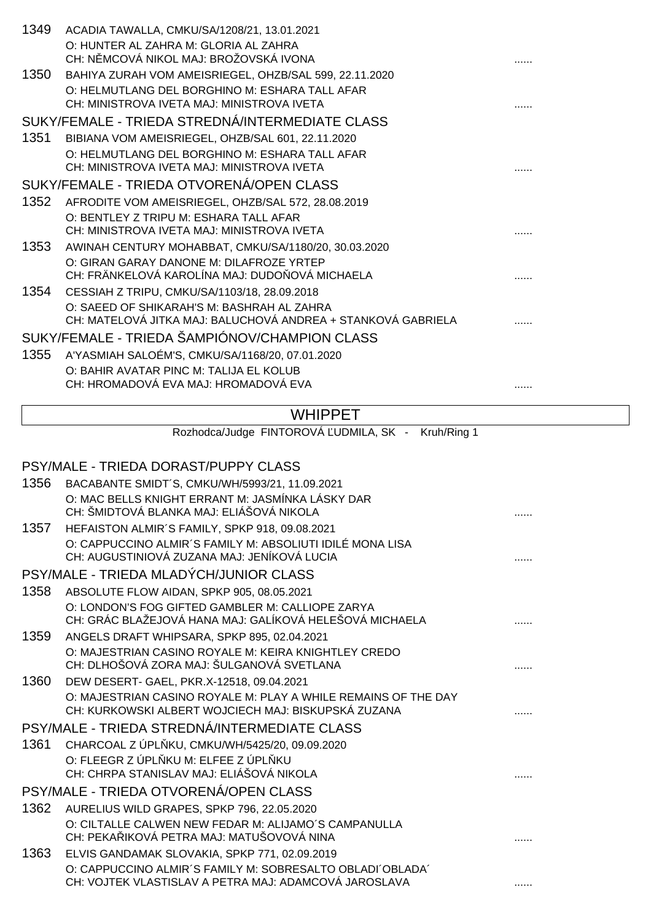1349 ACADIA TAWALLA, CMKU/SA/1208/21, 13.01.2021
O: HUNTER AL ZAHRA M: GLORIA AL ZAHRA
CH: NĚMCOVÁ NIKOL MAJ: BROŽOVSKÁ IVONA ......

1350 BAHIYA ZURAH VOM AMEISRIEGEL, OHZB/SAL 599, 22.11.2020
O: HELMUTLANG DEL BORGHINO M: ESHARA TALL AFAR
CH: MINISTROVA IVETA MAJ: MINISTROVA IVETA ......

## SUKY/FEMALE - TRIEDA STREDNÁ/INTERMEDIATE CLASS

1351 BIBIANA VOM AMEISRIEGEL, OHZB/SAL 601, 22.11.2020
O: HELMUTLANG DEL BORGHINO M: ESHARA TALL AFAR
CH: MINISTROVA IVETA MAJ: MINISTROVA IVETA ......

## SUKY/FEMALE - TRIEDA OTVORENÁ/OPEN CLASS

1352 AFRODITE VOM AMEISRIEGEL, OHZB/SAL 572, 28.08.2019
O: BENTLEY Z TRIPU M: ESHARA TALL AFAR
CH: MINISTROVA IVETA MAJ: MINISTROVA IVETA ......

1353 AWINAH CENTURY MOHABBAT, CMKU/SA/1180/20, 30.03.2020
O: GIRAN GARAY DANONE M: DILAFROZE YRTEP
CH: FRÄNKELOVÁ KAROLÍNA MAJ: DUDOŇOVÁ MICHAELA ......

1354 CESSIAH Z TRIPU, CMKU/SA/1103/18, 28.09.2018
O: SAEED OF SHIKARAH'S M: BASHRAH AL ZAHRA
CH: MATELOVÁ JITKA MAJ: BALUCHOVÁ ANDREA + STANKOVÁ GABRIELA ......

## SUKY/FEMALE - TRIEDA ŠAMPIÓNOV/CHAMPION CLASS

1355 A'YASMIAH SALOÉM'S, CMKU/SA/1168/20, 07.01.2020
O: BAHIR AVATAR PINC M: TALIJA EL KOLUB
CH: HROMADOVÁ EVA MAJ: HROMADOVÁ EVA ......

# WHIPPET

Rozhodca/Judge FINTOROVÁ ĽUDMILA, SK - Kruh/Ring 1

## PSY/MALE - TRIEDA DORAST/PUPPY CLASS

1356 BACABANTE SMIDT´S, CMKU/WH/5993/21, 11.09.2021
O: MAC BELLS KNIGHT ERRANT M: JASMÍNKA LÁSKY DAR
CH: ŠMIDTOVÁ BLANKA MAJ: ELIÁŠOVÁ NIKOLA ......

1357 HEFAISTON ALMIR´S FAMILY, SPKP 918, 09.08.2021
O: CAPPUCCINO ALMIR´S FAMILY M: ABSOLIUTI IDILÉ MONA LISA
CH: AUGUSTINIOVÁ ZUZANA MAJ: JENÍKOVÁ LUCIA ......

## PSY/MALE - TRIEDA MLADÝCH/JUNIOR CLASS

1358 ABSOLUTE FLOW AIDAN, SPKP 905, 08.05.2021
O: LONDON'S FOG GIFTED GAMBLER M: CALLIOPE ZARYA
CH: GRÁC BLAŽEJOVÁ HANA MAJ: GALÍKOVÁ HELEŠOVÁ MICHAELA ......

1359 ANGELS DRAFT WHIPSARA, SPKP 895, 02.04.2021
O: MAJESTRIAN CASINO ROYALE M: KEIRA KNIGHTLEY CREDO
CH: DLHOŠOVÁ ZORA MAJ: ŠULGANOVÁ SVETLANA ......

1360 DEW DESERT- GAEL, PKR.X-12518, 09.04.2021
O: MAJESTRIAN CASINO ROYALE M: PLAY A WHILE REMAINS OF THE DAY
CH: KURKOWSKI ALBERT WOJCIECH MAJ: BISKUPSKÁ ZUZANA ......

## PSY/MALE - TRIEDA STREDNÁ/INTERMEDIATE CLASS

1361 CHARCOAL Z ÚPLŇKU, CMKU/WH/5425/20, 09.09.2020
O: FLEEGR Z ÚPLŇKU M: ELFEE Z ÚPLŇKU
CH: CHRPA STANISLAV MAJ: ELIÁŠOVÁ NIKOLA ......

## PSY/MALE - TRIEDA OTVORENÁ/OPEN CLASS

1362 AURELIUS WILD GRAPES, SPKP 796, 22.05.2020
O: CILTALLE CALWEN NEW FEDAR M: ALIJAMO´S CAMPANULLA
CH: PEKAŘIKOVÁ PETRA MAJ: MATUŠOVOVÁ NINA ......

1363 ELVIS GANDAMAK SLOVAKIA, SPKP 771, 02.09.2019
O: CAPPUCCINO ALMIR´S FAMILY M: SOBRESALTO OBLADI´OBLADA´
CH: VOJTEK VLASTISLAV A PETRA MAJ: ADAMCOVÁ JAROSLAVA ......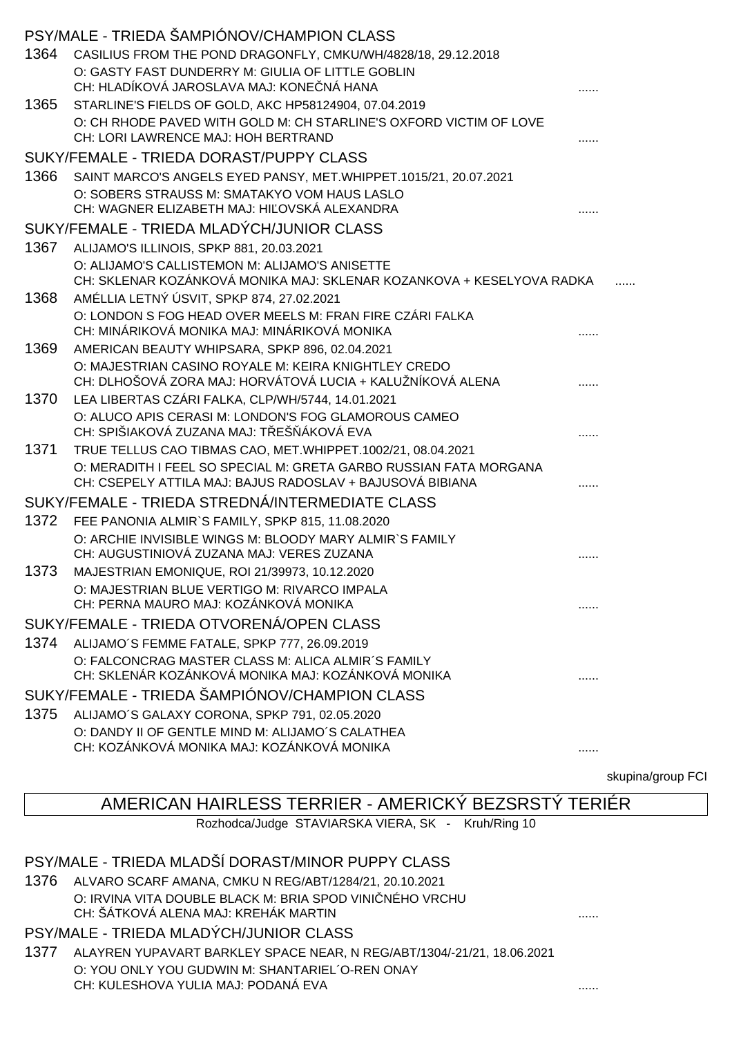### PSY/MALE - TRIEDA ŠAMPIÓNOV/CHAMPION CLASS

1364 CASILIUS FROM THE POND DRAGONFLY, CMKU/WH/4828/18, 29.12.2018
O: GASTY FAST DUNDERRY M: GIULIA OF LITTLE GOBLIN
CH: HLADÍKOVÁ JAROSLAVA MAJ: KONEČNÁ HANA ......

1365 STARLINE'S FIELDS OF GOLD, AKC HP58124904, 07.04.2019
O: CH RHODE PAVED WITH GOLD M: CH STARLINE'S OXFORD VICTIM OF LOVE
CH: LORI LAWRENCE MAJ: HOH BERTRAND ......

### SUKY/FEMALE - TRIEDA DORAST/PUPPY CLASS

1366 SAINT MARCO'S ANGELS EYED PANSY, MET.WHIPPET.1015/21, 20.07.2021
O: SOBERS STRAUSS M: SMATAKYO VOM HAUS LASLO
CH: WAGNER ELIZABETH MAJ: HIĽOVSKÁ ALEXANDRA ......

### SUKY/FEMALE - TRIEDA MLADÝCH/JUNIOR CLASS

1367 ALIJAMO'S ILLINOIS, SPKP 881, 20.03.2021
O: ALIJAMO'S CALLISTEMON M: ALIJAMO'S ANISETTE
CH: SKLENAR KOZÁNKOVÁ MONIKA MAJ: SKLENAR KOZANKOVA + KESELYOVA RADKA ......

1368 AMÉLLIA LETNÝ ÚSVIT, SPKP 874, 27.02.2021
O: LONDON S FOG HEAD OVER MEELS M: FRAN FIRE CZÁRI FALKA
CH: MINÁRIKOVÁ MONIKA MAJ: MINÁRIKOVÁ MONIKA ......

1369 AMERICAN BEAUTY WHIPSARA, SPKP 896, 02.04.2021
O: MAJESTRIAN CASINO ROYALE M: KEIRA KNIGHTLEY CREDO
CH: DLHOŠOVÁ ZORA MAJ: HORVÁTOVÁ LUCIA + KALUŽNÍKOVÁ ALENA ......

1370 LEA LIBERTAS CZÁRI FALKA, CLP/WH/5744, 14.01.2021
O: ALUCO APIS CERASI M: LONDON'S FOG GLAMOROUS CAMEO
CH: SPIŠIAKOVÁ ZUZANA MAJ: TŘEŠŇÁKOVÁ EVA ......

1371 TRUE TELLUS CAO TIBMAS CAO, MET.WHIPPET.1002/21, 08.04.2021
O: MERADITH I FEEL SO SPECIAL M: GRETA GARBO RUSSIAN FATA MORGANA
CH: CSEPELY ATTILA MAJ: BAJUS RADOSLAV + BAJUSOVÁ BIBIANA ......

### SUKY/FEMALE - TRIEDA STREDNÁ/INTERMEDIATE CLASS

1372 FEE PANONIA ALMIR`S FAMILY, SPKP 815, 11.08.2020
O: ARCHIE INVISIBLE WINGS M: BLOODY MARY ALMIR`S FAMILY
CH: AUGUSTINIOVÁ ZUZANA MAJ: VERES ZUZANA ......

1373 MAJESTRIAN EMONIQUE, ROI 21/39973, 10.12.2020
O: MAJESTRIAN BLUE VERTIGO M: RIVARCO IMPALA
CH: PERNA MAURO MAJ: KOZÁNKOVÁ MONIKA ......

### SUKY/FEMALE - TRIEDA OTVORENÁ/OPEN CLASS

1374 ALIJAMO´S FEMME FATALE, SPKP 777, 26.09.2019
O: FALCONCRAG MASTER CLASS M: ALICA ALMIR´S FAMILY
CH: SKLENÁR KOZÁNKOVÁ MONIKA MAJ: KOZÁNKOVÁ MONIKA ......

### SUKY/FEMALE - TRIEDA ŠAMPIÓNOV/CHAMPION CLASS

1375 ALIJAMO´S GALAXY CORONA, SPKP 791, 02.05.2020
O: DANDY II OF GENTLE MIND M: ALIJAMO´S CALATHEA
CH: KOZÁNKOVÁ MONIKA MAJ: KOZÁNKOVÁ MONIKA ......

skupina/group FCI

## AMERICAN HAIRLESS TERRIER - AMERICKÝ BEZSRSTÝ TERIÉR

Rozhodca/Judge STAVIARSKA VIERA, SK - Kruh/Ring 10

### PSY/MALE - TRIEDA MLADŠÍ DORAST/MINOR PUPPY CLASS

1376 ALVARO SCARF AMANA, CMKU N REG/ABT/1284/21, 20.10.2021
O: IRVINA VITA DOUBLE BLACK M: BRIA SPOD VINIČNÉHO VRCHU
CH: ŠÁTKOVÁ ALENA MAJ: KREHÁK MARTIN ......

### PSY/MALE - TRIEDA MLADÝCH/JUNIOR CLASS

1377 ALAYREN YUPAVART BARKLEY SPACE NEAR, N REG/ABT/1304/-21/21, 18.06.2021
O: YOU ONLY YOU GUDWIN M: SHANTARIEL´O-REN ONAY
CH: KULESHOVA YULIA MAJ: PODANÁ EVA ......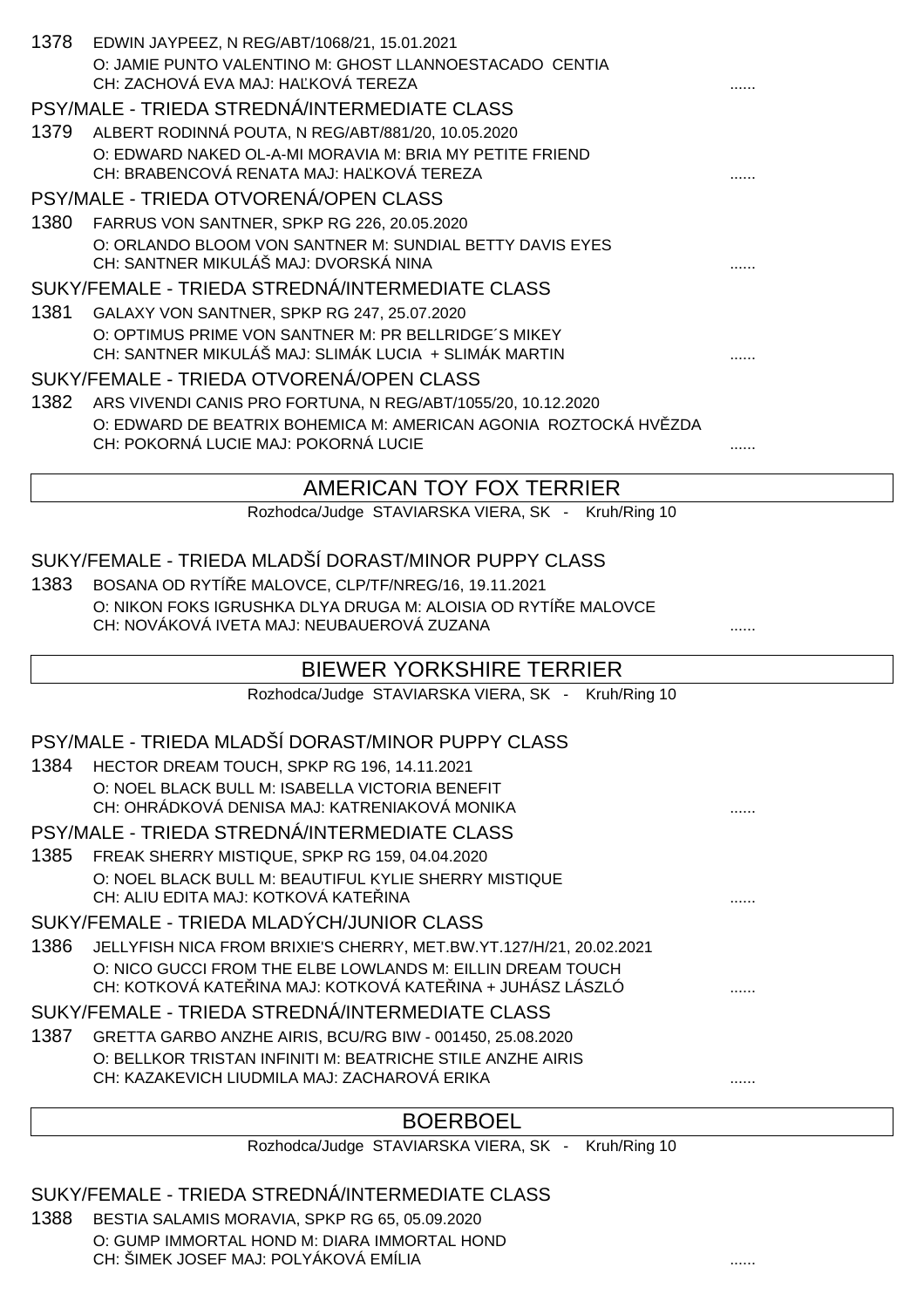1378 EDWIN JAYPEEZ, N REG/ABT/1068/21, 15.01.2021
O: JAMIE PUNTO VALENTINO M: GHOST LLANNOESTACADO CENTIA
CH: ZACHOVÁ EVA MAJ: HAĽKOVÁ TEREZA ......

PSY/MALE - TRIEDA STREDNÁ/INTERMEDIATE CLASS

1379 ALBERT RODINNÁ POUTA, N REG/ABT/881/20, 10.05.2020
O: EDWARD NAKED OL-A-MI MORAVIA M: BRIA MY PETITE FRIEND
CH: BRABENCOVÁ RENATA MAJ: HAĽKOVÁ TEREZA ......

PSY/MALE - TRIEDA OTVORENÁ/OPEN CLASS

1380 FARRUS VON SANTNER, SPKP RG 226, 20.05.2020
O: ORLANDO BLOOM VON SANTNER M: SUNDIAL BETTY DAVIS EYES
CH: SANTNER MIKULÁŠ MAJ: DVORSKÁ NINA ......

SUKY/FEMALE - TRIEDA STREDNÁ/INTERMEDIATE CLASS

1381 GALAXY VON SANTNER, SPKP RG 247, 25.07.2020
O: OPTIMUS PRIME VON SANTNER M: PR BELLRIDGE´S MIKEY
CH: SANTNER MIKULÁŠ MAJ: SLIMÁK LUCIA + SLIMÁK MARTIN ......

SUKY/FEMALE - TRIEDA OTVORENÁ/OPEN CLASS

1382 ARS VIVENDI CANIS PRO FORTUNA, N REG/ABT/1055/20, 10.12.2020
O: EDWARD DE BEATRIX BOHEMICA M: AMERICAN AGONIA ROZTOCKÁ HVĚZDA
CH: POKORNÁ LUCIE MAJ: POKORNÁ LUCIE ......

## AMERICAN TOY FOX TERRIER

Rozhodca/Judge STAVIARSKA VIERA, SK - Kruh/Ring 10

SUKY/FEMALE - TRIEDA MLADŠÍ DORAST/MINOR PUPPY CLASS

1383 BOSANA OD RYTÍŘE MALOVCE, CLP/TF/NREG/16, 19.11.2021
O: NIKON FOKS IGRUSHKA DLYA DRUGA M: ALOISIA OD RYTÍŘE MALOVCE
CH: NOVÁKOVÁ IVETA MAJ: NEUBAUEROVÁ ZUZANA ......

## BIEWER YORKSHIRE TERRIER

Rozhodca/Judge STAVIARSKA VIERA, SK - Kruh/Ring 10

PSY/MALE - TRIEDA MLADŠÍ DORAST/MINOR PUPPY CLASS

1384 HECTOR DREAM TOUCH, SPKP RG 196, 14.11.2021
O: NOEL BLACK BULL M: ISABELLA VICTORIA BENEFIT
CH: OHRÁDKOVÁ DENISA MAJ: KATRENIAKOVÁ MONIKA ......

PSY/MALE - TRIEDA STREDNÁ/INTERMEDIATE CLASS

1385 FREAK SHERRY MISTIQUE, SPKP RG 159, 04.04.2020
O: NOEL BLACK BULL M: BEAUTIFUL KYLIE SHERRY MISTIQUE
CH: ALIU EDITA MAJ: KOTKOVÁ KATEŘINA ......

SUKY/FEMALE - TRIEDA MLADÝCH/JUNIOR CLASS

1386 JELLYFISH NICA FROM BRIXIE'S CHERRY, MET.BW.YT.127/H/21, 20.02.2021
O: NICO GUCCI FROM THE ELBE LOWLANDS M: EILLIN DREAM TOUCH
CH: KOTKOVÁ KATEŘINA MAJ: KOTKOVÁ KATEŘINA + JUHÁSZ LÁSZLÓ ......

SUKY/FEMALE - TRIEDA STREDNÁ/INTERMEDIATE CLASS

1387 GRETTA GARBO ANZHE AIRIS, BCU/RG BIW - 001450, 25.08.2020
O: BELLKOR TRISTAN INFINITI M: BEATRICHE STILE ANZHE AIRIS
CH: KAZAKEVICH LIUDMILA MAJ: ZACHAROVÁ ERIKA ......

## BOERBOEL

Rozhodca/Judge STAVIARSKA VIERA, SK - Kruh/Ring 10

SUKY/FEMALE - TRIEDA STREDNÁ/INTERMEDIATE CLASS

1388 BESTIA SALAMIS MORAVIA, SPKP RG 65, 05.09.2020
O: GUMP IMMORTAL HOND M: DIARA IMMORTAL HOND
CH: ŠIMEK JOSEF MAJ: POLYÁKOVÁ EMÍLIA ......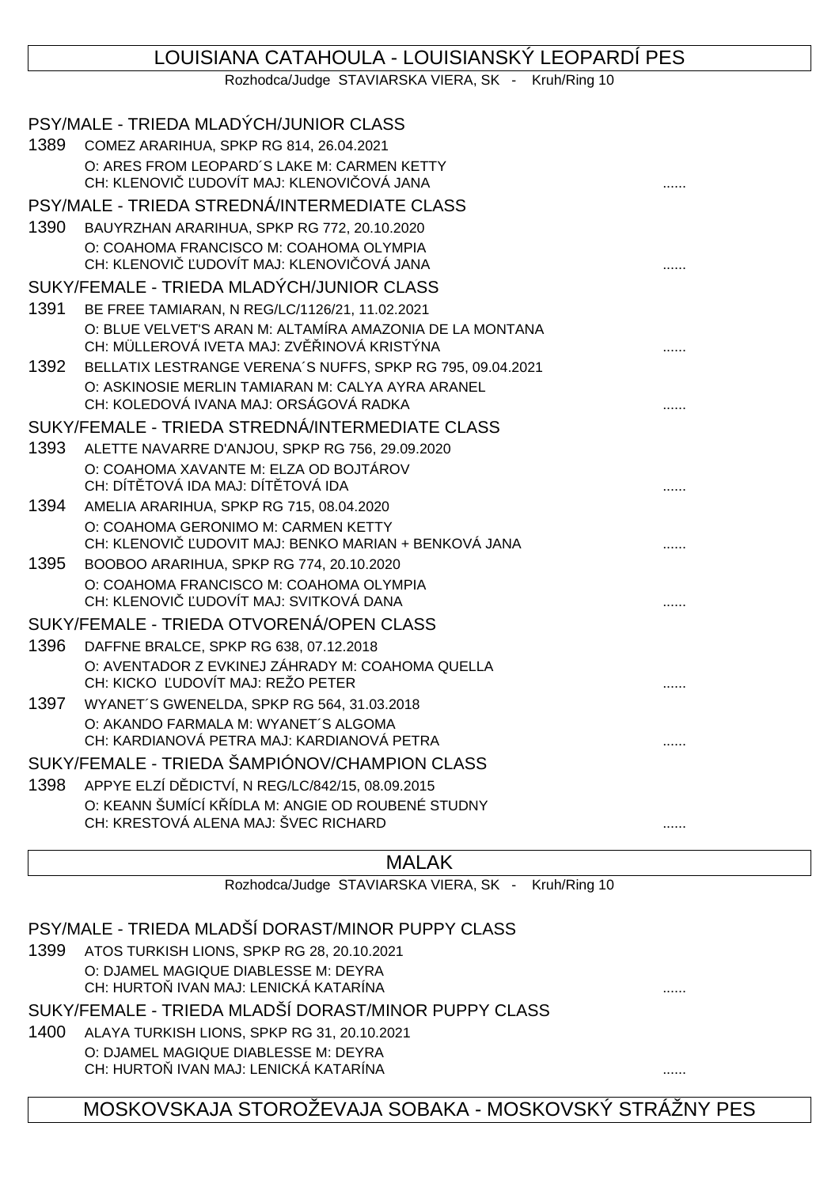## LOUISIANA CATAHOULA - LOUISIANSKÝ LEOPARDÍ PES

Rozhodca/Judge STAVIARSKA VIERA, SK - Kruh/Ring 10

### PSY/MALE - TRIEDA MLADÝCH/JUNIOR CLASS

1389 COMEZ ARARIHUA, SPKP RG 814, 26.04.2021
O: ARES FROM LEOPARD´S LAKE M: CARMEN KETTY
CH: KLENOVIČ ĽUDOVÍT MAJ: KLENOVIČOVÁ JANA ......

### PSY/MALE - TRIEDA STREDNÁ/INTERMEDIATE CLASS

1390 BAUYRZHAN ARARIHUA, SPKP RG 772, 20.10.2020
O: COAHOMA FRANCISCO M: COAHOMA OLYMPIA
CH: KLENOVIČ ĽUDOVÍT MAJ: KLENOVIČOVÁ JANA ......

### SUKY/FEMALE - TRIEDA MLADÝCH/JUNIOR CLASS

1391 BE FREE TAMIARAN, N REG/LC/1126/21, 11.02.2021
O: BLUE VELVET'S ARAN M: ALTAMÍRA AMAZONIA DE LA MONTANA
CH: MÜLLEROVÁ IVETA MAJ: ZVĚŘINOVÁ KRISTÝNA ......

1392 BELLATIX LESTRANGE VERENA´S NUFFS, SPKP RG 795, 09.04.2021
O: ASKINOSIE MERLIN TAMIARAN M: CALYA AYRA ARANEL
CH: KOLEDOVÁ IVANA MAJ: ORSÁGOVÁ RADKA ......

### SUKY/FEMALE - TRIEDA STREDNÁ/INTERMEDIATE CLASS

1393 ALETTE NAVARRE D'ANJOU, SPKP RG 756, 29.09.2020
O: COAHOMA XAVANTE M: ELZA OD BOJTÁROV
CH: DÍTĚTOVÁ IDA MAJ: DÍTĚTOVÁ IDA ......

1394 AMELIA ARARIHUA, SPKP RG 715, 08.04.2020
O: COAHOMA GERONIMO M: CARMEN KETTY
CH: KLENOVIČ ĽUDOVIT MAJ: BENKO MARIAN + BENKOVÁ JANA ......

1395 BOOBOO ARARIHUA, SPKP RG 774, 20.10.2020
O: COAHOMA FRANCISCO M: COAHOMA OLYMPIA
CH: KLENOVIČ ĽUDOVÍT MAJ: SVITKOVÁ DANA ......

### SUKY/FEMALE - TRIEDA OTVORENÁ/OPEN CLASS

1396 DAFFNE BRALCE, SPKP RG 638, 07.12.2018
O: AVENTADOR Z EVKINEJ ZÁHRADY M: COAHOMA QUELLA
CH: KICKO ĽUDOVÍT MAJ: REŽO PETER ......

1397 WYANET´S GWENELDA, SPKP RG 564, 31.03.2018
O: AKANDO FARMALA M: WYANET´S ALGOMA
CH: KARDIANOVÁ PETRA MAJ: KARDIANOVÁ PETRA ......

### SUKY/FEMALE - TRIEDA ŠAMPIÓNOV/CHAMPION CLASS

1398 APPYE ELZÍ DĚDICTVÍ, N REG/LC/842/15, 08.09.2015
O: KEANN ŠUMÍCÍ KŘÍDLA M: ANGIE OD ROUBENÉ STUDNY
CH: KRESTOVÁ ALENA MAJ: ŠVEC RICHARD ......

## MALAK

Rozhodca/Judge STAVIARSKA VIERA, SK - Kruh/Ring 10

### PSY/MALE - TRIEDA MLADŠÍ DORAST/MINOR PUPPY CLASS

1399 ATOS TURKISH LIONS, SPKP RG 28, 20.10.2021
O: DJAMEL MAGIQUE DIABLESSE M: DEYRA
CH: HURTOŇ IVAN MAJ: LENICKÁ KATARÍNA ......

### SUKY/FEMALE - TRIEDA MLADŠÍ DORAST/MINOR PUPPY CLASS

1400 ALAYA TURKISH LIONS, SPKP RG 31, 20.10.2021
O: DJAMEL MAGIQUE DIABLESSE M: DEYRA
CH: HURTOŇ IVAN MAJ: LENICKÁ KATARÍNA ......

## MOSKOVSKAJA STOROŽEVAJA SOBAKA - MOSKOVSKÝ STRÁŽNY PES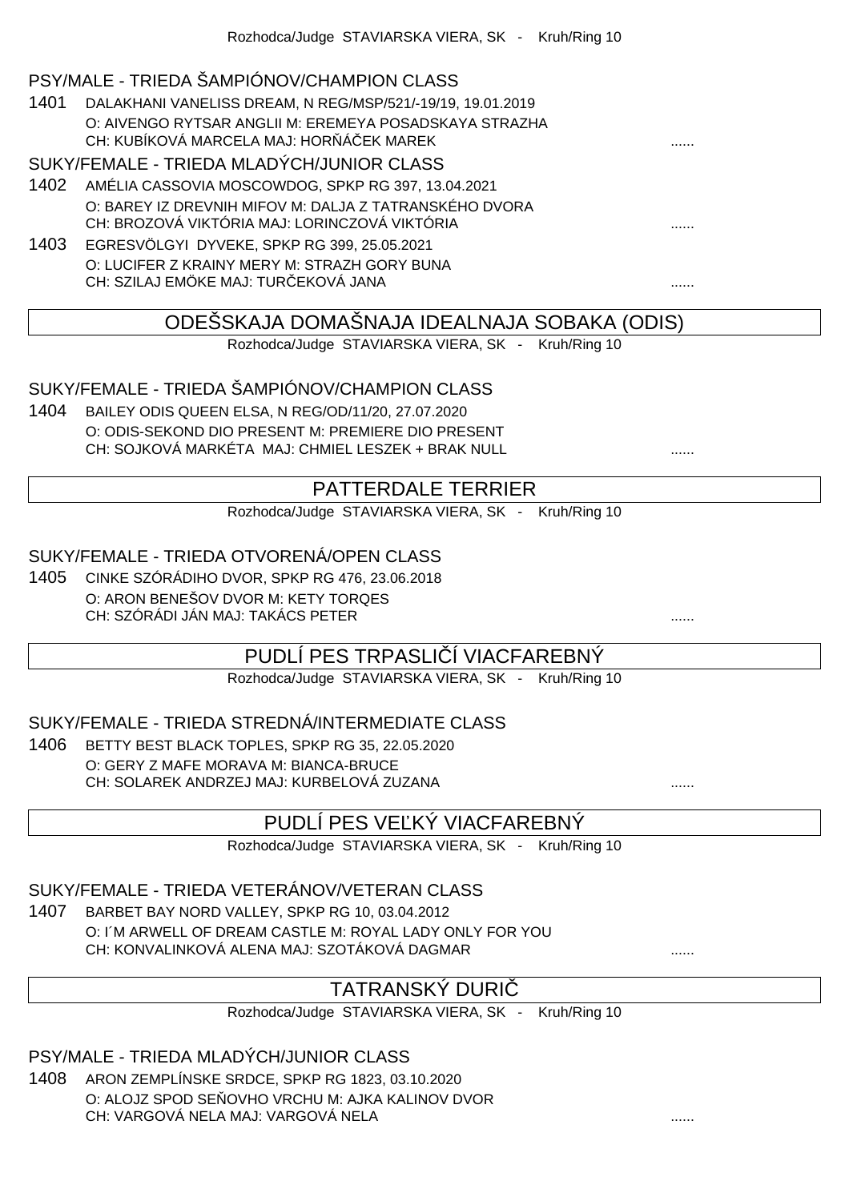Rozhodca/Judge STAVIARSKA VIERA, SK - Kruh/Ring 10

### PSY/MALE - TRIEDA ŠAMPIÓNOV/CHAMPION CLASS

1401 DALAKHANI VANELISS DREAM, N REG/MSP/521/-19/19, 19.01.2019
O: AIVENGO RYTSAR ANGLII M: EREMEYA POSADSKAYA STRAZHA
CH: KUBÍKOVÁ MARCELA MAJ: HORŇÁČEK MAREK ......

### SUKY/FEMALE - TRIEDA MLADÝCH/JUNIOR CLASS

1402 AMÉLIA CASSOVIA MOSCOWDOG, SPKP RG 397, 13.04.2021
O: BAREY IZ DREVNIH MIFOV M: DALJA Z TATRANSKÉHO DVORA
CH: BROZOVÁ VIKTÓRIA MAJ: LORINCZOVÁ VIKTÓRIA ......

1403 EGRESVÖLGYI DYVEKE, SPKP RG 399, 25.05.2021
O: LUCIFER Z KRAINY MERY M: STRAZH GORY BUNA
CH: SZILAJ EMÖKE MAJ: TURČEKOVÁ JANA ......

## ODEŠSKAJA DOMAŠNAJA IDEALNAJA SOBAKA (ODIS)

Rozhodca/Judge STAVIARSKA VIERA, SK - Kruh/Ring 10

### SUKY/FEMALE - TRIEDA ŠAMPIÓNOV/CHAMPION CLASS

1404 BAILEY ODIS QUEEN ELSA, N REG/OD/11/20, 27.07.2020
O: ODIS-SEKOND DIO PRESENT M: PREMIERE DIO PRESENT
CH: SOJKOVÁ MARKÉTA MAJ: CHMIEL LESZEK + BRAK NULL ......

## PATTERDALE TERRIER

Rozhodca/Judge STAVIARSKA VIERA, SK - Kruh/Ring 10

### SUKY/FEMALE - TRIEDA OTVORENÁ/OPEN CLASS

1405 CINKE SZÓRÁDIHO DVOR, SPKP RG 476, 23.06.2018
O: ARON BENEŠOV DVOR M: KETY TORQES
CH: SZÓRÁDI JÁN MAJ: TAKÁCS PETER ......

## PUDLÍ PES TRPASLIČÍ VIACFAREBNÝ

Rozhodca/Judge STAVIARSKA VIERA, SK - Kruh/Ring 10

### SUKY/FEMALE - TRIEDA STREDNÁ/INTERMEDIATE CLASS

1406 BETTY BEST BLACK TOPLES, SPKP RG 35, 22.05.2020
O: GERY Z MAFE MORAVA M: BIANCA-BRUCE
CH: SOLAREK ANDRZEJ MAJ: KURBELOVÁ ZUZANA ......

## PUDLÍ PES VEĽKÝ VIACFAREBNÝ

Rozhodca/Judge STAVIARSKA VIERA, SK - Kruh/Ring 10

### SUKY/FEMALE - TRIEDA VETERÁNOV/VETERAN CLASS

1407 BARBET BAY NORD VALLEY, SPKP RG 10, 03.04.2012
O: I´M ARWELL OF DREAM CASTLE M: ROYAL LADY ONLY FOR YOU
CH: KONVALINKOVÁ ALENA MAJ: SZOTÁKOVÁ DAGMAR ......

## TATRANSKÝ DURIČ

Rozhodca/Judge STAVIARSKA VIERA, SK - Kruh/Ring 10

### PSY/MALE - TRIEDA MLADÝCH/JUNIOR CLASS

1408 ARON ZEMPLÍNSKE SRDCE, SPKP RG 1823, 03.10.2020
O: ALOJZ SPOD SEŇOVHO VRCHU M: AJKA KALINOV DVOR
CH: VARGOVÁ NELA MAJ: VARGOVÁ NELA ......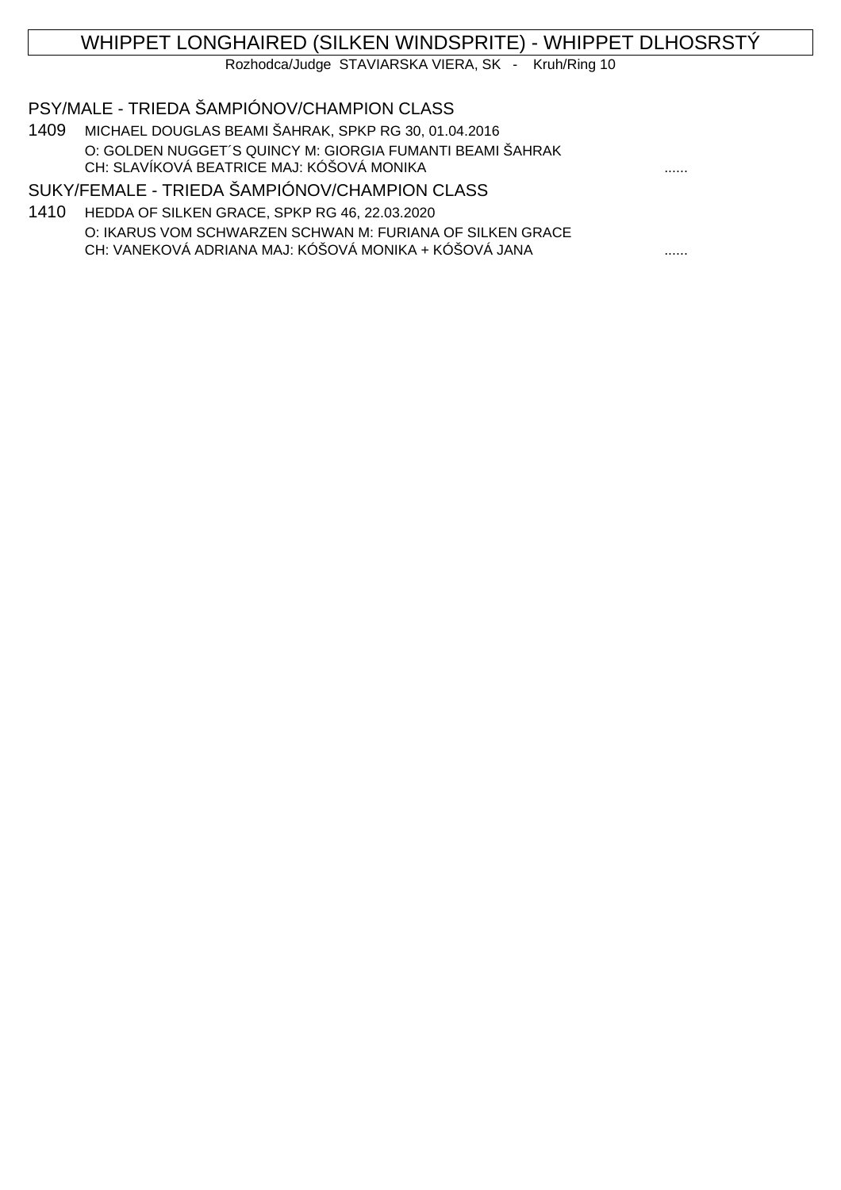# WHIPPET LONGHAIRED (SILKEN WINDSPRITE) - WHIPPET DLHOSRSTÝ

Rozhodca/Judge STAVIARSKA VIERA, SK - Kruh/Ring 10

## PSY/MALE - TRIEDA ŠAMPIÓNOV/CHAMPION CLASS

1409 MICHAEL DOUGLAS BEAMI ŠAHRAK, SPKP RG 30, 01.04.2016
O: GOLDEN NUGGET´S QUINCY M: GIORGIA FUMANTI BEAMI ŠAHRAK
CH: SLAVÍKOVÁ BEATRICE MAJ: KÓŠOVÁ MONIKA ......

## SUKY/FEMALE - TRIEDA ŠAMPIÓNOV/CHAMPION CLASS

1410 HEDDA OF SILKEN GRACE, SPKP RG 46, 22.03.2020
O: IKARUS VOM SCHWARZEN SCHWAN M: FURIANA OF SILKEN GRACE
CH: VANEKOVÁ ADRIANA MAJ: KÓŠOVÁ MONIKA + KÓŠOVÁ JANA ......